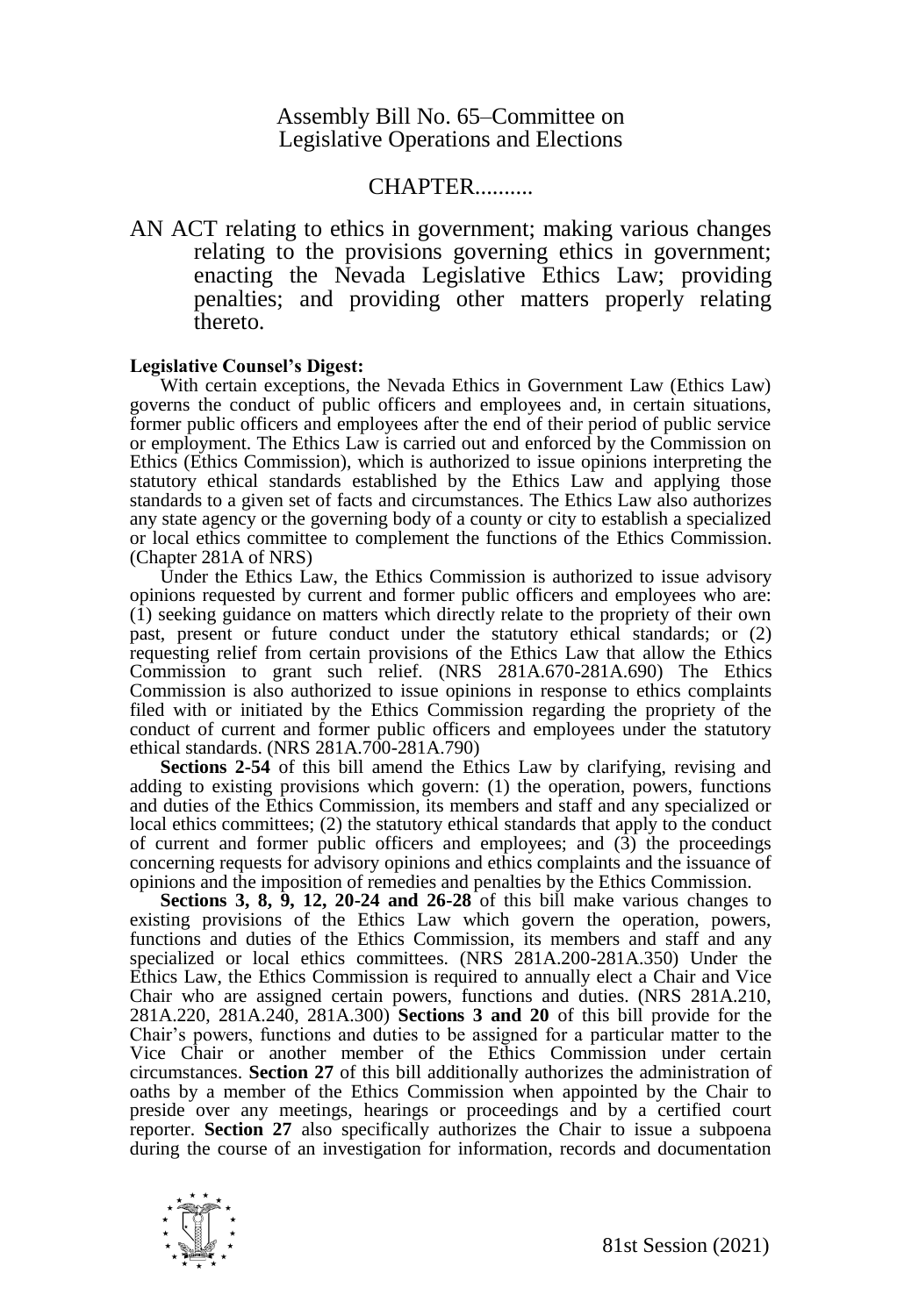Assembly Bill No. 65–Committee on Legislative Operations and Elections

CHAPTER..........

AN ACT relating to ethics in government; making various changes relating to the provisions governing ethics in government; enacting the Nevada Legislative Ethics Law; providing penalties; and providing other matters properly relating thereto.

**Legislative Counsel's Digest:**

With certain exceptions, the Nevada Ethics in Government Law (Ethics Law) governs the conduct of public officers and employees and, in certain situations, former public officers and employees after the end of their period of public service or employment. The Ethics Law is carried out and enforced by the Commission on Ethics (Ethics Commission), which is authorized to issue opinions interpreting the statutory ethical standards established by the Ethics Law and applying those standards to a given set of facts and circumstances. The Ethics Law also authorizes any state agency or the governing body of a county or city to establish a specialized or local ethics committee to complement the functions of the Ethics Commission. (Chapter 281A of NRS)

Under the Ethics Law, the Ethics Commission is authorized to issue advisory opinions requested by current and former public officers and employees who are: (1) seeking guidance on matters which directly relate to the propriety of their own past, present or future conduct under the statutory ethical standards; or (2) requesting relief from certain provisions of the Ethics Law that allow the Ethics Commission to grant such relief. (NRS 281A.670-281A.690) The Ethics Commission is also authorized to issue opinions in response to ethics complaints filed with or initiated by the Ethics Commission regarding the propriety of the conduct of current and former public officers and employees under the statutory ethical standards. (NRS 281A.700-281A.790)

**Sections 2-54** of this bill amend the Ethics Law by clarifying, revising and adding to existing provisions which govern: (1) the operation, powers, functions and duties of the Ethics Commission, its members and staff and any specialized or local ethics committees; (2) the statutory ethical standards that apply to the conduct of current and former public officers and employees; and (3) the proceedings concerning requests for advisory opinions and ethics complaints and the issuance of opinions and the imposition of remedies and penalties by the Ethics Commission.

**Sections 3, 8, 9, 12, 20-24 and 26-28** of this bill make various changes to existing provisions of the Ethics Law which govern the operation, powers, functions and duties of the Ethics Commission, its members and staff and any specialized or local ethics committees. (NRS 281A.200-281A.350) Under the Ethics Law, the Ethics Commission is required to annually elect a Chair and Vice Chair who are assigned certain powers, functions and duties. (NRS 281A.210, 281A.220, 281A.240, 281A.300) **Sections 3 and 20** of this bill provide for the Chair's powers, functions and duties to be assigned for a particular matter to the Vice Chair or another member of the Ethics Commission under certain circumstances. **Section 27** of this bill additionally authorizes the administration of oaths by a member of the Ethics Commission when appointed by the Chair to preside over any meetings, hearings or proceedings and by a certified court reporter. **Section 27** also specifically authorizes the Chair to issue a subpoena during the course of an investigation for information, records and documentation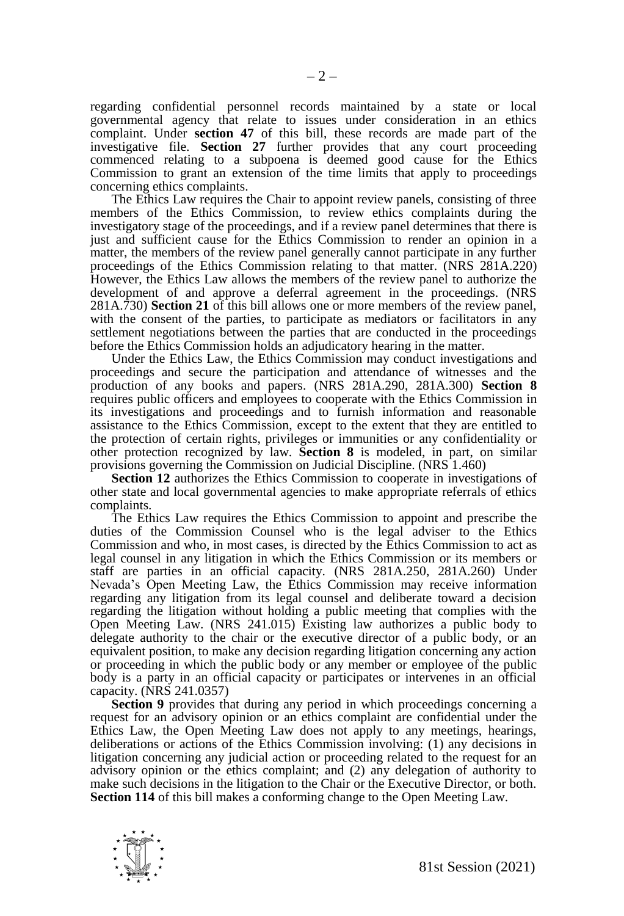regarding confidential personnel records maintained by a state or local governmental agency that relate to issues under consideration in an ethics complaint. Under **section 47** of this bill, these records are made part of the investigative file. **Section 27** further provides that any court proceeding commenced relating to a subpoena is deemed good cause for the Ethics Commission to grant an extension of the time limits that apply to proceedings concerning ethics complaints.

The Ethics Law requires the Chair to appoint review panels, consisting of three members of the Ethics Commission, to review ethics complaints during the investigatory stage of the proceedings, and if a review panel determines that there is just and sufficient cause for the Ethics Commission to render an opinion in a matter, the members of the review panel generally cannot participate in any further proceedings of the Ethics Commission relating to that matter. (NRS 281A.220) However, the Ethics Law allows the members of the review panel to authorize the development of and approve a deferral agreement in the proceedings. (NRS 281A.730) **Section 21** of this bill allows one or more members of the review panel, with the consent of the parties, to participate as mediators or facilitators in any settlement negotiations between the parties that are conducted in the proceedings before the Ethics Commission holds an adjudicatory hearing in the matter.

Under the Ethics Law, the Ethics Commission may conduct investigations and proceedings and secure the participation and attendance of witnesses and the production of any books and papers. (NRS 281A.290, 281A.300) **Section 8** requires public officers and employees to cooperate with the Ethics Commission in its investigations and proceedings and to furnish information and reasonable assistance to the Ethics Commission, except to the extent that they are entitled to the protection of certain rights, privileges or immunities or any confidentiality or other protection recognized by law. **Section 8** is modeled, in part, on similar provisions governing the Commission on Judicial Discipline. (NRS 1.460)

**Section 12** authorizes the Ethics Commission to cooperate in investigations of other state and local governmental agencies to make appropriate referrals of ethics complaints.

The Ethics Law requires the Ethics Commission to appoint and prescribe the duties of the Commission Counsel who is the legal adviser to the Ethics Commission and who, in most cases, is directed by the Ethics Commission to act as legal counsel in any litigation in which the Ethics Commission or its members or staff are parties in an official capacity. (NRS 281A.250, 281A.260) Under Nevada's Open Meeting Law, the Ethics Commission may receive information regarding any litigation from its legal counsel and deliberate toward a decision regarding the litigation without holding a public meeting that complies with the Open Meeting Law. (NRS 241.015) Existing law authorizes a public body to delegate authority to the chair or the executive director of a public body, or an equivalent position, to make any decision regarding litigation concerning any action or proceeding in which the public body or any member or employee of the public body is a party in an official capacity or participates or intervenes in an official capacity. (NRS 241.0357)

**Section 9** provides that during any period in which proceedings concerning a request for an advisory opinion or an ethics complaint are confidential under the Ethics Law, the Open Meeting Law does not apply to any meetings, hearings, deliberations or actions of the Ethics Commission involving: (1) any decisions in litigation concerning any judicial action or proceeding related to the request for an advisory opinion or the ethics complaint; and (2) any delegation of authority to make such decisions in the litigation to the Chair or the Executive Director, or both. **Section 114** of this bill makes a conforming change to the Open Meeting Law.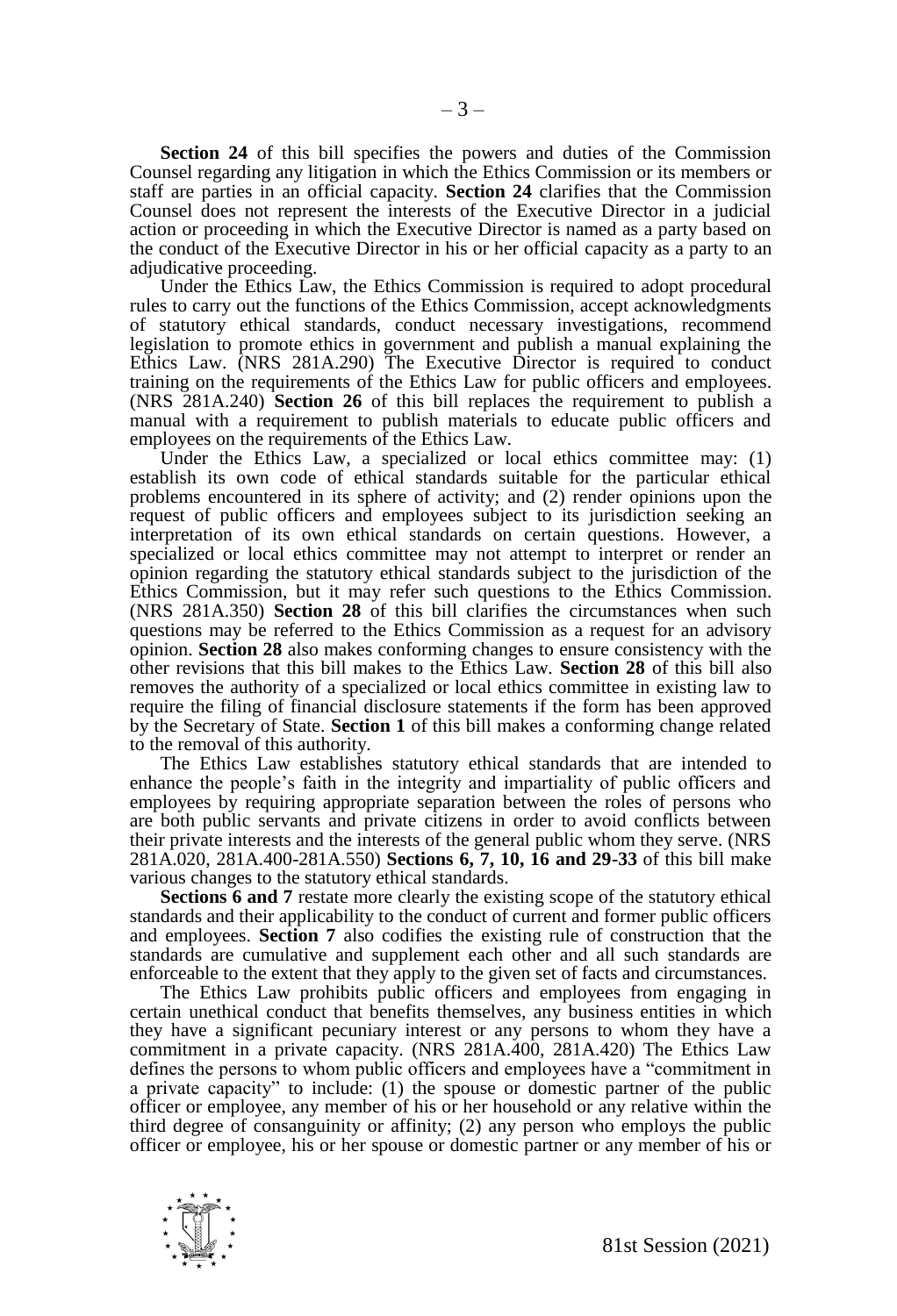**Section 24** of this bill specifies the powers and duties of the Commission Counsel regarding any litigation in which the Ethics Commission or its members or staff are parties in an official capacity. **Section 24** clarifies that the Commission Counsel does not represent the interests of the Executive Director in a judicial action or proceeding in which the Executive Director is named as a party based on the conduct of the Executive Director in his or her official capacity as a party to an adjudicative proceeding.

Under the Ethics Law, the Ethics Commission is required to adopt procedural rules to carry out the functions of the Ethics Commission, accept acknowledgments of statutory ethical standards, conduct necessary investigations, recommend legislation to promote ethics in government and publish a manual explaining the Ethics Law. (NRS 281A.290) The Executive Director is required to conduct training on the requirements of the Ethics Law for public officers and employees. (NRS 281A.240) **Section 26** of this bill replaces the requirement to publish a manual with a requirement to publish materials to educate public officers and employees on the requirements of the Ethics Law.

Under the Ethics Law, a specialized or local ethics committee may: (1) establish its own code of ethical standards suitable for the particular ethical problems encountered in its sphere of activity; and (2) render opinions upon the request of public officers and employees subject to its jurisdiction seeking an interpretation of its own ethical standards on certain questions. However, a specialized or local ethics committee may not attempt to interpret or render an opinion regarding the statutory ethical standards subject to the jurisdiction of the Ethics Commission, but it may refer such questions to the Ethics Commission. (NRS 281A.350) **Section 28** of this bill clarifies the circumstances when such questions may be referred to the Ethics Commission as a request for an advisory opinion. **Section 28** also makes conforming changes to ensure consistency with the other revisions that this bill makes to the Ethics Law. **Section 28** of this bill also removes the authority of a specialized or local ethics committee in existing law to require the filing of financial disclosure statements if the form has been approved by the Secretary of State. **Section 1** of this bill makes a conforming change related to the removal of this authority.

The Ethics Law establishes statutory ethical standards that are intended to enhance the people's faith in the integrity and impartiality of public officers and employees by requiring appropriate separation between the roles of persons who are both public servants and private citizens in order to avoid conflicts between their private interests and the interests of the general public whom they serve. (NRS 281A.020, 281A.400-281A.550) **Sections 6, 7, 10, 16 and 29-33** of this bill make various changes to the statutory ethical standards.

**Sections 6 and 7** restate more clearly the existing scope of the statutory ethical standards and their applicability to the conduct of current and former public officers and employees. **Section 7** also codifies the existing rule of construction that the standards are cumulative and supplement each other and all such standards are enforceable to the extent that they apply to the given set of facts and circumstances.

The Ethics Law prohibits public officers and employees from engaging in certain unethical conduct that benefits themselves, any business entities in which they have a significant pecuniary interest or any persons to whom they have a commitment in a private capacity. (NRS 281A.400, 281A.420) The Ethics Law defines the persons to whom public officers and employees have a "commitment in a private capacity" to include: (1) the spouse or domestic partner of the public officer or employee, any member of his or her household or any relative within the third degree of consanguinity or affinity; (2) any person who employs the public officer or employee, his or her spouse or domestic partner or any member of his or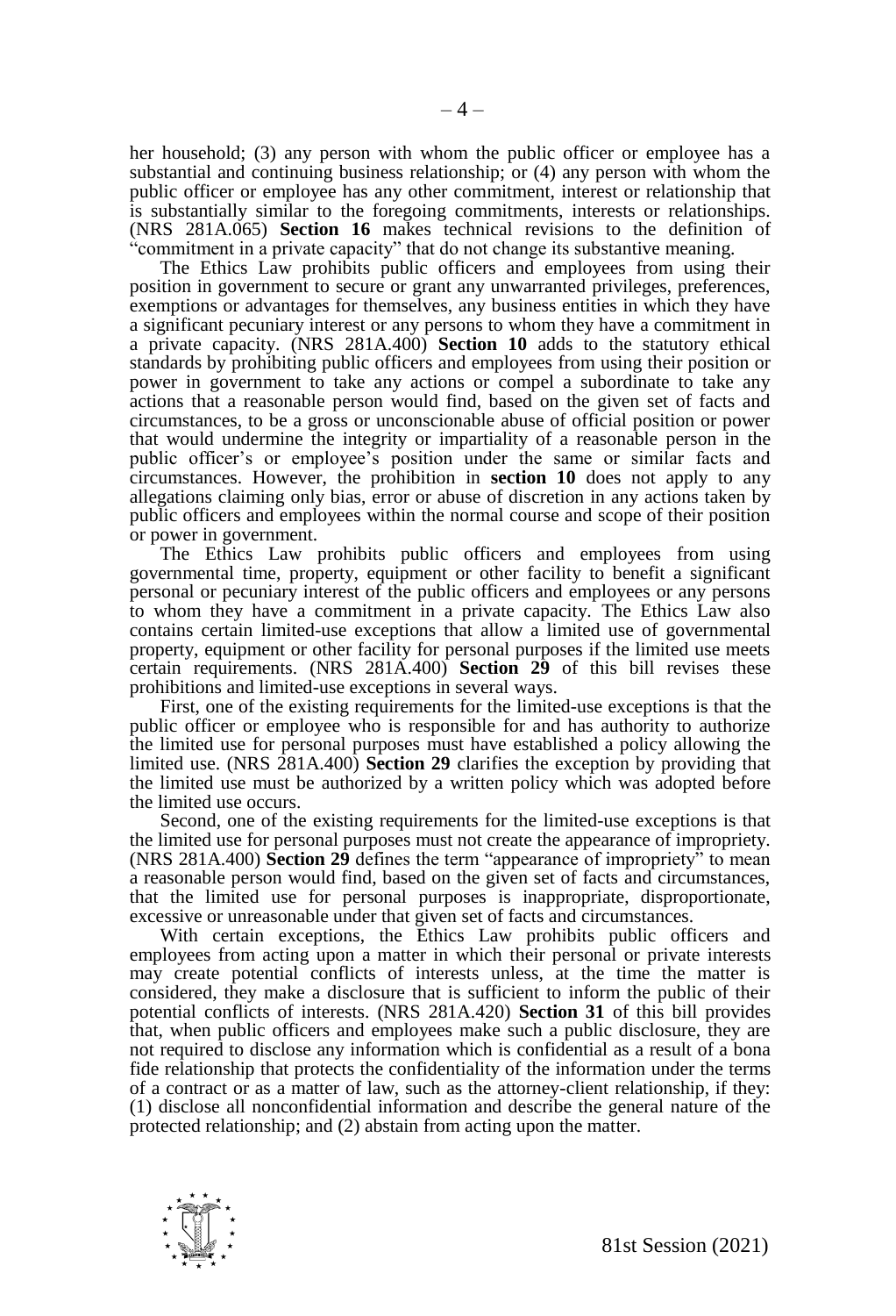her household; (3) any person with whom the public officer or employee has a substantial and continuing business relationship; or (4) any person with whom the public officer or employee has any other commitment, interest or relationship that is substantially similar to the foregoing commitments, interests or relationships. (NRS 281A.065) **Section 16** makes technical revisions to the definition of "commitment in a private capacity" that do not change its substantive meaning.

The Ethics Law prohibits public officers and employees from using their position in government to secure or grant any unwarranted privileges, preferences, exemptions or advantages for themselves, any business entities in which they have a significant pecuniary interest or any persons to whom they have a commitment in a private capacity. (NRS 281A.400) **Section 10** adds to the statutory ethical standards by prohibiting public officers and employees from using their position or power in government to take any actions or compel a subordinate to take any actions that a reasonable person would find, based on the given set of facts and circumstances, to be a gross or unconscionable abuse of official position or power that would undermine the integrity or impartiality of a reasonable person in the public officer's or employee's position under the same or similar facts and circumstances. However, the prohibition in **section 10** does not apply to any allegations claiming only bias, error or abuse of discretion in any actions taken by public officers and employees within the normal course and scope of their position or power in government.

The Ethics Law prohibits public officers and employees from using governmental time, property, equipment or other facility to benefit a significant personal or pecuniary interest of the public officers and employees or any persons to whom they have a commitment in a private capacity. The Ethics Law also contains certain limited-use exceptions that allow a limited use of governmental property, equipment or other facility for personal purposes if the limited use meets certain requirements. (NRS 281A.400) **Section 29** of this bill revises these prohibitions and limited-use exceptions in several ways.

First, one of the existing requirements for the limited-use exceptions is that the public officer or employee who is responsible for and has authority to authorize the limited use for personal purposes must have established a policy allowing the limited use. (NRS 281A.400) **Section 29** clarifies the exception by providing that the limited use must be authorized by a written policy which was adopted before the limited use occurs.

Second, one of the existing requirements for the limited-use exceptions is that the limited use for personal purposes must not create the appearance of impropriety. (NRS 281A.400) **Section 29** defines the term "appearance of impropriety" to mean a reasonable person would find, based on the given set of facts and circumstances, that the limited use for personal purposes is inappropriate, disproportionate, excessive or unreasonable under that given set of facts and circumstances.

With certain exceptions, the Ethics Law prohibits public officers and employees from acting upon a matter in which their personal or private interests may create potential conflicts of interests unless, at the time the matter is considered, they make a disclosure that is sufficient to inform the public of their potential conflicts of interests. (NRS 281A.420) **Section 31** of this bill provides that, when public officers and employees make such a public disclosure, they are not required to disclose any information which is confidential as a result of a bona fide relationship that protects the confidentiality of the information under the terms of a contract or as a matter of law, such as the attorney-client relationship, if they: (1) disclose all nonconfidential information and describe the general nature of the protected relationship; and (2) abstain from acting upon the matter.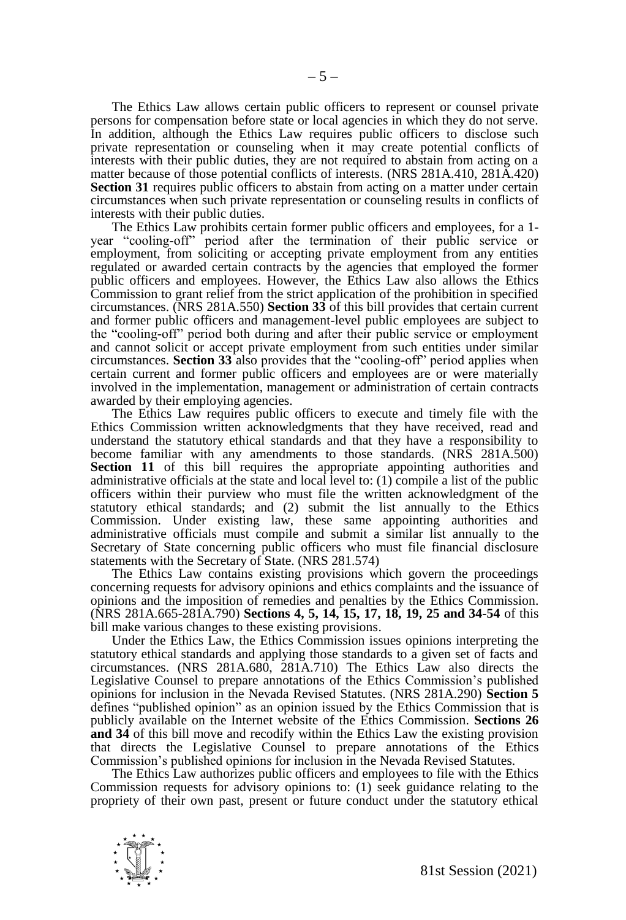The Ethics Law allows certain public officers to represent or counsel private persons for compensation before state or local agencies in which they do not serve. In addition, although the Ethics Law requires public officers to disclose such private representation or counseling when it may create potential conflicts of interests with their public duties, they are not required to abstain from acting on a matter because of those potential conflicts of interests. (NRS 281A.410, 281A.420) **Section 31** requires public officers to abstain from acting on a matter under certain circumstances when such private representation or counseling results in conflicts of interests with their public duties.

The Ethics Law prohibits certain former public officers and employees, for a 1-year "cooling-off" period after the termination of their public service or employment, from soliciting or accepting private employment from any entities regulated or awarded certain contracts by the agencies that employed the former public officers and employees. However, the Ethics Law also allows the Ethics Commission to grant relief from the strict application of the prohibition in specified circumstances. (NRS 281A.550) **Section 33** of this bill provides that certain current and former public officers and management-level public employees are subject to the "cooling-off" period both during and after their public service or employment and cannot solicit or accept private employment from such entities under similar circumstances. **Section 33** also provides that the "cooling-off" period applies when certain current and former public officers and employees are or were materially involved in the implementation, management or administration of certain contracts awarded by their employing agencies.

The Ethics Law requires public officers to execute and timely file with the Ethics Commission written acknowledgments that they have received, read and understand the statutory ethical standards and that they have a responsibility to become familiar with any amendments to those standards. (NRS 281A.500) **Section 11** of this bill requires the appropriate appointing authorities and administrative officials at the state and local level to: (1) compile a list of the public officers within their purview who must file the written acknowledgment of the statutory ethical standards; and (2) submit the list annually to the Ethics Commission. Under existing law, these same appointing authorities and administrative officials must compile and submit a similar list annually to the Secretary of State concerning public officers who must file financial disclosure statements with the Secretary of State. (NRS 281.574)

The Ethics Law contains existing provisions which govern the proceedings concerning requests for advisory opinions and ethics complaints and the issuance of opinions and the imposition of remedies and penalties by the Ethics Commission. (NRS 281A.665-281A.790) **Sections 4, 5, 14, 15, 17, 18, 19, 25 and 34-54** of this bill make various changes to these existing provisions.

Under the Ethics Law, the Ethics Commission issues opinions interpreting the statutory ethical standards and applying those standards to a given set of facts and circumstances. (NRS 281A.680, 281A.710) The Ethics Law also directs the Legislative Counsel to prepare annotations of the Ethics Commission's published opinions for inclusion in the Nevada Revised Statutes. (NRS 281A.290) **Section 5** defines "published opinion" as an opinion issued by the Ethics Commission that is publicly available on the Internet website of the Ethics Commission. **Sections 26 and 34** of this bill move and recodify within the Ethics Law the existing provision that directs the Legislative Counsel to prepare annotations of the Ethics Commission's published opinions for inclusion in the Nevada Revised Statutes.

The Ethics Law authorizes public officers and employees to file with the Ethics Commission requests for advisory opinions to: (1) seek guidance relating to the propriety of their own past, present or future conduct under the statutory ethical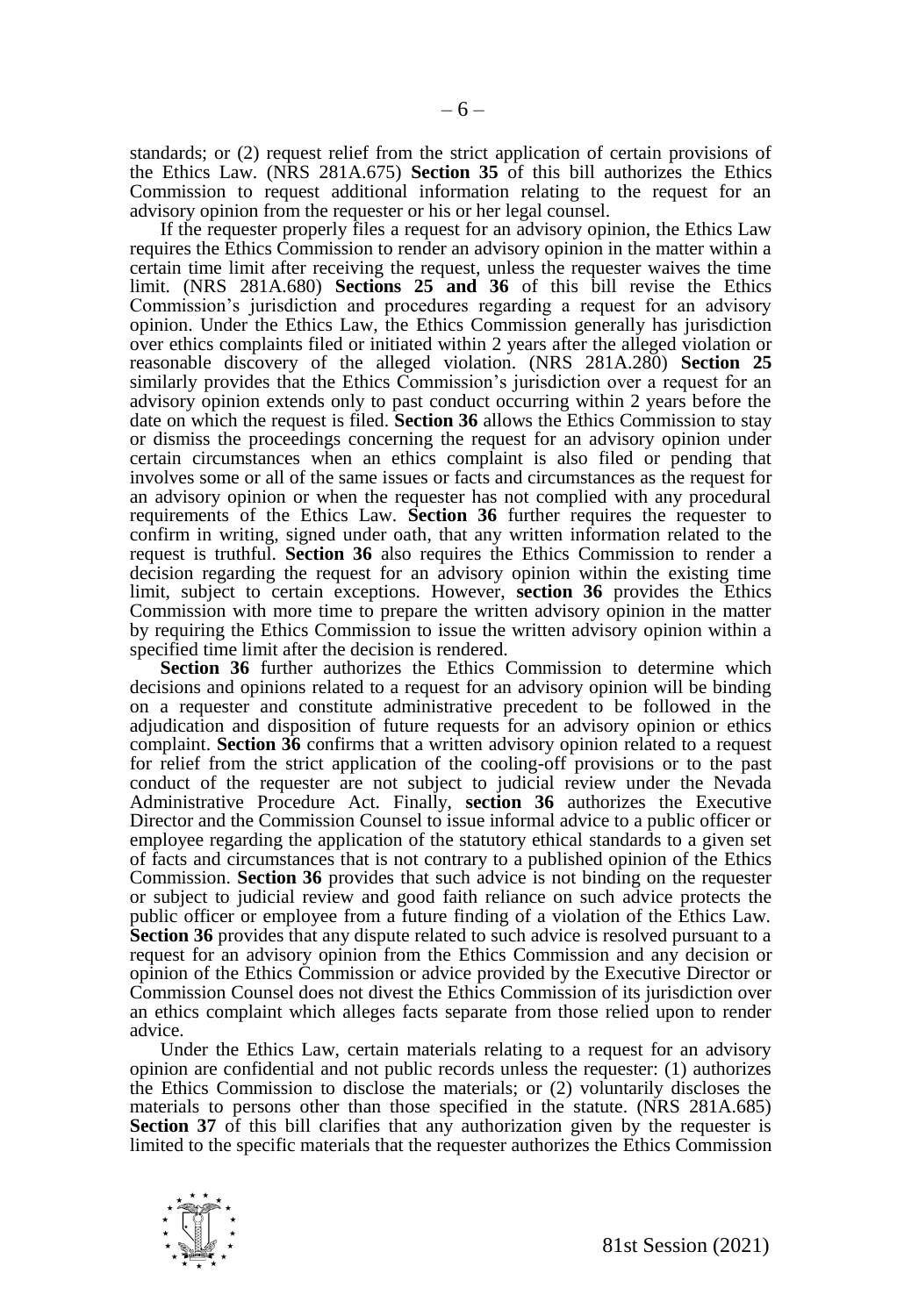standards; or (2) request relief from the strict application of certain provisions of the Ethics Law. (NRS 281A.675) **Section 35** of this bill authorizes the Ethics Commission to request additional information relating to the request for an advisory opinion from the requester or his or her legal counsel.

If the requester properly files a request for an advisory opinion, the Ethics Law requires the Ethics Commission to render an advisory opinion in the matter within a certain time limit after receiving the request, unless the requester waives the time limit. (NRS 281A.680) **Sections 25 and 36** of this bill revise the Ethics Commission's jurisdiction and procedures regarding a request for an advisory opinion. Under the Ethics Law, the Ethics Commission generally has jurisdiction over ethics complaints filed or initiated within 2 years after the alleged violation or reasonable discovery of the alleged violation. (NRS 281A.280) **Section 25** similarly provides that the Ethics Commission's jurisdiction over a request for an advisory opinion extends only to past conduct occurring within 2 years before the date on which the request is filed. **Section 36** allows the Ethics Commission to stay or dismiss the proceedings concerning the request for an advisory opinion under certain circumstances when an ethics complaint is also filed or pending that involves some or all of the same issues or facts and circumstances as the request for an advisory opinion or when the requester has not complied with any procedural requirements of the Ethics Law. **Section 36** further requires the requester to confirm in writing, signed under oath, that any written information related to the request is truthful. **Section 36** also requires the Ethics Commission to render a decision regarding the request for an advisory opinion within the existing time limit, subject to certain exceptions. However, **section 36** provides the Ethics Commission with more time to prepare the written advisory opinion in the matter by requiring the Ethics Commission to issue the written advisory opinion within a specified time limit after the decision is rendered.

**Section 36** further authorizes the Ethics Commission to determine which decisions and opinions related to a request for an advisory opinion will be binding on a requester and constitute administrative precedent to be followed in the adjudication and disposition of future requests for an advisory opinion or ethics complaint. **Section 36** confirms that a written advisory opinion related to a request for relief from the strict application of the cooling-off provisions or to the past conduct of the requester are not subject to judicial review under the Nevada Administrative Procedure Act. Finally, **section 36** authorizes the Executive Director and the Commission Counsel to issue informal advice to a public officer or employee regarding the application of the statutory ethical standards to a given set of facts and circumstances that is not contrary to a published opinion of the Ethics Commission. **Section 36** provides that such advice is not binding on the requester or subject to judicial review and good faith reliance on such advice protects the public officer or employee from a future finding of a violation of the Ethics Law. **Section 36** provides that any dispute related to such advice is resolved pursuant to a request for an advisory opinion from the Ethics Commission and any decision or opinion of the Ethics Commission or advice provided by the Executive Director or Commission Counsel does not divest the Ethics Commission of its jurisdiction over an ethics complaint which alleges facts separate from those relied upon to render advice.

Under the Ethics Law, certain materials relating to a request for an advisory opinion are confidential and not public records unless the requester: (1) authorizes the Ethics Commission to disclose the materials; or (2) voluntarily discloses the materials to persons other than those specified in the statute. (NRS 281A.685) **Section 37** of this bill clarifies that any authorization given by the requester is limited to the specific materials that the requester authorizes the Ethics Commission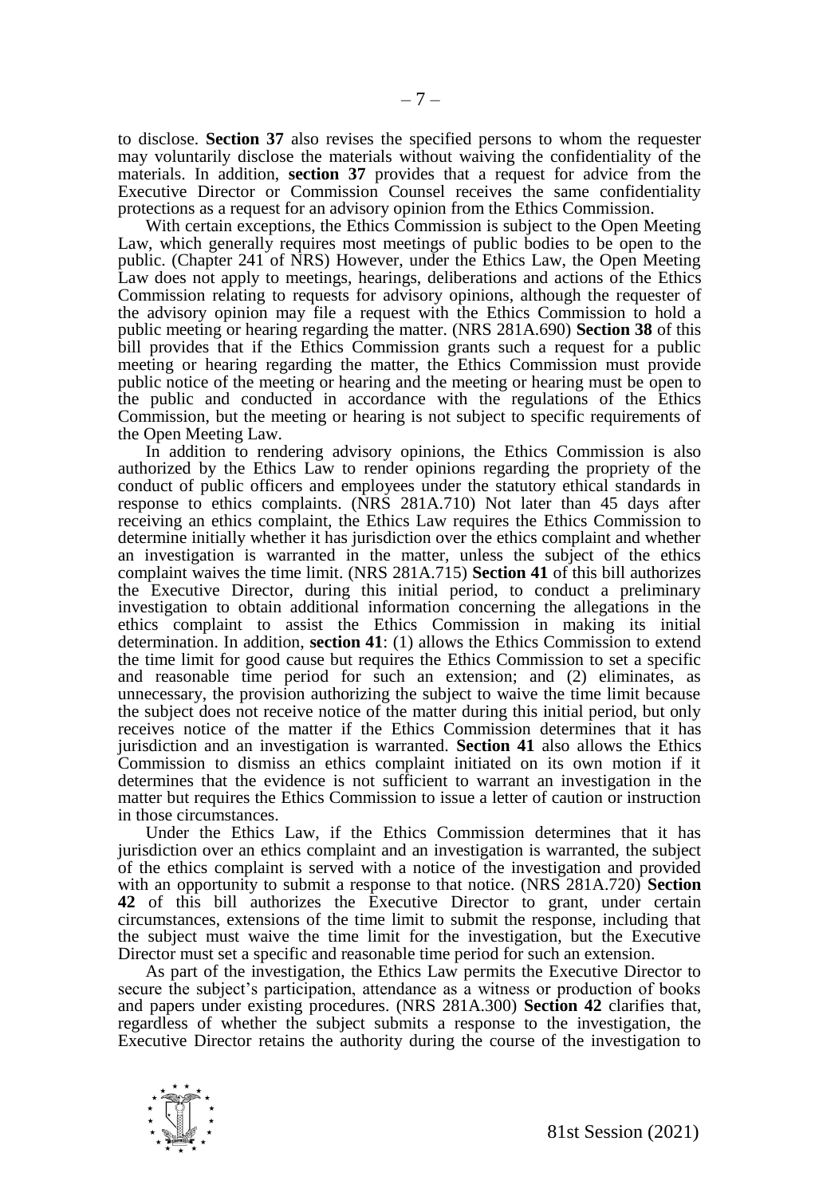to disclose. **Section 37** also revises the specified persons to whom the requester may voluntarily disclose the materials without waiving the confidentiality of the materials. In addition, **section 37** provides that a request for advice from the Executive Director or Commission Counsel receives the same confidentiality protections as a request for an advisory opinion from the Ethics Commission.

With certain exceptions, the Ethics Commission is subject to the Open Meeting Law, which generally requires most meetings of public bodies to be open to the public. (Chapter 241 of NRS) However, under the Ethics Law, the Open Meeting Law does not apply to meetings, hearings, deliberations and actions of the Ethics Commission relating to requests for advisory opinions, although the requester of the advisory opinion may file a request with the Ethics Commission to hold a public meeting or hearing regarding the matter. (NRS 281A.690) **Section 38** of this bill provides that if the Ethics Commission grants such a request for a public meeting or hearing regarding the matter, the Ethics Commission must provide public notice of the meeting or hearing and the meeting or hearing must be open to the public and conducted in accordance with the regulations of the Ethics Commission, but the meeting or hearing is not subject to specific requirements of the Open Meeting Law.

In addition to rendering advisory opinions, the Ethics Commission is also authorized by the Ethics Law to render opinions regarding the propriety of the conduct of public officers and employees under the statutory ethical standards in response to ethics complaints. (NRS 281A.710) Not later than 45 days after receiving an ethics complaint, the Ethics Law requires the Ethics Commission to determine initially whether it has jurisdiction over the ethics complaint and whether an investigation is warranted in the matter, unless the subject of the ethics complaint waives the time limit. (NRS 281A.715) **Section 41** of this bill authorizes the Executive Director, during this initial period, to conduct a preliminary investigation to obtain additional information concerning the allegations in the ethics complaint to assist the Ethics Commission in making its initial determination. In addition, **section 41**: (1) allows the Ethics Commission to extend the time limit for good cause but requires the Ethics Commission to set a specific and reasonable time period for such an extension; and (2) eliminates, as unnecessary, the provision authorizing the subject to waive the time limit because the subject does not receive notice of the matter during this initial period, but only receives notice of the matter if the Ethics Commission determines that it has jurisdiction and an investigation is warranted. **Section 41** also allows the Ethics Commission to dismiss an ethics complaint initiated on its own motion if it determines that the evidence is not sufficient to warrant an investigation in the matter but requires the Ethics Commission to issue a letter of caution or instruction in those circumstances.

Under the Ethics Law, if the Ethics Commission determines that it has jurisdiction over an ethics complaint and an investigation is warranted, the subject of the ethics complaint is served with a notice of the investigation and provided with an opportunity to submit a response to that notice. (NRS 281A.720) **Section 42** of this bill authorizes the Executive Director to grant, under certain circumstances, extensions of the time limit to submit the response, including that the subject must waive the time limit for the investigation, but the Executive Director must set a specific and reasonable time period for such an extension.

As part of the investigation, the Ethics Law permits the Executive Director to secure the subject's participation, attendance as a witness or production of books and papers under existing procedures. (NRS 281A.300) **Section 42** clarifies that, regardless of whether the subject submits a response to the investigation, the Executive Director retains the authority during the course of the investigation to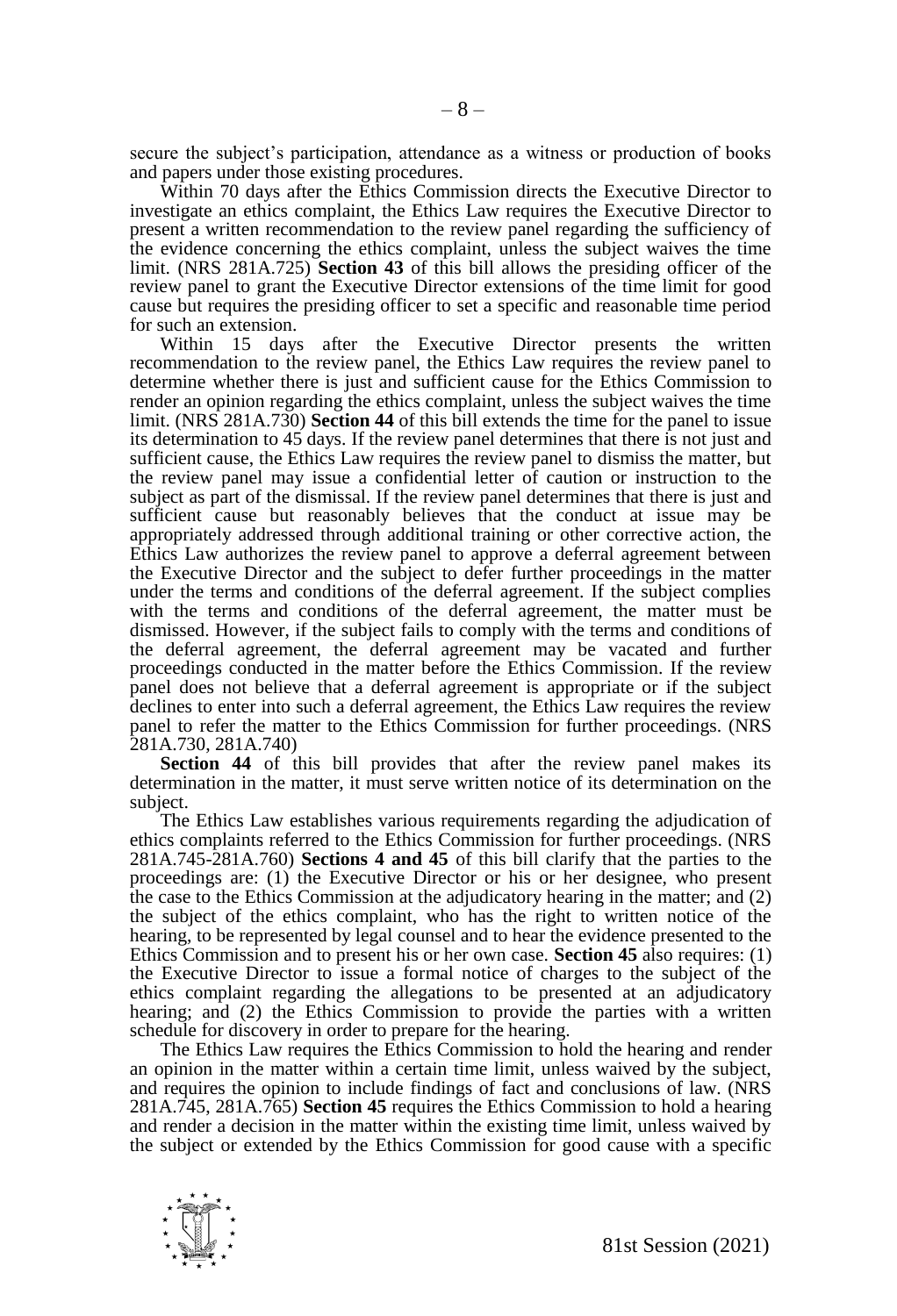secure the subject's participation, attendance as a witness or production of books and papers under those existing procedures.

Within 70 days after the Ethics Commission directs the Executive Director to investigate an ethics complaint, the Ethics Law requires the Executive Director to present a written recommendation to the review panel regarding the sufficiency of the evidence concerning the ethics complaint, unless the subject waives the time limit. (NRS 281A.725) **Section 43** of this bill allows the presiding officer of the review panel to grant the Executive Director extensions of the time limit for good cause but requires the presiding officer to set a specific and reasonable time period for such an extension.

Within 15 days after the Executive Director presents the written recommendation to the review panel, the Ethics Law requires the review panel to determine whether there is just and sufficient cause for the Ethics Commission to render an opinion regarding the ethics complaint, unless the subject waives the time limit. (NRS 281A.730) **Section 44** of this bill extends the time for the panel to issue its determination to 45 days. If the review panel determines that there is not just and sufficient cause, the Ethics Law requires the review panel to dismiss the matter, but the review panel may issue a confidential letter of caution or instruction to the subject as part of the dismissal. If the review panel determines that there is just and sufficient cause but reasonably believes that the conduct at issue may be appropriately addressed through additional training or other corrective action, the Ethics Law authorizes the review panel to approve a deferral agreement between the Executive Director and the subject to defer further proceedings in the matter under the terms and conditions of the deferral agreement. If the subject complies with the terms and conditions of the deferral agreement, the matter must be dismissed. However, if the subject fails to comply with the terms and conditions of the deferral agreement, the deferral agreement may be vacated and further proceedings conducted in the matter before the Ethics Commission. If the review panel does not believe that a deferral agreement is appropriate or if the subject declines to enter into such a deferral agreement, the Ethics Law requires the review panel to refer the matter to the Ethics Commission for further proceedings. (NRS 281A.730, 281A.740)

**Section 44** of this bill provides that after the review panel makes its determination in the matter, it must serve written notice of its determination on the subject.

The Ethics Law establishes various requirements regarding the adjudication of ethics complaints referred to the Ethics Commission for further proceedings. (NRS 281A.745-281A.760) **Sections 4 and 45** of this bill clarify that the parties to the proceedings are: (1) the Executive Director or his or her designee, who present the case to the Ethics Commission at the adjudicatory hearing in the matter; and (2) the subject of the ethics complaint, who has the right to written notice of the hearing, to be represented by legal counsel and to hear the evidence presented to the Ethics Commission and to present his or her own case. **Section 45** also requires: (1) the Executive Director to issue a formal notice of charges to the subject of the ethics complaint regarding the allegations to be presented at an adjudicatory hearing; and (2) the Ethics Commission to provide the parties with a written schedule for discovery in order to prepare for the hearing.

The Ethics Law requires the Ethics Commission to hold the hearing and render an opinion in the matter within a certain time limit, unless waived by the subject, and requires the opinion to include findings of fact and conclusions of law. (NRS 281A.745, 281A.765) **Section 45** requires the Ethics Commission to hold a hearing and render a decision in the matter within the existing time limit, unless waived by the subject or extended by the Ethics Commission for good cause with a specific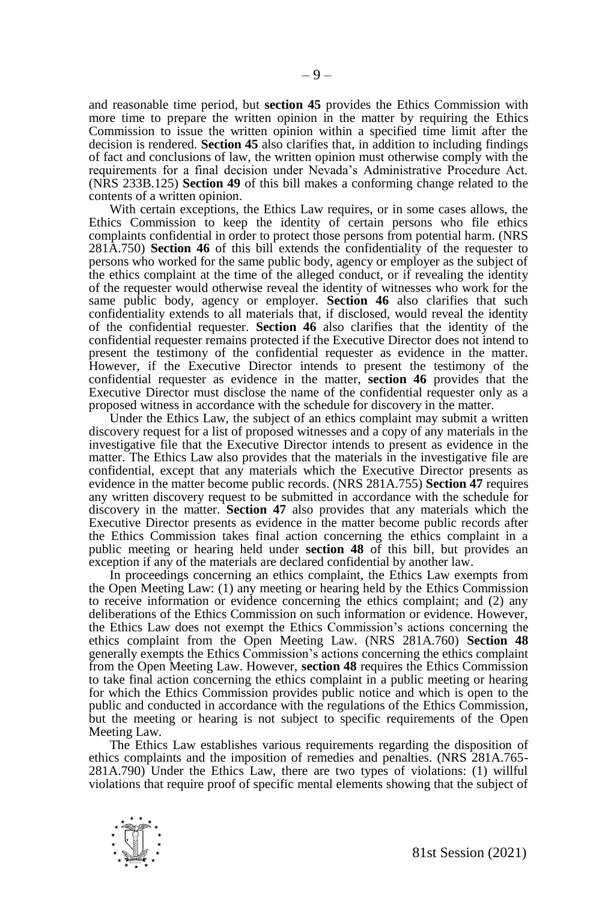and reasonable time period, but **section 45** provides the Ethics Commission with more time to prepare the written opinion in the matter by requiring the Ethics Commission to issue the written opinion within a specified time limit after the decision is rendered. **Section 45** also clarifies that, in addition to including findings of fact and conclusions of law, the written opinion must otherwise comply with the requirements for a final decision under Nevada's Administrative Procedure Act. (NRS 233B.125) **Section 49** of this bill makes a conforming change related to the contents of a written opinion.

With certain exceptions, the Ethics Law requires, or in some cases allows, the Ethics Commission to keep the identity of certain persons who file ethics complaints confidential in order to protect those persons from potential harm. (NRS 281A.750) **Section 46** of this bill extends the confidentiality of the requester to persons who worked for the same public body, agency or employer as the subject of the ethics complaint at the time of the alleged conduct, or if revealing the identity of the requester would otherwise reveal the identity of witnesses who work for the same public body, agency or employer. **Section 46** also clarifies that such confidentiality extends to all materials that, if disclosed, would reveal the identity of the confidential requester. **Section 46** also clarifies that the identity of the confidential requester remains protected if the Executive Director does not intend to present the testimony of the confidential requester as evidence in the matter. However, if the Executive Director intends to present the testimony of the confidential requester as evidence in the matter, **section 46** provides that the Executive Director must disclose the name of the confidential requester only as a proposed witness in accordance with the schedule for discovery in the matter.

Under the Ethics Law, the subject of an ethics complaint may submit a written discovery request for a list of proposed witnesses and a copy of any materials in the investigative file that the Executive Director intends to present as evidence in the matter. The Ethics Law also provides that the materials in the investigative file are confidential, except that any materials which the Executive Director presents as evidence in the matter become public records. (NRS 281A.755) **Section 47** requires any written discovery request to be submitted in accordance with the schedule for discovery in the matter. **Section 47** also provides that any materials which the Executive Director presents as evidence in the matter become public records after the Ethics Commission takes final action concerning the ethics complaint in a public meeting or hearing held under **section 48** of this bill, but provides an exception if any of the materials are declared confidential by another law.

In proceedings concerning an ethics complaint, the Ethics Law exempts from the Open Meeting Law: (1) any meeting or hearing held by the Ethics Commission to receive information or evidence concerning the ethics complaint; and (2) any deliberations of the Ethics Commission on such information or evidence. However, the Ethics Law does not exempt the Ethics Commission's actions concerning the ethics complaint from the Open Meeting Law. (NRS 281A.760) **Section 48** generally exempts the Ethics Commission's actions concerning the ethics complaint from the Open Meeting Law. However, **section 48** requires the Ethics Commission to take final action concerning the ethics complaint in a public meeting or hearing for which the Ethics Commission provides public notice and which is open to the public and conducted in accordance with the regulations of the Ethics Commission, but the meeting or hearing is not subject to specific requirements of the Open Meeting Law.

The Ethics Law establishes various requirements regarding the disposition of ethics complaints and the imposition of remedies and penalties. (NRS 281A.765-281A.790) Under the Ethics Law, there are two types of violations: (1) willful violations that require proof of specific mental elements showing that the subject of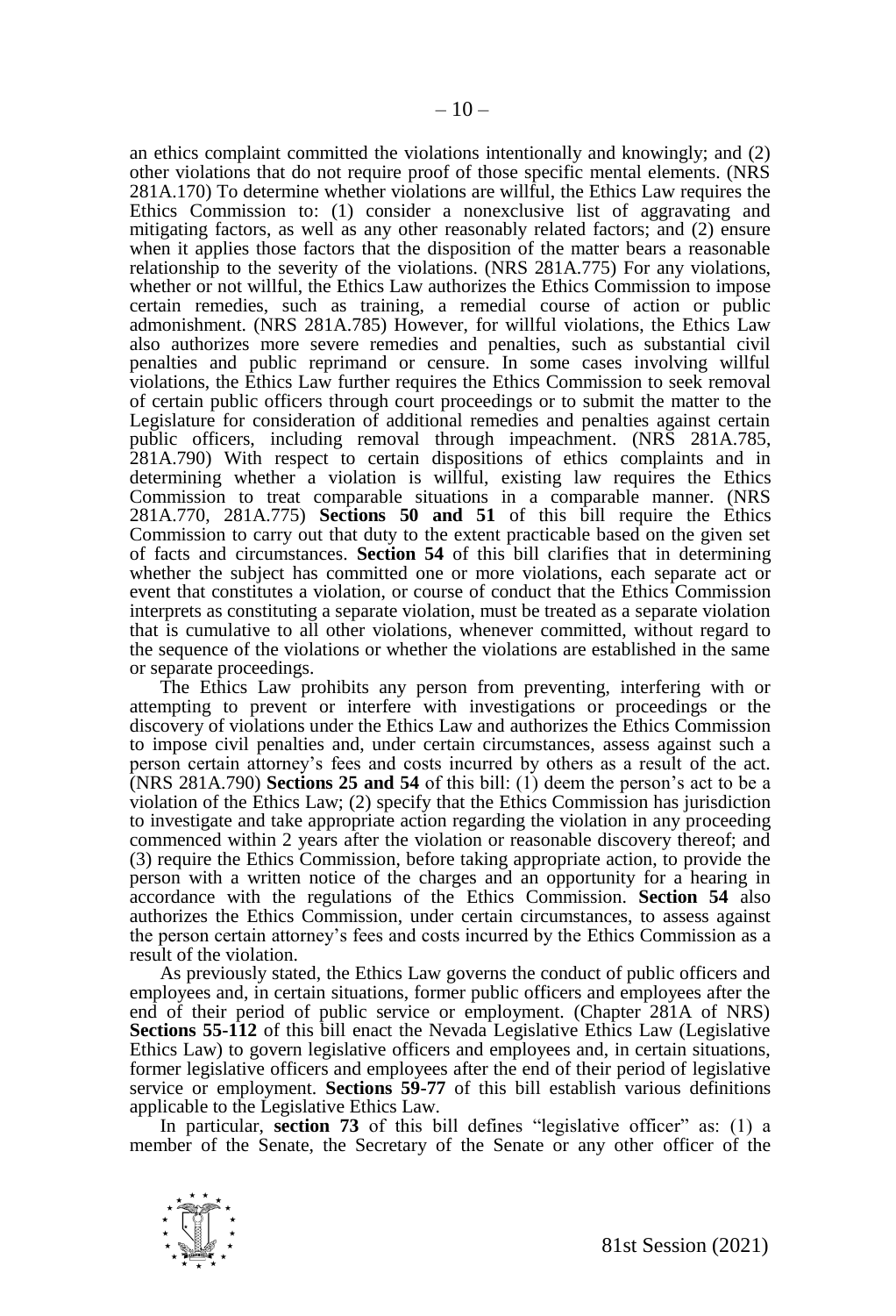an ethics complaint committed the violations intentionally and knowingly; and (2) other violations that do not require proof of those specific mental elements. (NRS 281A.170) To determine whether violations are willful, the Ethics Law requires the Ethics Commission to: (1) consider a nonexclusive list of aggravating and mitigating factors, as well as any other reasonably related factors; and (2) ensure when it applies those factors that the disposition of the matter bears a reasonable relationship to the severity of the violations. (NRS 281A.775) For any violations, whether or not willful, the Ethics Law authorizes the Ethics Commission to impose certain remedies, such as training, a remedial course of action or public admonishment. (NRS 281A.785) However, for willful violations, the Ethics Law also authorizes more severe remedies and penalties, such as substantial civil penalties and public reprimand or censure. In some cases involving willful violations, the Ethics Law further requires the Ethics Commission to seek removal of certain public officers through court proceedings or to submit the matter to the Legislature for consideration of additional remedies and penalties against certain public officers, including removal through impeachment. (NRS 281A.785, 281A.790) With respect to certain dispositions of ethics complaints and in determining whether a violation is willful, existing law requires the Ethics Commission to treat comparable situations in a comparable manner. (NRS 281A.770, 281A.775) **Sections 50 and 51** of this bill require the Ethics Commission to carry out that duty to the extent practicable based on the given set of facts and circumstances. **Section 54** of this bill clarifies that in determining whether the subject has committed one or more violations, each separate act or event that constitutes a violation, or course of conduct that the Ethics Commission interprets as constituting a separate violation, must be treated as a separate violation that is cumulative to all other violations, whenever committed, without regard to the sequence of the violations or whether the violations are established in the same or separate proceedings.

The Ethics Law prohibits any person from preventing, interfering with or attempting to prevent or interfere with investigations or proceedings or the discovery of violations under the Ethics Law and authorizes the Ethics Commission to impose civil penalties and, under certain circumstances, assess against such a person certain attorney's fees and costs incurred by others as a result of the act. (NRS 281A.790) **Sections 25 and 54** of this bill: (1) deem the person's act to be a violation of the Ethics Law; (2) specify that the Ethics Commission has jurisdiction to investigate and take appropriate action regarding the violation in any proceeding commenced within 2 years after the violation or reasonable discovery thereof; and (3) require the Ethics Commission, before taking appropriate action, to provide the person with a written notice of the charges and an opportunity for a hearing in accordance with the regulations of the Ethics Commission. **Section 54** also authorizes the Ethics Commission, under certain circumstances, to assess against the person certain attorney's fees and costs incurred by the Ethics Commission as a result of the violation.

As previously stated, the Ethics Law governs the conduct of public officers and employees and, in certain situations, former public officers and employees after the end of their period of public service or employment. (Chapter 281A of NRS) **Sections 55-112** of this bill enact the Nevada Legislative Ethics Law (Legislative Ethics Law) to govern legislative officers and employees and, in certain situations, former legislative officers and employees after the end of their period of legislative service or employment. **Sections 59-77** of this bill establish various definitions applicable to the Legislative Ethics Law.

In particular, **section 73** of this bill defines "legislative officer" as: (1) a member of the Senate, the Secretary of the Senate or any other officer of the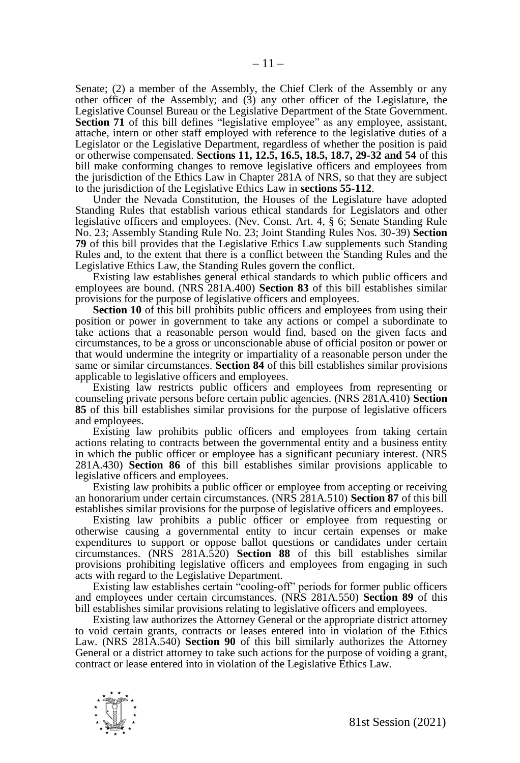Senate; (2) a member of the Assembly, the Chief Clerk of the Assembly or any other officer of the Assembly; and (3) any other officer of the Legislature, the Legislative Counsel Bureau or the Legislative Department of the State Government. **Section 71** of this bill defines "legislative employee" as any employee, assistant, attache, intern or other staff employed with reference to the legislative duties of a Legislator or the Legislative Department, regardless of whether the position is paid or otherwise compensated. **Sections 11, 12.5, 16.5, 18.5, 18.7, 29-32 and 54** of this bill make conforming changes to remove legislative officers and employees from the jurisdiction of the Ethics Law in Chapter 281A of NRS, so that they are subject to the jurisdiction of the Legislative Ethics Law in **sections 55-112**.

Under the Nevada Constitution, the Houses of the Legislature have adopted Standing Rules that establish various ethical standards for Legislators and other legislative officers and employees. (Nev. Const. Art. 4, § 6; Senate Standing Rule No. 23; Assembly Standing Rule No. 23; Joint Standing Rules Nos. 30-39) **Section 79** of this bill provides that the Legislative Ethics Law supplements such Standing Rules and, to the extent that there is a conflict between the Standing Rules and the Legislative Ethics Law, the Standing Rules govern the conflict.

Existing law establishes general ethical standards to which public officers and employees are bound. (NRS 281A.400) **Section 83** of this bill establishes similar provisions for the purpose of legislative officers and employees.

**Section 10** of this bill prohibits public officers and employees from using their position or power in government to take any actions or compel a subordinate to take actions that a reasonable person would find, based on the given facts and circumstances, to be a gross or unconscionable abuse of official positon or power or that would undermine the integrity or impartiality of a reasonable person under the same or similar circumstances. **Section 84** of this bill establishes similar provisions applicable to legislative officers and employees.

Existing law restricts public officers and employees from representing or counseling private persons before certain public agencies. (NRS 281A.410) **Section 85** of this bill establishes similar provisions for the purpose of legislative officers and employees.

Existing law prohibits public officers and employees from taking certain actions relating to contracts between the governmental entity and a business entity in which the public officer or employee has a significant pecuniary interest. (NRS 281A.430) **Section 86** of this bill establishes similar provisions applicable to legislative officers and employees.

Existing law prohibits a public officer or employee from accepting or receiving an honorarium under certain circumstances. (NRS 281A.510) **Section 87** of this bill establishes similar provisions for the purpose of legislative officers and employees.

Existing law prohibits a public officer or employee from requesting or otherwise causing a governmental entity to incur certain expenses or make expenditures to support or oppose ballot questions or candidates under certain circumstances. (NRS 281A.520) **Section 88** of this bill establishes similar provisions prohibiting legislative officers and employees from engaging in such acts with regard to the Legislative Department.

Existing law establishes certain "cooling-off" periods for former public officers and employees under certain circumstances. (NRS 281A.550) **Section 89** of this bill establishes similar provisions relating to legislative officers and employees.

Existing law authorizes the Attorney General or the appropriate district attorney to void certain grants, contracts or leases entered into in violation of the Ethics Law. (NRS 281A.540) **Section 90** of this bill similarly authorizes the Attorney General or a district attorney to take such actions for the purpose of voiding a grant, contract or lease entered into in violation of the Legislative Ethics Law.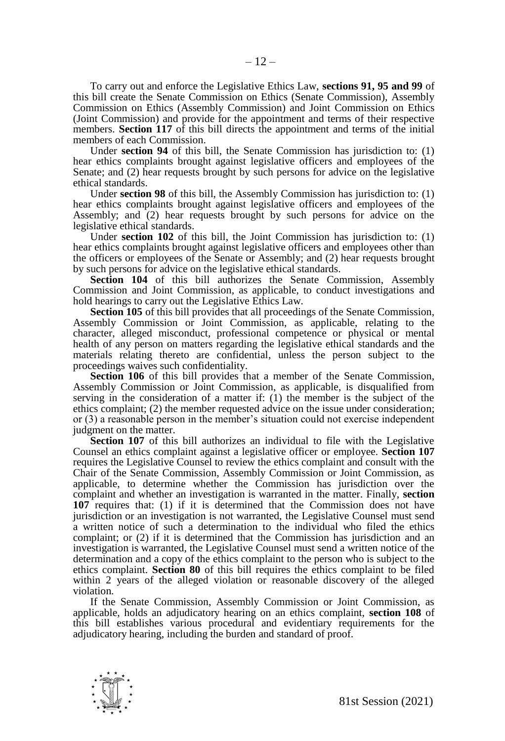To carry out and enforce the Legislative Ethics Law, **sections 91, 95 and 99** of this bill create the Senate Commission on Ethics (Senate Commission), Assembly Commission on Ethics (Assembly Commission) and Joint Commission on Ethics (Joint Commission) and provide for the appointment and terms of their respective members. **Section 117** of this bill directs the appointment and terms of the initial members of each Commission.

Under **section 94** of this bill, the Senate Commission has jurisdiction to: (1) hear ethics complaints brought against legislative officers and employees of the Senate; and (2) hear requests brought by such persons for advice on the legislative ethical standards.

Under **section 98** of this bill, the Assembly Commission has jurisdiction to: (1) hear ethics complaints brought against legislative officers and employees of the Assembly; and (2) hear requests brought by such persons for advice on the legislative ethical standards.

Under **section 102** of this bill, the Joint Commission has jurisdiction to: (1) hear ethics complaints brought against legislative officers and employees other than the officers or employees of the Senate or Assembly; and (2) hear requests brought by such persons for advice on the legislative ethical standards.

**Section 104** of this bill authorizes the Senate Commission, Assembly Commission and Joint Commission, as applicable, to conduct investigations and hold hearings to carry out the Legislative Ethics Law.

**Section 105** of this bill provides that all proceedings of the Senate Commission, Assembly Commission or Joint Commission, as applicable, relating to the character, alleged misconduct, professional competence or physical or mental health of any person on matters regarding the legislative ethical standards and the materials relating thereto are confidential, unless the person subject to the proceedings waives such confidentiality.

**Section 106** of this bill provides that a member of the Senate Commission, Assembly Commission or Joint Commission, as applicable, is disqualified from serving in the consideration of a matter if: (1) the member is the subject of the ethics complaint; (2) the member requested advice on the issue under consideration; or (3) a reasonable person in the member's situation could not exercise independent judgment on the matter.

**Section 107** of this bill authorizes an individual to file with the Legislative Counsel an ethics complaint against a legislative officer or employee. **Section 107** requires the Legislative Counsel to review the ethics complaint and consult with the Chair of the Senate Commission, Assembly Commission or Joint Commission, as applicable, to determine whether the Commission has jurisdiction over the complaint and whether an investigation is warranted in the matter. Finally, **section 107** requires that: (1) if it is determined that the Commission does not have jurisdiction or an investigation is not warranted, the Legislative Counsel must send a written notice of such a determination to the individual who filed the ethics complaint; or (2) if it is determined that the Commission has jurisdiction and an investigation is warranted, the Legislative Counsel must send a written notice of the determination and a copy of the ethics complaint to the person who is subject to the ethics complaint. **Section 80** of this bill requires the ethics complaint to be filed within 2 years of the alleged violation or reasonable discovery of the alleged violation.

If the Senate Commission, Assembly Commission or Joint Commission, as applicable, holds an adjudicatory hearing on an ethics complaint, **section 108** of this bill establishes various procedural and evidentiary requirements for the adjudicatory hearing, including the burden and standard of proof.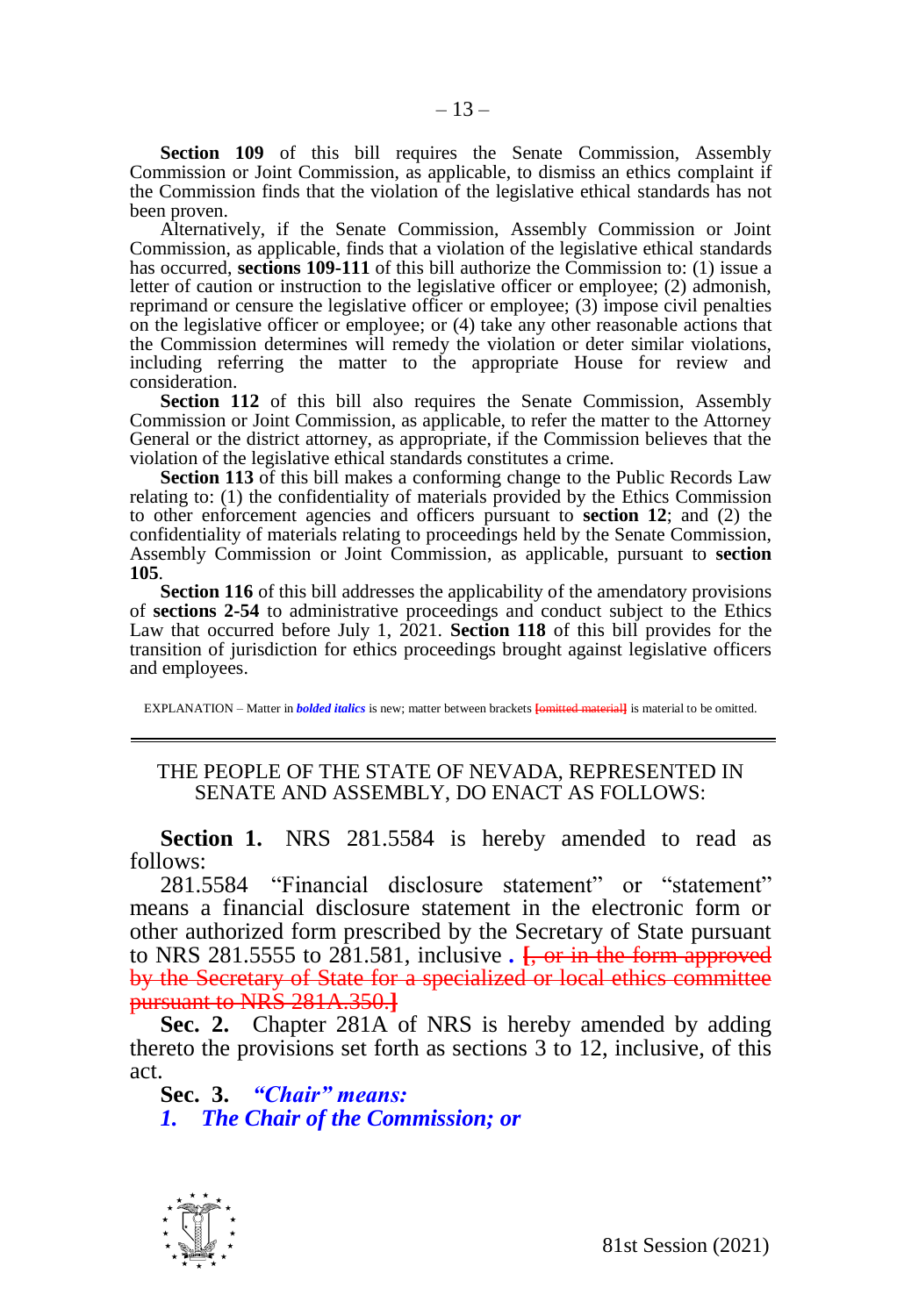**Section 109** of this bill requires the Senate Commission, Assembly Commission or Joint Commission, as applicable, to dismiss an ethics complaint if the Commission finds that the violation of the legislative ethical standards has not been proven.

Alternatively, if the Senate Commission, Assembly Commission or Joint Commission, as applicable, finds that a violation of the legislative ethical standards has occurred, **sections 109-111** of this bill authorize the Commission to: (1) issue a letter of caution or instruction to the legislative officer or employee; (2) admonish, reprimand or censure the legislative officer or employee; (3) impose civil penalties on the legislative officer or employee; or (4) take any other reasonable actions that the Commission determines will remedy the violation or deter similar violations, including referring the matter to the appropriate House for review and consideration.

**Section 112** of this bill also requires the Senate Commission, Assembly Commission or Joint Commission, as applicable, to refer the matter to the Attorney General or the district attorney, as appropriate, if the Commission believes that the violation of the legislative ethical standards constitutes a crime.

**Section 113** of this bill makes a conforming change to the Public Records Law relating to: (1) the confidentiality of materials provided by the Ethics Commission to other enforcement agencies and officers pursuant to **section 12**; and (2) the confidentiality of materials relating to proceedings held by the Senate Commission, Assembly Commission or Joint Commission, as applicable, pursuant to **section 105**.

**Section 116** of this bill addresses the applicability of the amendatory provisions of **sections 2-54** to administrative proceedings and conduct subject to the Ethics Law that occurred before July 1, 2021. **Section 118** of this bill provides for the transition of jurisdiction for ethics proceedings brought against legislative officers and employees.

EXPLANATION – Matter in ***bolded italics*** is new; matter between brackets ~~[omitted material]~~ is material to be omitted.

---

THE PEOPLE OF THE STATE OF NEVADA, REPRESENTED IN SENATE AND ASSEMBLY, DO ENACT AS FOLLOWS:

**Section 1.** NRS 281.5584 is hereby amended to read as follows:

281.5584 "Financial disclosure statement" or "statement" means a financial disclosure statement in the electronic form or other authorized form prescribed by the Secretary of State pursuant to NRS 281.5555 to 281.581, inclusive ***.*** ~~[, or in the form approved by the Secretary of State for a specialized or local ethics committee pursuant to NRS 281A.350.]~~

**Sec. 2.** Chapter 281A of NRS is hereby amended by adding thereto the provisions set forth as sections 3 to 12, inclusive, of this act.

**Sec. 3.** ***"Chair" means:***

***1. The Chair of the Commission; or***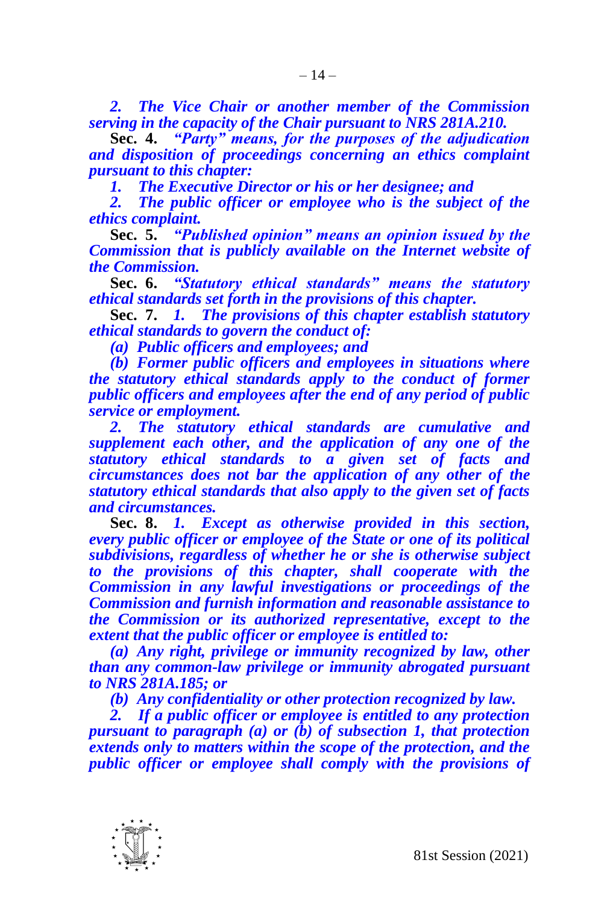*2. The Vice Chair or another member of the Commission serving in the capacity of the Chair pursuant to NRS 281A.210.*

**Sec. 4.** *"Party" means, for the purposes of the adjudication and disposition of proceedings concerning an ethics complaint pursuant to this chapter:*

*1. The Executive Director or his or her designee; and*

*2. The public officer or employee who is the subject of the ethics complaint.*

**Sec. 5.** *"Published opinion" means an opinion issued by the Commission that is publicly available on the Internet website of the Commission.*

**Sec. 6.** *"Statutory ethical standards" means the statutory ethical standards set forth in the provisions of this chapter.*

**Sec. 7.** *1. The provisions of this chapter establish statutory ethical standards to govern the conduct of:*

*(a) Public officers and employees; and*

*(b) Former public officers and employees in situations where the statutory ethical standards apply to the conduct of former public officers and employees after the end of any period of public service or employment.*

*2. The statutory ethical standards are cumulative and supplement each other, and the application of any one of the statutory ethical standards to a given set of facts and circumstances does not bar the application of any other of the statutory ethical standards that also apply to the given set of facts and circumstances.*

**Sec. 8.** *1. Except as otherwise provided in this section, every public officer or employee of the State or one of its political subdivisions, regardless of whether he or she is otherwise subject to the provisions of this chapter, shall cooperate with the Commission in any lawful investigations or proceedings of the Commission and furnish information and reasonable assistance to the Commission or its authorized representative, except to the extent that the public officer or employee is entitled to:*

*(a) Any right, privilege or immunity recognized by law, other than any common-law privilege or immunity abrogated pursuant to NRS 281A.185; or*

*(b) Any confidentiality or other protection recognized by law.*

*2. If a public officer or employee is entitled to any protection pursuant to paragraph (a) or (b) of subsection 1, that protection extends only to matters within the scope of the protection, and the public officer or employee shall comply with the provisions of*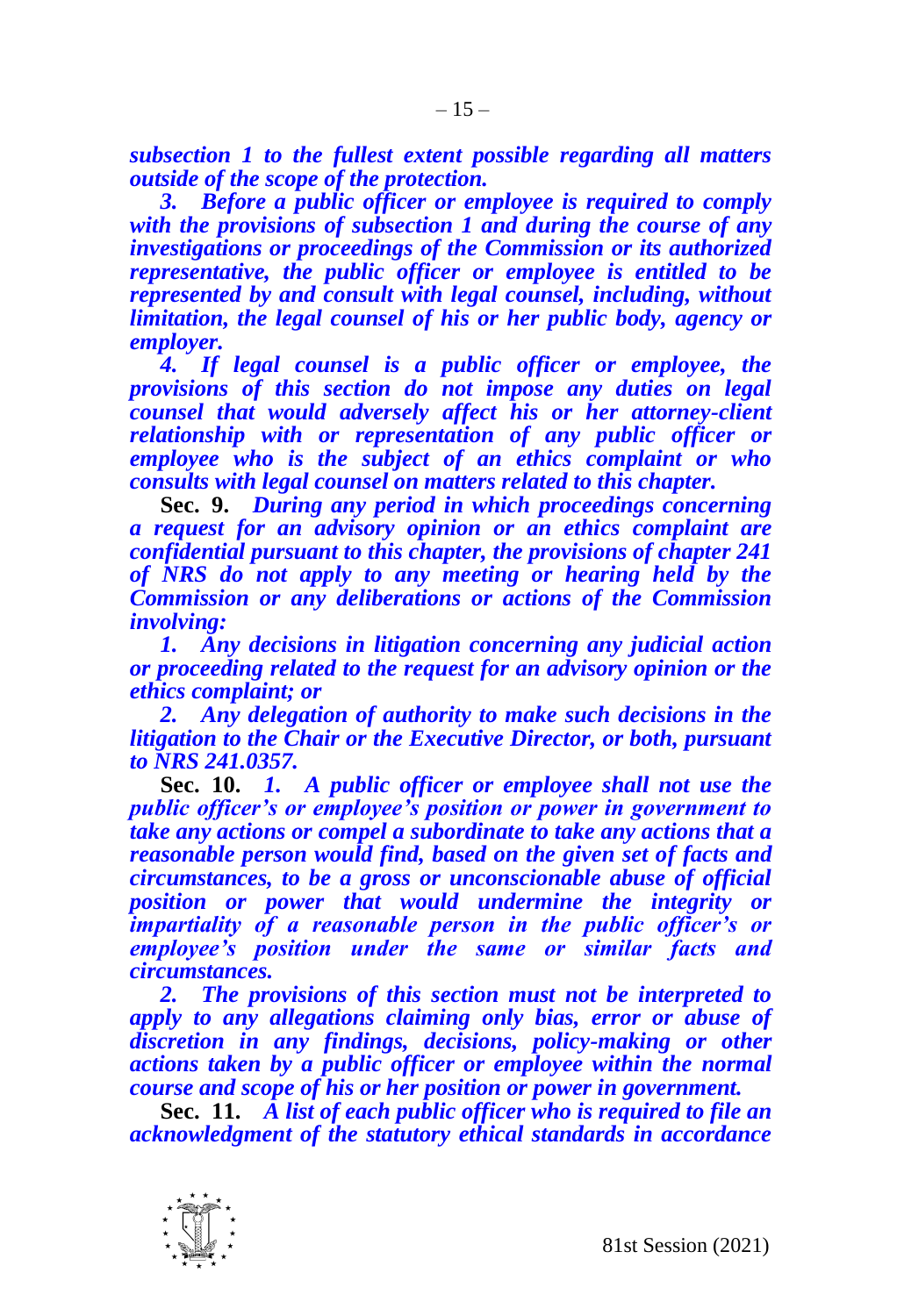***subsection 1 to the fullest extent possible regarding all matters outside of the scope of the protection.***

***3. Before a public officer or employee is required to comply with the provisions of subsection 1 and during the course of any investigations or proceedings of the Commission or its authorized representative, the public officer or employee is entitled to be represented by and consult with legal counsel, including, without limitation, the legal counsel of his or her public body, agency or employer.***

***4. If legal counsel is a public officer or employee, the provisions of this section do not impose any duties on legal counsel that would adversely affect his or her attorney-client relationship with or representation of any public officer or employee who is the subject of an ethics complaint or who consults with legal counsel on matters related to this chapter.***

**Sec. 9.** ***During any period in which proceedings concerning a request for an advisory opinion or an ethics complaint are confidential pursuant to this chapter, the provisions of chapter 241 of NRS do not apply to any meeting or hearing held by the Commission or any deliberations or actions of the Commission involving:***

***1. Any decisions in litigation concerning any judicial action or proceeding related to the request for an advisory opinion or the ethics complaint; or***

***2. Any delegation of authority to make such decisions in the litigation to the Chair or the Executive Director, or both, pursuant to NRS 241.0357.***

**Sec. 10.** ***1. A public officer or employee shall not use the public officer's or employee's position or power in government to take any actions or compel a subordinate to take any actions that a reasonable person would find, based on the given set of facts and circumstances, to be a gross or unconscionable abuse of official position or power that would undermine the integrity or impartiality of a reasonable person in the public officer's or employee's position under the same or similar facts and circumstances.***

***2. The provisions of this section must not be interpreted to apply to any allegations claiming only bias, error or abuse of discretion in any findings, decisions, policy-making or other actions taken by a public officer or employee within the normal course and scope of his or her position or power in government.***

**Sec. 11.** ***A list of each public officer who is required to file an acknowledgment of the statutory ethical standards in accordance***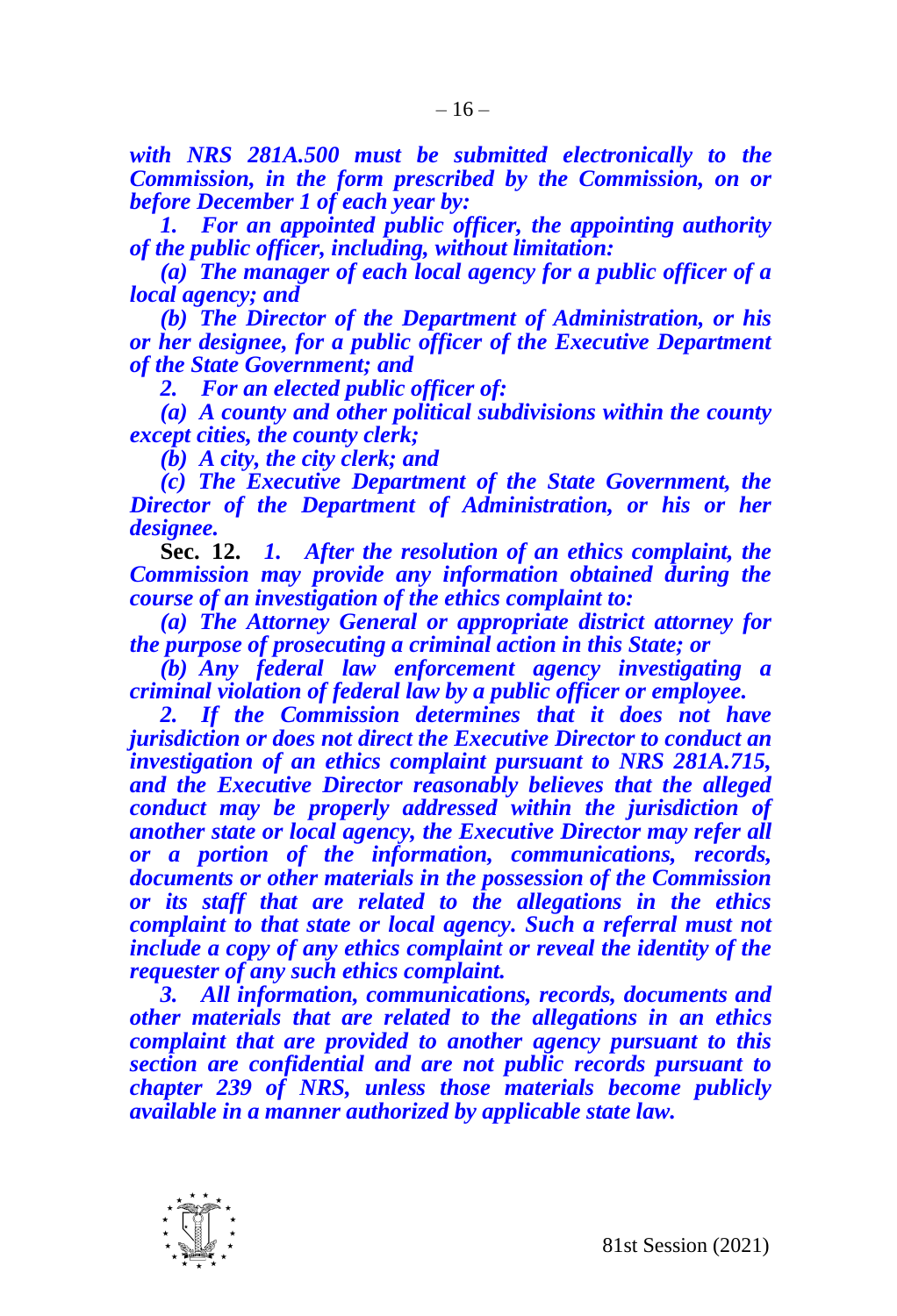***with NRS 281A.500 must be submitted electronically to the Commission, in the form prescribed by the Commission, on or before December 1 of each year by:***

***1. For an appointed public officer, the appointing authority of the public officer, including, without limitation:***

***(a) The manager of each local agency for a public officer of a local agency; and***

***(b) The Director of the Department of Administration, or his or her designee, for a public officer of the Executive Department of the State Government; and***

***2. For an elected public officer of:***

***(a) A county and other political subdivisions within the county except cities, the county clerk;***

***(b) A city, the city clerk; and***

***(c) The Executive Department of the State Government, the Director of the Department of Administration, or his or her designee.***

**Sec. 12.** ***1. After the resolution of an ethics complaint, the Commission may provide any information obtained during the course of an investigation of the ethics complaint to:***

***(a) The Attorney General or appropriate district attorney for the purpose of prosecuting a criminal action in this State; or***

***(b) Any federal law enforcement agency investigating a criminal violation of federal law by a public officer or employee.***

***2. If the Commission determines that it does not have jurisdiction or does not direct the Executive Director to conduct an investigation of an ethics complaint pursuant to NRS 281A.715, and the Executive Director reasonably believes that the alleged conduct may be properly addressed within the jurisdiction of another state or local agency, the Executive Director may refer all or a portion of the information, communications, records, documents or other materials in the possession of the Commission or its staff that are related to the allegations in the ethics complaint to that state or local agency. Such a referral must not include a copy of any ethics complaint or reveal the identity of the requester of any such ethics complaint.***

***3. All information, communications, records, documents and other materials that are related to the allegations in an ethics complaint that are provided to another agency pursuant to this section are confidential and are not public records pursuant to chapter 239 of NRS, unless those materials become publicly available in a manner authorized by applicable state law.***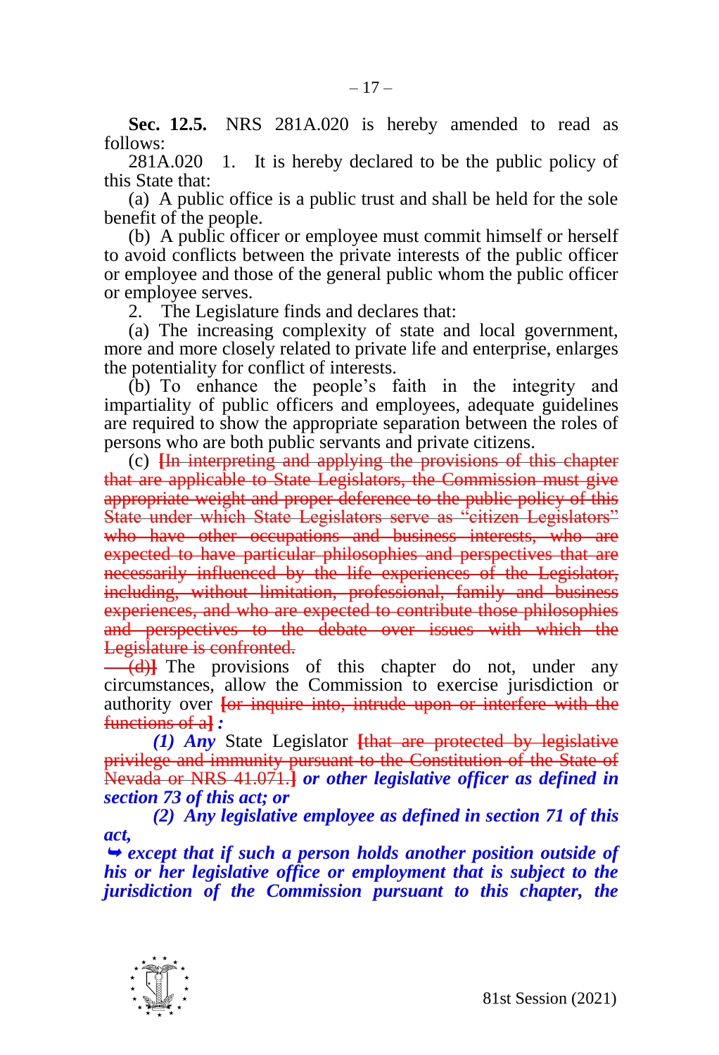**Sec. 12.5.** NRS 281A.020 is hereby amended to read as follows:

281A.020 1. It is hereby declared to be the public policy of this State that:

(a) A public office is a public trust and shall be held for the sole benefit of the people.

(b) A public officer or employee must commit himself or herself to avoid conflicts between the private interests of the public officer or employee and those of the general public whom the public officer or employee serves.

2. The Legislature finds and declares that:

(a) The increasing complexity of state and local government, more and more closely related to private life and enterprise, enlarges the potentiality for conflict of interests.

(b) To enhance the people's faith in the integrity and impartiality of public officers and employees, adequate guidelines are required to show the appropriate separation between the roles of persons who are both public servants and private citizens.

(c) ~~[In interpreting and applying the provisions of this chapter that are applicable to State Legislators, the Commission must give appropriate weight and proper deference to the public policy of this State under which State Legislators serve as "citizen Legislators" who have other occupations and business interests, who are expected to have particular philosophies and perspectives that are necessarily influenced by the life experiences of the Legislator, including, without limitation, professional, family and business experiences, and who are expected to contribute those philosophies and perspectives to the debate over issues with which the Legislature is confronted.~~

~~(d)]~~ The provisions of this chapter do not, under any circumstances, allow the Commission to exercise jurisdiction or authority over ~~[or inquire into, intrude upon or interfere with the functions of a]~~ ***:***

***(1) Any*** State Legislator ~~[that are protected by legislative privilege and immunity pursuant to the Constitution of the State of Nevada or NRS 41.071.]~~ ***or other legislative officer as defined in section 73 of this act; or***

***(2) Any legislative employee as defined in section 71 of this act,***

***➥ except that if such a person holds another position outside of his or her legislative office or employment that is subject to the jurisdiction of the Commission pursuant to this chapter, the***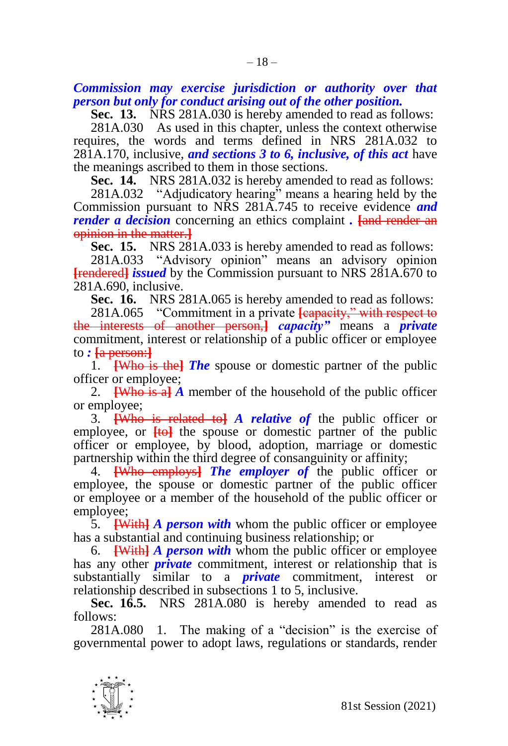***Commission may exercise jurisdiction or authority over that person but only for conduct arising out of the other position.***

**Sec. 13.** NRS 281A.030 is hereby amended to read as follows:

281A.030 As used in this chapter, unless the context otherwise requires, the words and terms defined in NRS 281A.032 to 281A.170, inclusive, ***and sections 3 to 6, inclusive, of this act*** have the meanings ascribed to them in those sections.

**Sec. 14.** NRS 281A.032 is hereby amended to read as follows:

281A.032 "Adjudicatory hearing" means a hearing held by the Commission pursuant to NRS 281A.745 to receive evidence ***and render a decision*** concerning an ethics complaint ***.*** ~~[and render an opinion in the matter.]~~

**Sec. 15.** NRS 281A.033 is hereby amended to read as follows:

281A.033 "Advisory opinion" means an advisory opinion ~~[rendered]~~ ***issued*** by the Commission pursuant to NRS 281A.670 to 281A.690, inclusive.

**Sec. 16.** NRS 281A.065 is hereby amended to read as follows:

281A.065 "Commitment in a private ~~[capacity," with respect to the interests of another person,]~~ ***capacity"*** means a ***private*** commitment, interest or relationship of a public officer or employee to ***:*** ~~[a person:]~~

1. ~~[Who is the]~~ ***The*** spouse or domestic partner of the public officer or employee;

2. ~~[Who is a]~~ ***A*** member of the household of the public officer or employee;

3. ~~[Who is related to]~~ ***A relative of*** the public officer or employee, or ~~[to]~~ the spouse or domestic partner of the public officer or employee, by blood, adoption, marriage or domestic partnership within the third degree of consanguinity or affinity;

4. ~~[Who employs]~~ ***The employer of*** the public officer or employee, the spouse or domestic partner of the public officer or employee or a member of the household of the public officer or employee;

5. ~~[With]~~ ***A person with*** whom the public officer or employee has a substantial and continuing business relationship; or

6. ~~[With]~~ ***A person with*** whom the public officer or employee has any other ***private*** commitment, interest or relationship that is substantially similar to a ***private*** commitment, interest or relationship described in subsections 1 to 5, inclusive.

**Sec. 16.5.** NRS 281A.080 is hereby amended to read as follows:

281A.080 1. The making of a "decision" is the exercise of governmental power to adopt laws, regulations or standards, render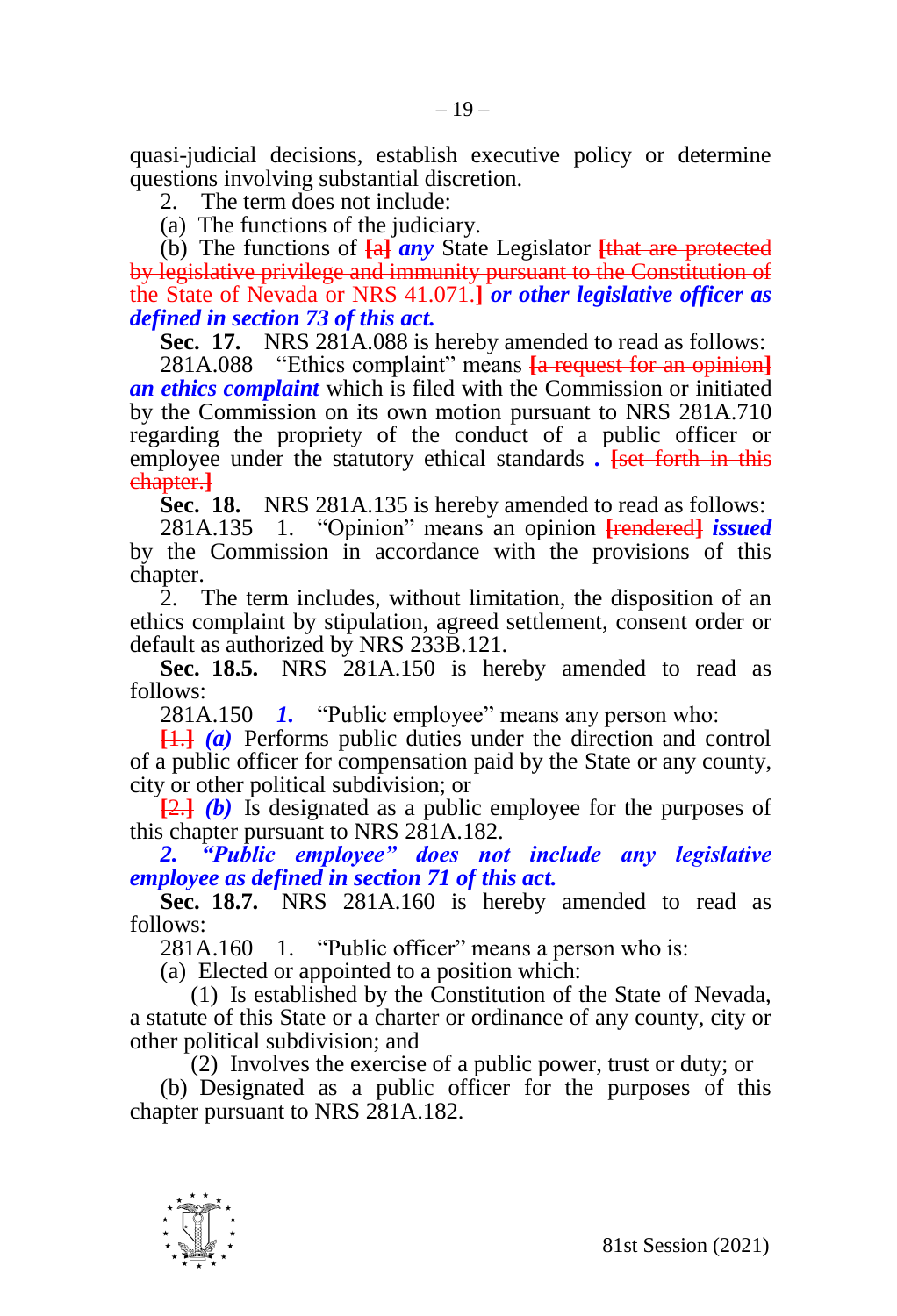quasi-judicial decisions, establish executive policy or determine questions involving substantial discretion.

2. The term does not include:

(a) The functions of the judiciary.

(b) The functions of [a] ***any*** State Legislator [that are protected by legislative privilege and immunity pursuant to the Constitution of the State of Nevada or NRS 41.071.] ***or other legislative officer as defined in section 73 of this act.***

**Sec. 17.** NRS 281A.088 is hereby amended to read as follows:

281A.088 "Ethics complaint" means [a request for an opinion] ***an ethics complaint*** which is filed with the Commission or initiated by the Commission on its own motion pursuant to NRS 281A.710 regarding the propriety of the conduct of a public officer or employee under the statutory ethical standards **.** [set forth in this chapter.]

**Sec. 18.** NRS 281A.135 is hereby amended to read as follows:

281A.135 1. "Opinion" means an opinion [rendered] ***issued*** by the Commission in accordance with the provisions of this chapter.

2. The term includes, without limitation, the disposition of an ethics complaint by stipulation, agreed settlement, consent order or default as authorized by NRS 233B.121.

**Sec. 18.5.** NRS 281A.150 is hereby amended to read as follows:

281A.150 ***1.*** "Public employee" means any person who:

[1.] ***(a)*** Performs public duties under the direction and control of a public officer for compensation paid by the State or any county, city or other political subdivision; or

[2.] ***(b)*** Is designated as a public employee for the purposes of this chapter pursuant to NRS 281A.182.

***2. "Public employee" does not include any legislative employee as defined in section 71 of this act.***

**Sec. 18.7.** NRS 281A.160 is hereby amended to read as follows:

281A.160 1. "Public officer" means a person who is:

(a) Elected or appointed to a position which:

(1) Is established by the Constitution of the State of Nevada, a statute of this State or a charter or ordinance of any county, city or other political subdivision; and

(2) Involves the exercise of a public power, trust or duty; or

(b) Designated as a public officer for the purposes of this chapter pursuant to NRS 281A.182.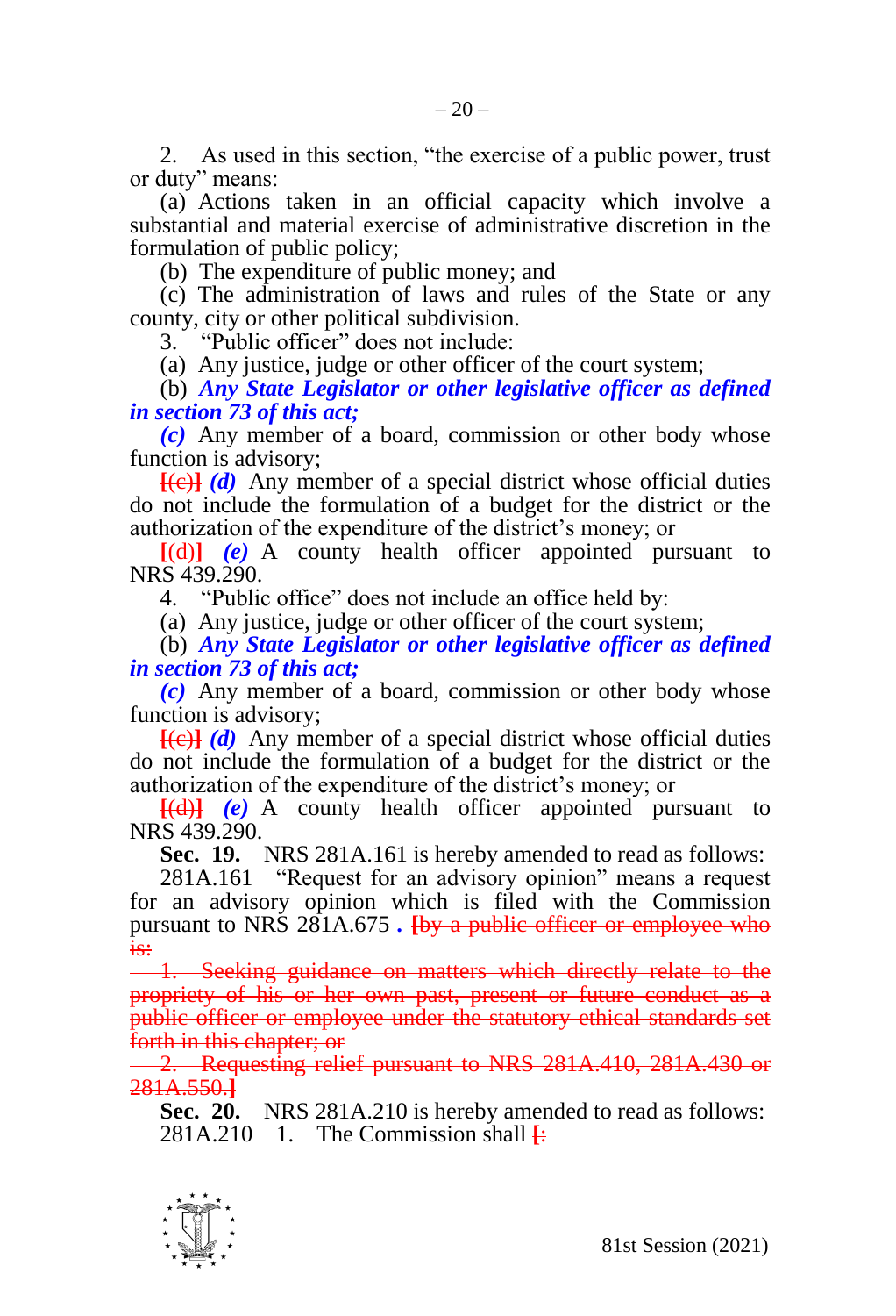2. As used in this section, "the exercise of a public power, trust or duty" means:

(a) Actions taken in an official capacity which involve a substantial and material exercise of administrative discretion in the formulation of public policy;

(b) The expenditure of public money; and

(c) The administration of laws and rules of the State or any county, city or other political subdivision.

3. "Public officer" does not include:

(a) Any justice, judge or other officer of the court system;

(b) ***Any State Legislator or other legislative officer as defined in section 73 of this act;***

***(c)*** Any member of a board, commission or other body whose function is advisory;

~~[(c)]~~ ***(d)*** Any member of a special district whose official duties do not include the formulation of a budget for the district or the authorization of the expenditure of the district's money; or

~~[(d)]~~ ***(e)*** A county health officer appointed pursuant to NRS 439.290.

4. "Public office" does not include an office held by:

(a) Any justice, judge or other officer of the court system;

(b) ***Any State Legislator or other legislative officer as defined in section 73 of this act;***

***(c)*** Any member of a board, commission or other body whose function is advisory;

~~[(c)]~~ ***(d)*** Any member of a special district whose official duties do not include the formulation of a budget for the district or the authorization of the expenditure of the district's money; or

~~[(d)]~~ ***(e)*** A county health officer appointed pursuant to NRS 439.290.

**Sec. 19.** NRS 281A.161 is hereby amended to read as follows:

281A.161 "Request for an advisory opinion" means a request for an advisory opinion which is filed with the Commission pursuant to NRS 281A.675 ***.*** ~~[by a public officer or employee who is:~~

~~1. Seeking guidance on matters which directly relate to the propriety of his or her own past, present or future conduct as a public officer or employee under the statutory ethical standards set forth in this chapter; or~~

~~2. Requesting relief pursuant to NRS 281A.410, 281A.430 or 281A.550.]~~

**Sec. 20.** NRS 281A.210 is hereby amended to read as follows:

281A.210 1. The Commission shall ~~[:~~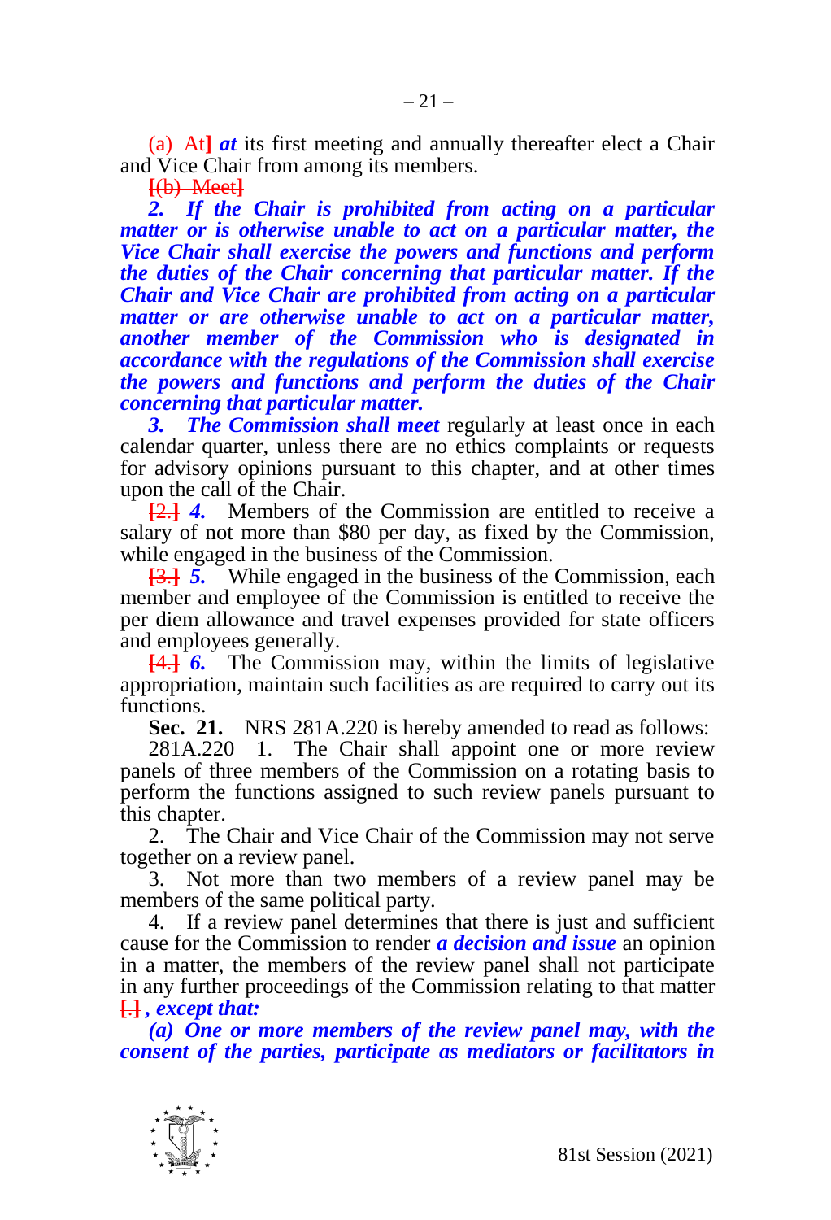~~(a) At~~] ***at*** its first meeting and annually thereafter elect a Chair and Vice Chair from among its members.

[~~(b) Meet~~]

***2. If the Chair is prohibited from acting on a particular matter or is otherwise unable to act on a particular matter, the Vice Chair shall exercise the powers and functions and perform the duties of the Chair concerning that particular matter. If the Chair and Vice Chair are prohibited from acting on a particular matter or are otherwise unable to act on a particular matter, another member of the Commission who is designated in accordance with the regulations of the Commission shall exercise the powers and functions and perform the duties of the Chair concerning that particular matter.***

***3. The Commission shall meet*** regularly at least once in each calendar quarter, unless there are no ethics complaints or requests for advisory opinions pursuant to this chapter, and at other times upon the call of the Chair.

[~~2.~~] ***4.*** Members of the Commission are entitled to receive a salary of not more than $80 per day, as fixed by the Commission, while engaged in the business of the Commission.

[~~3.~~] ***5.*** While engaged in the business of the Commission, each member and employee of the Commission is entitled to receive the per diem allowance and travel expenses provided for state officers and employees generally.

[~~4.~~] ***6.*** The Commission may, within the limits of legislative appropriation, maintain such facilities as are required to carry out its functions.

**Sec. 21.** NRS 281A.220 is hereby amended to read as follows:

281A.220 1. The Chair shall appoint one or more review panels of three members of the Commission on a rotating basis to perform the functions assigned to such review panels pursuant to this chapter.

2. The Chair and Vice Chair of the Commission may not serve together on a review panel.

3. Not more than two members of a review panel may be members of the same political party.

4. If a review panel determines that there is just and sufficient cause for the Commission to render ***a decision and issue*** an opinion in a matter, the members of the review panel shall not participate in any further proceedings of the Commission relating to that matter [~~.~~] ***, except that:***

***(a) One or more members of the review panel may, with the consent of the parties, participate as mediators or facilitators in***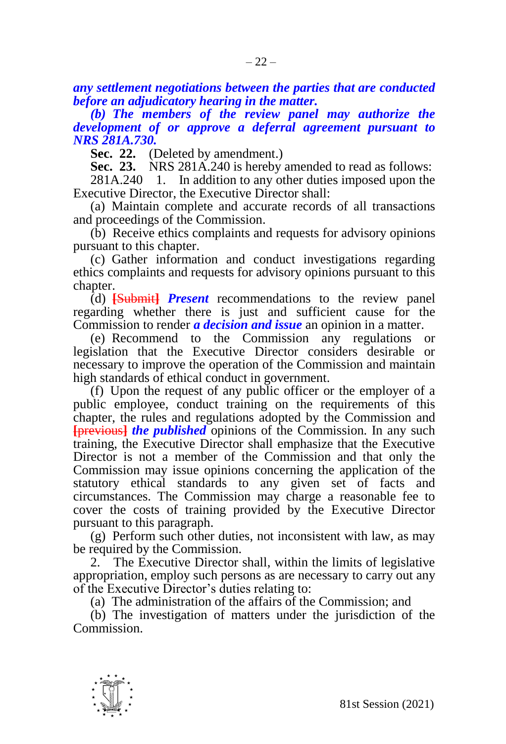***any settlement negotiations between the parties that are conducted before an adjudicatory hearing in the matter.***

***(b) The members of the review panel may authorize the development of or approve a deferral agreement pursuant to NRS 281A.730.***

**Sec. 22.** (Deleted by amendment.)

**Sec. 23.** NRS 281A.240 is hereby amended to read as follows:

281A.240 1. In addition to any other duties imposed upon the Executive Director, the Executive Director shall:

(a) Maintain complete and accurate records of all transactions and proceedings of the Commission.

(b) Receive ethics complaints and requests for advisory opinions pursuant to this chapter.

(c) Gather information and conduct investigations regarding ethics complaints and requests for advisory opinions pursuant to this chapter.

(d) **[**~~Submit~~**]** ***Present*** recommendations to the review panel regarding whether there is just and sufficient cause for the Commission to render ***a decision and issue*** an opinion in a matter.

(e) Recommend to the Commission any regulations or legislation that the Executive Director considers desirable or necessary to improve the operation of the Commission and maintain high standards of ethical conduct in government.

(f) Upon the request of any public officer or the employer of a public employee, conduct training on the requirements of this chapter, the rules and regulations adopted by the Commission and **[**~~previous~~**]** ***the published*** opinions of the Commission. In any such training, the Executive Director shall emphasize that the Executive Director is not a member of the Commission and that only the Commission may issue opinions concerning the application of the statutory ethical standards to any given set of facts and circumstances. The Commission may charge a reasonable fee to cover the costs of training provided by the Executive Director pursuant to this paragraph.

(g) Perform such other duties, not inconsistent with law, as may be required by the Commission.

2. The Executive Director shall, within the limits of legislative appropriation, employ such persons as are necessary to carry out any of the Executive Director's duties relating to:

(a) The administration of the affairs of the Commission; and

(b) The investigation of matters under the jurisdiction of the Commission.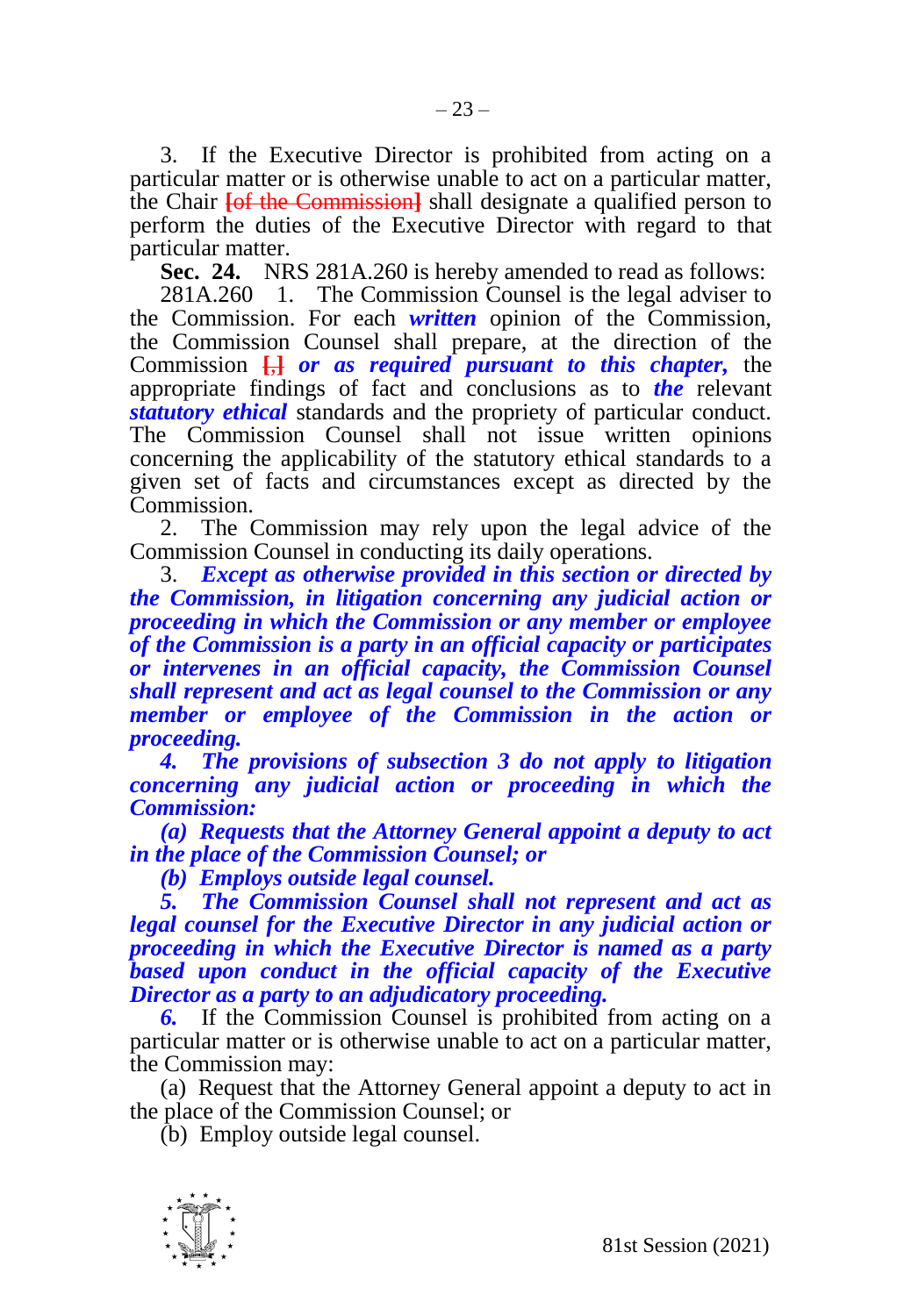3. If the Executive Director is prohibited from acting on a particular matter or is otherwise unable to act on a particular matter, the Chair [of the Commission] shall designate a qualified person to perform the duties of the Executive Director with regard to that particular matter.

**Sec. 24.** NRS 281A.260 is hereby amended to read as follows:

281A.260 1. The Commission Counsel is the legal adviser to the Commission. For each ***written*** opinion of the Commission, the Commission Counsel shall prepare, at the direction of the Commission [,] ***or as required pursuant to this chapter,*** the appropriate findings of fact and conclusions as to ***the*** relevant ***statutory ethical*** standards and the propriety of particular conduct. The Commission Counsel shall not issue written opinions concerning the applicability of the statutory ethical standards to a given set of facts and circumstances except as directed by the Commission.

2. The Commission may rely upon the legal advice of the Commission Counsel in conducting its daily operations.

3. ***Except as otherwise provided in this section or directed by the Commission, in litigation concerning any judicial action or proceeding in which the Commission or any member or employee of the Commission is a party in an official capacity or participates or intervenes in an official capacity, the Commission Counsel shall represent and act as legal counsel to the Commission or any member or employee of the Commission in the action or proceeding.***

***4. The provisions of subsection 3 do not apply to litigation concerning any judicial action or proceeding in which the Commission:***

***(a) Requests that the Attorney General appoint a deputy to act in the place of the Commission Counsel; or***

***(b) Employs outside legal counsel.***

***5. The Commission Counsel shall not represent and act as legal counsel for the Executive Director in any judicial action or proceeding in which the Executive Director is named as a party based upon conduct in the official capacity of the Executive Director as a party to an adjudicatory proceeding.***

***6.*** If the Commission Counsel is prohibited from acting on a particular matter or is otherwise unable to act on a particular matter, the Commission may:

(a) Request that the Attorney General appoint a deputy to act in the place of the Commission Counsel; or

(b) Employ outside legal counsel.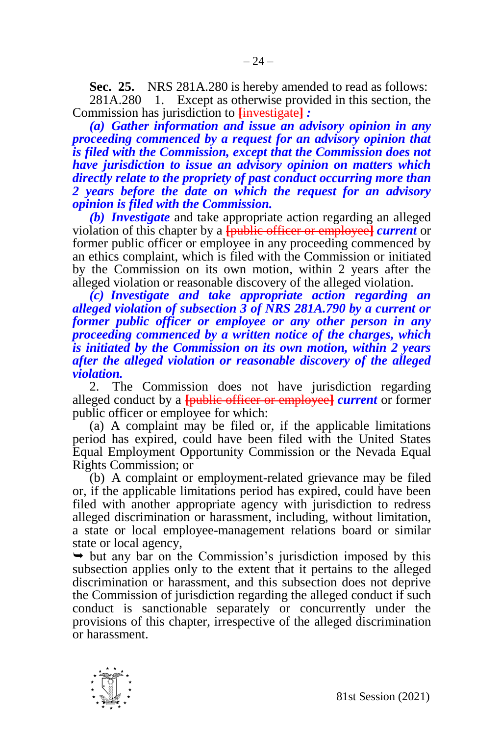**Sec. 25.** NRS 281A.280 is hereby amended to read as follows:

281A.280 1. Except as otherwise provided in this section, the Commission has jurisdiction to ~~[investigate]~~ ***:***

***(a) Gather information and issue an advisory opinion in any proceeding commenced by a request for an advisory opinion that is filed with the Commission, except that the Commission does not have jurisdiction to issue an advisory opinion on matters which directly relate to the propriety of past conduct occurring more than 2 years before the date on which the request for an advisory opinion is filed with the Commission.***

***(b) Investigate*** and take appropriate action regarding an alleged violation of this chapter by a ~~[public officer or employee]~~ ***current*** or former public officer or employee in any proceeding commenced by an ethics complaint, which is filed with the Commission or initiated by the Commission on its own motion, within 2 years after the alleged violation or reasonable discovery of the alleged violation.

***(c) Investigate and take appropriate action regarding an alleged violation of subsection 3 of NRS 281A.790 by a current or former public officer or employee or any other person in any proceeding commenced by a written notice of the charges, which is initiated by the Commission on its own motion, within 2 years after the alleged violation or reasonable discovery of the alleged violation.***

2. The Commission does not have jurisdiction regarding alleged conduct by a ~~[public officer or employee]~~ ***current*** or former public officer or employee for which:

(a) A complaint may be filed or, if the applicable limitations period has expired, could have been filed with the United States Equal Employment Opportunity Commission or the Nevada Equal Rights Commission; or

(b) A complaint or employment-related grievance may be filed or, if the applicable limitations period has expired, could have been filed with another appropriate agency with jurisdiction to redress alleged discrimination or harassment, including, without limitation, a state or local employee-management relations board or similar state or local agency,

➥ but any bar on the Commission's jurisdiction imposed by this subsection applies only to the extent that it pertains to the alleged discrimination or harassment, and this subsection does not deprive the Commission of jurisdiction regarding the alleged conduct if such conduct is sanctionable separately or concurrently under the provisions of this chapter, irrespective of the alleged discrimination or harassment.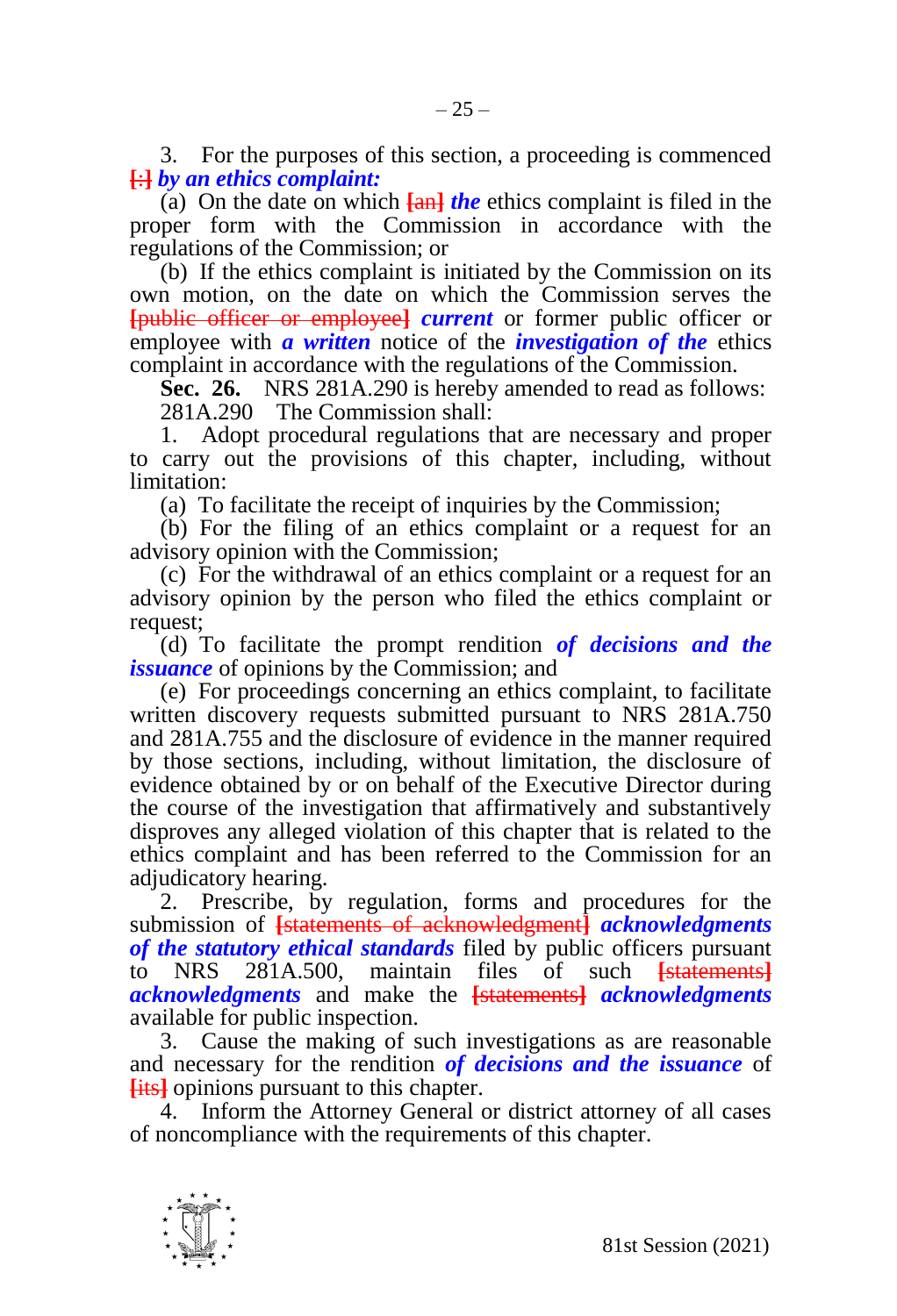3. For the purposes of this section, a proceeding is commenced [:] ***by an ethics complaint:***

(a) On the date on which [an] ***the*** ethics complaint is filed in the proper form with the Commission in accordance with the regulations of the Commission; or

(b) If the ethics complaint is initiated by the Commission on its own motion, on the date on which the Commission serves the [public officer or employee] ***current*** or former public officer or employee with ***a written*** notice of the ***investigation of the*** ethics complaint in accordance with the regulations of the Commission.

**Sec. 26.** NRS 281A.290 is hereby amended to read as follows:

281A.290 The Commission shall:

1. Adopt procedural regulations that are necessary and proper to carry out the provisions of this chapter, including, without limitation:

(a) To facilitate the receipt of inquiries by the Commission;

(b) For the filing of an ethics complaint or a request for an advisory opinion with the Commission;

(c) For the withdrawal of an ethics complaint or a request for an advisory opinion by the person who filed the ethics complaint or request;

(d) To facilitate the prompt rendition ***of decisions and the issuance*** of opinions by the Commission; and

(e) For proceedings concerning an ethics complaint, to facilitate written discovery requests submitted pursuant to NRS 281A.750 and 281A.755 and the disclosure of evidence in the manner required by those sections, including, without limitation, the disclosure of evidence obtained by or on behalf of the Executive Director during the course of the investigation that affirmatively and substantively disproves any alleged violation of this chapter that is related to the ethics complaint and has been referred to the Commission for an adjudicatory hearing.

2. Prescribe, by regulation, forms and procedures for the submission of [statements of acknowledgment] ***acknowledgments of the statutory ethical standards*** filed by public officers pursuant to NRS 281A.500, maintain files of such [statements] ***acknowledgments*** and make the [statements] ***acknowledgments*** available for public inspection.

3. Cause the making of such investigations as are reasonable and necessary for the rendition ***of decisions and the issuance*** of [its] opinions pursuant to this chapter.

4. Inform the Attorney General or district attorney of all cases of noncompliance with the requirements of this chapter.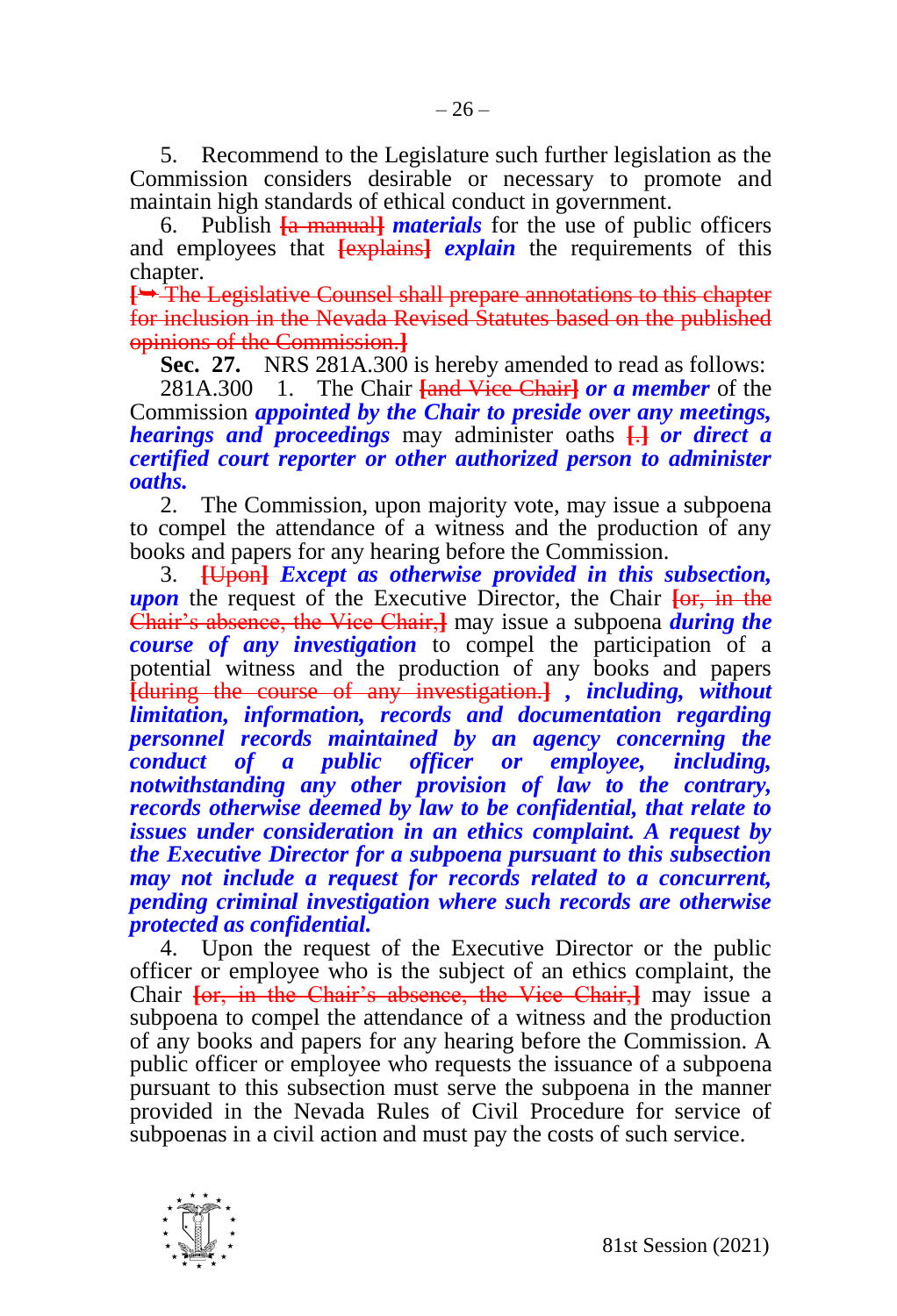5. Recommend to the Legislature such further legislation as the Commission considers desirable or necessary to promote and maintain high standards of ethical conduct in government.

6. Publish ~~[a manual]~~ ***materials*** for the use of public officers and employees that ~~[explains]~~ ***explain*** the requirements of this chapter.

~~[➥ The Legislative Counsel shall prepare annotations to this chapter for inclusion in the Nevada Revised Statutes based on the published opinions of the Commission.]~~

**Sec. 27.** NRS 281A.300 is hereby amended to read as follows:

281A.300 1. The Chair ~~[and Vice Chair]~~ ***or a member*** of the Commission ***appointed by the Chair to preside over any meetings, hearings and proceedings*** may administer oaths ~~[.]~~ ***or direct a certified court reporter or other authorized person to administer oaths.***

2. The Commission, upon majority vote, may issue a subpoena to compel the attendance of a witness and the production of any books and papers for any hearing before the Commission.

3. ~~[Upon]~~ ***Except as otherwise provided in this subsection, upon*** the request of the Executive Director, the Chair ~~[or, in the Chair's absence, the Vice Chair,]~~ may issue a subpoena ***during the course of any investigation*** to compel the participation of a potential witness and the production of any books and papers ~~[during the course of any investigation.]~~ ***, including, without limitation, information, records and documentation regarding personnel records maintained by an agency concerning the conduct of a public officer or employee, including, notwithstanding any other provision of law to the contrary, records otherwise deemed by law to be confidential, that relate to issues under consideration in an ethics complaint. A request by the Executive Director for a subpoena pursuant to this subsection may not include a request for records related to a concurrent, pending criminal investigation where such records are otherwise protected as confidential.***

4. Upon the request of the Executive Director or the public officer or employee who is the subject of an ethics complaint, the Chair ~~[or, in the Chair's absence, the Vice Chair,]~~ may issue a subpoena to compel the attendance of a witness and the production of any books and papers for any hearing before the Commission. A public officer or employee who requests the issuance of a subpoena pursuant to this subsection must serve the subpoena in the manner provided in the Nevada Rules of Civil Procedure for service of subpoenas in a civil action and must pay the costs of such service.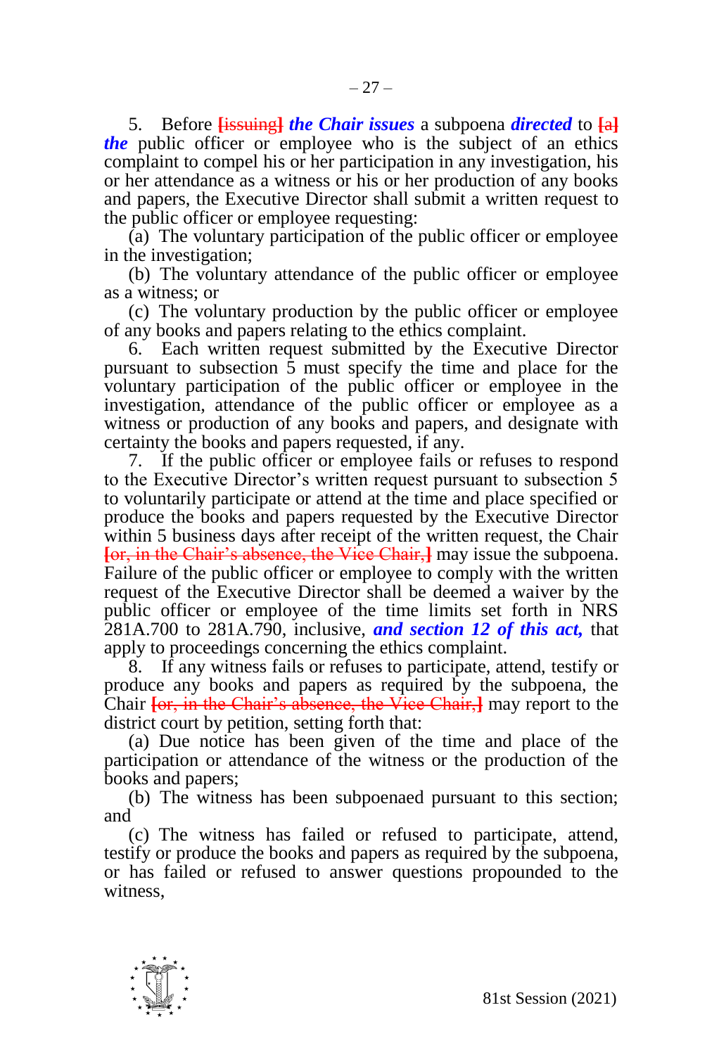5. Before [~~issuing~~] ***the Chair issues*** a subpoena ***directed*** to [~~a~~] ***the*** public officer or employee who is the subject of an ethics complaint to compel his or her participation in any investigation, his or her attendance as a witness or his or her production of any books and papers, the Executive Director shall submit a written request to the public officer or employee requesting:

(a) The voluntary participation of the public officer or employee in the investigation;

(b) The voluntary attendance of the public officer or employee as a witness; or

(c) The voluntary production by the public officer or employee of any books and papers relating to the ethics complaint.

6. Each written request submitted by the Executive Director pursuant to subsection 5 must specify the time and place for the voluntary participation of the public officer or employee in the investigation, attendance of the public officer or employee as a witness or production of any books and papers, and designate with certainty the books and papers requested, if any.

7. If the public officer or employee fails or refuses to respond to the Executive Director's written request pursuant to subsection 5 to voluntarily participate or attend at the time and place specified or produce the books and papers requested by the Executive Director within 5 business days after receipt of the written request, the Chair [~~or, in the Chair's absence, the Vice Chair,~~] may issue the subpoena. Failure of the public officer or employee to comply with the written request of the Executive Director shall be deemed a waiver by the public officer or employee of the time limits set forth in NRS 281A.700 to 281A.790, inclusive, ***and section 12 of this act,*** that apply to proceedings concerning the ethics complaint.

8. If any witness fails or refuses to participate, attend, testify or produce any books and papers as required by the subpoena, the Chair [~~or, in the Chair's absence, the Vice Chair,~~] may report to the district court by petition, setting forth that:

(a) Due notice has been given of the time and place of the participation or attendance of the witness or the production of the books and papers;

(b) The witness has been subpoenaed pursuant to this section; and

(c) The witness has failed or refused to participate, attend, testify or produce the books and papers as required by the subpoena, or has failed or refused to answer questions propounded to the witness,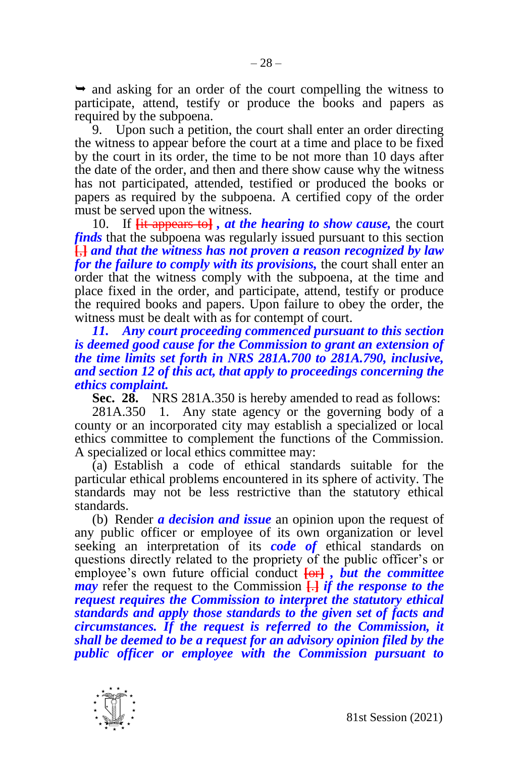➥ and asking for an order of the court compelling the witness to participate, attend, testify or produce the books and papers as required by the subpoena.

9. Upon such a petition, the court shall enter an order directing the witness to appear before the court at a time and place to be fixed by the court in its order, the time to be not more than 10 days after the date of the order, and then and there show cause why the witness has not participated, attended, testified or produced the books or papers as required by the subpoena. A certified copy of the order must be served upon the witness.

10. If [it appears to] *, at the hearing to show cause,* the court ***finds*** that the subpoena was regularly issued pursuant to this section [,] ***and that the witness has not proven a reason recognized by law for the failure to comply with its provisions,*** the court shall enter an order that the witness comply with the subpoena, at the time and place fixed in the order, and participate, attend, testify or produce the required books and papers. Upon failure to obey the order, the witness must be dealt with as for contempt of court.

***11. Any court proceeding commenced pursuant to this section is deemed good cause for the Commission to grant an extension of the time limits set forth in NRS 281A.700 to 281A.790, inclusive, and section 12 of this act, that apply to proceedings concerning the ethics complaint.***

**Sec. 28.** NRS 281A.350 is hereby amended to read as follows:

281A.350 1. Any state agency or the governing body of a county or an incorporated city may establish a specialized or local ethics committee to complement the functions of the Commission. A specialized or local ethics committee may:

(a) Establish a code of ethical standards suitable for the particular ethical problems encountered in its sphere of activity. The standards may not be less restrictive than the statutory ethical standards.

(b) Render ***a decision and issue*** an opinion upon the request of any public officer or employee of its own organization or level seeking an interpretation of its ***code of*** ethical standards on questions directly related to the propriety of the public officer's or employee's own future official conduct [or] ***, but the committee may*** refer the request to the Commission [.] ***if the response to the request requires the Commission to interpret the statutory ethical standards and apply those standards to the given set of facts and circumstances. If the request is referred to the Commission, it shall be deemed to be a request for an advisory opinion filed by the public officer or employee with the Commission pursuant to***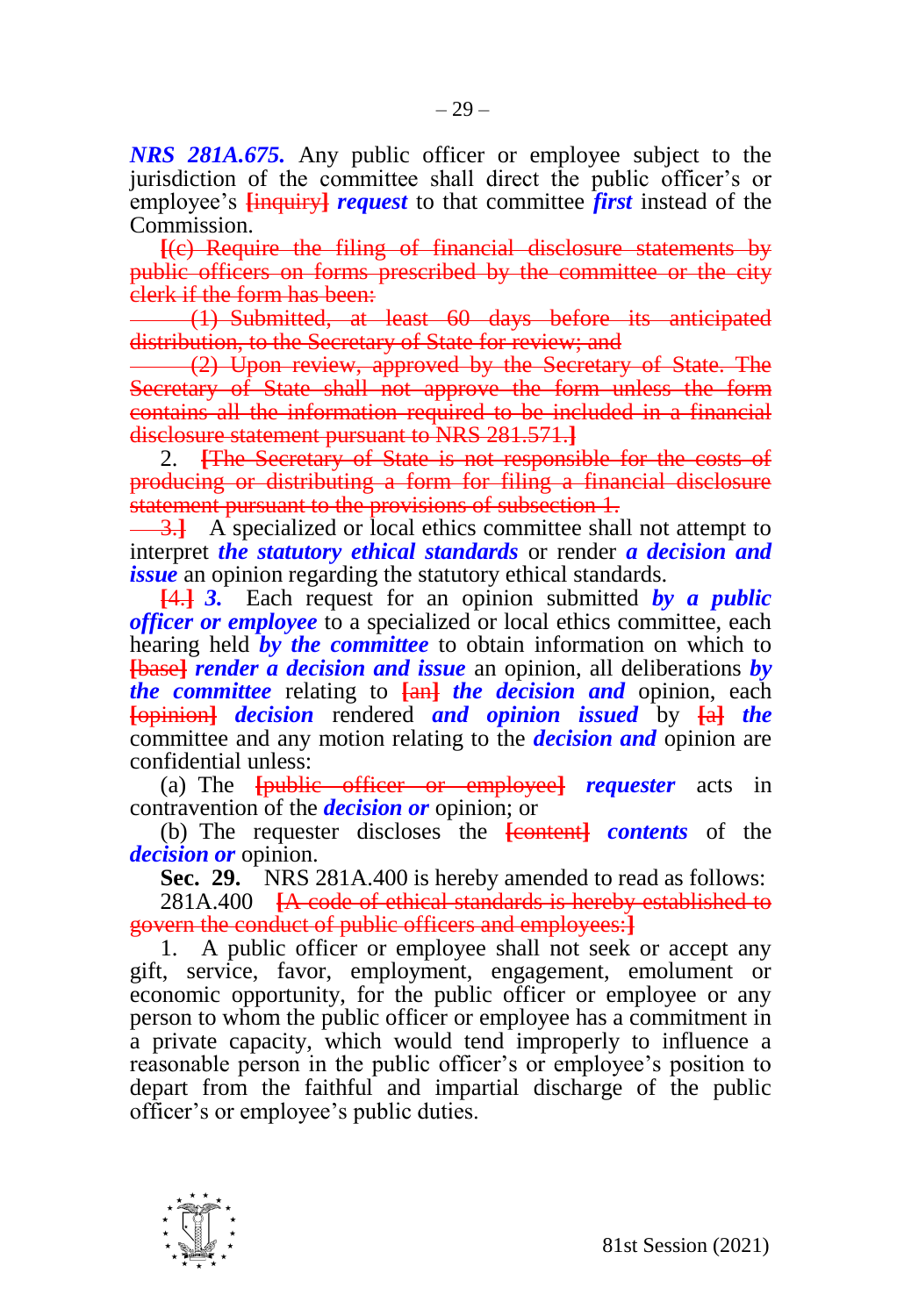***NRS 281A.675.*** Any public officer or employee subject to the jurisdiction of the committee shall direct the public officer's or employee's ~~[inquiry]~~ ***request*** to that committee ***first*** instead of the Commission.

~~[(c) Require the filing of financial disclosure statements by public officers on forms prescribed by the committee or the city clerk if the form has been:~~

~~(1) Submitted, at least 60 days before its anticipated distribution, to the Secretary of State for review; and~~

~~(2) Upon review, approved by the Secretary of State. The Secretary of State shall not approve the form unless the form contains all the information required to be included in a financial disclosure statement pursuant to NRS 281.571.]~~

2. ~~[The Secretary of State is not responsible for the costs of producing or distributing a form for filing a financial disclosure statement pursuant to the provisions of subsection 1.~~

~~3.]~~ A specialized or local ethics committee shall not attempt to interpret ***the statutory ethical standards*** or render ***a decision and issue*** an opinion regarding the statutory ethical standards.

~~[4.]~~ ***3.*** Each request for an opinion submitted ***by a public officer or employee*** to a specialized or local ethics committee, each hearing held ***by the committee*** to obtain information on which to ~~[base]~~ ***render a decision and issue*** an opinion, all deliberations ***by the committee*** relating to ~~[an]~~ ***the decision and*** opinion, each ~~[opinion]~~ ***decision*** rendered ***and opinion issued*** by ~~[a]~~ ***the*** committee and any motion relating to the ***decision and*** opinion are confidential unless:

(a) The ~~[public officer or employee]~~ ***requester*** acts in contravention of the ***decision or*** opinion; or

(b) The requester discloses the ~~[content]~~ ***contents*** of the ***decision or*** opinion.

**Sec. 29.** NRS 281A.400 is hereby amended to read as follows:

281A.400 ~~[A code of ethical standards is hereby established to govern the conduct of public officers and employees:]~~

1. A public officer or employee shall not seek or accept any gift, service, favor, employment, engagement, emolument or economic opportunity, for the public officer or employee or any person to whom the public officer or employee has a commitment in a private capacity, which would tend improperly to influence a reasonable person in the public officer's or employee's position to depart from the faithful and impartial discharge of the public officer's or employee's public duties.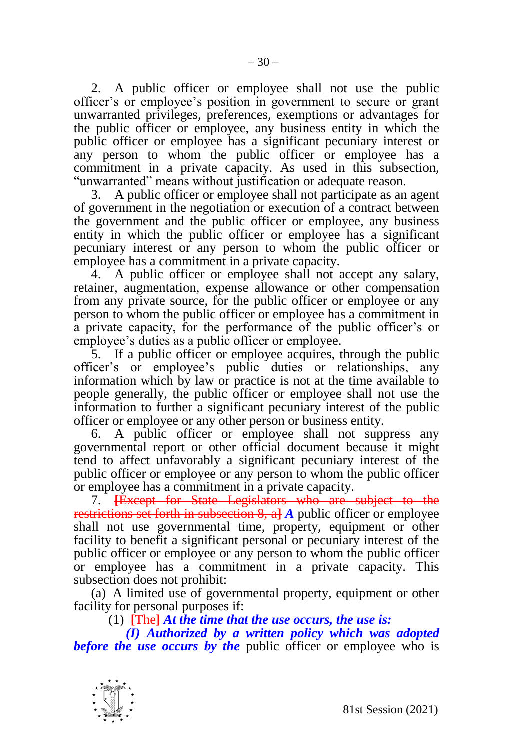2. A public officer or employee shall not use the public officer's or employee's position in government to secure or grant unwarranted privileges, preferences, exemptions or advantages for the public officer or employee, any business entity in which the public officer or employee has a significant pecuniary interest or any person to whom the public officer or employee has a commitment in a private capacity. As used in this subsection, "unwarranted" means without justification or adequate reason.

3. A public officer or employee shall not participate as an agent of government in the negotiation or execution of a contract between the government and the public officer or employee, any business entity in which the public officer or employee has a significant pecuniary interest or any person to whom the public officer or employee has a commitment in a private capacity.

4. A public officer or employee shall not accept any salary, retainer, augmentation, expense allowance or other compensation from any private source, for the public officer or employee or any person to whom the public officer or employee has a commitment in a private capacity, for the performance of the public officer's or employee's duties as a public officer or employee.

5. If a public officer or employee acquires, through the public officer's or employee's public duties or relationships, any information which by law or practice is not at the time available to people generally, the public officer or employee shall not use the information to further a significant pecuniary interest of the public officer or employee or any other person or business entity.

6. A public officer or employee shall not suppress any governmental report or other official document because it might tend to affect unfavorably a significant pecuniary interest of the public officer or employee or any person to whom the public officer or employee has a commitment in a private capacity.

7. ~~[Except for State Legislators who are subject to the restrictions set forth in subsection 8, a]~~ ***A*** public officer or employee shall not use governmental time, property, equipment or other facility to benefit a significant personal or pecuniary interest of the public officer or employee or any person to whom the public officer or employee has a commitment in a private capacity. This subsection does not prohibit:

(a) A limited use of governmental property, equipment or other facility for personal purposes if:

(1) ~~[The]~~ ***At the time that the use occurs, the use is:***

***(I) Authorized by a written policy which was adopted before the use occurs by the*** public officer or employee who is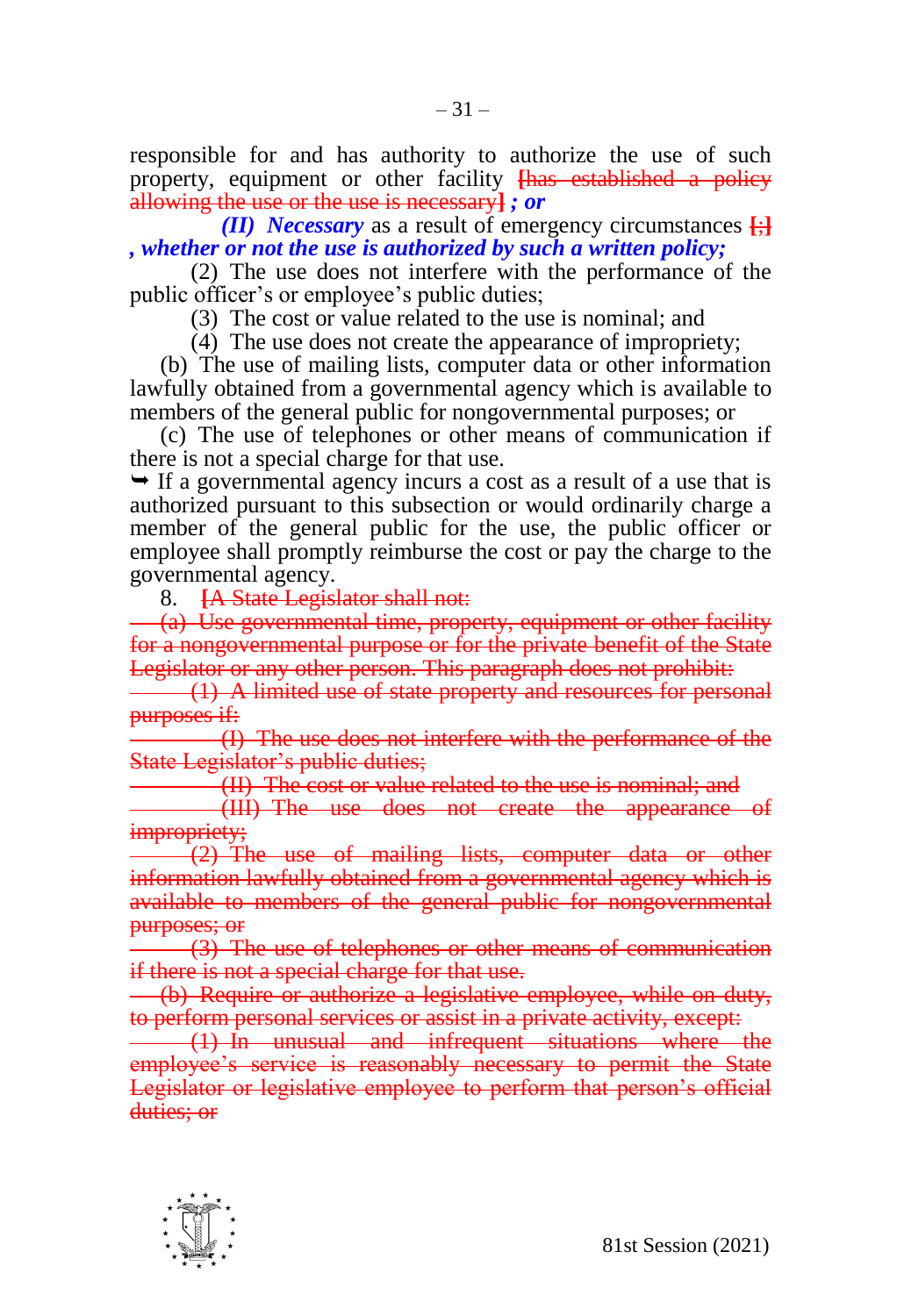responsible for and has authority to authorize the use of such property, equipment or other facility ~~[has established a policy allowing the use or the use is necessary]~~ ***; or***

***(II) Necessary*** as a result of emergency circumstances ~~[;]~~ ***, whether or not the use is authorized by such a written policy;***

(2) The use does not interfere with the performance of the public officer's or employee's public duties;

(3) The cost or value related to the use is nominal; and

(4) The use does not create the appearance of impropriety;

(b) The use of mailing lists, computer data or other information lawfully obtained from a governmental agency which is available to members of the general public for nongovernmental purposes; or

(c) The use of telephones or other means of communication if there is not a special charge for that use.

➥ If a governmental agency incurs a cost as a result of a use that is authorized pursuant to this subsection or would ordinarily charge a member of the general public for the use, the public officer or employee shall promptly reimburse the cost or pay the charge to the governmental agency.

8. ~~[A State Legislator shall not:~~

~~(a) Use governmental time, property, equipment or other facility for a nongovernmental purpose or for the private benefit of the State Legislator or any other person. This paragraph does not prohibit:~~

~~(1) A limited use of state property and resources for personal purposes if:~~

~~(I) The use does not interfere with the performance of the State Legislator's public duties;~~

~~(II) The cost or value related to the use is nominal; and~~

~~(III) The use does not create the appearance of impropriety;~~

~~(2) The use of mailing lists, computer data or other information lawfully obtained from a governmental agency which is available to members of the general public for nongovernmental purposes; or~~

~~(3) The use of telephones or other means of communication if there is not a special charge for that use.~~

~~(b) Require or authorize a legislative employee, while on duty, to perform personal services or assist in a private activity, except:~~

~~(1) In unusual and infrequent situations where the employee's service is reasonably necessary to permit the State Legislator or legislative employee to perform that person's official duties; or~~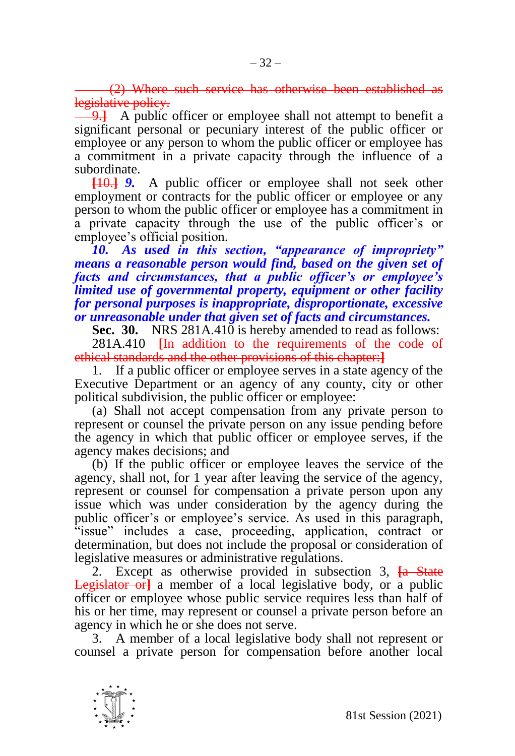~~(2) Where such service has otherwise been established as legislative policy.~~

~~9.]~~ A public officer or employee shall not attempt to benefit a significant personal or pecuniary interest of the public officer or employee or any person to whom the public officer or employee has a commitment in a private capacity through the influence of a subordinate.

**[**~~10.~~**]** *9.* A public officer or employee shall not seek other employment or contracts for the public officer or employee or any person to whom the public officer or employee has a commitment in a private capacity through the use of the public officer's or employee's official position.

***10. As used in this section, "appearance of impropriety" means a reasonable person would find, based on the given set of facts and circumstances, that a public officer's or employee's limited use of governmental property, equipment or other facility for personal purposes is inappropriate, disproportionate, excessive or unreasonable under that given set of facts and circumstances.***

**Sec. 30.** NRS 281A.410 is hereby amended to read as follows:

281A.410 **[**~~In addition to the requirements of the code of ethical standards and the other provisions of this chapter:~~**]**

1. If a public officer or employee serves in a state agency of the Executive Department or an agency of any county, city or other political subdivision, the public officer or employee:

(a) Shall not accept compensation from any private person to represent or counsel the private person on any issue pending before the agency in which that public officer or employee serves, if the agency makes decisions; and

(b) If the public officer or employee leaves the service of the agency, shall not, for 1 year after leaving the service of the agency, represent or counsel for compensation a private person upon any issue which was under consideration by the agency during the public officer's or employee's service. As used in this paragraph, "issue" includes a case, proceeding, application, contract or determination, but does not include the proposal or consideration of legislative measures or administrative regulations.

2. Except as otherwise provided in subsection 3, **[**~~a State Legislator or~~**]** a member of a local legislative body, or a public officer or employee whose public service requires less than half of his or her time, may represent or counsel a private person before an agency in which he or she does not serve.

3. A member of a local legislative body shall not represent or counsel a private person for compensation before another local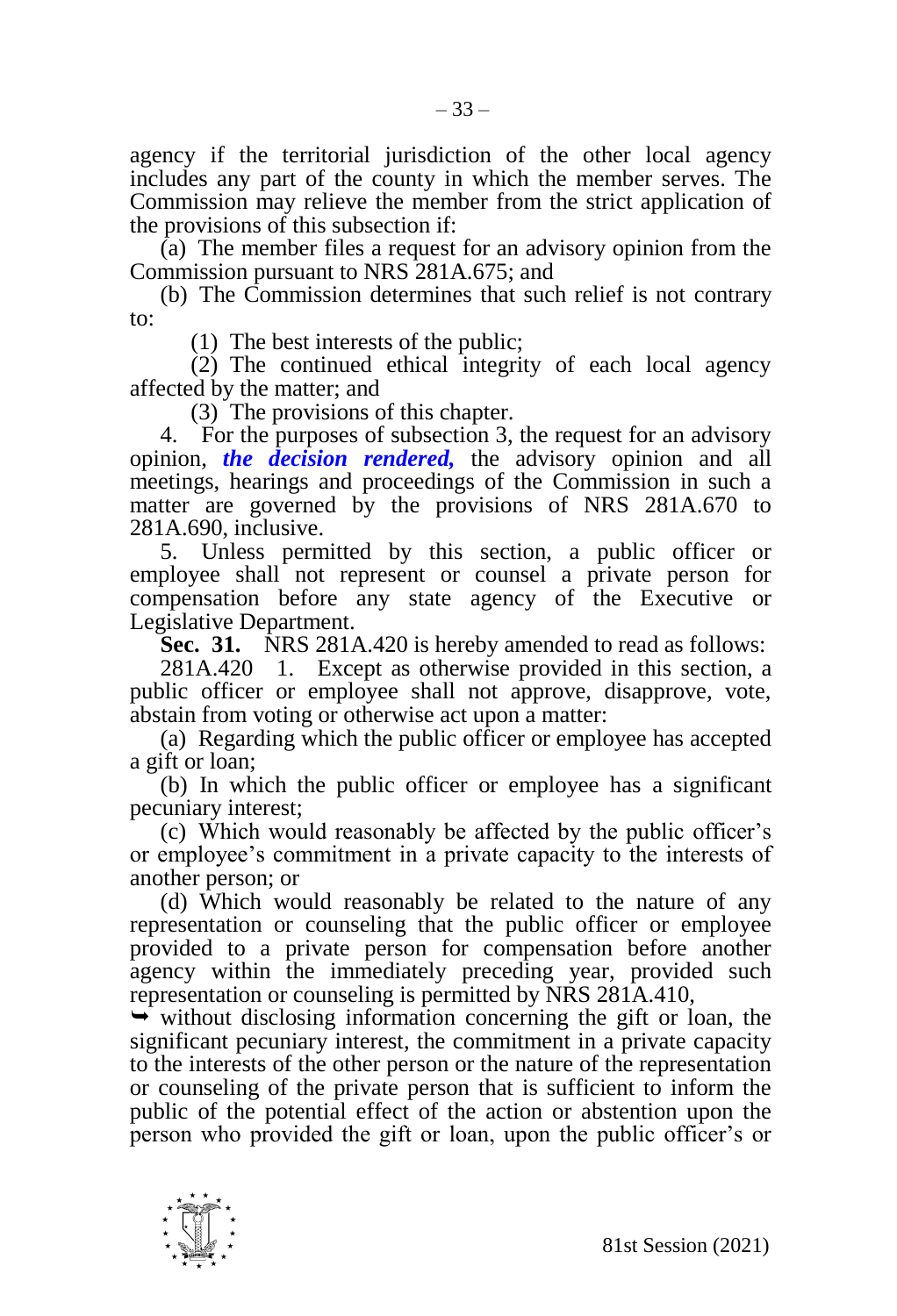agency if the territorial jurisdiction of the other local agency includes any part of the county in which the member serves. The Commission may relieve the member from the strict application of the provisions of this subsection if:

(a) The member files a request for an advisory opinion from the Commission pursuant to NRS 281A.675; and

(b) The Commission determines that such relief is not contrary to:

(1) The best interests of the public;

(2) The continued ethical integrity of each local agency affected by the matter; and

(3) The provisions of this chapter.

4. For the purposes of subsection 3, the request for an advisory opinion, ***the decision rendered,*** the advisory opinion and all meetings, hearings and proceedings of the Commission in such a matter are governed by the provisions of NRS 281A.670 to 281A.690, inclusive.

5. Unless permitted by this section, a public officer or employee shall not represent or counsel a private person for compensation before any state agency of the Executive or Legislative Department.

**Sec. 31.** NRS 281A.420 is hereby amended to read as follows:

281A.420 1. Except as otherwise provided in this section, a public officer or employee shall not approve, disapprove, vote, abstain from voting or otherwise act upon a matter:

(a) Regarding which the public officer or employee has accepted a gift or loan;

(b) In which the public officer or employee has a significant pecuniary interest;

(c) Which would reasonably be affected by the public officer's or employee's commitment in a private capacity to the interests of another person; or

(d) Which would reasonably be related to the nature of any representation or counseling that the public officer or employee provided to a private person for compensation before another agency within the immediately preceding year, provided such representation or counseling is permitted by NRS 281A.410,

➥ without disclosing information concerning the gift or loan, the significant pecuniary interest, the commitment in a private capacity to the interests of the other person or the nature of the representation or counseling of the private person that is sufficient to inform the public of the potential effect of the action or abstention upon the person who provided the gift or loan, upon the public officer's or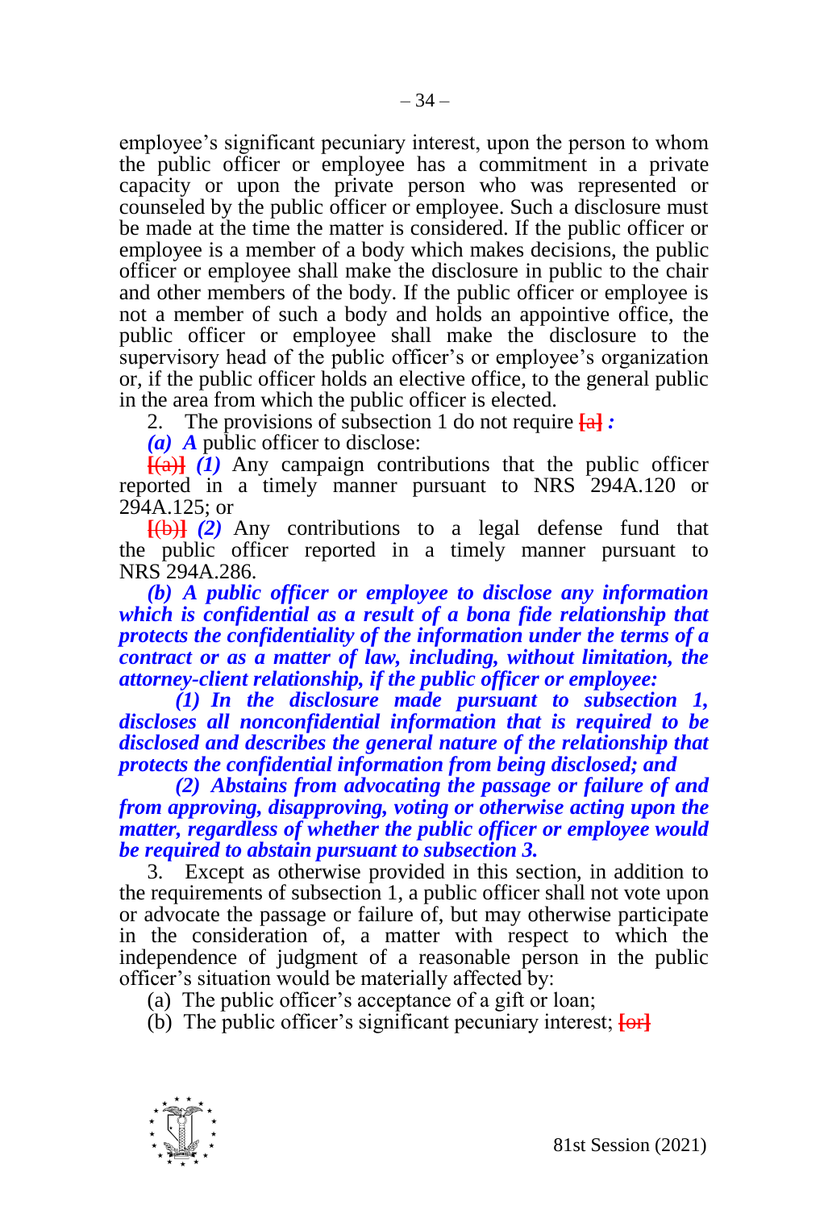employee's significant pecuniary interest, upon the person to whom the public officer or employee has a commitment in a private capacity or upon the private person who was represented or counseled by the public officer or employee. Such a disclosure must be made at the time the matter is considered. If the public officer or employee is a member of a body which makes decisions, the public officer or employee shall make the disclosure in public to the chair and other members of the body. If the public officer or employee is not a member of such a body and holds an appointive office, the public officer or employee shall make the disclosure to the supervisory head of the public officer's or employee's organization or, if the public officer holds an elective office, to the general public in the area from which the public officer is elected.

2. The provisions of subsection 1 do not require [a] ***:***

***(a) A*** public officer to disclose:

[(a)] ***(1)*** Any campaign contributions that the public officer reported in a timely manner pursuant to NRS 294A.120 or 294A.125; or

[(b)] ***(2)*** Any contributions to a legal defense fund that the public officer reported in a timely manner pursuant to NRS 294A.286.

***(b) A public officer or employee to disclose any information which is confidential as a result of a bona fide relationship that protects the confidentiality of the information under the terms of a contract or as a matter of law, including, without limitation, the attorney-client relationship, if the public officer or employee:***

***(1) In the disclosure made pursuant to subsection 1, discloses all nonconfidential information that is required to be disclosed and describes the general nature of the relationship that protects the confidential information from being disclosed; and***

***(2) Abstains from advocating the passage or failure of and from approving, disapproving, voting or otherwise acting upon the matter, regardless of whether the public officer or employee would be required to abstain pursuant to subsection 3.***

3. Except as otherwise provided in this section, in addition to the requirements of subsection 1, a public officer shall not vote upon or advocate the passage or failure of, but may otherwise participate in the consideration of, a matter with respect to which the independence of judgment of a reasonable person in the public officer's situation would be materially affected by:

(a) The public officer's acceptance of a gift or loan;

(b) The public officer's significant pecuniary interest; [or]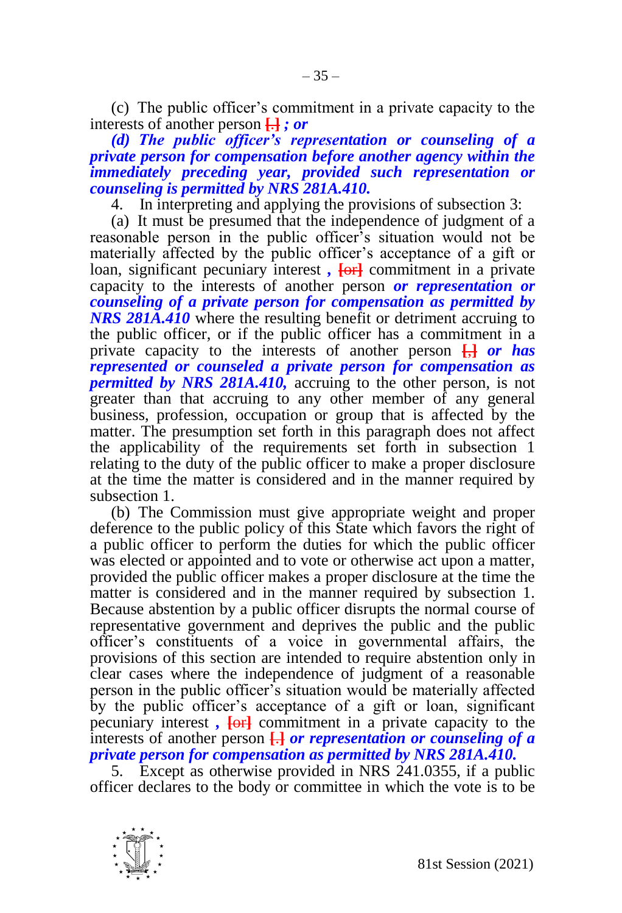(c) The public officer's commitment in a private capacity to the interests of another person [.] ***; or***

***(d) The public officer's representation or counseling of a private person for compensation before another agency within the immediately preceding year, provided such representation or counseling is permitted by NRS 281A.410.***

4. In interpreting and applying the provisions of subsection 3:

(a) It must be presumed that the independence of judgment of a reasonable person in the public officer's situation would not be materially affected by the public officer's acceptance of a gift or loan, significant pecuniary interest ***,*** [or] commitment in a private capacity to the interests of another person ***or representation or counseling of a private person for compensation as permitted by NRS 281A.410*** where the resulting benefit or detriment accruing to the public officer, or if the public officer has a commitment in a private capacity to the interests of another person [,] ***or has represented or counseled a private person for compensation as permitted by NRS 281A.410,*** accruing to the other person, is not greater than that accruing to any other member of any general business, profession, occupation or group that is affected by the matter. The presumption set forth in this paragraph does not affect the applicability of the requirements set forth in subsection 1 relating to the duty of the public officer to make a proper disclosure at the time the matter is considered and in the manner required by subsection 1.

(b) The Commission must give appropriate weight and proper deference to the public policy of this State which favors the right of a public officer to perform the duties for which the public officer was elected or appointed and to vote or otherwise act upon a matter, provided the public officer makes a proper disclosure at the time the matter is considered and in the manner required by subsection 1. Because abstention by a public officer disrupts the normal course of representative government and deprives the public and the public officer's constituents of a voice in governmental affairs, the provisions of this section are intended to require abstention only in clear cases where the independence of judgment of a reasonable person in the public officer's situation would be materially affected by the public officer's acceptance of a gift or loan, significant pecuniary interest ***,*** [or] commitment in a private capacity to the interests of another person [.] ***or representation or counseling of a private person for compensation as permitted by NRS 281A.410.***

5. Except as otherwise provided in NRS 241.0355, if a public officer declares to the body or committee in which the vote is to be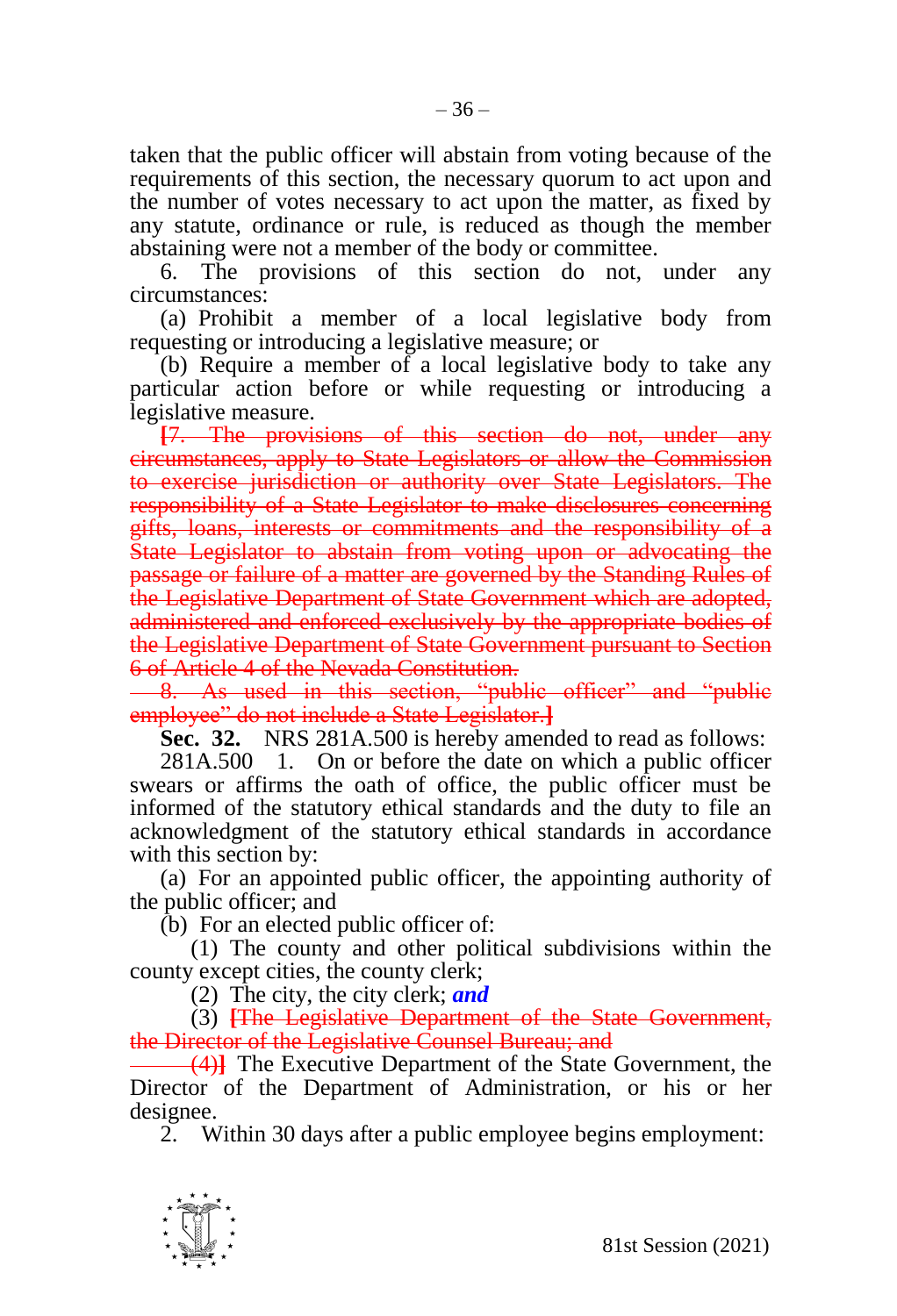taken that the public officer will abstain from voting because of the requirements of this section, the necessary quorum to act upon and the number of votes necessary to act upon the matter, as fixed by any statute, ordinance or rule, is reduced as though the member abstaining were not a member of the body or committee.

6. The provisions of this section do not, under any circumstances:

(a) Prohibit a member of a local legislative body from requesting or introducing a legislative measure; or

(b) Require a member of a local legislative body to take any particular action before or while requesting or introducing a legislative measure.

**[**~~7. The provisions of this section do not, under any circumstances, apply to State Legislators or allow the Commission to exercise jurisdiction or authority over State Legislators. The responsibility of a State Legislator to make disclosures concerning gifts, loans, interests or commitments and the responsibility of a State Legislator to abstain from voting upon or advocating the passage or failure of a matter are governed by the Standing Rules of the Legislative Department of State Government which are adopted, administered and enforced exclusively by the appropriate bodies of the Legislative Department of State Government pursuant to Section 6 of Article 4 of the Nevada Constitution.~~

~~8. As used in this section, "public officer" and "public employee" do not include a State Legislator.~~**]**

**Sec. 32.** NRS 281A.500 is hereby amended to read as follows:

281A.500 1. On or before the date on which a public officer swears or affirms the oath of office, the public officer must be informed of the statutory ethical standards and the duty to file an acknowledgment of the statutory ethical standards in accordance with this section by:

(a) For an appointed public officer, the appointing authority of the public officer; and

(b) For an elected public officer of:

(1) The county and other political subdivisions within the county except cities, the county clerk;

(2) The city, the city clerk; ***and***

(3) **[**~~The Legislative Department of the State Government, the Director of the Legislative Counsel Bureau; and~~

~~(4)~~**]** The Executive Department of the State Government, the Director of the Department of Administration, or his or her designee.

2. Within 30 days after a public employee begins employment: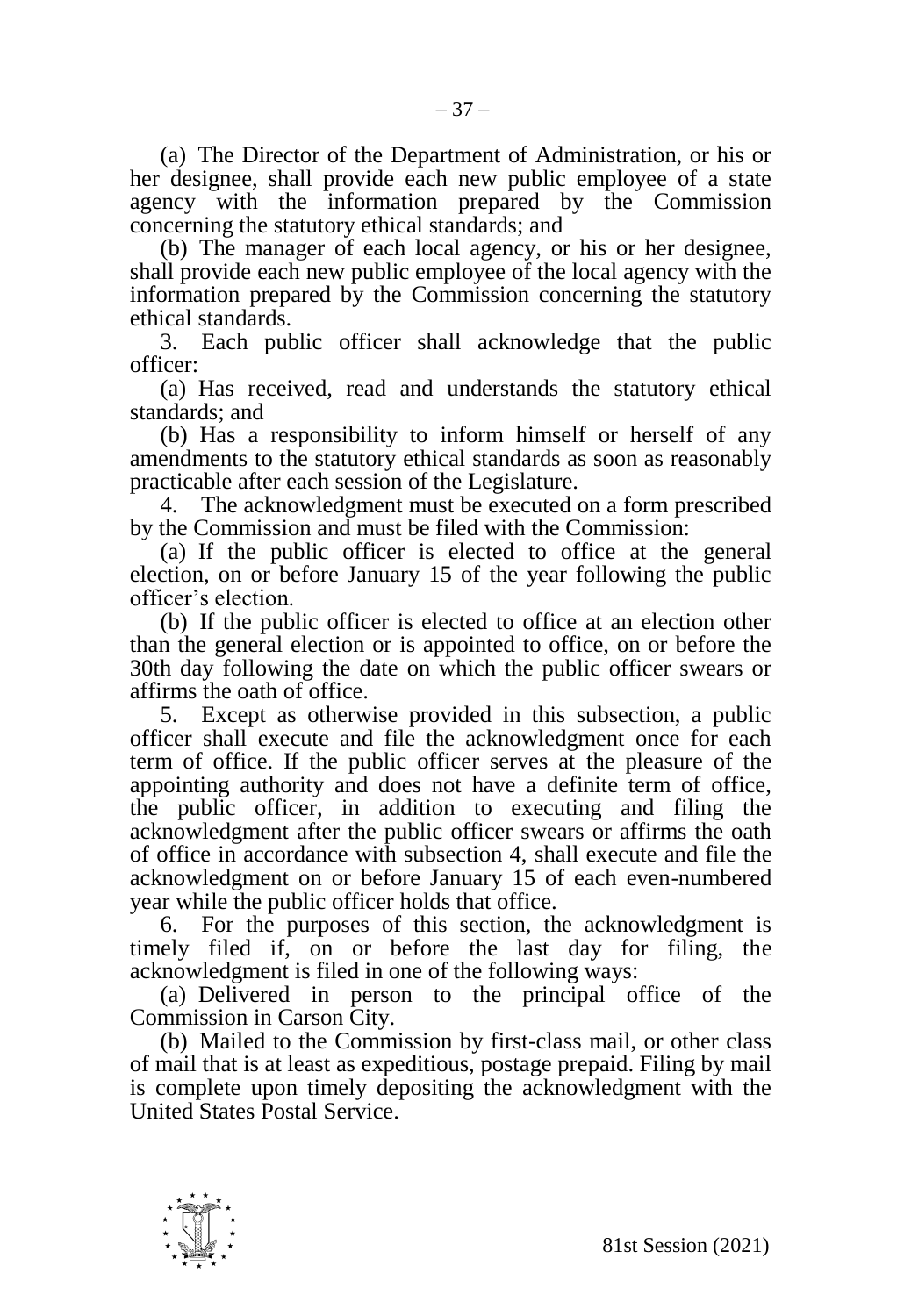(a) The Director of the Department of Administration, or his or her designee, shall provide each new public employee of a state agency with the information prepared by the Commission concerning the statutory ethical standards; and

(b) The manager of each local agency, or his or her designee, shall provide each new public employee of the local agency with the information prepared by the Commission concerning the statutory ethical standards.

3. Each public officer shall acknowledge that the public officer:

(a) Has received, read and understands the statutory ethical standards; and

(b) Has a responsibility to inform himself or herself of any amendments to the statutory ethical standards as soon as reasonably practicable after each session of the Legislature.

4. The acknowledgment must be executed on a form prescribed by the Commission and must be filed with the Commission:

(a) If the public officer is elected to office at the general election, on or before January 15 of the year following the public officer's election.

(b) If the public officer is elected to office at an election other than the general election or is appointed to office, on or before the 30th day following the date on which the public officer swears or affirms the oath of office.

5. Except as otherwise provided in this subsection, a public officer shall execute and file the acknowledgment once for each term of office. If the public officer serves at the pleasure of the appointing authority and does not have a definite term of office, the public officer, in addition to executing and filing the acknowledgment after the public officer swears or affirms the oath of office in accordance with subsection 4, shall execute and file the acknowledgment on or before January 15 of each even-numbered year while the public officer holds that office.

6. For the purposes of this section, the acknowledgment is timely filed if, on or before the last day for filing, the acknowledgment is filed in one of the following ways:

(a) Delivered in person to the principal office of the Commission in Carson City.

(b) Mailed to the Commission by first-class mail, or other class of mail that is at least as expeditious, postage prepaid. Filing by mail is complete upon timely depositing the acknowledgment with the United States Postal Service.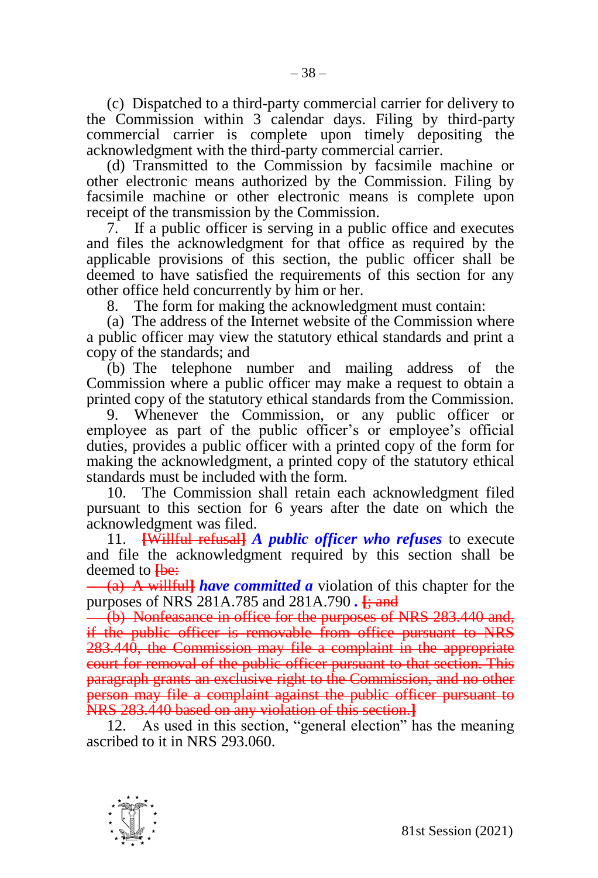(c) Dispatched to a third-party commercial carrier for delivery to the Commission within 3 calendar days. Filing by third-party commercial carrier is complete upon timely depositing the acknowledgment with the third-party commercial carrier.

(d) Transmitted to the Commission by facsimile machine or other electronic means authorized by the Commission. Filing by facsimile machine or other electronic means is complete upon receipt of the transmission by the Commission.

7. If a public officer is serving in a public office and executes and files the acknowledgment for that office as required by the applicable provisions of this section, the public officer shall be deemed to have satisfied the requirements of this section for any other office held concurrently by him or her.

8. The form for making the acknowledgment must contain:

(a) The address of the Internet website of the Commission where a public officer may view the statutory ethical standards and print a copy of the standards; and

(b) The telephone number and mailing address of the Commission where a public officer may make a request to obtain a printed copy of the statutory ethical standards from the Commission.

9. Whenever the Commission, or any public officer or employee as part of the public officer's or employee's official duties, provides a public officer with a printed copy of the form for making the acknowledgment, a printed copy of the statutory ethical standards must be included with the form.

10. The Commission shall retain each acknowledgment filed pursuant to this section for 6 years after the date on which the acknowledgment was filed.

11. **[**~~Willful refusal~~**]** ***A public officer who refuses*** to execute and file the acknowledgment required by this section shall be deemed to **[**~~be:~~

~~(a) A willful~~**]** ***have committed a*** violation of this chapter for the purposes of NRS 281A.785 and 281A.790 ***.*** **[**~~; and~~

~~(b) Nonfeasance in office for the purposes of NRS 283.440 and, if the public officer is removable from office pursuant to NRS 283.440, the Commission may file a complaint in the appropriate court for removal of the public officer pursuant to that section. This paragraph grants an exclusive right to the Commission, and no other person may file a complaint against the public officer pursuant to NRS 283.440 based on any violation of this section.~~**]**

12. As used in this section, "general election" has the meaning ascribed to it in NRS 293.060.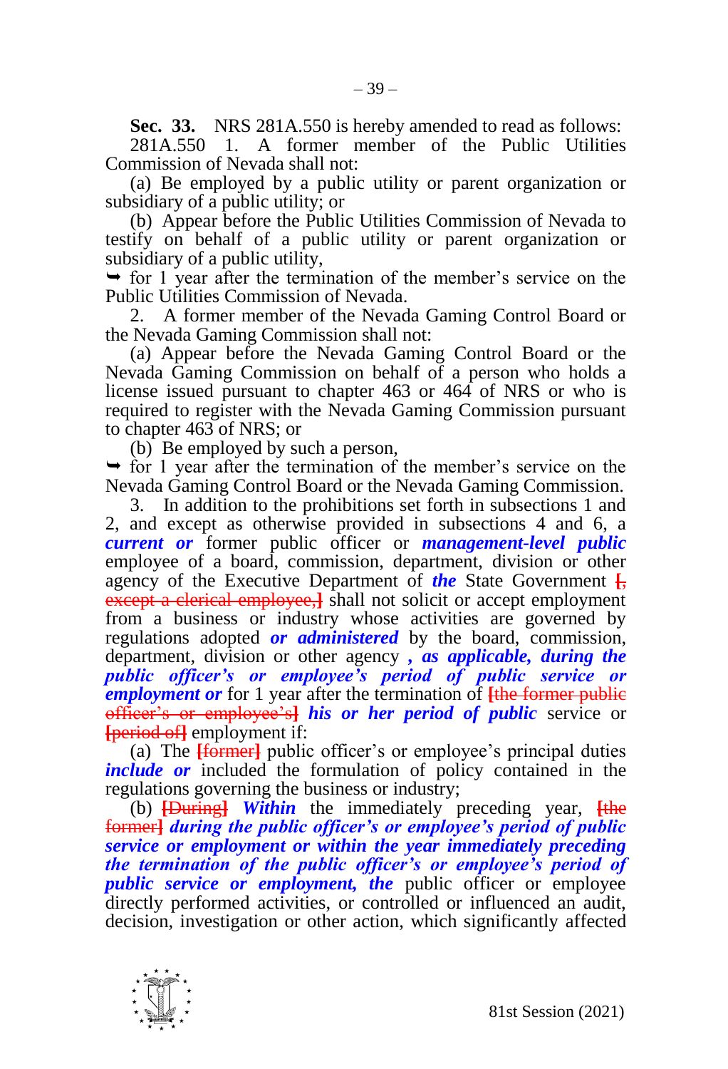**Sec. 33.** NRS 281A.550 is hereby amended to read as follows:

281A.550 1. A former member of the Public Utilities Commission of Nevada shall not:

(a) Be employed by a public utility or parent organization or subsidiary of a public utility; or

(b) Appear before the Public Utilities Commission of Nevada to testify on behalf of a public utility or parent organization or subsidiary of a public utility,

➥ for 1 year after the termination of the member's service on the Public Utilities Commission of Nevada.

2. A former member of the Nevada Gaming Control Board or the Nevada Gaming Commission shall not:

(a) Appear before the Nevada Gaming Control Board or the Nevada Gaming Commission on behalf of a person who holds a license issued pursuant to chapter 463 or 464 of NRS or who is required to register with the Nevada Gaming Commission pursuant to chapter 463 of NRS; or

(b) Be employed by such a person,

➥ for 1 year after the termination of the member's service on the Nevada Gaming Control Board or the Nevada Gaming Commission.

3. In addition to the prohibitions set forth in subsections 1 and 2, and except as otherwise provided in subsections 4 and 6, a ***current or*** former public officer or ***management-level public*** employee of a board, commission, department, division or other agency of the Executive Department of ***the*** State Government ~~[, except a clerical employee,]~~ shall not solicit or accept employment from a business or industry whose activities are governed by regulations adopted ***or administered*** by the board, commission, department, division or other agency ***, as applicable, during the public officer's or employee's period of public service or employment or*** for 1 year after the termination of ~~[the former public officer's or employee's]~~ ***his or her period of public*** service or ~~[period of]~~ employment if:

(a) The ~~[former]~~ public officer's or employee's principal duties ***include or*** included the formulation of policy contained in the regulations governing the business or industry;

(b) ~~[During]~~ ***Within*** the immediately preceding year, ~~[the former]~~ ***during the public officer's or employee's period of public service or employment or within the year immediately preceding the termination of the public officer's or employee's period of public service or employment, the*** public officer or employee directly performed activities, or controlled or influenced an audit, decision, investigation or other action, which significantly affected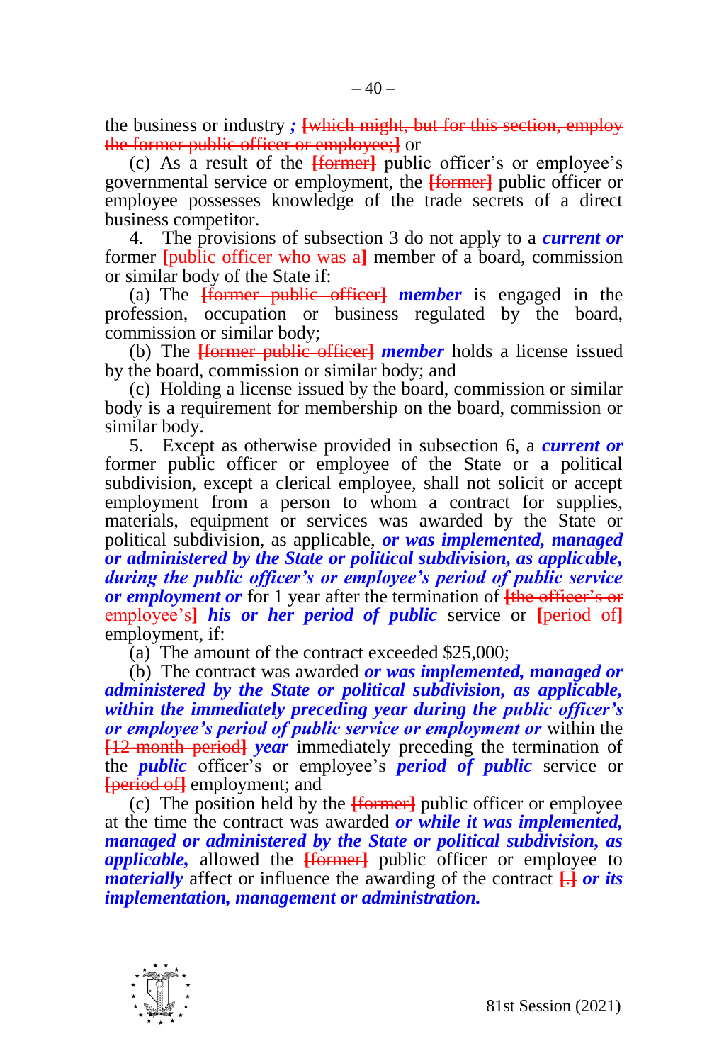the business or industry ***;*** ~~[which might, but for this section, employ the former public officer or employee;]~~ or

(c) As a result of the ~~[former]~~ public officer's or employee's governmental service or employment, the ~~[former]~~ public officer or employee possesses knowledge of the trade secrets of a direct business competitor.

4. The provisions of subsection 3 do not apply to a ***current or*** former ~~[public officer who was a]~~ member of a board, commission or similar body of the State if:

(a) The ~~[former public officer]~~ ***member*** is engaged in the profession, occupation or business regulated by the board, commission or similar body;

(b) The ~~[former public officer]~~ ***member*** holds a license issued by the board, commission or similar body; and

(c) Holding a license issued by the board, commission or similar body is a requirement for membership on the board, commission or similar body.

5. Except as otherwise provided in subsection 6, a ***current or*** former public officer or employee of the State or a political subdivision, except a clerical employee, shall not solicit or accept employment from a person to whom a contract for supplies, materials, equipment or services was awarded by the State or political subdivision, as applicable, ***or was implemented, managed or administered by the State or political subdivision, as applicable, during the public officer's or employee's period of public service or employment or*** for 1 year after the termination of ~~[the officer's or employee's]~~ ***his or her period of public*** service or ~~[period of]~~ employment, if:

(a) The amount of the contract exceeded $25,000;

(b) The contract was awarded ***or was implemented, managed or administered by the State or political subdivision, as applicable, within the immediately preceding year during the public officer's or employee's period of public service or employment or*** within the ~~[12-month period]~~ ***year*** immediately preceding the termination of the ***public*** officer's or employee's ***period of public*** service or ~~[period of]~~ employment; and

(c) The position held by the ~~[former]~~ public officer or employee at the time the contract was awarded ***or while it was implemented, managed or administered by the State or political subdivision, as applicable,*** allowed the ~~[former]~~ public officer or employee to ***materially*** affect or influence the awarding of the contract ~~[.]~~ ***or its implementation, management or administration.***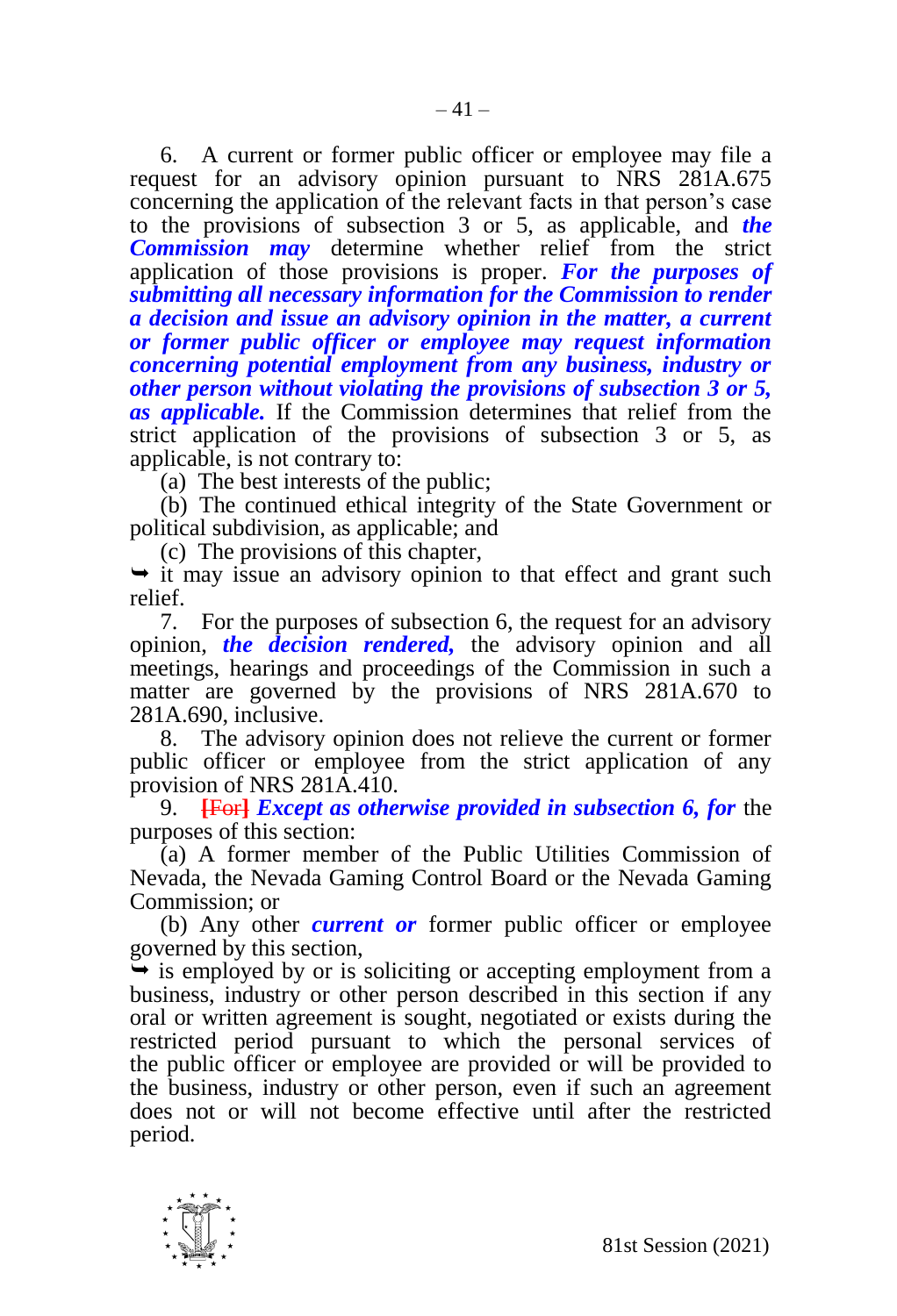6. A current or former public officer or employee may file a request for an advisory opinion pursuant to NRS 281A.675 concerning the application of the relevant facts in that person's case to the provisions of subsection 3 or 5, as applicable, and ***the Commission may*** determine whether relief from the strict application of those provisions is proper. ***For the purposes of submitting all necessary information for the Commission to render a decision and issue an advisory opinion in the matter, a current or former public officer or employee may request information concerning potential employment from any business, industry or other person without violating the provisions of subsection 3 or 5, as applicable.*** If the Commission determines that relief from the strict application of the provisions of subsection 3 or 5, as applicable, is not contrary to:

(a) The best interests of the public;

(b) The continued ethical integrity of the State Government or political subdivision, as applicable; and

(c) The provisions of this chapter,

➥ it may issue an advisory opinion to that effect and grant such relief.

7. For the purposes of subsection 6, the request for an advisory opinion, ***the decision rendered,*** the advisory opinion and all meetings, hearings and proceedings of the Commission in such a matter are governed by the provisions of NRS 281A.670 to 281A.690, inclusive.

8. The advisory opinion does not relieve the current or former public officer or employee from the strict application of any provision of NRS 281A.410.

9. ~~[For]~~ ***Except as otherwise provided in subsection 6, for*** the purposes of this section:

(a) A former member of the Public Utilities Commission of Nevada, the Nevada Gaming Control Board or the Nevada Gaming Commission; or

(b) Any other ***current or*** former public officer or employee governed by this section,

➥ is employed by or is soliciting or accepting employment from a business, industry or other person described in this section if any oral or written agreement is sought, negotiated or exists during the restricted period pursuant to which the personal services of the public officer or employee are provided or will be provided to the business, industry or other person, even if such an agreement does not or will not become effective until after the restricted period.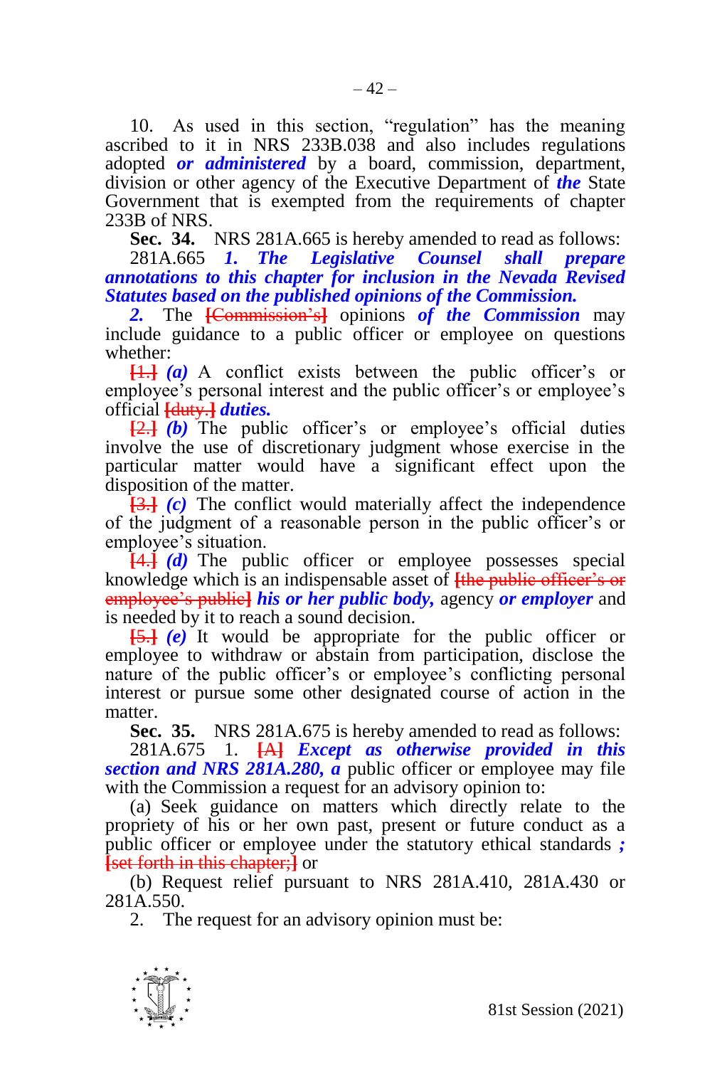10. As used in this section, "regulation" has the meaning ascribed to it in NRS 233B.038 and also includes regulations adopted ***or administered*** by a board, commission, department, division or other agency of the Executive Department of ***the*** State Government that is exempted from the requirements of chapter 233B of NRS.

**Sec. 34.** NRS 281A.665 is hereby amended to read as follows:

281A.665 ***1. The Legislative Counsel shall prepare annotations to this chapter for inclusion in the Nevada Revised Statutes based on the published opinions of the Commission.***

***2.*** The ~~[Commission's]~~ opinions ***of the Commission*** may include guidance to a public officer or employee on questions whether:

~~[1.]~~ ***(a)*** A conflict exists between the public officer's or employee's personal interest and the public officer's or employee's official ~~[duty.]~~ ***duties.***

~~[2.]~~ ***(b)*** The public officer's or employee's official duties involve the use of discretionary judgment whose exercise in the particular matter would have a significant effect upon the disposition of the matter.

~~[3.]~~ ***(c)*** The conflict would materially affect the independence of the judgment of a reasonable person in the public officer's or employee's situation.

~~[4.]~~ ***(d)*** The public officer or employee possesses special knowledge which is an indispensable asset of ~~[the public officer's or employee's public]~~ ***his or her public body,*** agency ***or employer*** and is needed by it to reach a sound decision.

~~[5.]~~ ***(e)*** It would be appropriate for the public officer or employee to withdraw or abstain from participation, disclose the nature of the public officer's or employee's conflicting personal interest or pursue some other designated course of action in the matter.

**Sec. 35.** NRS 281A.675 is hereby amended to read as follows:

281A.675 1. ~~[A]~~ ***Except as otherwise provided in this section and NRS 281A.280, a*** public officer or employee may file with the Commission a request for an advisory opinion to:

(a) Seek guidance on matters which directly relate to the propriety of his or her own past, present or future conduct as a public officer or employee under the statutory ethical standards ***;*** ~~[set forth in this chapter;]~~ or

(b) Request relief pursuant to NRS 281A.410, 281A.430 or 281A.550.

2. The request for an advisory opinion must be: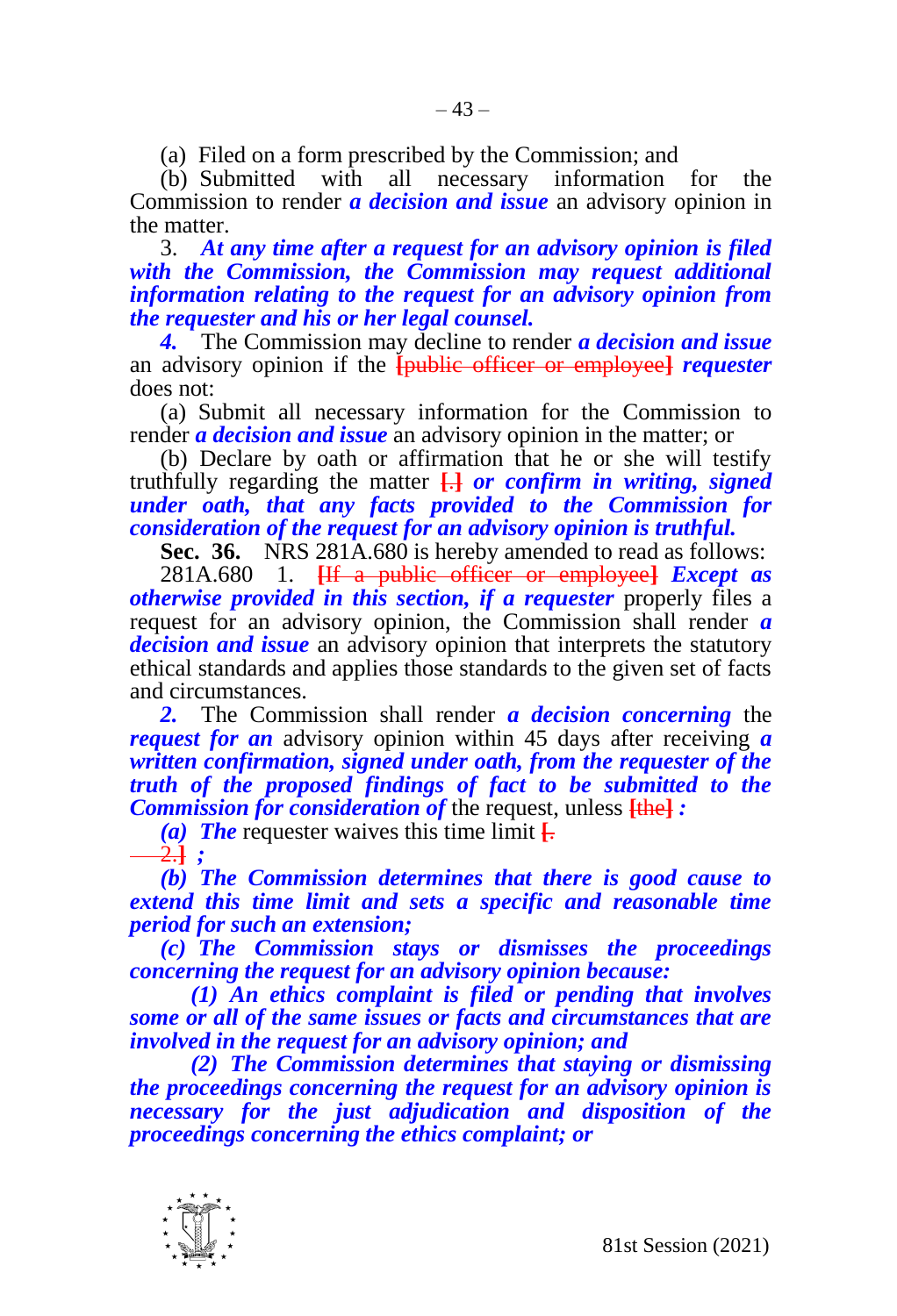(a) Filed on a form prescribed by the Commission; and

(b) Submitted with all necessary information for the Commission to render ***a decision and issue*** an advisory opinion in the matter.

3. ***At any time after a request for an advisory opinion is filed with the Commission, the Commission may request additional information relating to the request for an advisory opinion from the requester and his or her legal counsel.***

***4.*** The Commission may decline to render ***a decision and issue*** an advisory opinion if the ~~[public officer or employee]~~ ***requester*** does not:

(a) Submit all necessary information for the Commission to render ***a decision and issue*** an advisory opinion in the matter; or

(b) Declare by oath or affirmation that he or she will testify truthfully regarding the matter ~~[.]~~ ***or confirm in writing, signed under oath, that any facts provided to the Commission for consideration of the request for an advisory opinion is truthful.***

**Sec. 36.** NRS 281A.680 is hereby amended to read as follows:

281A.680 1. ~~[If a public officer or employee]~~ ***Except as otherwise provided in this section, if a requester*** properly files a request for an advisory opinion, the Commission shall render ***a decision and issue*** an advisory opinion that interprets the statutory ethical standards and applies those standards to the given set of facts and circumstances.

***2.*** The Commission shall render ***a decision concerning*** the ***request for an*** advisory opinion within 45 days after receiving ***a written confirmation, signed under oath, from the requester of the truth of the proposed findings of fact to be submitted to the Commission for consideration of*** the request, unless ~~[the]~~ ***:***

***(a) The*** requester waives this time limit ~~[.~~
~~2.]~~ ***;***

***(b) The Commission determines that there is good cause to extend this time limit and sets a specific and reasonable time period for such an extension;***

***(c) The Commission stays or dismisses the proceedings concerning the request for an advisory opinion because:***

***(1) An ethics complaint is filed or pending that involves some or all of the same issues or facts and circumstances that are involved in the request for an advisory opinion; and***

***(2) The Commission determines that staying or dismissing the proceedings concerning the request for an advisory opinion is necessary for the just adjudication and disposition of the proceedings concerning the ethics complaint; or***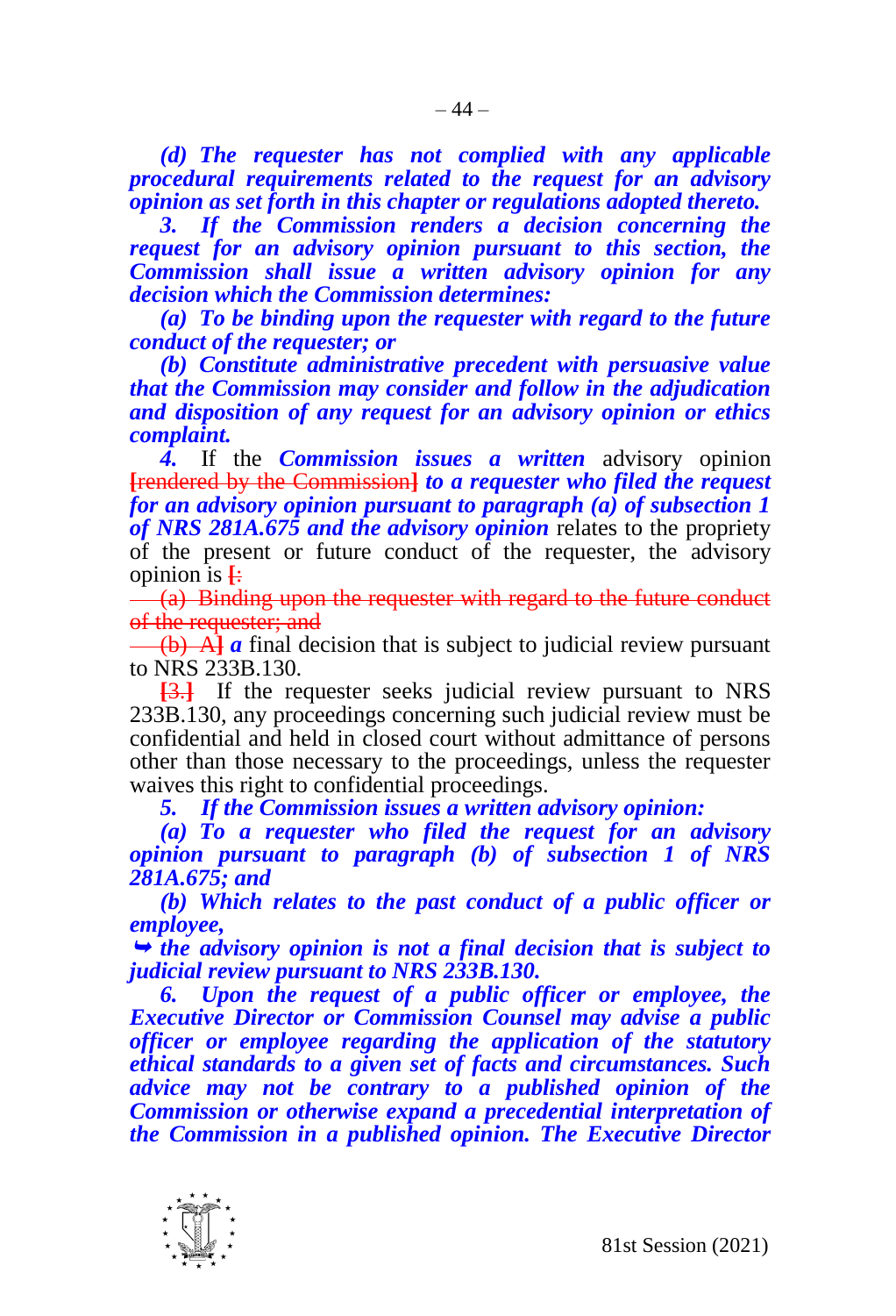***(d) The requester has not complied with any applicable procedural requirements related to the request for an advisory opinion as set forth in this chapter or regulations adopted thereto.***

***3. If the Commission renders a decision concerning the request for an advisory opinion pursuant to this section, the Commission shall issue a written advisory opinion for any decision which the Commission determines:***

***(a) To be binding upon the requester with regard to the future conduct of the requester; or***

***(b) Constitute administrative precedent with persuasive value that the Commission may consider and follow in the adjudication and disposition of any request for an advisory opinion or ethics complaint.***

***4.*** If the ***Commission issues a written*** advisory opinion ~~[rendered by the Commission]~~ ***to a requester who filed the request for an advisory opinion pursuant to paragraph (a) of subsection 1 of NRS 281A.675 and the advisory opinion*** relates to the propriety of the present or future conduct of the requester, the advisory opinion is ~~[:~~

~~(a) Binding upon the requester with regard to the future conduct of the requester; and~~

~~(b) A]~~ ***a*** final decision that is subject to judicial review pursuant to NRS 233B.130.

~~[3.]~~ If the requester seeks judicial review pursuant to NRS 233B.130, any proceedings concerning such judicial review must be confidential and held in closed court without admittance of persons other than those necessary to the proceedings, unless the requester waives this right to confidential proceedings.

***5. If the Commission issues a written advisory opinion:***

***(a) To a requester who filed the request for an advisory opinion pursuant to paragraph (b) of subsection 1 of NRS 281A.675; and***

***(b) Which relates to the past conduct of a public officer or employee,***

***➥ the advisory opinion is not a final decision that is subject to judicial review pursuant to NRS 233B.130.***

***6. Upon the request of a public officer or employee, the Executive Director or Commission Counsel may advise a public officer or employee regarding the application of the statutory ethical standards to a given set of facts and circumstances. Such advice may not be contrary to a published opinion of the Commission or otherwise expand a precedential interpretation of the Commission in a published opinion. The Executive Director***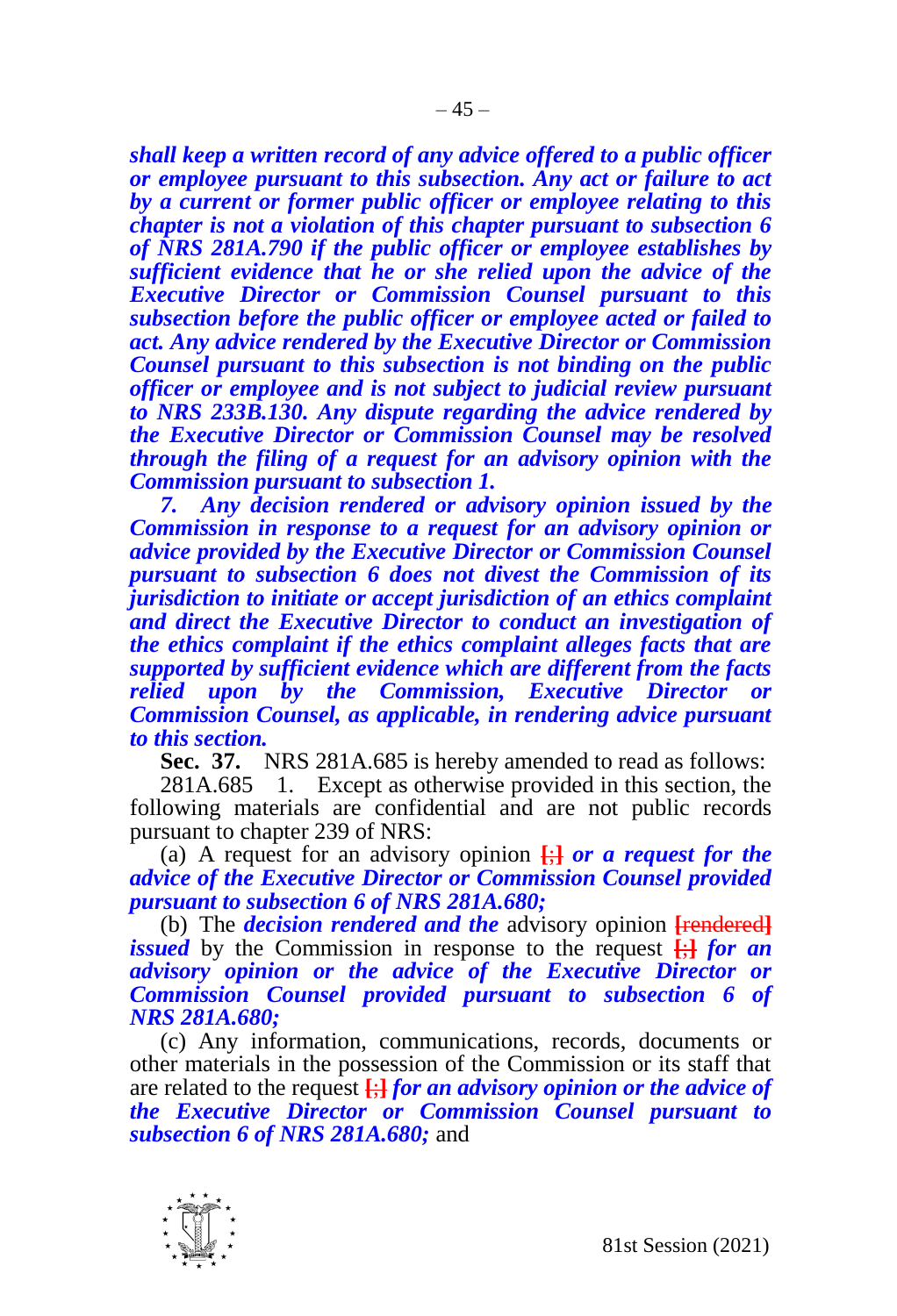***shall keep a written record of any advice offered to a public officer or employee pursuant to this subsection. Any act or failure to act by a current or former public officer or employee relating to this chapter is not a violation of this chapter pursuant to subsection 6 of NRS 281A.790 if the public officer or employee establishes by sufficient evidence that he or she relied upon the advice of the Executive Director or Commission Counsel pursuant to this subsection before the public officer or employee acted or failed to act. Any advice rendered by the Executive Director or Commission Counsel pursuant to this subsection is not binding on the public officer or employee and is not subject to judicial review pursuant to NRS 233B.130. Any dispute regarding the advice rendered by the Executive Director or Commission Counsel may be resolved through the filing of a request for an advisory opinion with the Commission pursuant to subsection 1.***

***7. Any decision rendered or advisory opinion issued by the Commission in response to a request for an advisory opinion or advice provided by the Executive Director or Commission Counsel pursuant to subsection 6 does not divest the Commission of its jurisdiction to initiate or accept jurisdiction of an ethics complaint and direct the Executive Director to conduct an investigation of the ethics complaint if the ethics complaint alleges facts that are supported by sufficient evidence which are different from the facts relied upon by the Commission, Executive Director or Commission Counsel, as applicable, in rendering advice pursuant to this section.***

**Sec. 37.** NRS 281A.685 is hereby amended to read as follows:

281A.685 1. Except as otherwise provided in this section, the following materials are confidential and are not public records pursuant to chapter 239 of NRS:

(a) A request for an advisory opinion **[;]** ***or a request for the advice of the Executive Director or Commission Counsel provided pursuant to subsection 6 of NRS 281A.680;***

(b) The ***decision rendered and the*** advisory opinion **[rendered]** ***issued*** by the Commission in response to the request **[;]** ***for an advisory opinion or the advice of the Executive Director or Commission Counsel provided pursuant to subsection 6 of NRS 281A.680;***

(c) Any information, communications, records, documents or other materials in the possession of the Commission or its staff that are related to the request **[;]** ***for an advisory opinion or the advice of the Executive Director or Commission Counsel pursuant to subsection 6 of NRS 281A.680;*** and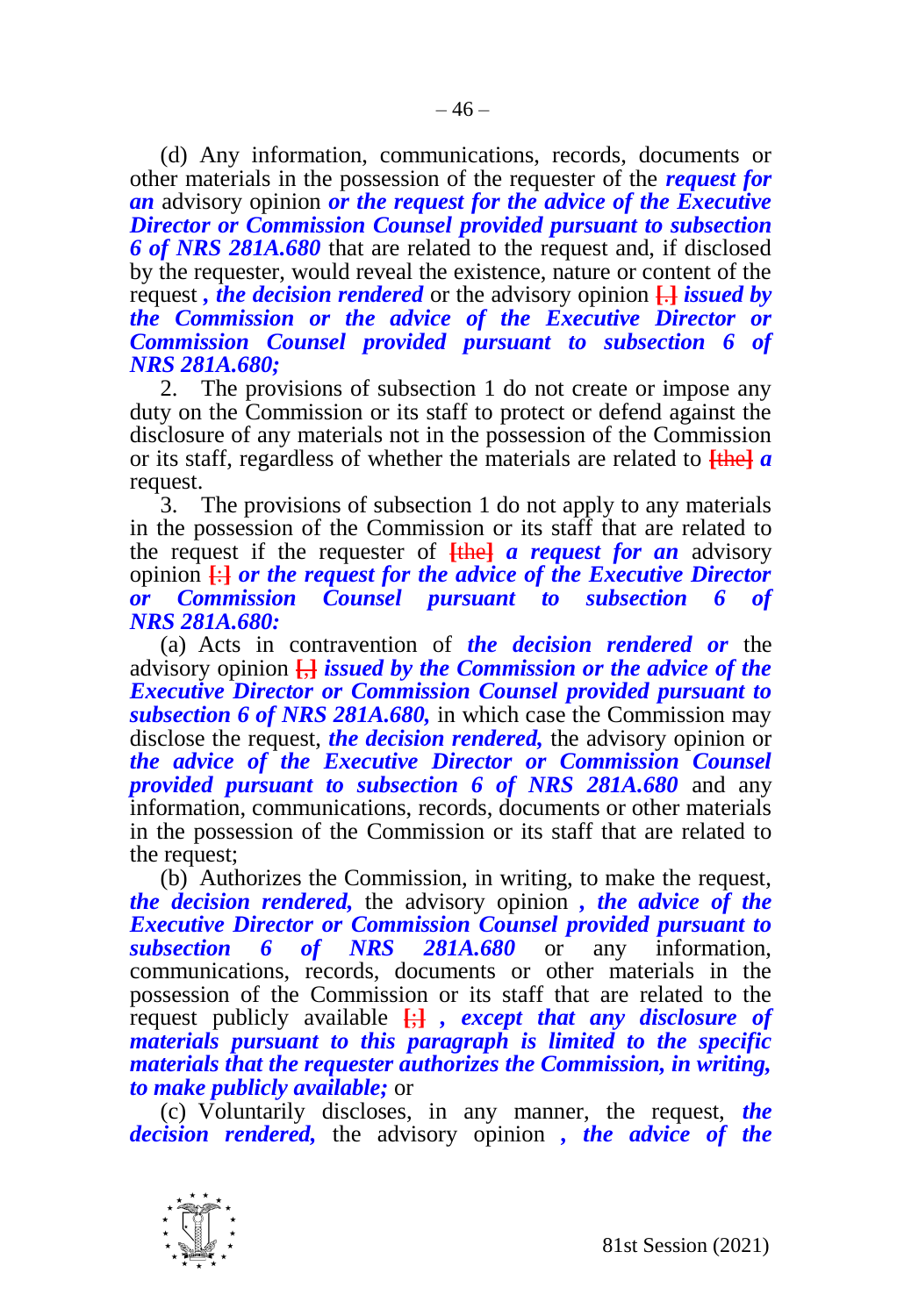(d) Any information, communications, records, documents or other materials in the possession of the requester of the ***request for an*** advisory opinion ***or the request for the advice of the Executive Director or Commission Counsel provided pursuant to subsection 6 of NRS 281A.680*** that are related to the request and, if disclosed by the requester, would reveal the existence, nature or content of the request ***, the decision rendered*** or the advisory opinion [.] ***issued by the Commission or the advice of the Executive Director or Commission Counsel provided pursuant to subsection 6 of NRS 281A.680;***

2. The provisions of subsection 1 do not create or impose any duty on the Commission or its staff to protect or defend against the disclosure of any materials not in the possession of the Commission or its staff, regardless of whether the materials are related to [the] ***a*** request.

3. The provisions of subsection 1 do not apply to any materials in the possession of the Commission or its staff that are related to the request if the requester of [the] ***a request for an*** advisory opinion [:] ***or the request for the advice of the Executive Director or Commission Counsel pursuant to subsection 6 of NRS 281A.680:***

(a) Acts in contravention of ***the decision rendered or*** the advisory opinion [,] ***issued by the Commission or the advice of the Executive Director or Commission Counsel provided pursuant to subsection 6 of NRS 281A.680,*** in which case the Commission may disclose the request, ***the decision rendered,*** the advisory opinion or ***the advice of the Executive Director or Commission Counsel provided pursuant to subsection 6 of NRS 281A.680*** and any information, communications, records, documents or other materials in the possession of the Commission or its staff that are related to the request;

(b) Authorizes the Commission, in writing, to make the request, ***the decision rendered,*** the advisory opinion ***, the advice of the Executive Director or Commission Counsel provided pursuant to subsection 6 of NRS 281A.680*** or any information, communications, records, documents or other materials in the possession of the Commission or its staff that are related to the request publicly available [;] ***, except that any disclosure of materials pursuant to this paragraph is limited to the specific materials that the requester authorizes the Commission, in writing, to make publicly available;*** or

(c) Voluntarily discloses, in any manner, the request, ***the decision rendered,*** the advisory opinion ***, the advice of the***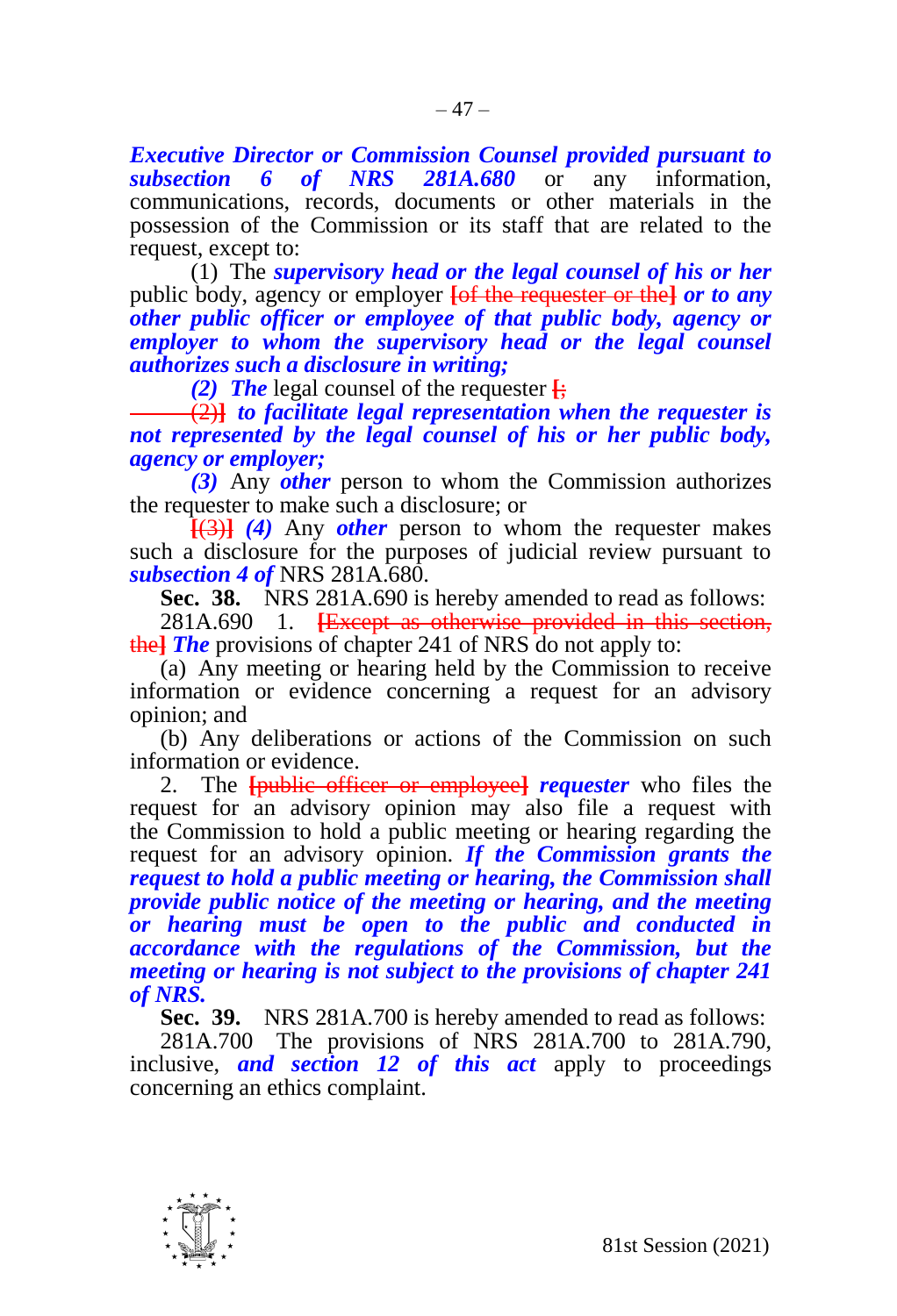***Executive Director or Commission Counsel provided pursuant to subsection 6 of NRS 281A.680*** or any information, communications, records, documents or other materials in the possession of the Commission or its staff that are related to the request, except to:

(1) The ***supervisory head or the legal counsel of his or her*** public body, agency or employer ~~[of the requester or the]~~ ***or to any other public officer or employee of that public body, agency or employer to whom the supervisory head or the legal counsel authorizes such a disclosure in writing;***

***(2) The*** legal counsel of the requester ~~[;~~

~~(2)]~~ ***to facilitate legal representation when the requester is not represented by the legal counsel of his or her public body, agency or employer;***

***(3)*** Any ***other*** person to whom the Commission authorizes the requester to make such a disclosure; or

~~[(3)]~~ ***(4)*** Any ***other*** person to whom the requester makes such a disclosure for the purposes of judicial review pursuant to ***subsection 4 of*** NRS 281A.680.

**Sec. 38.** NRS 281A.690 is hereby amended to read as follows:

281A.690 1. ~~[Except as otherwise provided in this section, the]~~ ***The*** provisions of chapter 241 of NRS do not apply to:

(a) Any meeting or hearing held by the Commission to receive information or evidence concerning a request for an advisory opinion; and

(b) Any deliberations or actions of the Commission on such information or evidence.

2. The ~~[public officer or employee]~~ ***requester*** who files the request for an advisory opinion may also file a request with the Commission to hold a public meeting or hearing regarding the request for an advisory opinion. ***If the Commission grants the request to hold a public meeting or hearing, the Commission shall provide public notice of the meeting or hearing, and the meeting or hearing must be open to the public and conducted in accordance with the regulations of the Commission, but the meeting or hearing is not subject to the provisions of chapter 241 of NRS.***

**Sec. 39.** NRS 281A.700 is hereby amended to read as follows:

281A.700 The provisions of NRS 281A.700 to 281A.790, inclusive, ***and section 12 of this act*** apply to proceedings concerning an ethics complaint.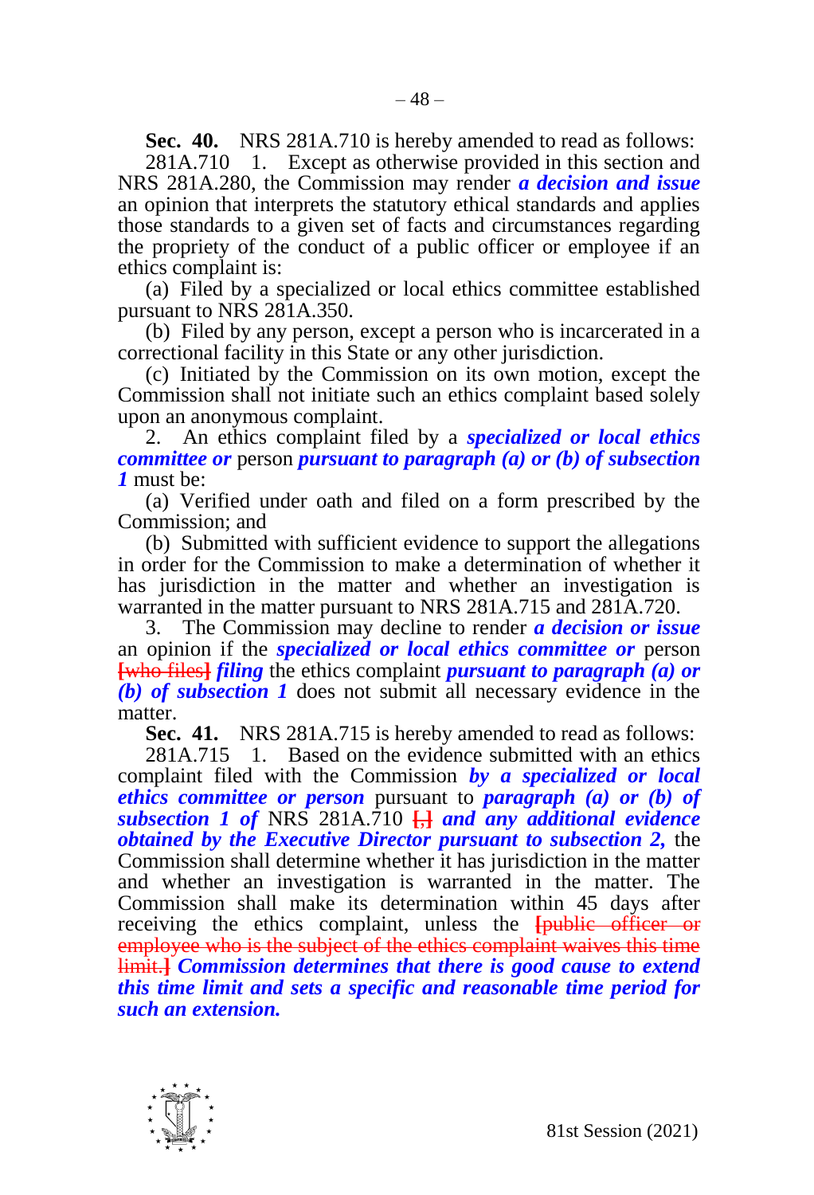**Sec. 40.** NRS 281A.710 is hereby amended to read as follows:

281A.710 1. Except as otherwise provided in this section and NRS 281A.280, the Commission may render ***a decision and issue*** an opinion that interprets the statutory ethical standards and applies those standards to a given set of facts and circumstances regarding the propriety of the conduct of a public officer or employee if an ethics complaint is:

(a) Filed by a specialized or local ethics committee established pursuant to NRS 281A.350.

(b) Filed by any person, except a person who is incarcerated in a correctional facility in this State or any other jurisdiction.

(c) Initiated by the Commission on its own motion, except the Commission shall not initiate such an ethics complaint based solely upon an anonymous complaint.

2. An ethics complaint filed by a ***specialized or local ethics committee or*** person ***pursuant to paragraph (a) or (b) of subsection 1*** must be:

(a) Verified under oath and filed on a form prescribed by the Commission; and

(b) Submitted with sufficient evidence to support the allegations in order for the Commission to make a determination of whether it has jurisdiction in the matter and whether an investigation is warranted in the matter pursuant to NRS 281A.715 and 281A.720.

3. The Commission may decline to render ***a decision or issue*** an opinion if the ***specialized or local ethics committee or*** person [who files] ***filing*** the ethics complaint ***pursuant to paragraph (a) or (b) of subsection 1*** does not submit all necessary evidence in the matter.

**Sec. 41.** NRS 281A.715 is hereby amended to read as follows:

281A.715 1. Based on the evidence submitted with an ethics complaint filed with the Commission ***by a specialized or local ethics committee or person*** pursuant to ***paragraph (a) or (b) of subsection 1 of*** NRS 281A.710 [,] ***and any additional evidence obtained by the Executive Director pursuant to subsection 2,*** the Commission shall determine whether it has jurisdiction in the matter and whether an investigation is warranted in the matter. The Commission shall make its determination within 45 days after receiving the ethics complaint, unless the [public officer or employee who is the subject of the ethics complaint waives this time limit.] ***Commission determines that there is good cause to extend this time limit and sets a specific and reasonable time period for such an extension.***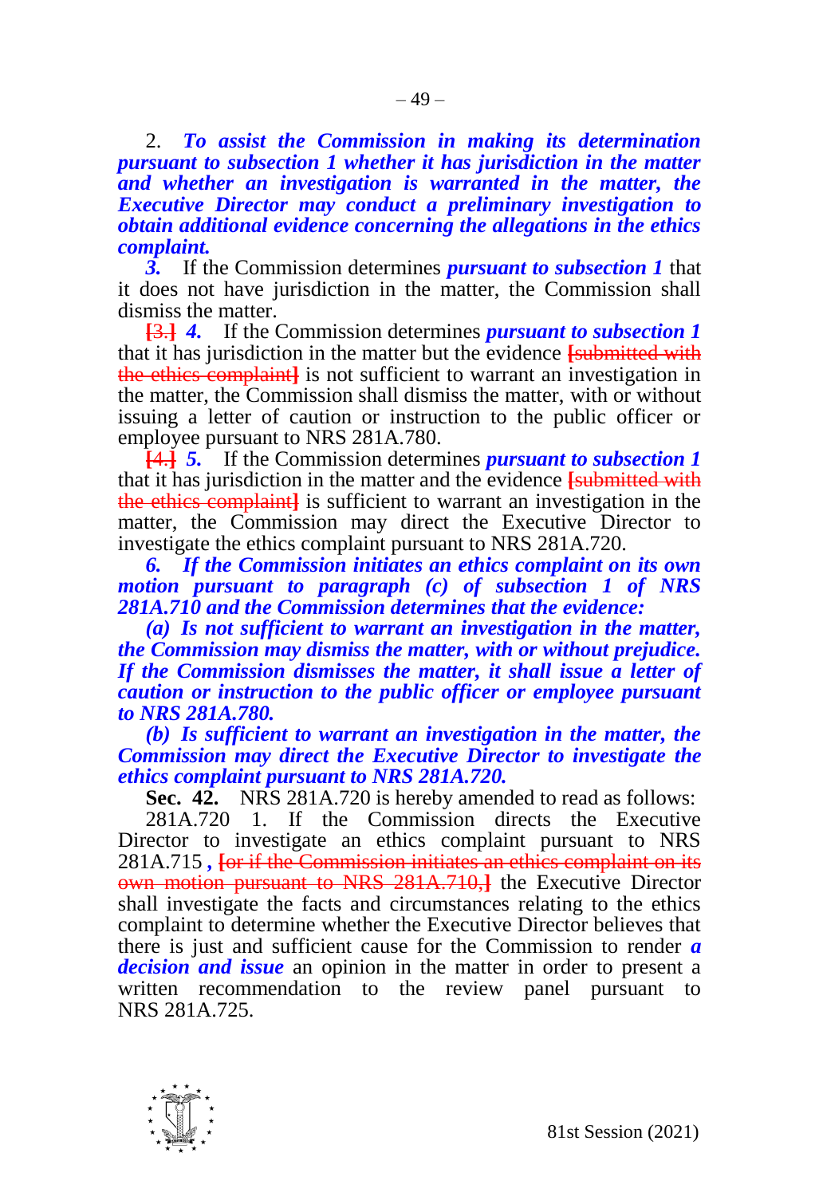2. ***To assist the Commission in making its determination pursuant to subsection 1 whether it has jurisdiction in the matter and whether an investigation is warranted in the matter, the Executive Director may conduct a preliminary investigation to obtain additional evidence concerning the allegations in the ethics complaint.***

***3.*** If the Commission determines ***pursuant to subsection 1*** that it does not have jurisdiction in the matter, the Commission shall dismiss the matter.

~~[3.]~~ ***4.*** If the Commission determines ***pursuant to subsection 1*** that it has jurisdiction in the matter but the evidence ~~[submitted with the ethics complaint]~~ is not sufficient to warrant an investigation in the matter, the Commission shall dismiss the matter, with or without issuing a letter of caution or instruction to the public officer or employee pursuant to NRS 281A.780.

~~[4.]~~ ***5.*** If the Commission determines ***pursuant to subsection 1*** that it has jurisdiction in the matter and the evidence ~~[submitted with the ethics complaint]~~ is sufficient to warrant an investigation in the matter, the Commission may direct the Executive Director to investigate the ethics complaint pursuant to NRS 281A.720.

***6. If the Commission initiates an ethics complaint on its own motion pursuant to paragraph (c) of subsection 1 of NRS 281A.710 and the Commission determines that the evidence:***

***(a) Is not sufficient to warrant an investigation in the matter, the Commission may dismiss the matter, with or without prejudice. If the Commission dismisses the matter, it shall issue a letter of caution or instruction to the public officer or employee pursuant to NRS 281A.780.***

***(b) Is sufficient to warrant an investigation in the matter, the Commission may direct the Executive Director to investigate the ethics complaint pursuant to NRS 281A.720.***

**Sec. 42.** NRS 281A.720 is hereby amended to read as follows:

281A.720 1. If the Commission directs the Executive Director to investigate an ethics complaint pursuant to NRS 281A.715 ***,*** ~~[or if the Commission initiates an ethics complaint on its own motion pursuant to NRS 281A.710,]~~ the Executive Director shall investigate the facts and circumstances relating to the ethics complaint to determine whether the Executive Director believes that there is just and sufficient cause for the Commission to render ***a decision and issue*** an opinion in the matter in order to present a written recommendation to the review panel pursuant to NRS 281A.725.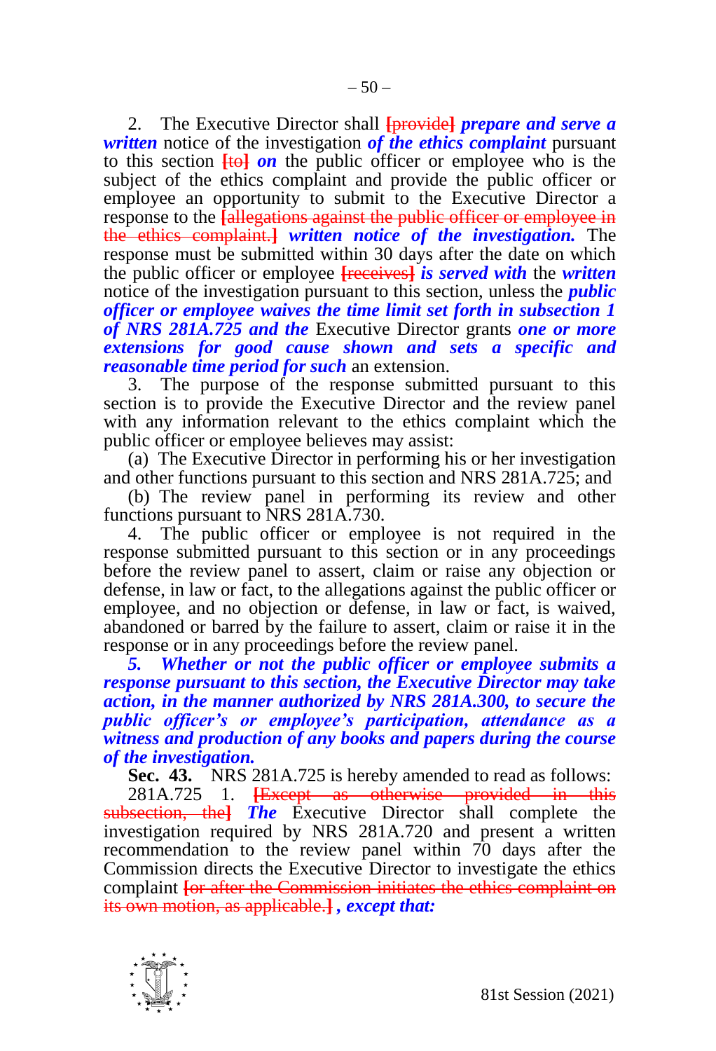2. The Executive Director shall ~~[provide]~~ ***prepare and serve a written*** notice of the investigation ***of the ethics complaint*** pursuant to this section ~~[to]~~ ***on*** the public officer or employee who is the subject of the ethics complaint and provide the public officer or employee an opportunity to submit to the Executive Director a response to the ~~[allegations against the public officer or employee in the ethics complaint.]~~ ***written notice of the investigation.*** The response must be submitted within 30 days after the date on which the public officer or employee ~~[receives]~~ ***is served with*** the ***written*** notice of the investigation pursuant to this section, unless the ***public officer or employee waives the time limit set forth in subsection 1 of NRS 281A.725 and the*** Executive Director grants ***one or more extensions for good cause shown and sets a specific and reasonable time period for such*** an extension.

3. The purpose of the response submitted pursuant to this section is to provide the Executive Director and the review panel with any information relevant to the ethics complaint which the public officer or employee believes may assist:

(a) The Executive Director in performing his or her investigation and other functions pursuant to this section and NRS 281A.725; and

(b) The review panel in performing its review and other functions pursuant to NRS 281A.730.

4. The public officer or employee is not required in the response submitted pursuant to this section or in any proceedings before the review panel to assert, claim or raise any objection or defense, in law or fact, to the allegations against the public officer or employee, and no objection or defense, in law or fact, is waived, abandoned or barred by the failure to assert, claim or raise it in the response or in any proceedings before the review panel.

***5. Whether or not the public officer or employee submits a response pursuant to this section, the Executive Director may take action, in the manner authorized by NRS 281A.300, to secure the public officer's or employee's participation, attendance as a witness and production of any books and papers during the course of the investigation.***

**Sec. 43.** NRS 281A.725 is hereby amended to read as follows:

281A.725 1. ~~[Except as otherwise provided in this subsection, the]~~ ***The*** Executive Director shall complete the investigation required by NRS 281A.720 and present a written recommendation to the review panel within 70 days after the Commission directs the Executive Director to investigate the ethics complaint ~~[or after the Commission initiates the ethics complaint on its own motion, as applicable.]~~ ***, except that:***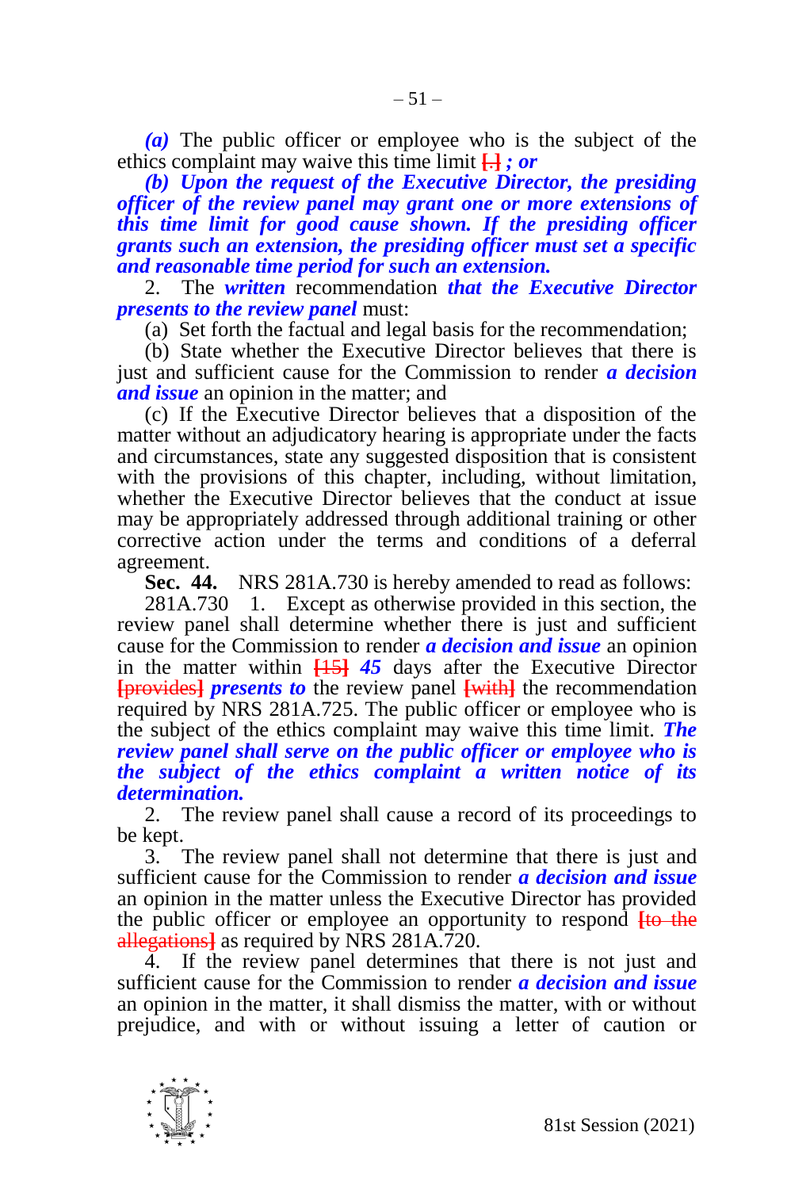*(a)* The public officer or employee who is the subject of the ethics complaint may waive this time limit [.] ***; or***

***(b) Upon the request of the Executive Director, the presiding officer of the review panel may grant one or more extensions of this time limit for good cause shown. If the presiding officer grants such an extension, the presiding officer must set a specific and reasonable time period for such an extension.***

2. The ***written*** recommendation ***that the Executive Director presents to the review panel*** must:

(a) Set forth the factual and legal basis for the recommendation;

(b) State whether the Executive Director believes that there is just and sufficient cause for the Commission to render ***a decision and issue*** an opinion in the matter; and

(c) If the Executive Director believes that a disposition of the matter without an adjudicatory hearing is appropriate under the facts and circumstances, state any suggested disposition that is consistent with the provisions of this chapter, including, without limitation, whether the Executive Director believes that the conduct at issue may be appropriately addressed through additional training or other corrective action under the terms and conditions of a deferral agreement.

**Sec. 44.** NRS 281A.730 is hereby amended to read as follows:

281A.730 1. Except as otherwise provided in this section, the review panel shall determine whether there is just and sufficient cause for the Commission to render ***a decision and issue*** an opinion in the matter within [15] ***45*** days after the Executive Director [provides] ***presents to*** the review panel [with] the recommendation required by NRS 281A.725. The public officer or employee who is the subject of the ethics complaint may waive this time limit. ***The review panel shall serve on the public officer or employee who is the subject of the ethics complaint a written notice of its determination.***

2. The review panel shall cause a record of its proceedings to be kept.

3. The review panel shall not determine that there is just and sufficient cause for the Commission to render ***a decision and issue*** an opinion in the matter unless the Executive Director has provided the public officer or employee an opportunity to respond [to the allegations] as required by NRS 281A.720.

4. If the review panel determines that there is not just and sufficient cause for the Commission to render ***a decision and issue*** an opinion in the matter, it shall dismiss the matter, with or without prejudice, and with or without issuing a letter of caution or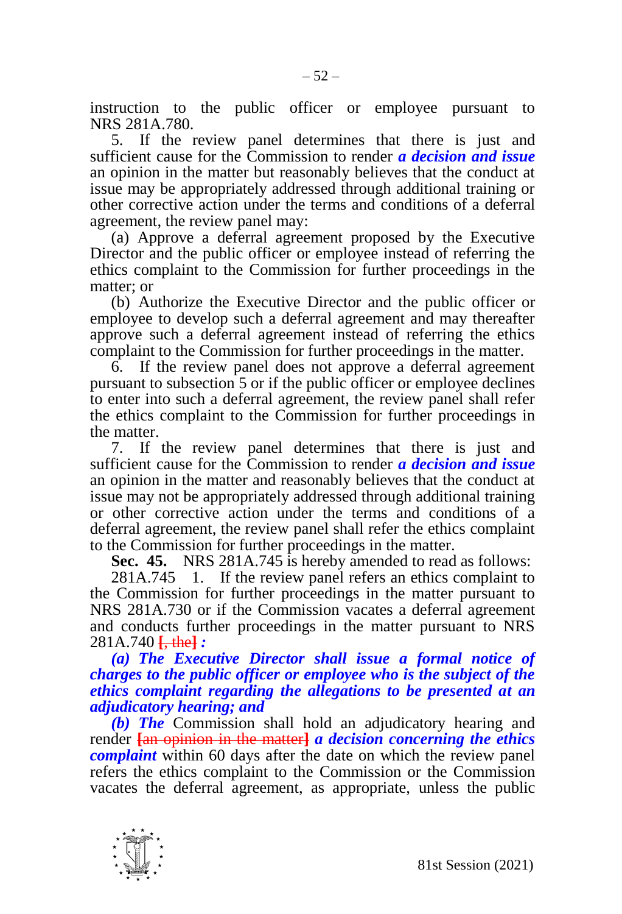instruction to the public officer or employee pursuant to NRS 281A.780.

5. If the review panel determines that there is just and sufficient cause for the Commission to render ***a decision and issue*** an opinion in the matter but reasonably believes that the conduct at issue may be appropriately addressed through additional training or other corrective action under the terms and conditions of a deferral agreement, the review panel may:

(a) Approve a deferral agreement proposed by the Executive Director and the public officer or employee instead of referring the ethics complaint to the Commission for further proceedings in the matter; or

(b) Authorize the Executive Director and the public officer or employee to develop such a deferral agreement and may thereafter approve such a deferral agreement instead of referring the ethics complaint to the Commission for further proceedings in the matter.

6. If the review panel does not approve a deferral agreement pursuant to subsection 5 or if the public officer or employee declines to enter into such a deferral agreement, the review panel shall refer the ethics complaint to the Commission for further proceedings in the matter.

7. If the review panel determines that there is just and sufficient cause for the Commission to render ***a decision and issue*** an opinion in the matter and reasonably believes that the conduct at issue may not be appropriately addressed through additional training or other corrective action under the terms and conditions of a deferral agreement, the review panel shall refer the ethics complaint to the Commission for further proceedings in the matter.

**Sec. 45.** NRS 281A.745 is hereby amended to read as follows:

281A.745 1. If the review panel refers an ethics complaint to the Commission for further proceedings in the matter pursuant to NRS 281A.730 or if the Commission vacates a deferral agreement and conducts further proceedings in the matter pursuant to NRS 281A.740 ~~[, the]~~ ***:***

***(a) The Executive Director shall issue a formal notice of charges to the public officer or employee who is the subject of the ethics complaint regarding the allegations to be presented at an adjudicatory hearing; and***

***(b) The*** Commission shall hold an adjudicatory hearing and render ~~[an opinion in the matter]~~ ***a decision concerning the ethics complaint*** within 60 days after the date on which the review panel refers the ethics complaint to the Commission or the Commission vacates the deferral agreement, as appropriate, unless the public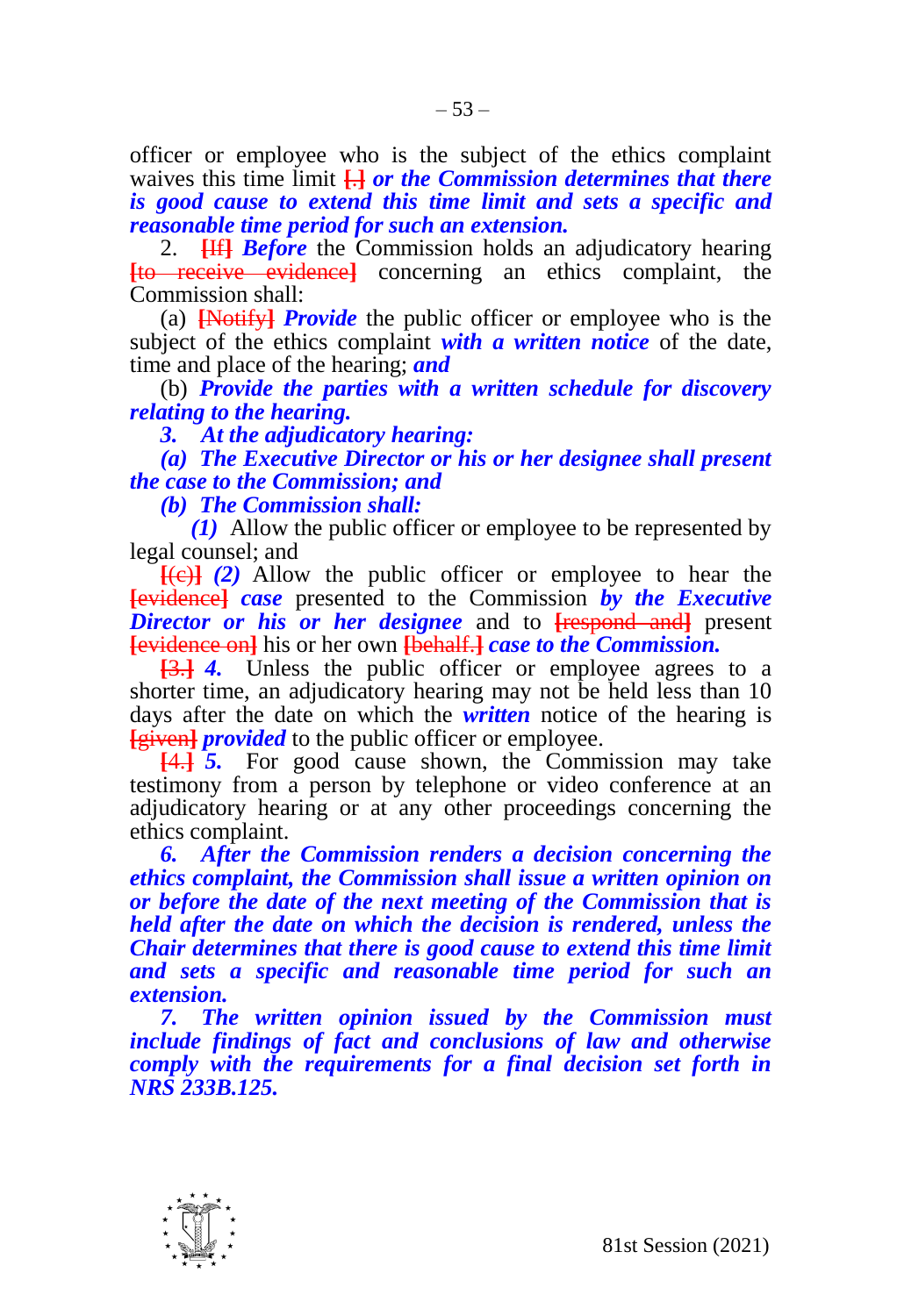officer or employee who is the subject of the ethics complaint waives this time limit [.] ***or the Commission determines that there is good cause to extend this time limit and sets a specific and reasonable time period for such an extension.***

2. [If] ***Before*** the Commission holds an adjudicatory hearing [to receive evidence] concerning an ethics complaint, the Commission shall:

(a) [Notify] ***Provide*** the public officer or employee who is the subject of the ethics complaint ***with a written notice*** of the date, time and place of the hearing; ***and***

(b) ***Provide the parties with a written schedule for discovery relating to the hearing.***

***3. At the adjudicatory hearing:***

***(a) The Executive Director or his or her designee shall present the case to the Commission; and***

***(b) The Commission shall:***

***(1)*** Allow the public officer or employee to be represented by legal counsel; and

[(c)] ***(2)*** Allow the public officer or employee to hear the [evidence] ***case*** presented to the Commission ***by the Executive Director or his or her designee*** and to [respond and] present [evidence on] his or her own [behalf.] ***case to the Commission.***

[3.] ***4.*** Unless the public officer or employee agrees to a shorter time, an adjudicatory hearing may not be held less than 10 days after the date on which the ***written*** notice of the hearing is [given] ***provided*** to the public officer or employee.

[4.] ***5.*** For good cause shown, the Commission may take testimony from a person by telephone or video conference at an adjudicatory hearing or at any other proceedings concerning the ethics complaint.

***6. After the Commission renders a decision concerning the ethics complaint, the Commission shall issue a written opinion on or before the date of the next meeting of the Commission that is held after the date on which the decision is rendered, unless the Chair determines that there is good cause to extend this time limit and sets a specific and reasonable time period for such an extension.***

***7. The written opinion issued by the Commission must include findings of fact and conclusions of law and otherwise comply with the requirements for a final decision set forth in NRS 233B.125.***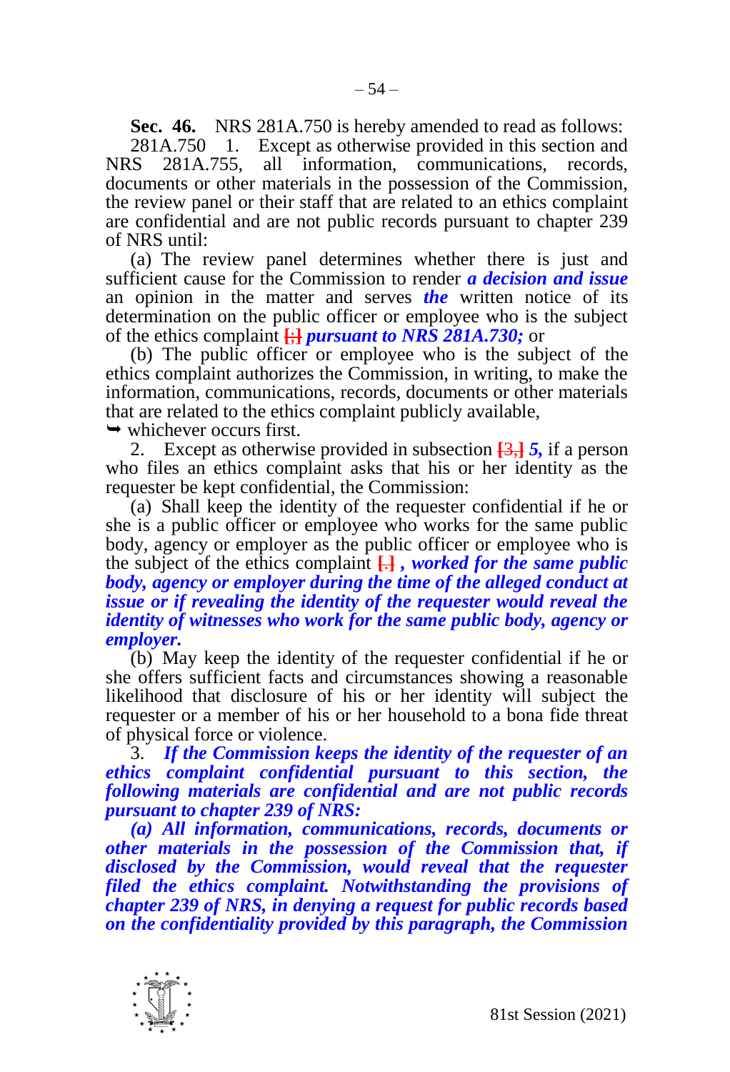**Sec. 46.** NRS 281A.750 is hereby amended to read as follows:

281A.750 1. Except as otherwise provided in this section and NRS 281A.755, all information, communications, records, documents or other materials in the possession of the Commission, the review panel or their staff that are related to an ethics complaint are confidential and are not public records pursuant to chapter 239 of NRS until:

(a) The review panel determines whether there is just and sufficient cause for the Commission to render ***a decision and issue*** an opinion in the matter and serves ***the*** written notice of its determination on the public officer or employee who is the subject of the ethics complaint [;] ***pursuant to NRS 281A.730;*** or

(b) The public officer or employee who is the subject of the ethics complaint authorizes the Commission, in writing, to make the information, communications, records, documents or other materials that are related to the ethics complaint publicly available,

➥ whichever occurs first.

2. Except as otherwise provided in subsection [3,] ***5,*** if a person who files an ethics complaint asks that his or her identity as the requester be kept confidential, the Commission:

(a) Shall keep the identity of the requester confidential if he or she is a public officer or employee who works for the same public body, agency or employer as the public officer or employee who is the subject of the ethics complaint [.] ***, worked for the same public body, agency or employer during the time of the alleged conduct at issue or if revealing the identity of the requester would reveal the identity of witnesses who work for the same public body, agency or employer.***

(b) May keep the identity of the requester confidential if he or she offers sufficient facts and circumstances showing a reasonable likelihood that disclosure of his or her identity will subject the requester or a member of his or her household to a bona fide threat of physical force or violence.

3. ***If the Commission keeps the identity of the requester of an ethics complaint confidential pursuant to this section, the following materials are confidential and are not public records pursuant to chapter 239 of NRS:***

***(a) All information, communications, records, documents or other materials in the possession of the Commission that, if disclosed by the Commission, would reveal that the requester filed the ethics complaint. Notwithstanding the provisions of chapter 239 of NRS, in denying a request for public records based on the confidentiality provided by this paragraph, the Commission***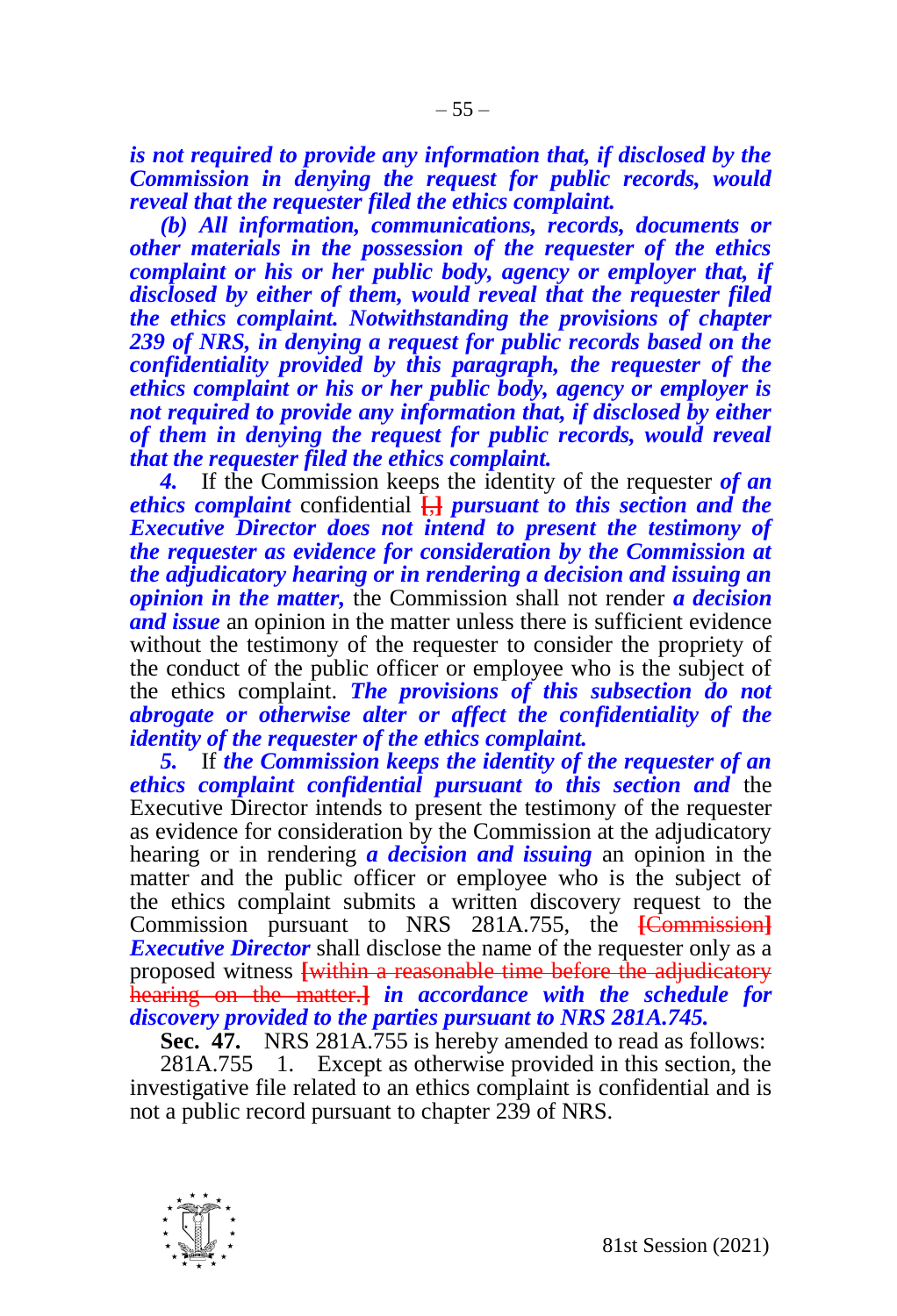***is not required to provide any information that, if disclosed by the Commission in denying the request for public records, would reveal that the requester filed the ethics complaint.***

***(b) All information, communications, records, documents or other materials in the possession of the requester of the ethics complaint or his or her public body, agency or employer that, if disclosed by either of them, would reveal that the requester filed the ethics complaint. Notwithstanding the provisions of chapter 239 of NRS, in denying a request for public records based on the confidentiality provided by this paragraph, the requester of the ethics complaint or his or her public body, agency or employer is not required to provide any information that, if disclosed by either of them in denying the request for public records, would reveal that the requester filed the ethics complaint.***

***4.*** If the Commission keeps the identity of the requester ***of an ethics complaint*** confidential **[,]** ***pursuant to this section and the Executive Director does not intend to present the testimony of the requester as evidence for consideration by the Commission at the adjudicatory hearing or in rendering a decision and issuing an opinion in the matter,*** the Commission shall not render ***a decision and issue*** an opinion in the matter unless there is sufficient evidence without the testimony of the requester to consider the propriety of the conduct of the public officer or employee who is the subject of the ethics complaint. ***The provisions of this subsection do not abrogate or otherwise alter or affect the confidentiality of the identity of the requester of the ethics complaint.***

***5.*** If ***the Commission keeps the identity of the requester of an ethics complaint confidential pursuant to this section and*** the Executive Director intends to present the testimony of the requester as evidence for consideration by the Commission at the adjudicatory hearing or in rendering ***a decision and issuing*** an opinion in the matter and the public officer or employee who is the subject of the ethics complaint submits a written discovery request to the Commission pursuant to NRS 281A.755, the **[Commission]** ***Executive Director*** shall disclose the name of the requester only as a proposed witness **[within a reasonable time before the adjudicatory hearing on the matter.]** ***in accordance with the schedule for discovery provided to the parties pursuant to NRS 281A.745.***

**Sec. 47.** NRS 281A.755 is hereby amended to read as follows:

281A.755 1. Except as otherwise provided in this section, the investigative file related to an ethics complaint is confidential and is not a public record pursuant to chapter 239 of NRS.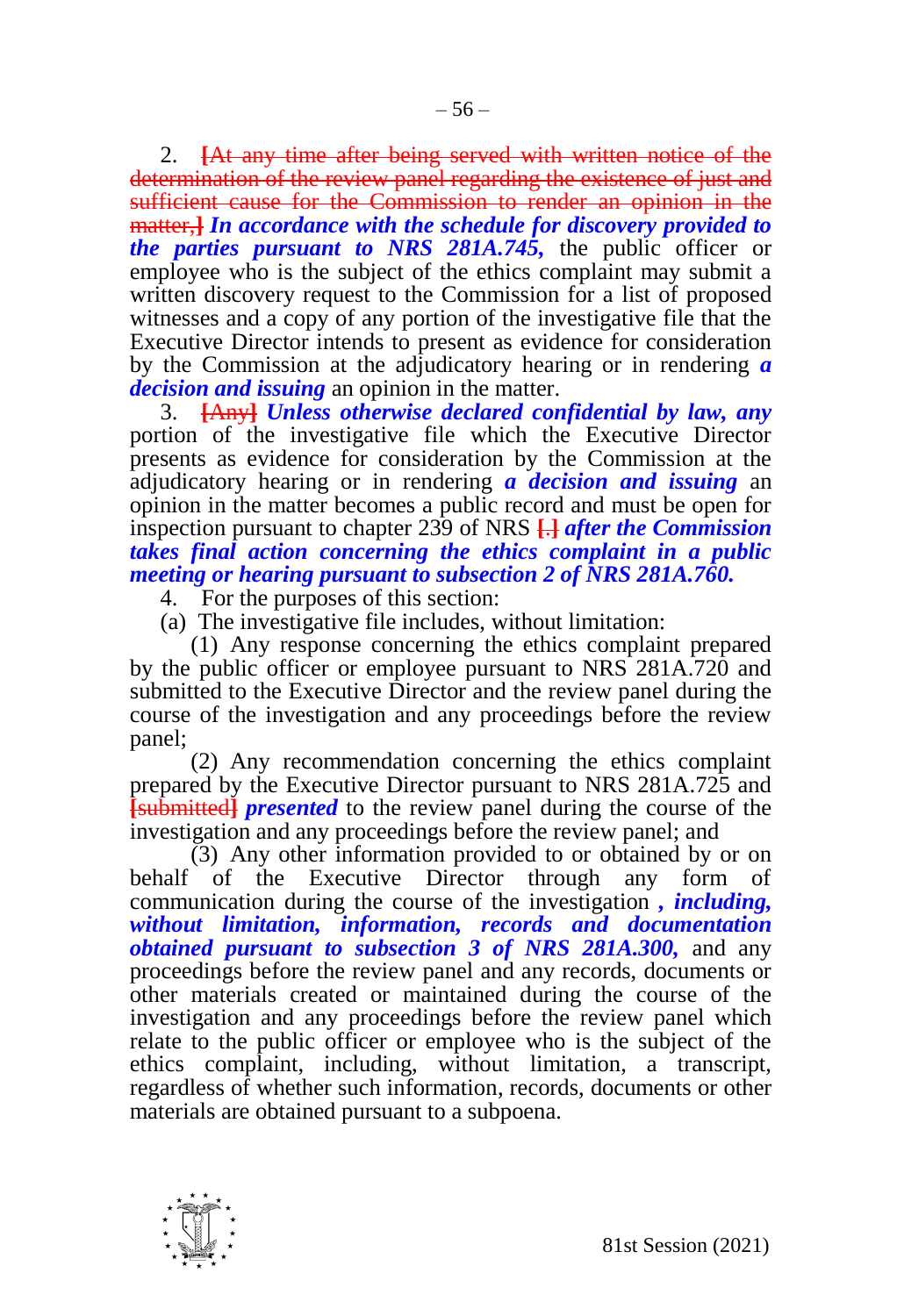2. ~~[At any time after being served with written notice of the determination of the review panel regarding the existence of just and sufficient cause for the Commission to render an opinion in the matter,]~~ ***In accordance with the schedule for discovery provided to the parties pursuant to NRS 281A.745,*** the public officer or employee who is the subject of the ethics complaint may submit a written discovery request to the Commission for a list of proposed witnesses and a copy of any portion of the investigative file that the Executive Director intends to present as evidence for consideration by the Commission at the adjudicatory hearing or in rendering ***a decision and issuing*** an opinion in the matter.

3. ~~[Any]~~ ***Unless otherwise declared confidential by law, any*** portion of the investigative file which the Executive Director presents as evidence for consideration by the Commission at the adjudicatory hearing or in rendering ***a decision and issuing*** an opinion in the matter becomes a public record and must be open for inspection pursuant to chapter 239 of NRS ~~[.]~~ ***after the Commission takes final action concerning the ethics complaint in a public meeting or hearing pursuant to subsection 2 of NRS 281A.760.***

4. For the purposes of this section:

(a) The investigative file includes, without limitation:

(1) Any response concerning the ethics complaint prepared by the public officer or employee pursuant to NRS 281A.720 and submitted to the Executive Director and the review panel during the course of the investigation and any proceedings before the review panel;

(2) Any recommendation concerning the ethics complaint prepared by the Executive Director pursuant to NRS 281A.725 and ~~[submitted]~~ ***presented*** to the review panel during the course of the investigation and any proceedings before the review panel; and

(3) Any other information provided to or obtained by or on behalf of the Executive Director through any form of communication during the course of the investigation ***, including, without limitation, information, records and documentation obtained pursuant to subsection 3 of NRS 281A.300,*** and any proceedings before the review panel and any records, documents or other materials created or maintained during the course of the investigation and any proceedings before the review panel which relate to the public officer or employee who is the subject of the ethics complaint, including, without limitation, a transcript, regardless of whether such information, records, documents or other materials are obtained pursuant to a subpoena.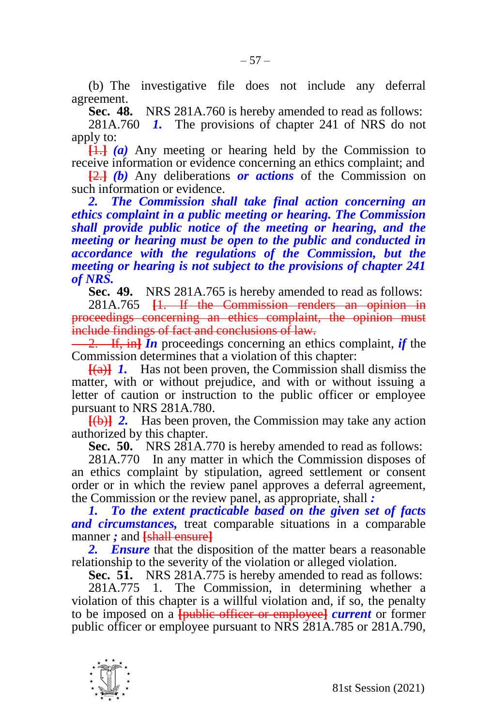(b) The investigative file does not include any deferral agreement.

**Sec. 48.** NRS 281A.760 is hereby amended to read as follows:

281A.760 ***1.*** The provisions of chapter 241 of NRS do not apply to:

**[**~~1.~~**]** ***(a)*** Any meeting or hearing held by the Commission to receive information or evidence concerning an ethics complaint; and

**[**~~2.~~**]** ***(b)*** Any deliberations ***or actions*** of the Commission on such information or evidence.

***2. The Commission shall take final action concerning an ethics complaint in a public meeting or hearing. The Commission shall provide public notice of the meeting or hearing, and the meeting or hearing must be open to the public and conducted in accordance with the regulations of the Commission, but the meeting or hearing is not subject to the provisions of chapter 241 of NRS.***

**Sec. 49.** NRS 281A.765 is hereby amended to read as follows:

281A.765 **[**~~1. If the Commission renders an opinion in proceedings concerning an ethics complaint, the opinion must include findings of fact and conclusions of law.~~

~~2. If, in~~**]** ***In*** proceedings concerning an ethics complaint, ***if*** the Commission determines that a violation of this chapter:

**[**~~(a)~~**]** ***1.*** Has not been proven, the Commission shall dismiss the matter, with or without prejudice, and with or without issuing a letter of caution or instruction to the public officer or employee pursuant to NRS 281A.780.

**[**~~(b)~~**]** ***2.*** Has been proven, the Commission may take any action authorized by this chapter.

**Sec. 50.** NRS 281A.770 is hereby amended to read as follows:

281A.770 In any matter in which the Commission disposes of an ethics complaint by stipulation, agreed settlement or consent order or in which the review panel approves a deferral agreement, the Commission or the review panel, as appropriate, shall ***:***

***1. To the extent practicable based on the given set of facts and circumstances,*** treat comparable situations in a comparable manner ***;*** and **[**~~shall ensure~~**]**

***2. Ensure*** that the disposition of the matter bears a reasonable relationship to the severity of the violation or alleged violation.

**Sec. 51.** NRS 281A.775 is hereby amended to read as follows:

281A.775 1. The Commission, in determining whether a violation of this chapter is a willful violation and, if so, the penalty to be imposed on a **[**~~public officer or employee~~**]** ***current*** or former public officer or employee pursuant to NRS 281A.785 or 281A.790,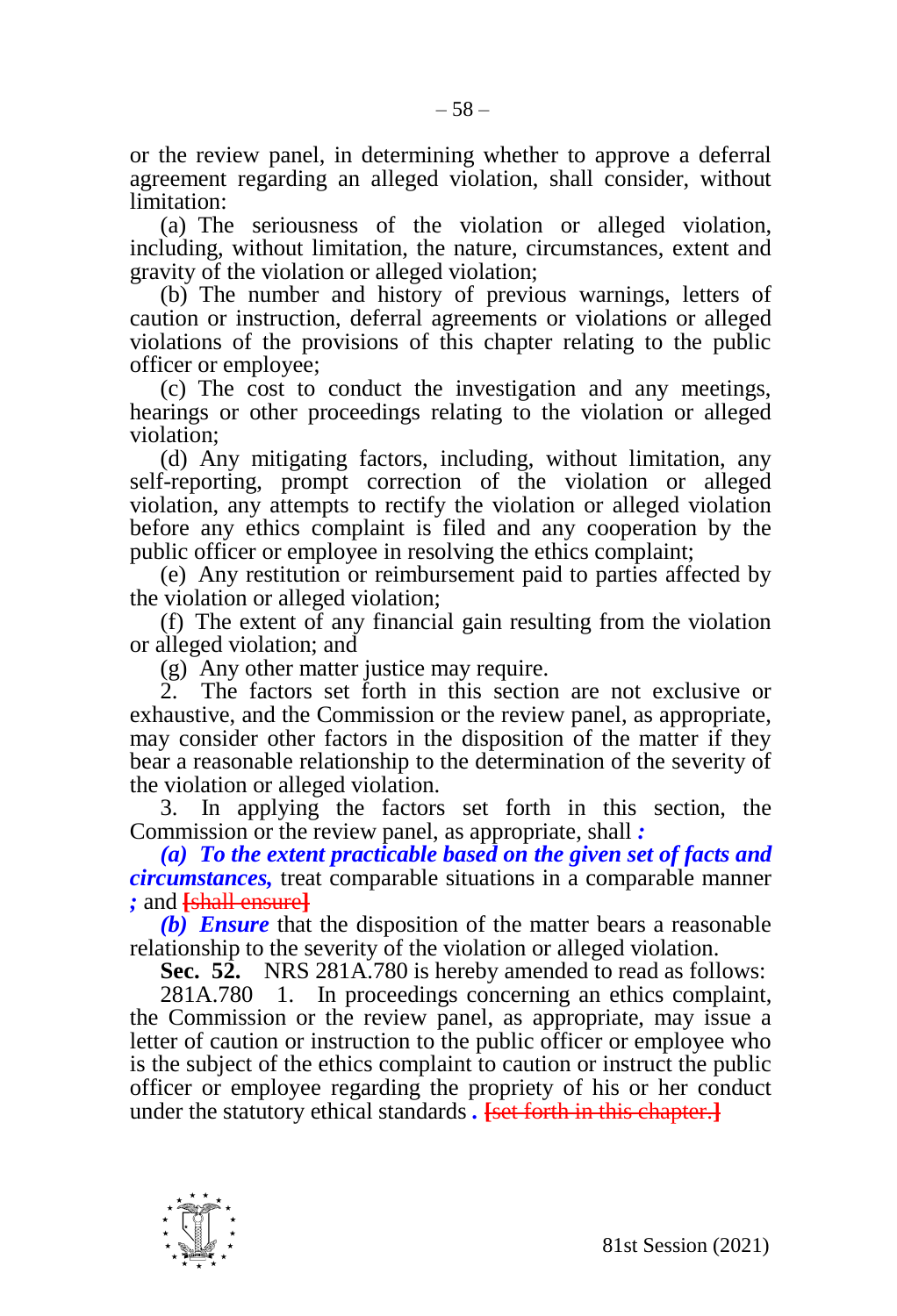or the review panel, in determining whether to approve a deferral agreement regarding an alleged violation, shall consider, without limitation:

(a) The seriousness of the violation or alleged violation, including, without limitation, the nature, circumstances, extent and gravity of the violation or alleged violation;

(b) The number and history of previous warnings, letters of caution or instruction, deferral agreements or violations or alleged violations of the provisions of this chapter relating to the public officer or employee;

(c) The cost to conduct the investigation and any meetings, hearings or other proceedings relating to the violation or alleged violation;

(d) Any mitigating factors, including, without limitation, any self-reporting, prompt correction of the violation or alleged violation, any attempts to rectify the violation or alleged violation before any ethics complaint is filed and any cooperation by the public officer or employee in resolving the ethics complaint;

(e) Any restitution or reimbursement paid to parties affected by the violation or alleged violation;

(f) The extent of any financial gain resulting from the violation or alleged violation; and

(g) Any other matter justice may require.

2. The factors set forth in this section are not exclusive or exhaustive, and the Commission or the review panel, as appropriate, may consider other factors in the disposition of the matter if they bear a reasonable relationship to the determination of the severity of the violation or alleged violation.

3. In applying the factors set forth in this section, the Commission or the review panel, as appropriate, shall ***:***

***(a) To the extent practicable based on the given set of facts and circumstances,*** treat comparable situations in a comparable manner ***;*** and [shall ensure]

***(b) Ensure*** that the disposition of the matter bears a reasonable relationship to the severity of the violation or alleged violation.

**Sec. 52.** NRS 281A.780 is hereby amended to read as follows:

281A.780 1. In proceedings concerning an ethics complaint, the Commission or the review panel, as appropriate, may issue a letter of caution or instruction to the public officer or employee who is the subject of the ethics complaint to caution or instruct the public officer or employee regarding the propriety of his or her conduct under the statutory ethical standards ***.*** [set forth in this chapter.]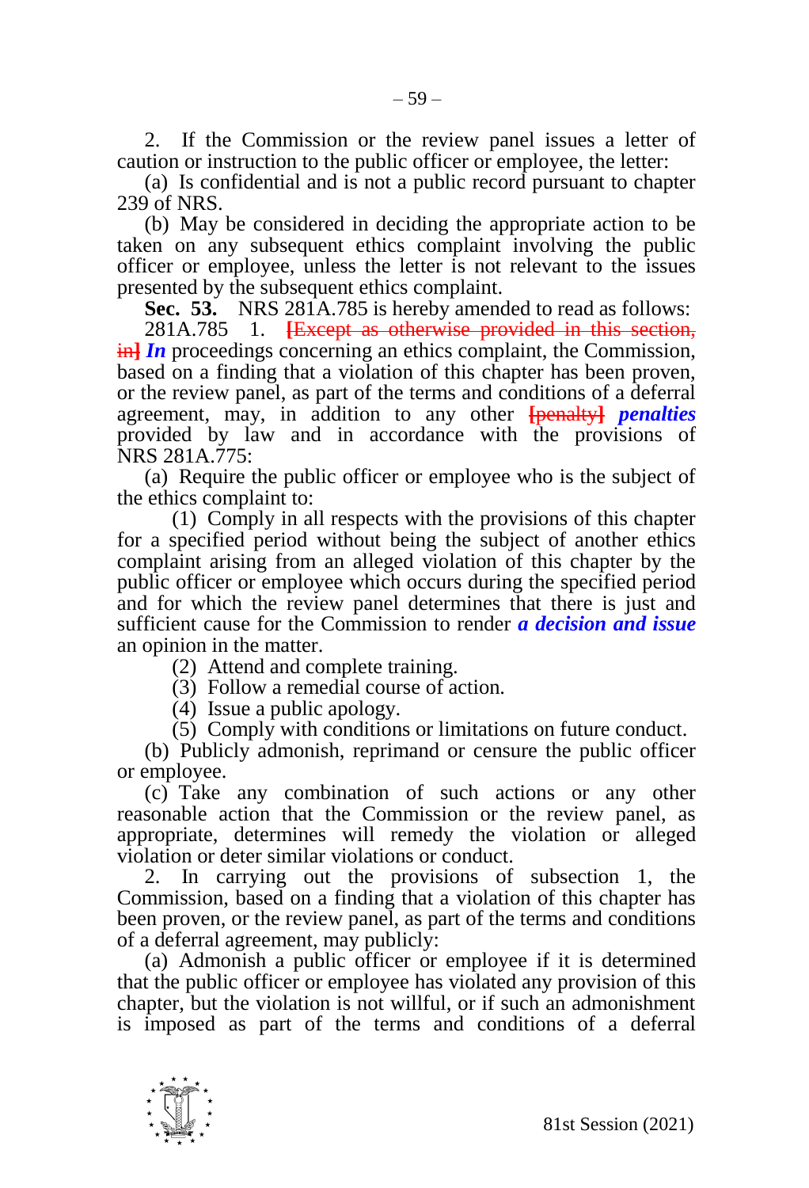2. If the Commission or the review panel issues a letter of caution or instruction to the public officer or employee, the letter:

(a) Is confidential and is not a public record pursuant to chapter 239 of NRS.

(b) May be considered in deciding the appropriate action to be taken on any subsequent ethics complaint involving the public officer or employee, unless the letter is not relevant to the issues presented by the subsequent ethics complaint.

**Sec. 53.** NRS 281A.785 is hereby amended to read as follows:

281A.785 1. ~~[Except as otherwise provided in this section, in]~~ ***In*** proceedings concerning an ethics complaint, the Commission, based on a finding that a violation of this chapter has been proven, or the review panel, as part of the terms and conditions of a deferral agreement, may, in addition to any other ~~[penalty]~~ ***penalties*** provided by law and in accordance with the provisions of NRS 281A.775:

(a) Require the public officer or employee who is the subject of the ethics complaint to:

(1) Comply in all respects with the provisions of this chapter for a specified period without being the subject of another ethics complaint arising from an alleged violation of this chapter by the public officer or employee which occurs during the specified period and for which the review panel determines that there is just and sufficient cause for the Commission to render ***a decision and issue*** an opinion in the matter.

(2) Attend and complete training.

(3) Follow a remedial course of action.

(4) Issue a public apology.

(5) Comply with conditions or limitations on future conduct.

(b) Publicly admonish, reprimand or censure the public officer or employee.

(c) Take any combination of such actions or any other reasonable action that the Commission or the review panel, as appropriate, determines will remedy the violation or alleged violation or deter similar violations or conduct.

2. In carrying out the provisions of subsection 1, the Commission, based on a finding that a violation of this chapter has been proven, or the review panel, as part of the terms and conditions of a deferral agreement, may publicly:

(a) Admonish a public officer or employee if it is determined that the public officer or employee has violated any provision of this chapter, but the violation is not willful, or if such an admonishment is imposed as part of the terms and conditions of a deferral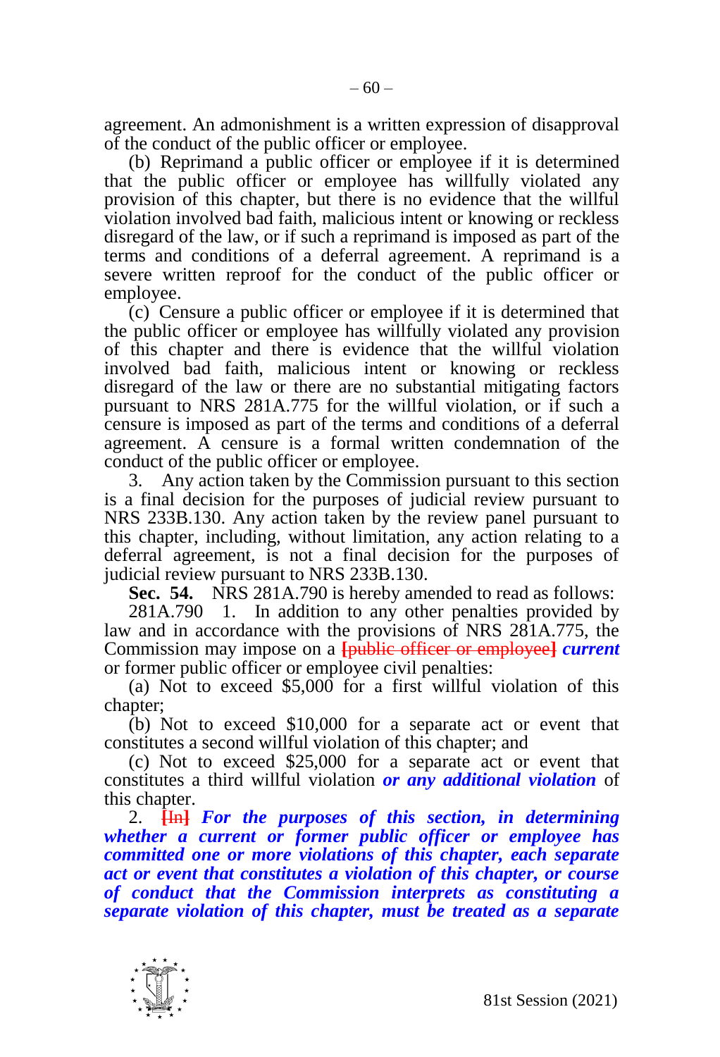agreement. An admonishment is a written expression of disapproval of the conduct of the public officer or employee.

(b) Reprimand a public officer or employee if it is determined that the public officer or employee has willfully violated any provision of this chapter, but there is no evidence that the willful violation involved bad faith, malicious intent or knowing or reckless disregard of the law, or if such a reprimand is imposed as part of the terms and conditions of a deferral agreement. A reprimand is a severe written reproof for the conduct of the public officer or employee.

(c) Censure a public officer or employee if it is determined that the public officer or employee has willfully violated any provision of this chapter and there is evidence that the willful violation involved bad faith, malicious intent or knowing or reckless disregard of the law or there are no substantial mitigating factors pursuant to NRS 281A.775 for the willful violation, or if such a censure is imposed as part of the terms and conditions of a deferral agreement. A censure is a formal written condemnation of the conduct of the public officer or employee.

3. Any action taken by the Commission pursuant to this section is a final decision for the purposes of judicial review pursuant to NRS 233B.130. Any action taken by the review panel pursuant to this chapter, including, without limitation, any action relating to a deferral agreement, is not a final decision for the purposes of judicial review pursuant to NRS 233B.130.

**Sec. 54.** NRS 281A.790 is hereby amended to read as follows:

281A.790 1. In addition to any other penalties provided by law and in accordance with the provisions of NRS 281A.775, the Commission may impose on a **[~~public officer or employee~~]** ***current*** or former public officer or employee civil penalties:

(a) Not to exceed $5,000 for a first willful violation of this chapter;

(b) Not to exceed $10,000 for a separate act or event that constitutes a second willful violation of this chapter; and

(c) Not to exceed $25,000 for a separate act or event that constitutes a third willful violation ***or any additional violation*** of this chapter.

2. **[~~In~~]** ***For the purposes of this section, in determining whether a current or former public officer or employee has committed one or more violations of this chapter, each separate act or event that constitutes a violation of this chapter, or course of conduct that the Commission interprets as constituting a separate violation of this chapter, must be treated as a separate***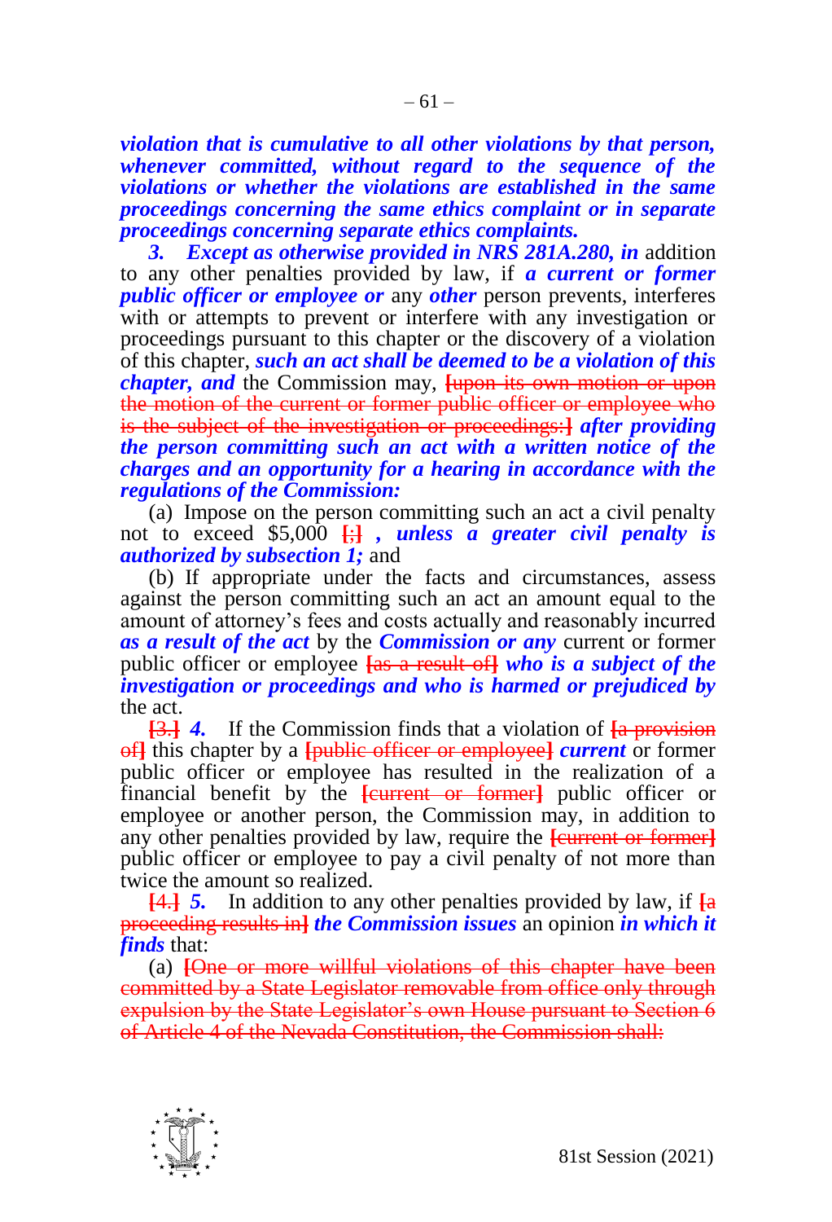***violation that is cumulative to all other violations by that person, whenever committed, without regard to the sequence of the violations or whether the violations are established in the same proceedings concerning the same ethics complaint or in separate proceedings concerning separate ethics complaints.***

***3. Except as otherwise provided in NRS 281A.280, in*** addition to any other penalties provided by law, if ***a current or former public officer or employee or*** any ***other*** person prevents, interferes with or attempts to prevent or interfere with any investigation or proceedings pursuant to this chapter or the discovery of a violation of this chapter, ***such an act shall be deemed to be a violation of this chapter, and*** the Commission may, ~~[upon its own motion or upon the motion of the current or former public officer or employee who is the subject of the investigation or proceedings:]~~ ***after providing the person committing such an act with a written notice of the charges and an opportunity for a hearing in accordance with the regulations of the Commission:***

(a) Impose on the person committing such an act a civil penalty not to exceed $5,000 ~~[;]~~ ***, unless a greater civil penalty is authorized by subsection 1;*** and

(b) If appropriate under the facts and circumstances, assess against the person committing such an act an amount equal to the amount of attorney's fees and costs actually and reasonably incurred ***as a result of the act*** by the ***Commission or any*** current or former public officer or employee ~~[as a result of]~~ ***who is a subject of the investigation or proceedings and who is harmed or prejudiced by*** the act.

~~[3.]~~ ***4.*** If the Commission finds that a violation of ~~[a provision of]~~ this chapter by a ~~[public officer or employee]~~ ***current*** or former public officer or employee has resulted in the realization of a financial benefit by the ~~[current or former]~~ public officer or employee or another person, the Commission may, in addition to any other penalties provided by law, require the ~~[current or former]~~ public officer or employee to pay a civil penalty of not more than twice the amount so realized.

~~[4.]~~ ***5.*** In addition to any other penalties provided by law, if ~~[a proceeding results in]~~ ***the Commission issues*** an opinion ***in which it finds*** that:

(a) ~~[One or more willful violations of this chapter have been committed by a State Legislator removable from office only through expulsion by the State Legislator's own House pursuant to Section 6 of Article 4 of the Nevada Constitution, the Commission shall:]~~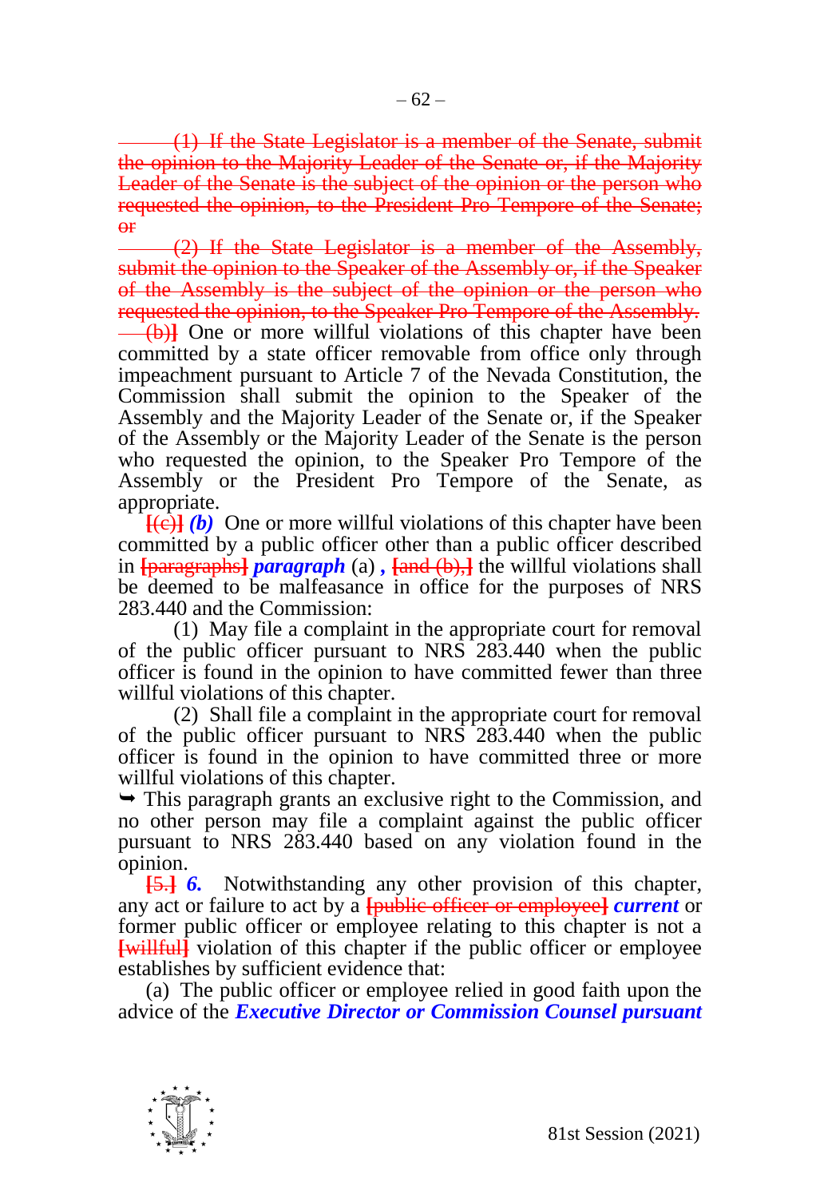~~(1) If the State Legislator is a member of the Senate, submit the opinion to the Majority Leader of the Senate or, if the Majority Leader of the Senate is the subject of the opinion or the person who requested the opinion, to the President Pro Tempore of the Senate; or~~

~~(2) If the State Legislator is a member of the Assembly, submit the opinion to the Speaker of the Assembly or, if the Speaker of the Assembly is the subject of the opinion or the person who requested the opinion, to the Speaker Pro Tempore of the Assembly.~~

~~(b)]~~ One or more willful violations of this chapter have been committed by a state officer removable from office only through impeachment pursuant to Article 7 of the Nevada Constitution, the Commission shall submit the opinion to the Speaker of the Assembly and the Majority Leader of the Senate or, if the Speaker of the Assembly or the Majority Leader of the Senate is the person who requested the opinion, to the Speaker Pro Tempore of the Assembly or the President Pro Tempore of the Senate, as appropriate.

~~[(c)]~~ ***(b)*** One or more willful violations of this chapter have been committed by a public officer other than a public officer described in ~~[paragraphs]~~ ***paragraph*** (a) ***,*** ~~[and (b),]~~ the willful violations shall be deemed to be malfeasance in office for the purposes of NRS 283.440 and the Commission:

(1) May file a complaint in the appropriate court for removal of the public officer pursuant to NRS 283.440 when the public officer is found in the opinion to have committed fewer than three willful violations of this chapter.

(2) Shall file a complaint in the appropriate court for removal of the public officer pursuant to NRS 283.440 when the public officer is found in the opinion to have committed three or more willful violations of this chapter.

➥ This paragraph grants an exclusive right to the Commission, and no other person may file a complaint against the public officer pursuant to NRS 283.440 based on any violation found in the opinion.

~~[5.]~~ ***6.*** Notwithstanding any other provision of this chapter, any act or failure to act by a ~~[public officer or employee]~~ ***current*** or former public officer or employee relating to this chapter is not a ~~[willful]~~ violation of this chapter if the public officer or employee establishes by sufficient evidence that:

(a) The public officer or employee relied in good faith upon the advice of the ***Executive Director or Commission Counsel pursuant***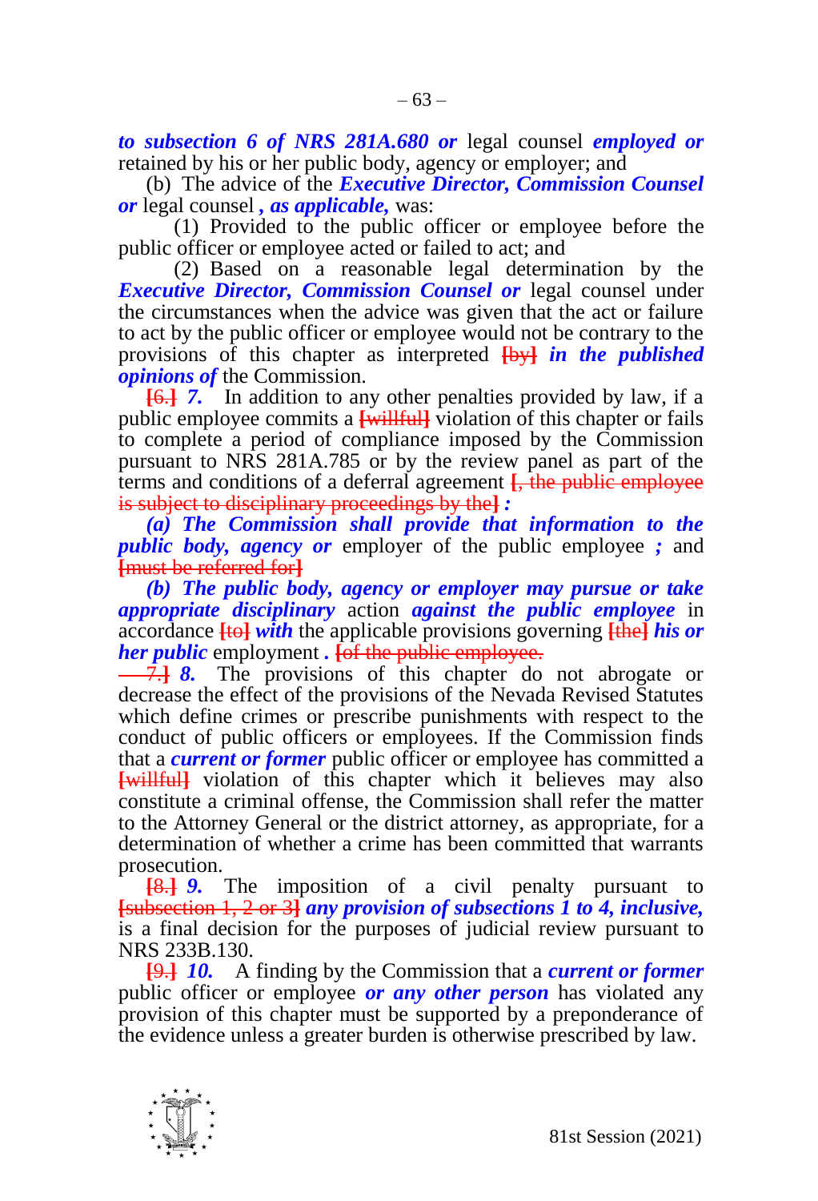***to subsection 6 of NRS 281A.680 or*** legal counsel ***employed or*** retained by his or her public body, agency or employer; and

(b) The advice of the ***Executive Director, Commission Counsel or*** legal counsel ***, as applicable,*** was:

(1) Provided to the public officer or employee before the public officer or employee acted or failed to act; and

(2) Based on a reasonable legal determination by the ***Executive Director, Commission Counsel or*** legal counsel under the circumstances when the advice was given that the act or failure to act by the public officer or employee would not be contrary to the provisions of this chapter as interpreted ~~[by]~~ ***in the published opinions of*** the Commission.

~~[6.]~~ ***7.*** In addition to any other penalties provided by law, if a public employee commits a ~~[willful]~~ violation of this chapter or fails to complete a period of compliance imposed by the Commission pursuant to NRS 281A.785 or by the review panel as part of the terms and conditions of a deferral agreement ~~[, the public employee is subject to disciplinary proceedings by the]~~ ***:***

***(a) The Commission shall provide that information to the public body, agency or*** employer of the public employee ***;*** and ~~[must be referred for]~~

***(b) The public body, agency or employer may pursue or take appropriate disciplinary*** action ***against the public employee*** in accordance ~~[to]~~ ***with*** the applicable provisions governing ~~[the]~~ ***his or her public*** employment ***.*** ~~[of the public employee.~~

~~7.]~~ ***8.*** The provisions of this chapter do not abrogate or decrease the effect of the provisions of the Nevada Revised Statutes which define crimes or prescribe punishments with respect to the conduct of public officers or employees. If the Commission finds that a ***current or former*** public officer or employee has committed a ~~[willful]~~ violation of this chapter which it believes may also constitute a criminal offense, the Commission shall refer the matter to the Attorney General or the district attorney, as appropriate, for a determination of whether a crime has been committed that warrants prosecution.

~~[8.]~~ ***9.*** The imposition of a civil penalty pursuant to ~~[subsection 1, 2 or 3]~~ ***any provision of subsections 1 to 4, inclusive,*** is a final decision for the purposes of judicial review pursuant to NRS 233B.130.

~~[9.]~~ ***10.*** A finding by the Commission that a ***current or former*** public officer or employee ***or any other person*** has violated any provision of this chapter must be supported by a preponderance of the evidence unless a greater burden is otherwise prescribed by law.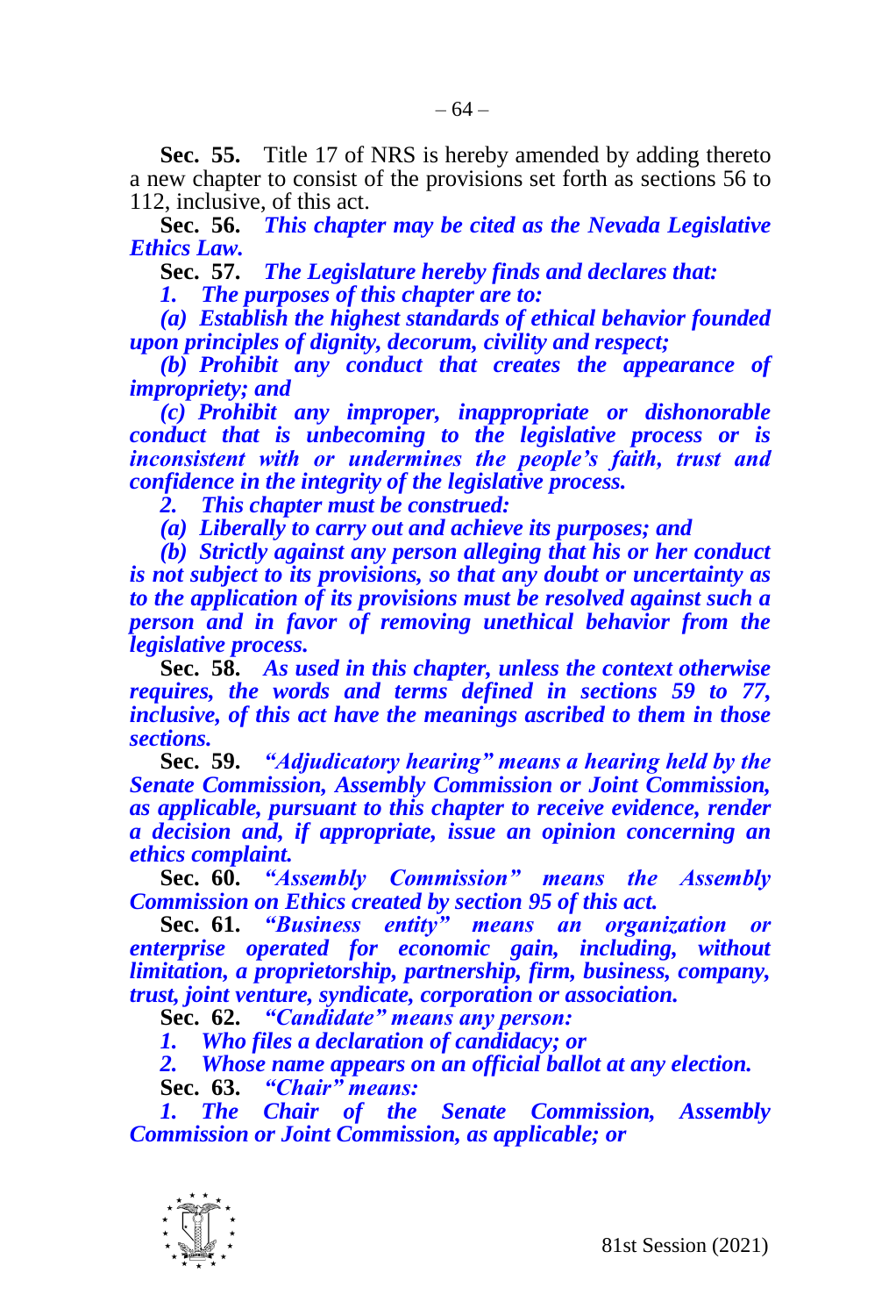**Sec. 55.** Title 17 of NRS is hereby amended by adding thereto a new chapter to consist of the provisions set forth as sections 56 to 112, inclusive, of this act.

**Sec. 56.** ***This chapter may be cited as the Nevada Legislative Ethics Law.***

**Sec. 57.** ***The Legislature hereby finds and declares that:***

***1. The purposes of this chapter are to:***

***(a) Establish the highest standards of ethical behavior founded upon principles of dignity, decorum, civility and respect;***

***(b) Prohibit any conduct that creates the appearance of impropriety; and***

***(c) Prohibit any improper, inappropriate or dishonorable conduct that is unbecoming to the legislative process or is inconsistent with or undermines the people's faith, trust and confidence in the integrity of the legislative process.***

***2. This chapter must be construed:***

***(a) Liberally to carry out and achieve its purposes; and***

***(b) Strictly against any person alleging that his or her conduct is not subject to its provisions, so that any doubt or uncertainty as to the application of its provisions must be resolved against such a person and in favor of removing unethical behavior from the legislative process.***

**Sec. 58.** ***As used in this chapter, unless the context otherwise requires, the words and terms defined in sections 59 to 77, inclusive, of this act have the meanings ascribed to them in those sections.***

**Sec. 59.** ***"Adjudicatory hearing" means a hearing held by the Senate Commission, Assembly Commission or Joint Commission, as applicable, pursuant to this chapter to receive evidence, render a decision and, if appropriate, issue an opinion concerning an ethics complaint.***

**Sec. 60.** ***"Assembly Commission" means the Assembly Commission on Ethics created by section 95 of this act.***

**Sec. 61.** ***"Business entity" means an organization or enterprise operated for economic gain, including, without limitation, a proprietorship, partnership, firm, business, company, trust, joint venture, syndicate, corporation or association.***

**Sec. 62.** ***"Candidate" means any person:***

***1. Who files a declaration of candidacy; or***

***2. Whose name appears on an official ballot at any election.***

**Sec. 63.** ***"Chair" means:***

***1. The Chair of the Senate Commission, Assembly Commission or Joint Commission, as applicable; or***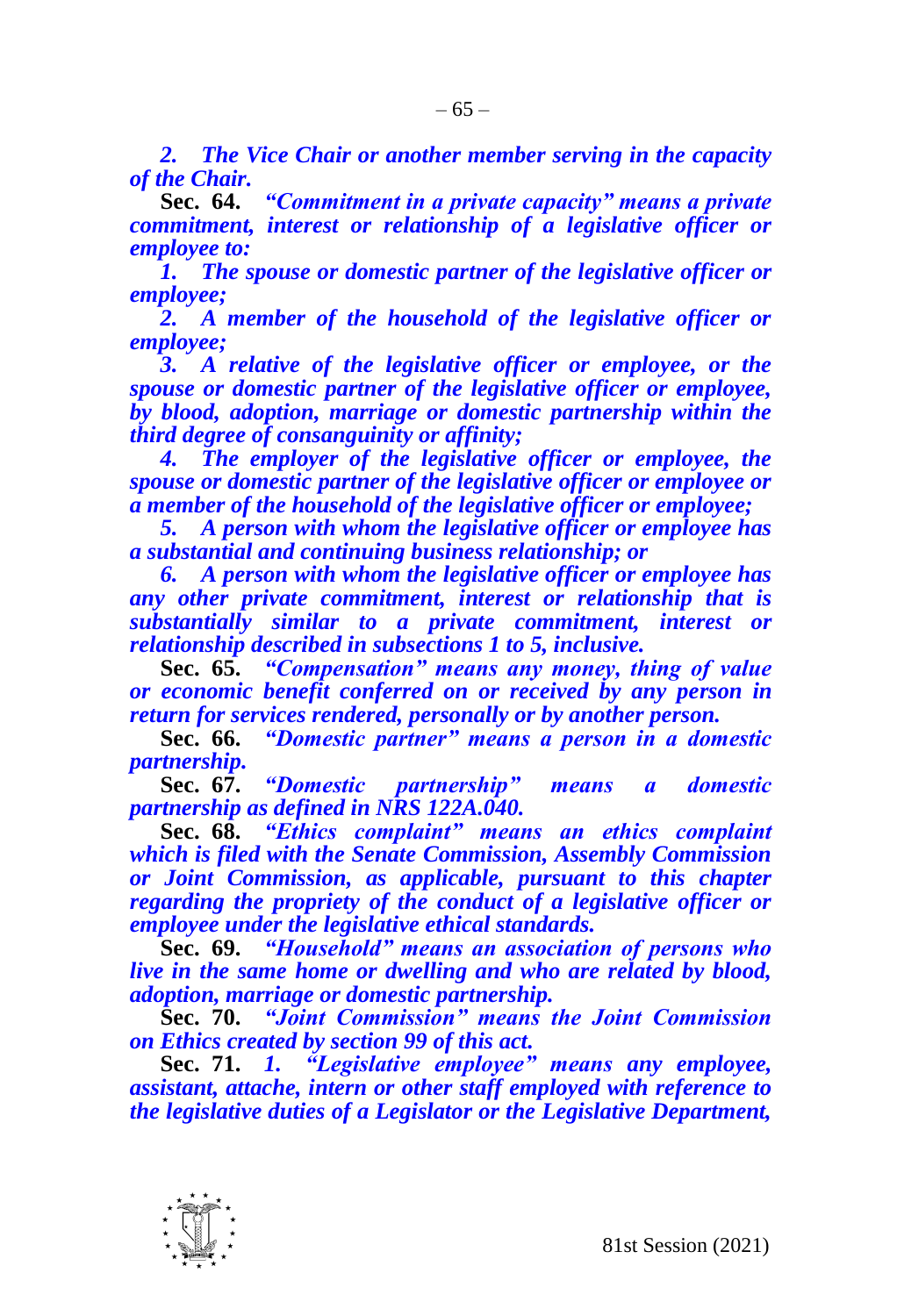*2. The Vice Chair or another member serving in the capacity of the Chair.*

**Sec. 64.** *"Commitment in a private capacity" means a private commitment, interest or relationship of a legislative officer or employee to:*

*1. The spouse or domestic partner of the legislative officer or employee;*

*2. A member of the household of the legislative officer or employee;*

*3. A relative of the legislative officer or employee, or the spouse or domestic partner of the legislative officer or employee, by blood, adoption, marriage or domestic partnership within the third degree of consanguinity or affinity;*

*4. The employer of the legislative officer or employee, the spouse or domestic partner of the legislative officer or employee or a member of the household of the legislative officer or employee;*

*5. A person with whom the legislative officer or employee has a substantial and continuing business relationship; or*

*6. A person with whom the legislative officer or employee has any other private commitment, interest or relationship that is substantially similar to a private commitment, interest or relationship described in subsections 1 to 5, inclusive.*

**Sec. 65.** *"Compensation" means any money, thing of value or economic benefit conferred on or received by any person in return for services rendered, personally or by another person.*

**Sec. 66.** *"Domestic partner" means a person in a domestic partnership.*

**Sec. 67.** *"Domestic partnership" means a domestic partnership as defined in NRS 122A.040.*

**Sec. 68.** *"Ethics complaint" means an ethics complaint which is filed with the Senate Commission, Assembly Commission or Joint Commission, as applicable, pursuant to this chapter regarding the propriety of the conduct of a legislative officer or employee under the legislative ethical standards.*

**Sec. 69.** *"Household" means an association of persons who live in the same home or dwelling and who are related by blood, adoption, marriage or domestic partnership.*

**Sec. 70.** *"Joint Commission" means the Joint Commission on Ethics created by section 99 of this act.*

**Sec. 71.** *1. "Legislative employee" means any employee, assistant, attache, intern or other staff employed with reference to the legislative duties of a Legislator or the Legislative Department,*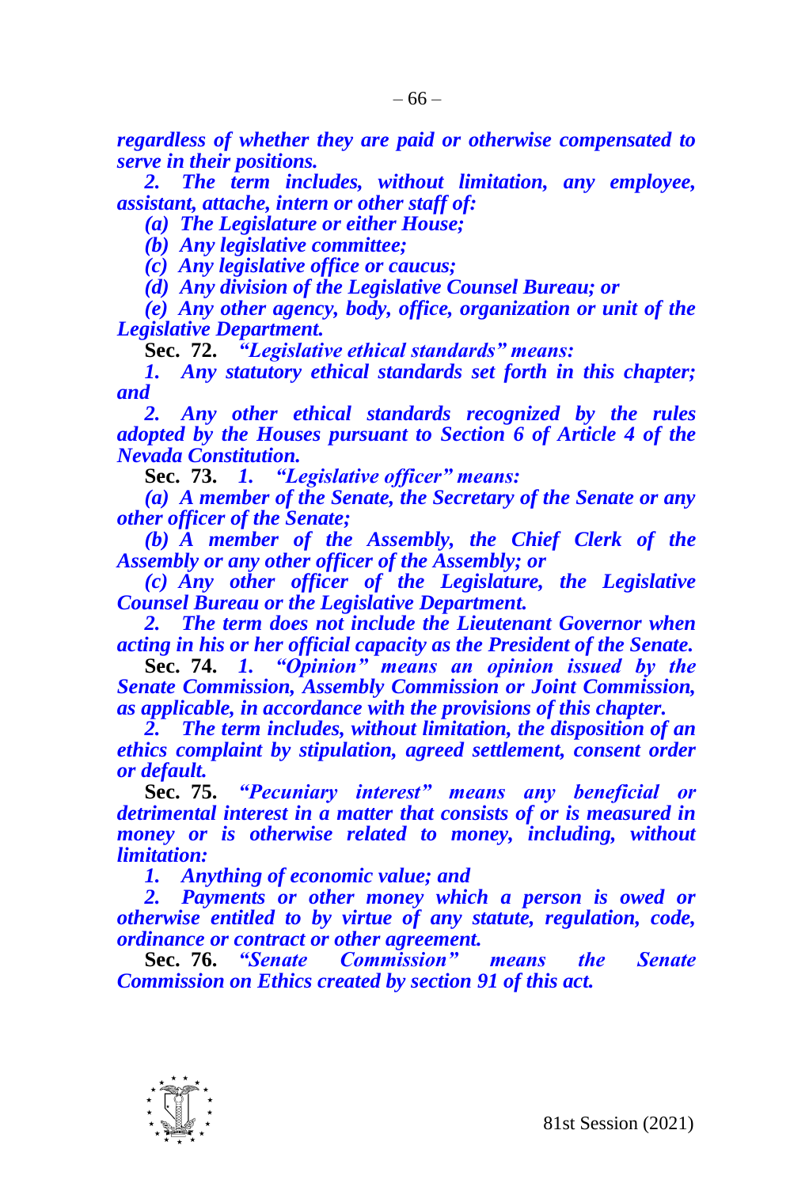*regardless of whether they are paid or otherwise compensated to serve in their positions.*

*2. The term includes, without limitation, any employee, assistant, attache, intern or other staff of:*

*(a) The Legislature or either House;*

*(b) Any legislative committee;*

*(c) Any legislative office or caucus;*

*(d) Any division of the Legislative Counsel Bureau; or*

*(e) Any other agency, body, office, organization or unit of the Legislative Department.*

**Sec. 72.** *"Legislative ethical standards" means:*

*1. Any statutory ethical standards set forth in this chapter; and*

*2. Any other ethical standards recognized by the rules adopted by the Houses pursuant to Section 6 of Article 4 of the Nevada Constitution.*

**Sec. 73.** *1. "Legislative officer" means:*

*(a) A member of the Senate, the Secretary of the Senate or any other officer of the Senate;*

*(b) A member of the Assembly, the Chief Clerk of the Assembly or any other officer of the Assembly; or*

*(c) Any other officer of the Legislature, the Legislative Counsel Bureau or the Legislative Department.*

*2. The term does not include the Lieutenant Governor when acting in his or her official capacity as the President of the Senate.*

**Sec. 74.** *1. "Opinion" means an opinion issued by the Senate Commission, Assembly Commission or Joint Commission, as applicable, in accordance with the provisions of this chapter.*

*2. The term includes, without limitation, the disposition of an ethics complaint by stipulation, agreed settlement, consent order or default.*

**Sec. 75.** *"Pecuniary interest" means any beneficial or detrimental interest in a matter that consists of or is measured in money or is otherwise related to money, including, without limitation:*

*1. Anything of economic value; and*

*2. Payments or other money which a person is owed or otherwise entitled to by virtue of any statute, regulation, code, ordinance or contract or other agreement.*

**Sec. 76.** *"Senate Commission" means the Senate Commission on Ethics created by section 91 of this act.*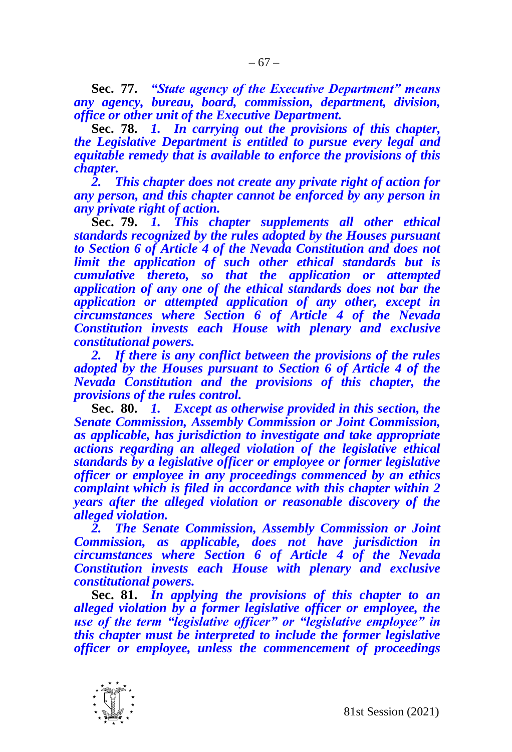**Sec. 77.** ***"State agency of the Executive Department" means any agency, bureau, board, commission, department, division, office or other unit of the Executive Department.***

**Sec. 78.** ***1. In carrying out the provisions of this chapter, the Legislative Department is entitled to pursue every legal and equitable remedy that is available to enforce the provisions of this chapter.***

***2. This chapter does not create any private right of action for any person, and this chapter cannot be enforced by any person in any private right of action.***

**Sec. 79.** ***1. This chapter supplements all other ethical standards recognized by the rules adopted by the Houses pursuant to Section 6 of Article 4 of the Nevada Constitution and does not limit the application of such other ethical standards but is cumulative thereto, so that the application or attempted application of any one of the ethical standards does not bar the application or attempted application of any other, except in circumstances where Section 6 of Article 4 of the Nevada Constitution invests each House with plenary and exclusive constitutional powers.***

***2. If there is any conflict between the provisions of the rules adopted by the Houses pursuant to Section 6 of Article 4 of the Nevada Constitution and the provisions of this chapter, the provisions of the rules control.***

**Sec. 80.** ***1. Except as otherwise provided in this section, the Senate Commission, Assembly Commission or Joint Commission, as applicable, has jurisdiction to investigate and take appropriate actions regarding an alleged violation of the legislative ethical standards by a legislative officer or employee or former legislative officer or employee in any proceedings commenced by an ethics complaint which is filed in accordance with this chapter within 2 years after the alleged violation or reasonable discovery of the alleged violation.***

***2. The Senate Commission, Assembly Commission or Joint Commission, as applicable, does not have jurisdiction in circumstances where Section 6 of Article 4 of the Nevada Constitution invests each House with plenary and exclusive constitutional powers.***

**Sec. 81.** ***In applying the provisions of this chapter to an alleged violation by a former legislative officer or employee, the use of the term "legislative officer" or "legislative employee" in this chapter must be interpreted to include the former legislative officer or employee, unless the commencement of proceedings***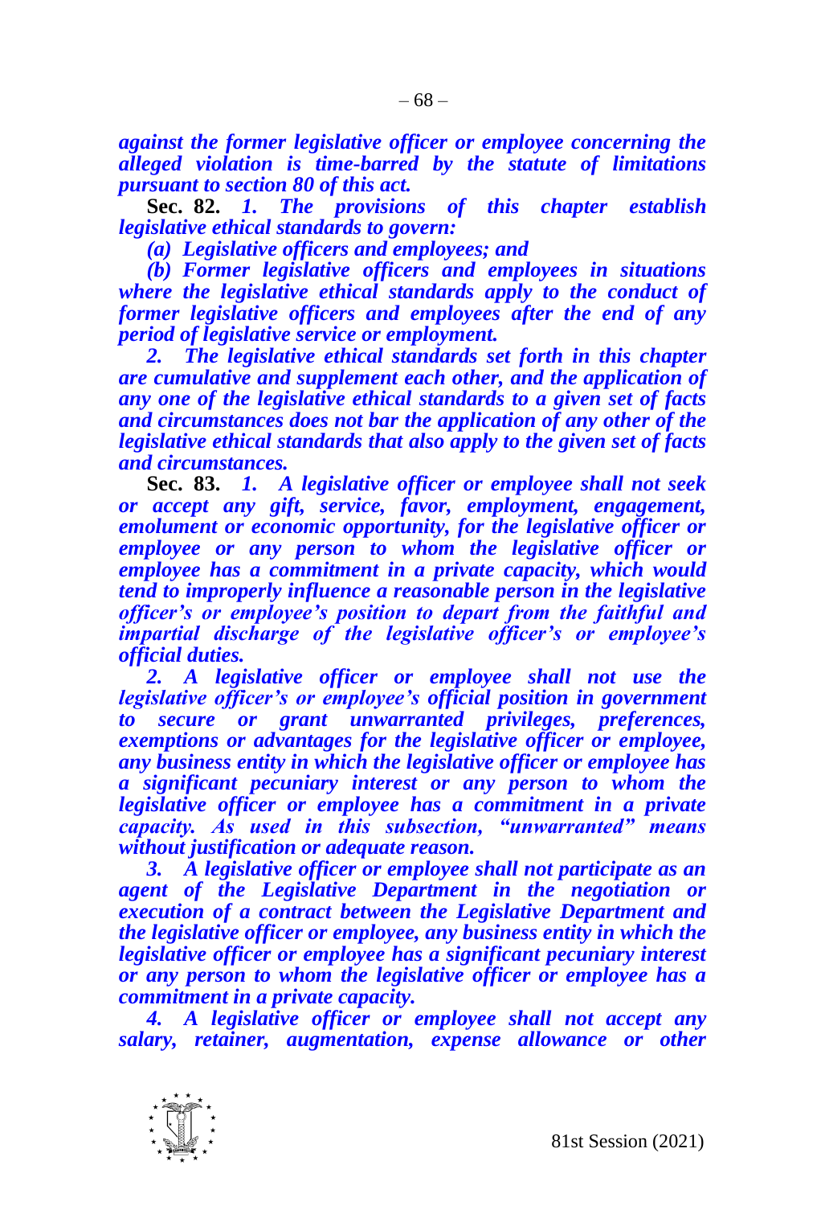***against the former legislative officer or employee concerning the alleged violation is time-barred by the statute of limitations pursuant to section 80 of this act.***

**Sec. 82.** ***1. The provisions of this chapter establish legislative ethical standards to govern:***

***(a) Legislative officers and employees; and***

***(b) Former legislative officers and employees in situations where the legislative ethical standards apply to the conduct of former legislative officers and employees after the end of any period of legislative service or employment.***

***2. The legislative ethical standards set forth in this chapter are cumulative and supplement each other, and the application of any one of the legislative ethical standards to a given set of facts and circumstances does not bar the application of any other of the legislative ethical standards that also apply to the given set of facts and circumstances.***

**Sec. 83.** ***1. A legislative officer or employee shall not seek or accept any gift, service, favor, employment, engagement, emolument or economic opportunity, for the legislative officer or employee or any person to whom the legislative officer or employee has a commitment in a private capacity, which would tend to improperly influence a reasonable person in the legislative officer's or employee's position to depart from the faithful and impartial discharge of the legislative officer's or employee's official duties.***

***2. A legislative officer or employee shall not use the legislative officer's or employee's official position in government to secure or grant unwarranted privileges, preferences, exemptions or advantages for the legislative officer or employee, any business entity in which the legislative officer or employee has a significant pecuniary interest or any person to whom the legislative officer or employee has a commitment in a private capacity. As used in this subsection, "unwarranted" means without justification or adequate reason.***

***3. A legislative officer or employee shall not participate as an agent of the Legislative Department in the negotiation or execution of a contract between the Legislative Department and the legislative officer or employee, any business entity in which the legislative officer or employee has a significant pecuniary interest or any person to whom the legislative officer or employee has a commitment in a private capacity.***

***4. A legislative officer or employee shall not accept any salary, retainer, augmentation, expense allowance or other***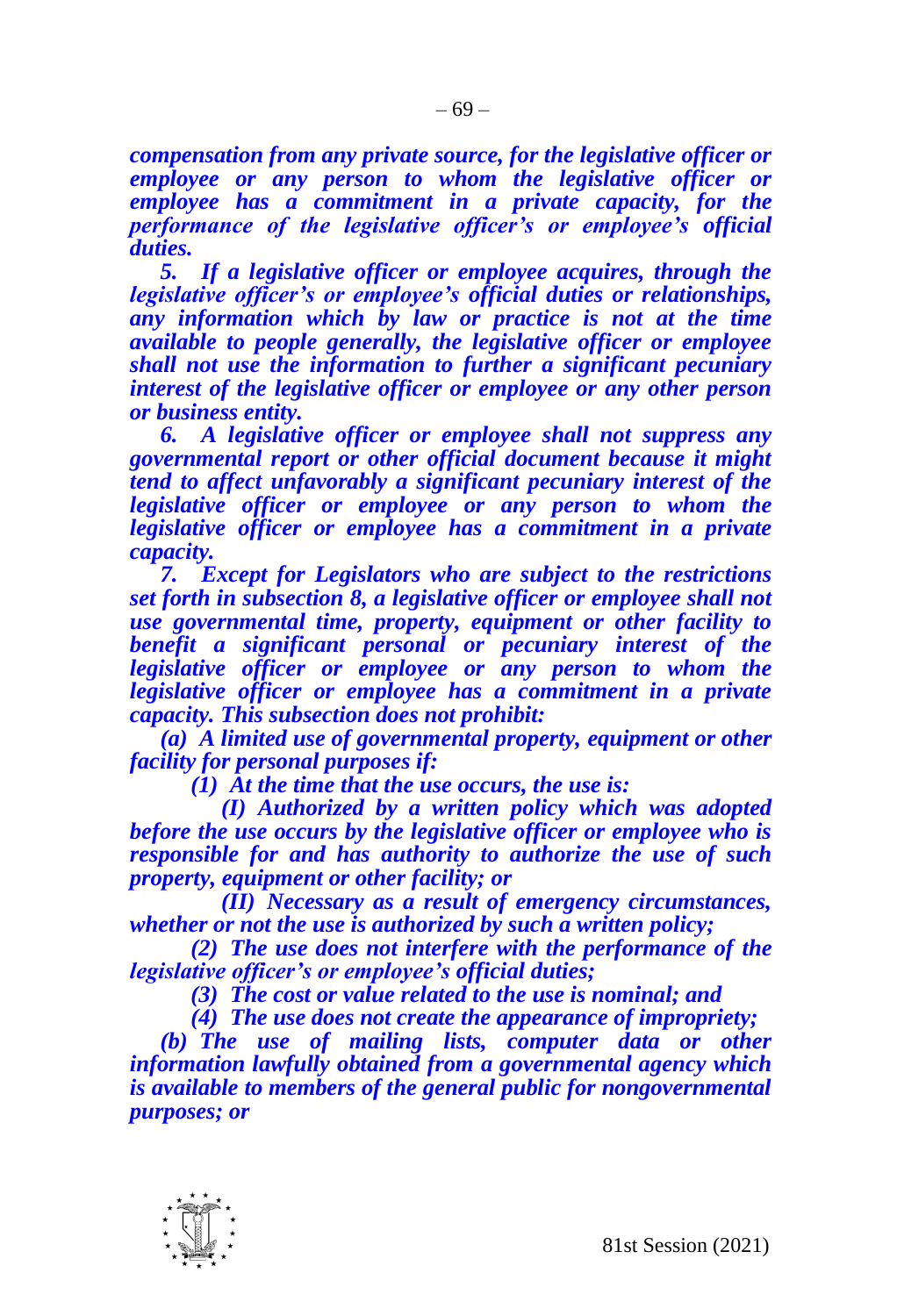***compensation from any private source, for the legislative officer or employee or any person to whom the legislative officer or employee has a commitment in a private capacity, for the performance of the legislative officer's or employee's official duties.***

***5. If a legislative officer or employee acquires, through the legislative officer's or employee's official duties or relationships, any information which by law or practice is not at the time available to people generally, the legislative officer or employee shall not use the information to further a significant pecuniary interest of the legislative officer or employee or any other person or business entity.***

***6. A legislative officer or employee shall not suppress any governmental report or other official document because it might tend to affect unfavorably a significant pecuniary interest of the legislative officer or employee or any person to whom the legislative officer or employee has a commitment in a private capacity.***

***7. Except for Legislators who are subject to the restrictions set forth in subsection 8, a legislative officer or employee shall not use governmental time, property, equipment or other facility to benefit a significant personal or pecuniary interest of the legislative officer or employee or any person to whom the legislative officer or employee has a commitment in a private capacity. This subsection does not prohibit:***

***(a) A limited use of governmental property, equipment or other facility for personal purposes if:***

***(1) At the time that the use occurs, the use is:***

***(I) Authorized by a written policy which was adopted before the use occurs by the legislative officer or employee who is responsible for and has authority to authorize the use of such property, equipment or other facility; or***

***(II) Necessary as a result of emergency circumstances, whether or not the use is authorized by such a written policy;***

***(2) The use does not interfere with the performance of the legislative officer's or employee's official duties;***

***(3) The cost or value related to the use is nominal; and***

***(4) The use does not create the appearance of impropriety;***

***(b) The use of mailing lists, computer data or other information lawfully obtained from a governmental agency which is available to members of the general public for nongovernmental purposes; or***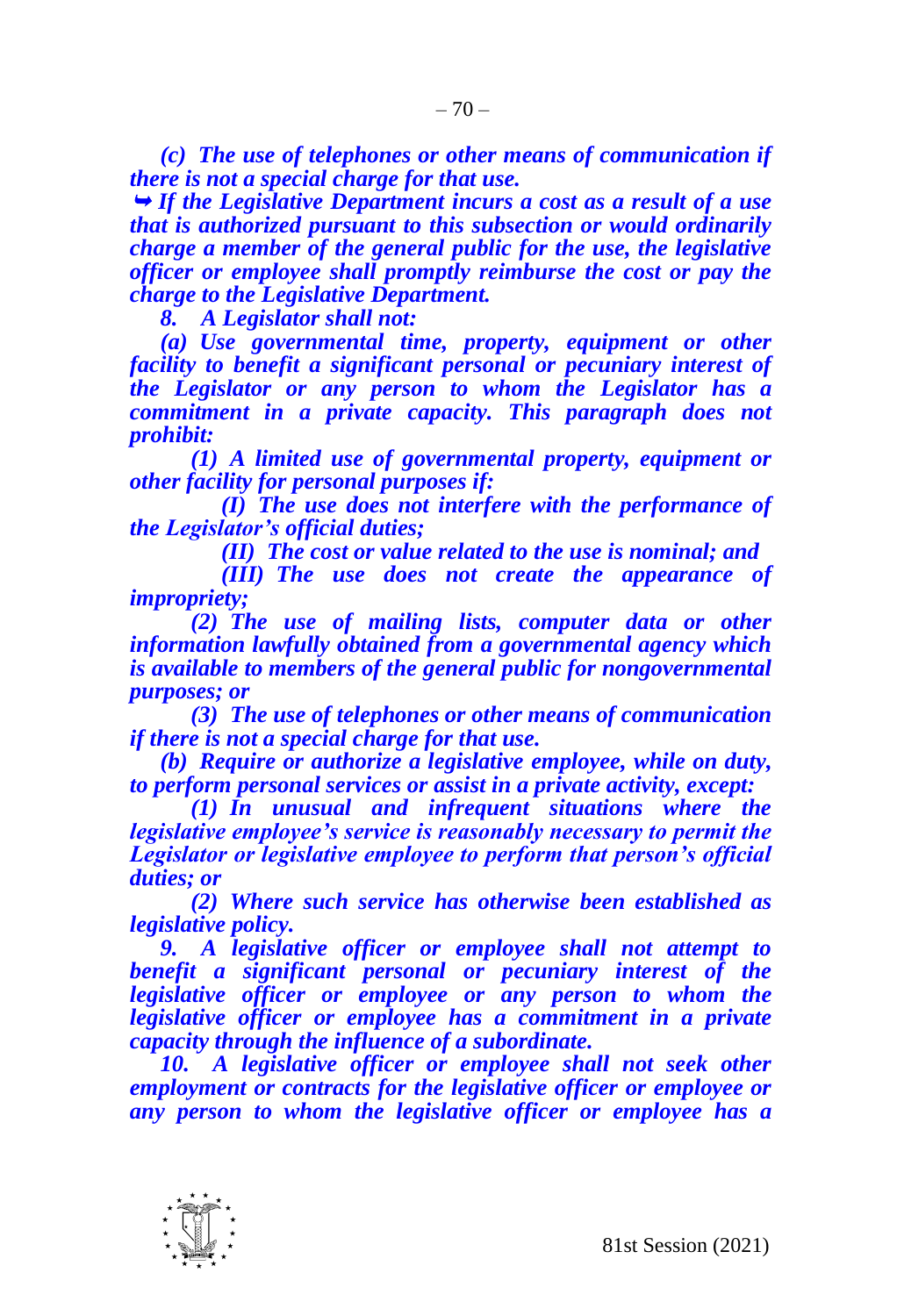***(c) The use of telephones or other means of communication if there is not a special charge for that use.***

***➥ If the Legislative Department incurs a cost as a result of a use that is authorized pursuant to this subsection or would ordinarily charge a member of the general public for the use, the legislative officer or employee shall promptly reimburse the cost or pay the charge to the Legislative Department.***

***8. A Legislator shall not:***

***(a) Use governmental time, property, equipment or other facility to benefit a significant personal or pecuniary interest of the Legislator or any person to whom the Legislator has a commitment in a private capacity. This paragraph does not prohibit:***

***(1) A limited use of governmental property, equipment or other facility for personal purposes if:***

***(I) The use does not interfere with the performance of the Legislator's official duties;***

***(II) The cost or value related to the use is nominal; and***

***(III) The use does not create the appearance of impropriety;***

***(2) The use of mailing lists, computer data or other information lawfully obtained from a governmental agency which is available to members of the general public for nongovernmental purposes; or***

***(3) The use of telephones or other means of communication if there is not a special charge for that use.***

***(b) Require or authorize a legislative employee, while on duty, to perform personal services or assist in a private activity, except:***

***(1) In unusual and infrequent situations where the legislative employee's service is reasonably necessary to permit the Legislator or legislative employee to perform that person's official duties; or***

***(2) Where such service has otherwise been established as legislative policy.***

***9. A legislative officer or employee shall not attempt to benefit a significant personal or pecuniary interest of the legislative officer or employee or any person to whom the legislative officer or employee has a commitment in a private capacity through the influence of a subordinate.***

***10. A legislative officer or employee shall not seek other employment or contracts for the legislative officer or employee or any person to whom the legislative officer or employee has a***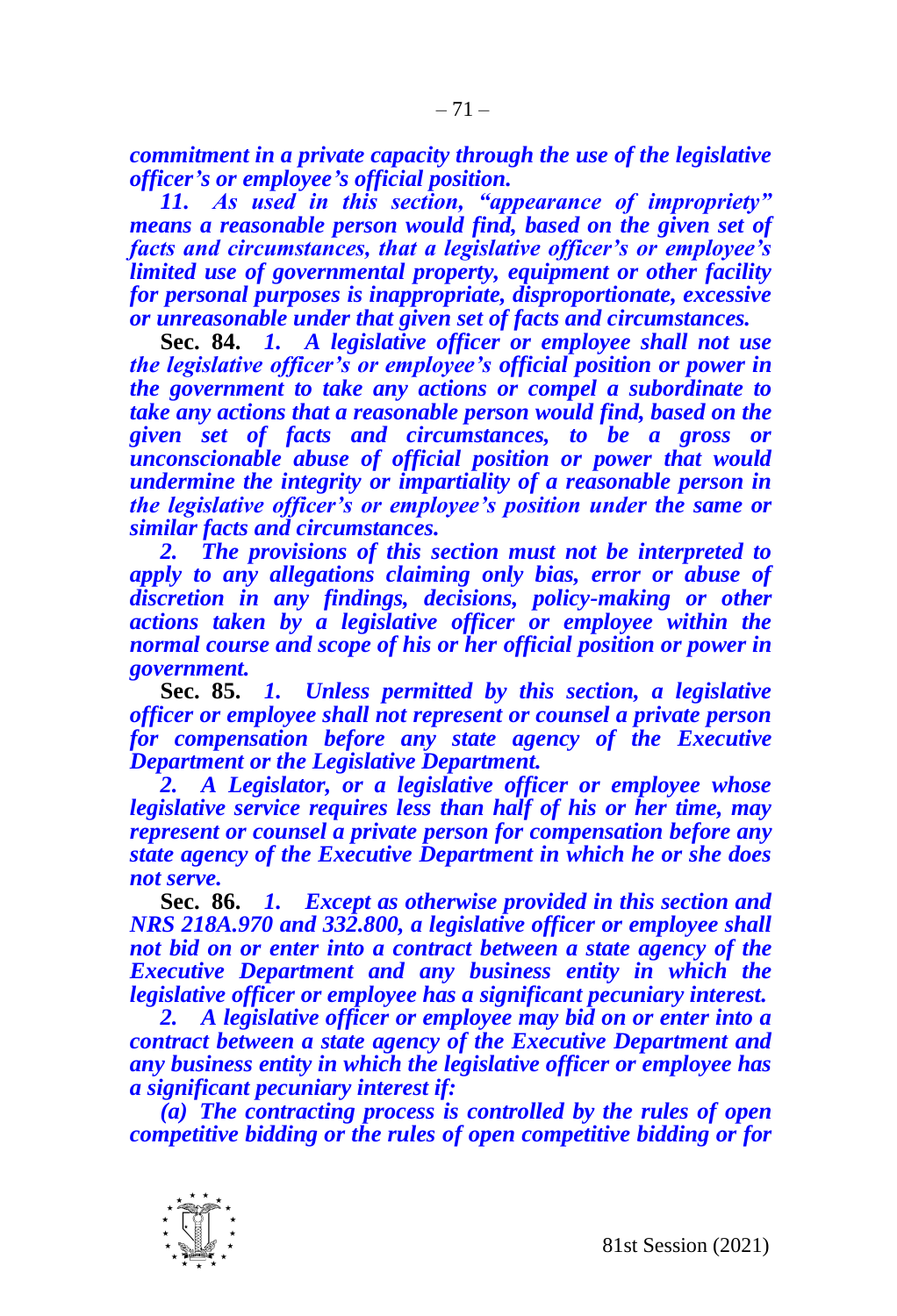***commitment in a private capacity through the use of the legislative officer's or employee's official position.***

***11. As used in this section, "appearance of impropriety" means a reasonable person would find, based on the given set of facts and circumstances, that a legislative officer's or employee's limited use of governmental property, equipment or other facility for personal purposes is inappropriate, disproportionate, excessive or unreasonable under that given set of facts and circumstances.***

**Sec. 84.** ***1. A legislative officer or employee shall not use the legislative officer's or employee's official position or power in the government to take any actions or compel a subordinate to take any actions that a reasonable person would find, based on the given set of facts and circumstances, to be a gross or unconscionable abuse of official position or power that would undermine the integrity or impartiality of a reasonable person in the legislative officer's or employee's position under the same or similar facts and circumstances.***

***2. The provisions of this section must not be interpreted to apply to any allegations claiming only bias, error or abuse of discretion in any findings, decisions, policy-making or other actions taken by a legislative officer or employee within the normal course and scope of his or her official position or power in government.***

**Sec. 85.** ***1. Unless permitted by this section, a legislative officer or employee shall not represent or counsel a private person for compensation before any state agency of the Executive Department or the Legislative Department.***

***2. A Legislator, or a legislative officer or employee whose legislative service requires less than half of his or her time, may represent or counsel a private person for compensation before any state agency of the Executive Department in which he or she does not serve.***

**Sec. 86.** ***1. Except as otherwise provided in this section and NRS 218A.970 and 332.800, a legislative officer or employee shall not bid on or enter into a contract between a state agency of the Executive Department and any business entity in which the legislative officer or employee has a significant pecuniary interest.***

***2. A legislative officer or employee may bid on or enter into a contract between a state agency of the Executive Department and any business entity in which the legislative officer or employee has a significant pecuniary interest if:***

***(a) The contracting process is controlled by the rules of open competitive bidding or the rules of open competitive bidding or for***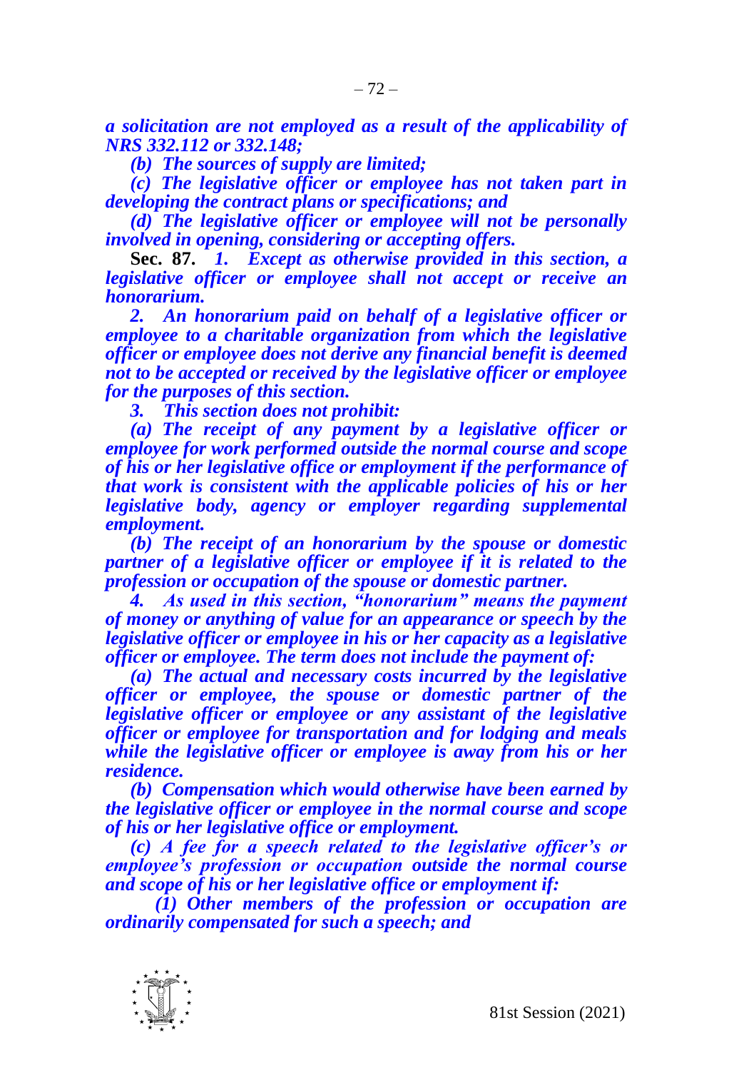*a solicitation are not employed as a result of the applicability of NRS 332.112 or 332.148;*

*(b) The sources of supply are limited;*

*(c) The legislative officer or employee has not taken part in developing the contract plans or specifications; and*

*(d) The legislative officer or employee will not be personally involved in opening, considering or accepting offers.*

**Sec. 87.** *1. Except as otherwise provided in this section, a legislative officer or employee shall not accept or receive an honorarium.*

*2. An honorarium paid on behalf of a legislative officer or employee to a charitable organization from which the legislative officer or employee does not derive any financial benefit is deemed not to be accepted or received by the legislative officer or employee for the purposes of this section.*

*3. This section does not prohibit:*

*(a) The receipt of any payment by a legislative officer or employee for work performed outside the normal course and scope of his or her legislative office or employment if the performance of that work is consistent with the applicable policies of his or her legislative body, agency or employer regarding supplemental employment.*

*(b) The receipt of an honorarium by the spouse or domestic partner of a legislative officer or employee if it is related to the profession or occupation of the spouse or domestic partner.*

*4. As used in this section, "honorarium" means the payment of money or anything of value for an appearance or speech by the legislative officer or employee in his or her capacity as a legislative officer or employee. The term does not include the payment of:*

*(a) The actual and necessary costs incurred by the legislative officer or employee, the spouse or domestic partner of the legislative officer or employee or any assistant of the legislative officer or employee for transportation and for lodging and meals while the legislative officer or employee is away from his or her residence.*

*(b) Compensation which would otherwise have been earned by the legislative officer or employee in the normal course and scope of his or her legislative office or employment.*

*(c) A fee for a speech related to the legislative officer's or employee's profession or occupation outside the normal course and scope of his or her legislative office or employment if:*

*(1) Other members of the profession or occupation are ordinarily compensated for such a speech; and*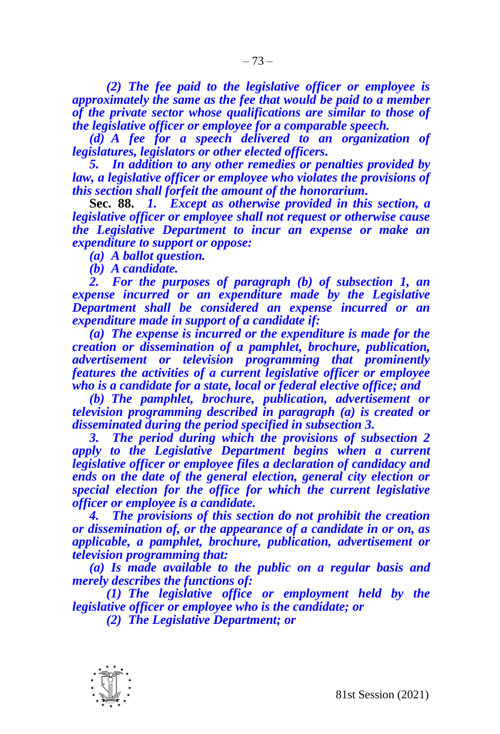*(2) The fee paid to the legislative officer or employee is approximately the same as the fee that would be paid to a member of the private sector whose qualifications are similar to those of the legislative officer or employee for a comparable speech.*

*(d) A fee for a speech delivered to an organization of legislatures, legislators or other elected officers.*

*5. In addition to any other remedies or penalties provided by law, a legislative officer or employee who violates the provisions of this section shall forfeit the amount of the honorarium.*

**Sec. 88.** *1. Except as otherwise provided in this section, a legislative officer or employee shall not request or otherwise cause the Legislative Department to incur an expense or make an expenditure to support or oppose:*

*(a) A ballot question.*

*(b) A candidate.*

*2. For the purposes of paragraph (b) of subsection 1, an expense incurred or an expenditure made by the Legislative Department shall be considered an expense incurred or an expenditure made in support of a candidate if:*

*(a) The expense is incurred or the expenditure is made for the creation or dissemination of a pamphlet, brochure, publication, advertisement or television programming that prominently features the activities of a current legislative officer or employee who is a candidate for a state, local or federal elective office; and*

*(b) The pamphlet, brochure, publication, advertisement or television programming described in paragraph (a) is created or disseminated during the period specified in subsection 3.*

*3. The period during which the provisions of subsection 2 apply to the Legislative Department begins when a current legislative officer or employee files a declaration of candidacy and ends on the date of the general election, general city election or special election for the office for which the current legislative officer or employee is a candidate.*

*4. The provisions of this section do not prohibit the creation or dissemination of, or the appearance of a candidate in or on, as applicable, a pamphlet, brochure, publication, advertisement or television programming that:*

*(a) Is made available to the public on a regular basis and merely describes the functions of:*

*(1) The legislative office or employment held by the legislative officer or employee who is the candidate; or*

*(2) The Legislative Department; or*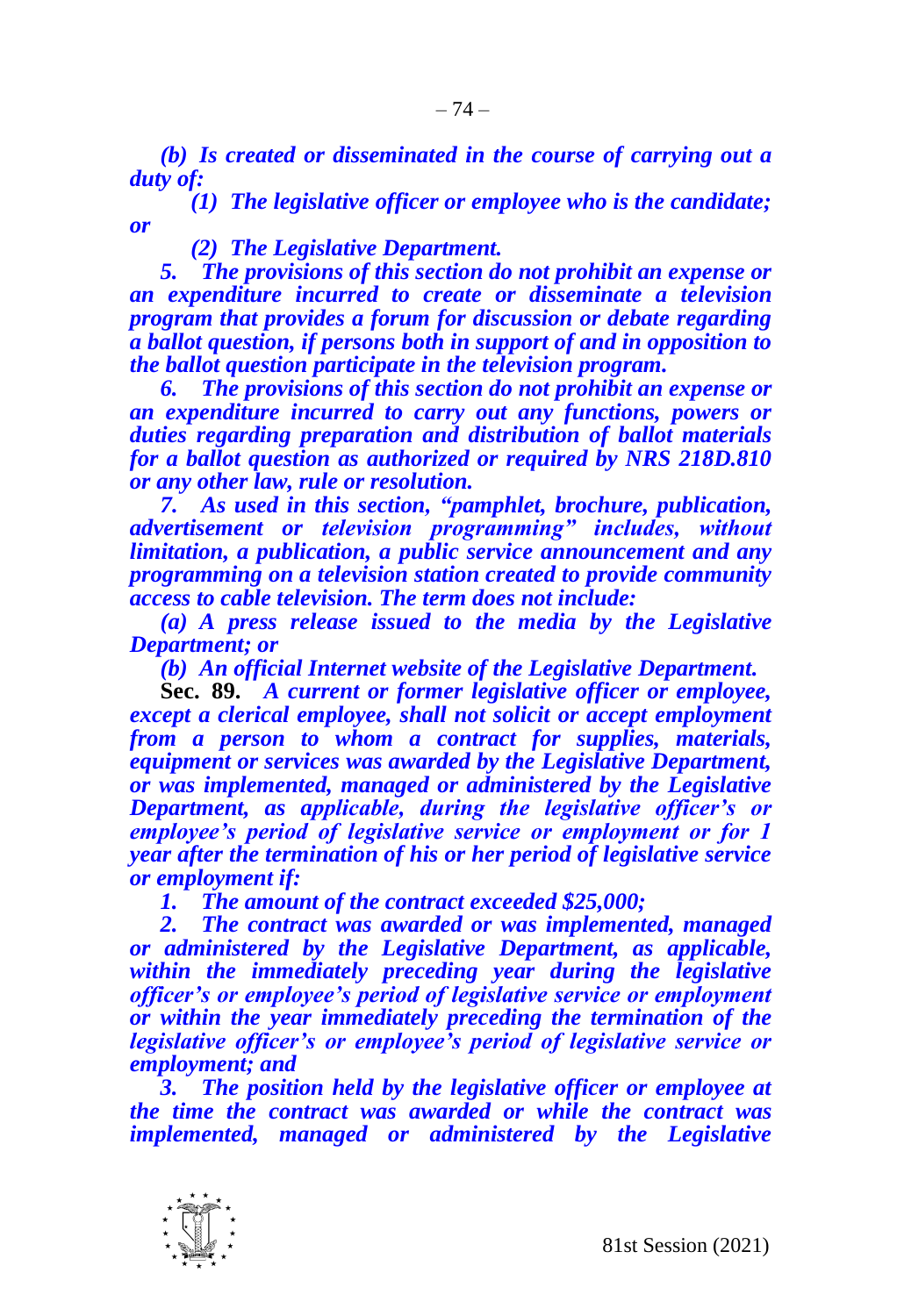*(b) Is created or disseminated in the course of carrying out a duty of:*

*(1) The legislative officer or employee who is the candidate; or*

*(2) The Legislative Department.*

*5. The provisions of this section do not prohibit an expense or an expenditure incurred to create or disseminate a television program that provides a forum for discussion or debate regarding a ballot question, if persons both in support of and in opposition to the ballot question participate in the television program.*

*6. The provisions of this section do not prohibit an expense or an expenditure incurred to carry out any functions, powers or duties regarding preparation and distribution of ballot materials for a ballot question as authorized or required by NRS 218D.810 or any other law, rule or resolution.*

*7. As used in this section, "pamphlet, brochure, publication, advertisement or television programming" includes, without limitation, a publication, a public service announcement and any programming on a television station created to provide community access to cable television. The term does not include:*

*(a) A press release issued to the media by the Legislative Department; or*

*(b) An official Internet website of the Legislative Department.*

**Sec. 89.** *A current or former legislative officer or employee, except a clerical employee, shall not solicit or accept employment from a person to whom a contract for supplies, materials, equipment or services was awarded by the Legislative Department, or was implemented, managed or administered by the Legislative Department, as applicable, during the legislative officer's or employee's period of legislative service or employment or for 1 year after the termination of his or her period of legislative service or employment if:*

*1. The amount of the contract exceeded $25,000;*

*2. The contract was awarded or was implemented, managed or administered by the Legislative Department, as applicable, within the immediately preceding year during the legislative officer's or employee's period of legislative service or employment or within the year immediately preceding the termination of the legislative officer's or employee's period of legislative service or employment; and*

*3. The position held by the legislative officer or employee at the time the contract was awarded or while the contract was implemented, managed or administered by the Legislative*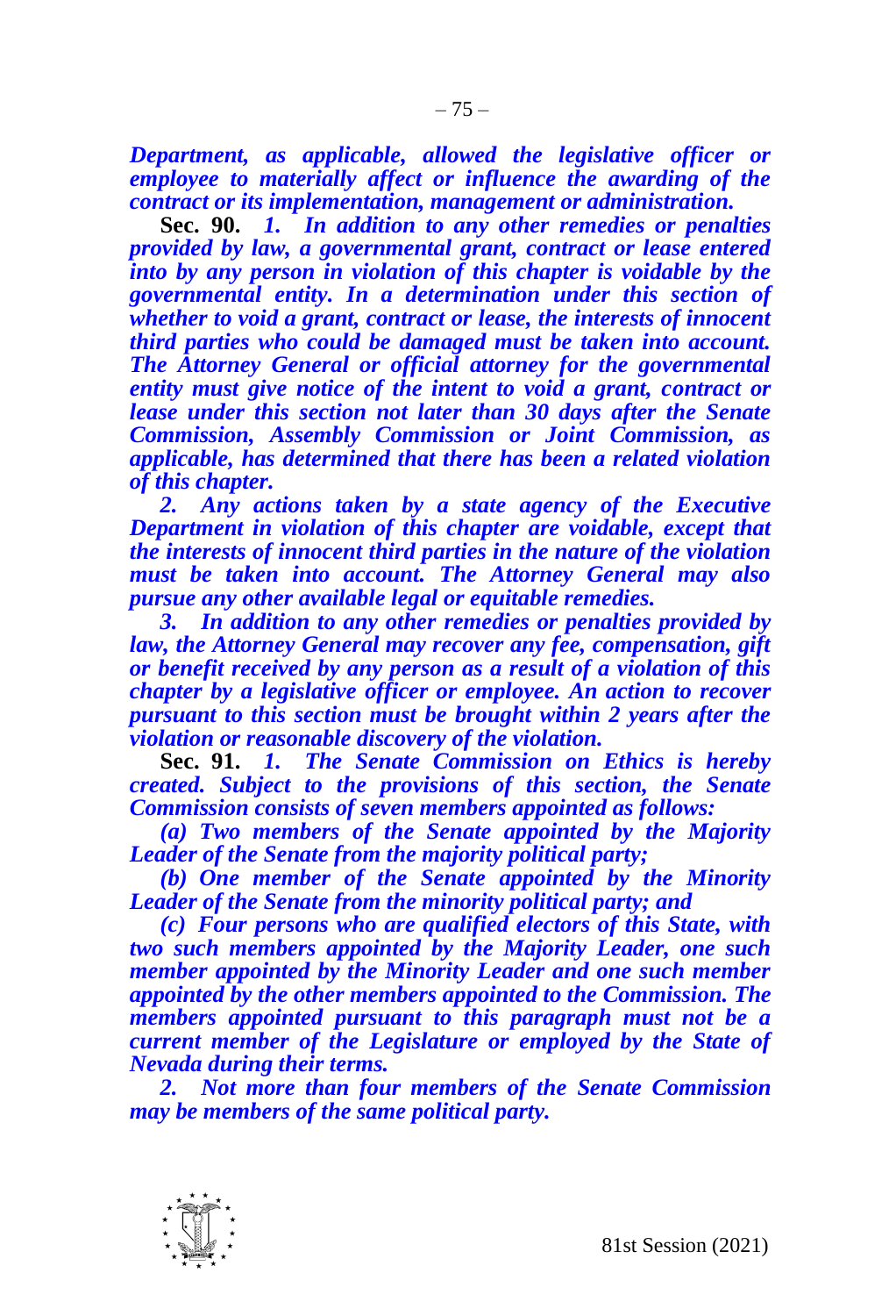***Department, as applicable, allowed the legislative officer or employee to materially affect or influence the awarding of the contract or its implementation, management or administration.***

**Sec. 90.** ***1. In addition to any other remedies or penalties provided by law, a governmental grant, contract or lease entered into by any person in violation of this chapter is voidable by the governmental entity. In a determination under this section of whether to void a grant, contract or lease, the interests of innocent third parties who could be damaged must be taken into account. The Attorney General or official attorney for the governmental entity must give notice of the intent to void a grant, contract or lease under this section not later than 30 days after the Senate Commission, Assembly Commission or Joint Commission, as applicable, has determined that there has been a related violation of this chapter.***

***2. Any actions taken by a state agency of the Executive Department in violation of this chapter are voidable, except that the interests of innocent third parties in the nature of the violation must be taken into account. The Attorney General may also pursue any other available legal or equitable remedies.***

***3. In addition to any other remedies or penalties provided by law, the Attorney General may recover any fee, compensation, gift or benefit received by any person as a result of a violation of this chapter by a legislative officer or employee. An action to recover pursuant to this section must be brought within 2 years after the violation or reasonable discovery of the violation.***

**Sec. 91.** ***1. The Senate Commission on Ethics is hereby created. Subject to the provisions of this section, the Senate Commission consists of seven members appointed as follows:***

***(a) Two members of the Senate appointed by the Majority Leader of the Senate from the majority political party;***

***(b) One member of the Senate appointed by the Minority Leader of the Senate from the minority political party; and***

***(c) Four persons who are qualified electors of this State, with two such members appointed by the Majority Leader, one such member appointed by the Minority Leader and one such member appointed by the other members appointed to the Commission. The members appointed pursuant to this paragraph must not be a current member of the Legislature or employed by the State of Nevada during their terms.***

***2. Not more than four members of the Senate Commission may be members of the same political party.***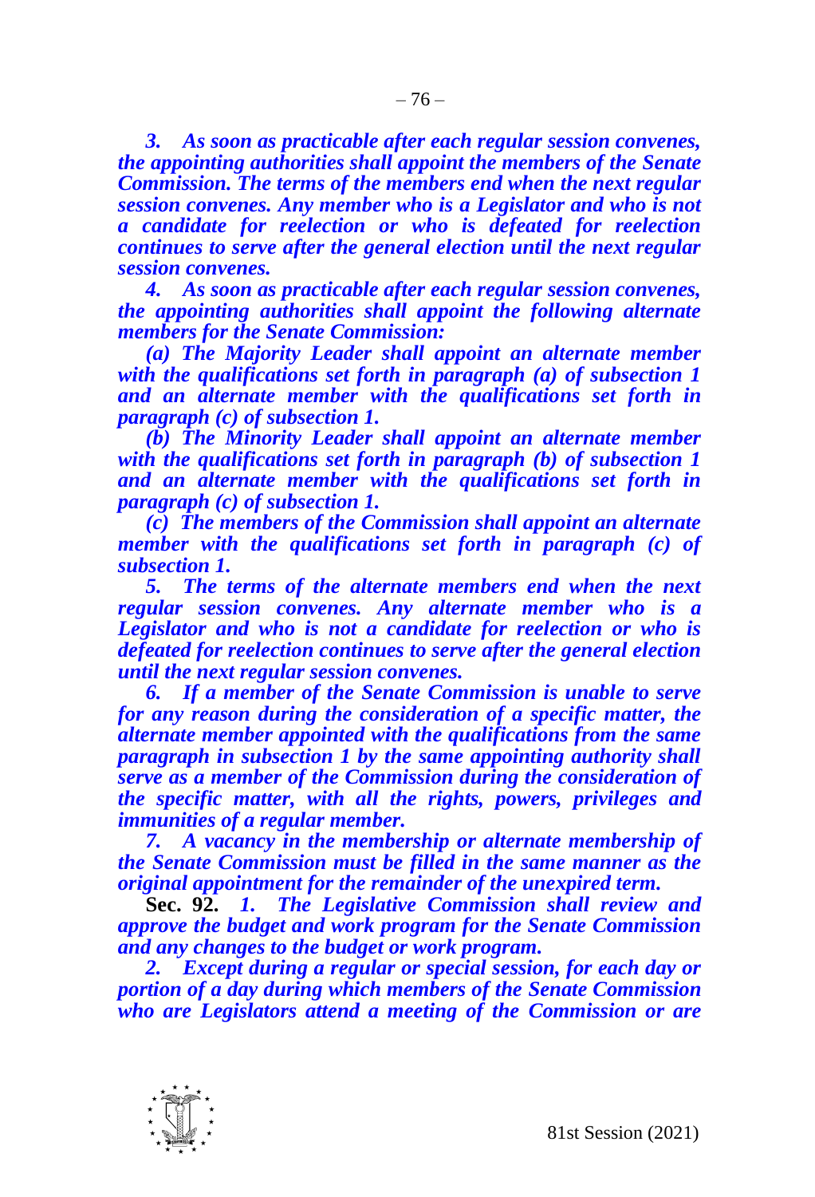*3. As soon as practicable after each regular session convenes, the appointing authorities shall appoint the members of the Senate Commission. The terms of the members end when the next regular session convenes. Any member who is a Legislator and who is not a candidate for reelection or who is defeated for reelection continues to serve after the general election until the next regular session convenes.*

*4. As soon as practicable after each regular session convenes, the appointing authorities shall appoint the following alternate members for the Senate Commission:*

*(a) The Majority Leader shall appoint an alternate member with the qualifications set forth in paragraph (a) of subsection 1 and an alternate member with the qualifications set forth in paragraph (c) of subsection 1.*

*(b) The Minority Leader shall appoint an alternate member with the qualifications set forth in paragraph (b) of subsection 1 and an alternate member with the qualifications set forth in paragraph (c) of subsection 1.*

*(c) The members of the Commission shall appoint an alternate member with the qualifications set forth in paragraph (c) of subsection 1.*

*5. The terms of the alternate members end when the next regular session convenes. Any alternate member who is a Legislator and who is not a candidate for reelection or who is defeated for reelection continues to serve after the general election until the next regular session convenes.*

*6. If a member of the Senate Commission is unable to serve for any reason during the consideration of a specific matter, the alternate member appointed with the qualifications from the same paragraph in subsection 1 by the same appointing authority shall serve as a member of the Commission during the consideration of the specific matter, with all the rights, powers, privileges and immunities of a regular member.*

*7. A vacancy in the membership or alternate membership of the Senate Commission must be filled in the same manner as the original appointment for the remainder of the unexpired term.*

**Sec. 92.** *1. The Legislative Commission shall review and approve the budget and work program for the Senate Commission and any changes to the budget or work program.*

*2. Except during a regular or special session, for each day or portion of a day during which members of the Senate Commission who are Legislators attend a meeting of the Commission or are*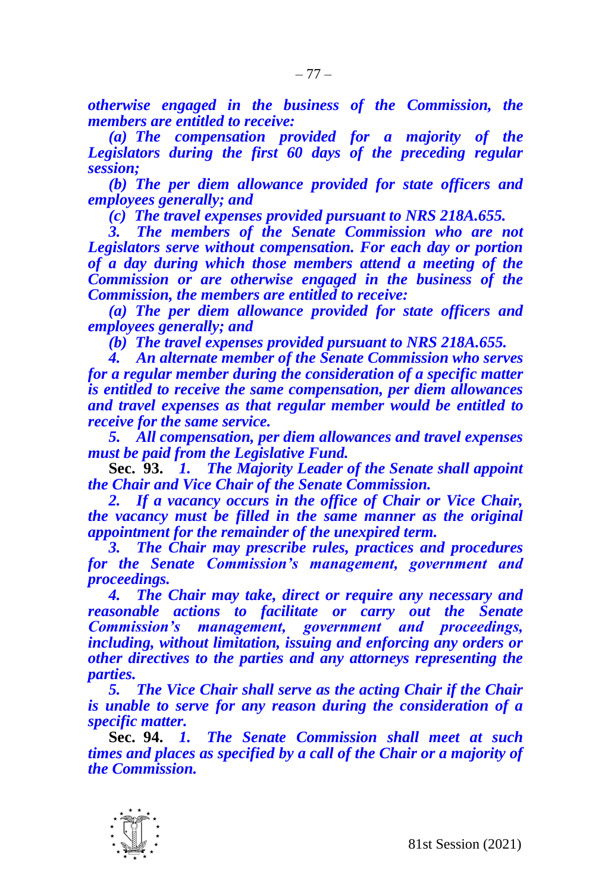*otherwise engaged in the business of the Commission, the members are entitled to receive:*

*(a) The compensation provided for a majority of the Legislators during the first 60 days of the preceding regular session;*

*(b) The per diem allowance provided for state officers and employees generally; and*

*(c) The travel expenses provided pursuant to NRS 218A.655.*

*3. The members of the Senate Commission who are not Legislators serve without compensation. For each day or portion of a day during which those members attend a meeting of the Commission or are otherwise engaged in the business of the Commission, the members are entitled to receive:*

*(a) The per diem allowance provided for state officers and employees generally; and*

*(b) The travel expenses provided pursuant to NRS 218A.655.*

*4. An alternate member of the Senate Commission who serves for a regular member during the consideration of a specific matter is entitled to receive the same compensation, per diem allowances and travel expenses as that regular member would be entitled to receive for the same service.*

*5. All compensation, per diem allowances and travel expenses must be paid from the Legislative Fund.*

**Sec. 93.** *1. The Majority Leader of the Senate shall appoint the Chair and Vice Chair of the Senate Commission.*

*2. If a vacancy occurs in the office of Chair or Vice Chair, the vacancy must be filled in the same manner as the original appointment for the remainder of the unexpired term.*

*3. The Chair may prescribe rules, practices and procedures for the Senate Commission's management, government and proceedings.*

*4. The Chair may take, direct or require any necessary and reasonable actions to facilitate or carry out the Senate Commission's management, government and proceedings, including, without limitation, issuing and enforcing any orders or other directives to the parties and any attorneys representing the parties.*

*5. The Vice Chair shall serve as the acting Chair if the Chair is unable to serve for any reason during the consideration of a specific matter.*

**Sec. 94.** *1. The Senate Commission shall meet at such times and places as specified by a call of the Chair or a majority of the Commission.*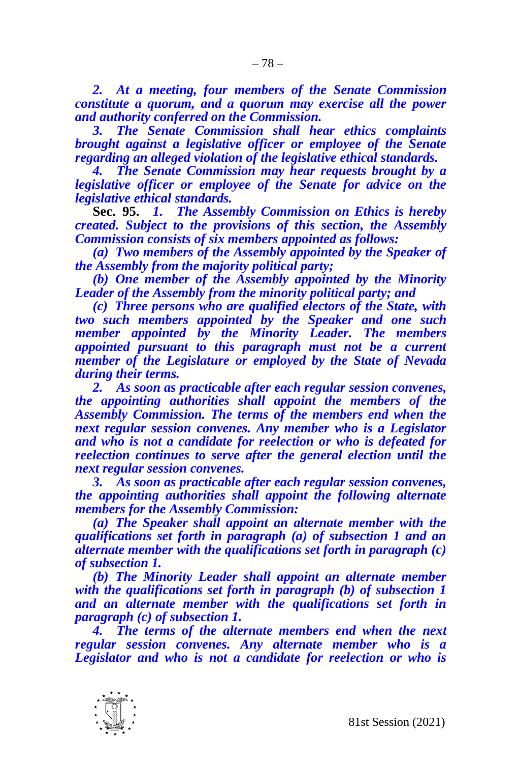*2. At a meeting, four members of the Senate Commission constitute a quorum, and a quorum may exercise all the power and authority conferred on the Commission.*

*3. The Senate Commission shall hear ethics complaints brought against a legislative officer or employee of the Senate regarding an alleged violation of the legislative ethical standards.*

*4. The Senate Commission may hear requests brought by a legislative officer or employee of the Senate for advice on the legislative ethical standards.*

**Sec. 95.** *1. The Assembly Commission on Ethics is hereby created. Subject to the provisions of this section, the Assembly Commission consists of six members appointed as follows:*

*(a) Two members of the Assembly appointed by the Speaker of the Assembly from the majority political party;*

*(b) One member of the Assembly appointed by the Minority Leader of the Assembly from the minority political party; and*

*(c) Three persons who are qualified electors of the State, with two such members appointed by the Speaker and one such member appointed by the Minority Leader. The members appointed pursuant to this paragraph must not be a current member of the Legislature or employed by the State of Nevada during their terms.*

*2. As soon as practicable after each regular session convenes, the appointing authorities shall appoint the members of the Assembly Commission. The terms of the members end when the next regular session convenes. Any member who is a Legislator and who is not a candidate for reelection or who is defeated for reelection continues to serve after the general election until the next regular session convenes.*

*3. As soon as practicable after each regular session convenes, the appointing authorities shall appoint the following alternate members for the Assembly Commission:*

*(a) The Speaker shall appoint an alternate member with the qualifications set forth in paragraph (a) of subsection 1 and an alternate member with the qualifications set forth in paragraph (c) of subsection 1.*

*(b) The Minority Leader shall appoint an alternate member with the qualifications set forth in paragraph (b) of subsection 1 and an alternate member with the qualifications set forth in paragraph (c) of subsection 1.*

*4. The terms of the alternate members end when the next regular session convenes. Any alternate member who is a Legislator and who is not a candidate for reelection or who is*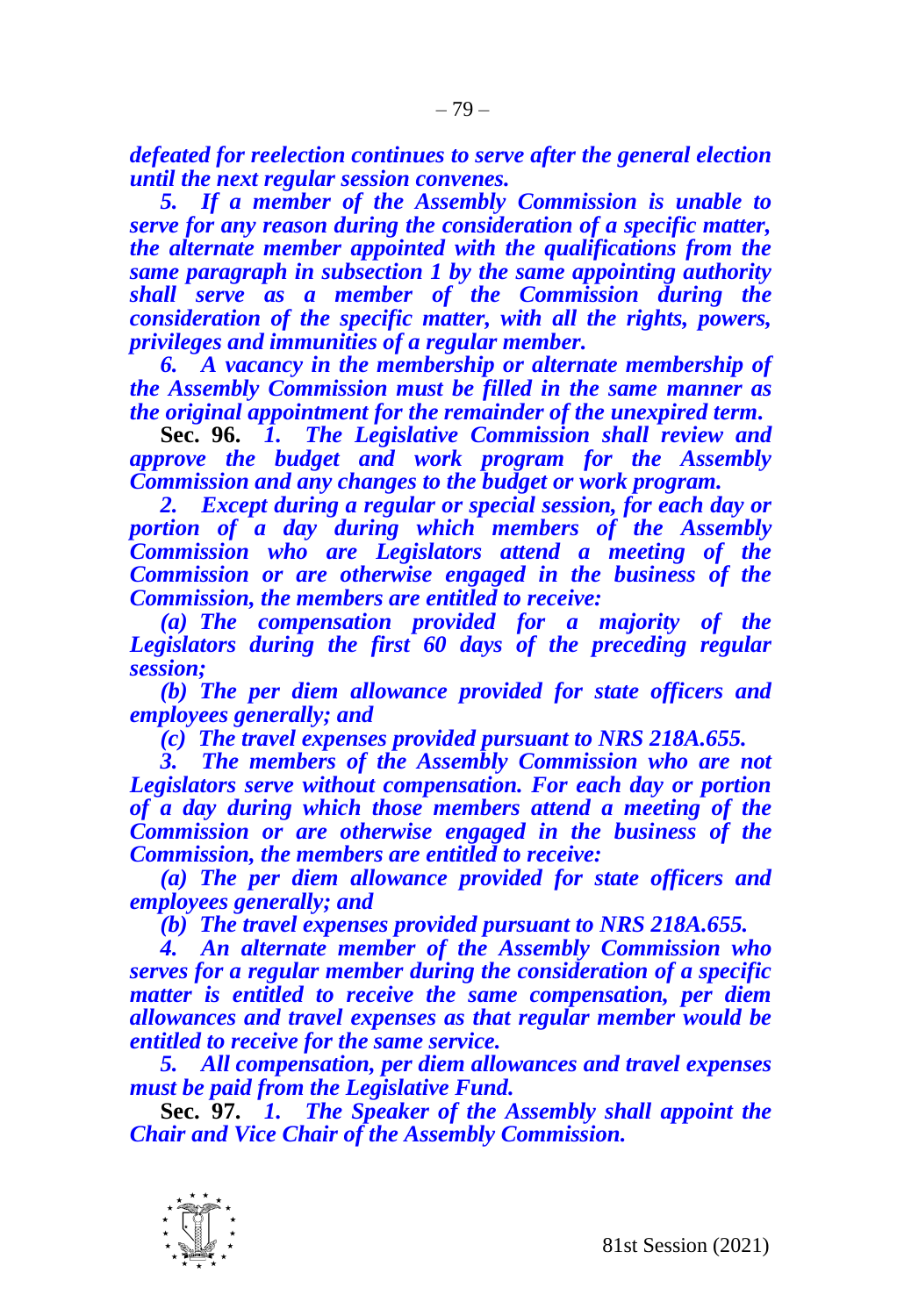***defeated for reelection continues to serve after the general election until the next regular session convenes.***

***5. If a member of the Assembly Commission is unable to serve for any reason during the consideration of a specific matter, the alternate member appointed with the qualifications from the same paragraph in subsection 1 by the same appointing authority shall serve as a member of the Commission during the consideration of the specific matter, with all the rights, powers, privileges and immunities of a regular member.***

***6. A vacancy in the membership or alternate membership of the Assembly Commission must be filled in the same manner as the original appointment for the remainder of the unexpired term.***

**Sec. 96.** ***1. The Legislative Commission shall review and approve the budget and work program for the Assembly Commission and any changes to the budget or work program.***

***2. Except during a regular or special session, for each day or portion of a day during which members of the Assembly Commission who are Legislators attend a meeting of the Commission or are otherwise engaged in the business of the Commission, the members are entitled to receive:***

***(a) The compensation provided for a majority of the Legislators during the first 60 days of the preceding regular session;***

***(b) The per diem allowance provided for state officers and employees generally; and***

***(c) The travel expenses provided pursuant to NRS 218A.655.***

***3. The members of the Assembly Commission who are not Legislators serve without compensation. For each day or portion of a day during which those members attend a meeting of the Commission or are otherwise engaged in the business of the Commission, the members are entitled to receive:***

***(a) The per diem allowance provided for state officers and employees generally; and***

***(b) The travel expenses provided pursuant to NRS 218A.655.***

***4. An alternate member of the Assembly Commission who serves for a regular member during the consideration of a specific matter is entitled to receive the same compensation, per diem allowances and travel expenses as that regular member would be entitled to receive for the same service.***

***5. All compensation, per diem allowances and travel expenses must be paid from the Legislative Fund.***

**Sec. 97.** ***1. The Speaker of the Assembly shall appoint the Chair and Vice Chair of the Assembly Commission.***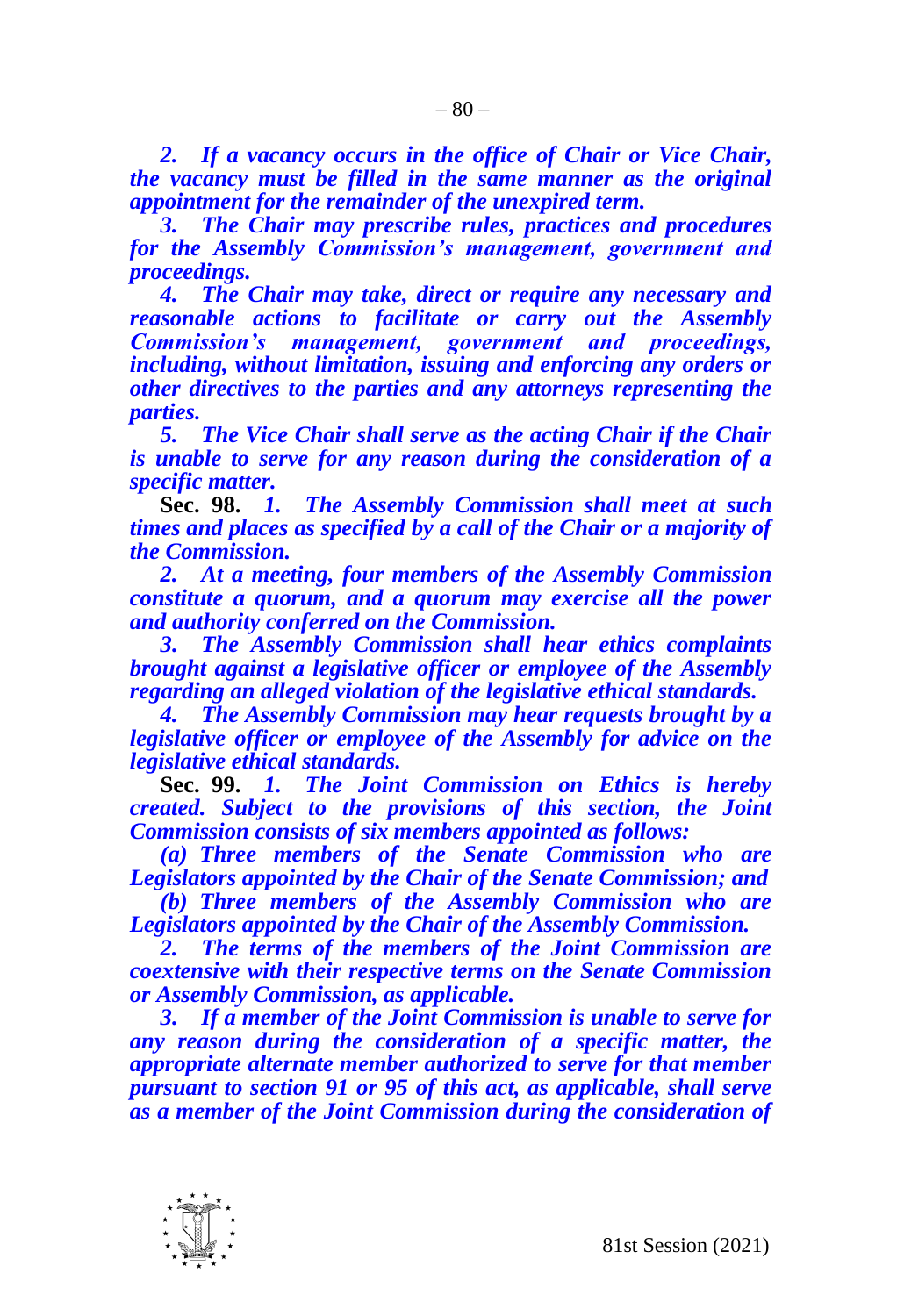*2. If a vacancy occurs in the office of Chair or Vice Chair, the vacancy must be filled in the same manner as the original appointment for the remainder of the unexpired term.*

*3. The Chair may prescribe rules, practices and procedures for the Assembly Commission's management, government and proceedings.*

*4. The Chair may take, direct or require any necessary and reasonable actions to facilitate or carry out the Assembly Commission's management, government and proceedings, including, without limitation, issuing and enforcing any orders or other directives to the parties and any attorneys representing the parties.*

*5. The Vice Chair shall serve as the acting Chair if the Chair is unable to serve for any reason during the consideration of a specific matter.*

**Sec. 98.** *1. The Assembly Commission shall meet at such times and places as specified by a call of the Chair or a majority of the Commission.*

*2. At a meeting, four members of the Assembly Commission constitute a quorum, and a quorum may exercise all the power and authority conferred on the Commission.*

*3. The Assembly Commission shall hear ethics complaints brought against a legislative officer or employee of the Assembly regarding an alleged violation of the legislative ethical standards.*

*4. The Assembly Commission may hear requests brought by a legislative officer or employee of the Assembly for advice on the legislative ethical standards.*

**Sec. 99.** *1. The Joint Commission on Ethics is hereby created. Subject to the provisions of this section, the Joint Commission consists of six members appointed as follows:*

*(a) Three members of the Senate Commission who are Legislators appointed by the Chair of the Senate Commission; and*

*(b) Three members of the Assembly Commission who are Legislators appointed by the Chair of the Assembly Commission.*

*2. The terms of the members of the Joint Commission are coextensive with their respective terms on the Senate Commission or Assembly Commission, as applicable.*

*3. If a member of the Joint Commission is unable to serve for any reason during the consideration of a specific matter, the appropriate alternate member authorized to serve for that member pursuant to section 91 or 95 of this act, as applicable, shall serve as a member of the Joint Commission during the consideration of*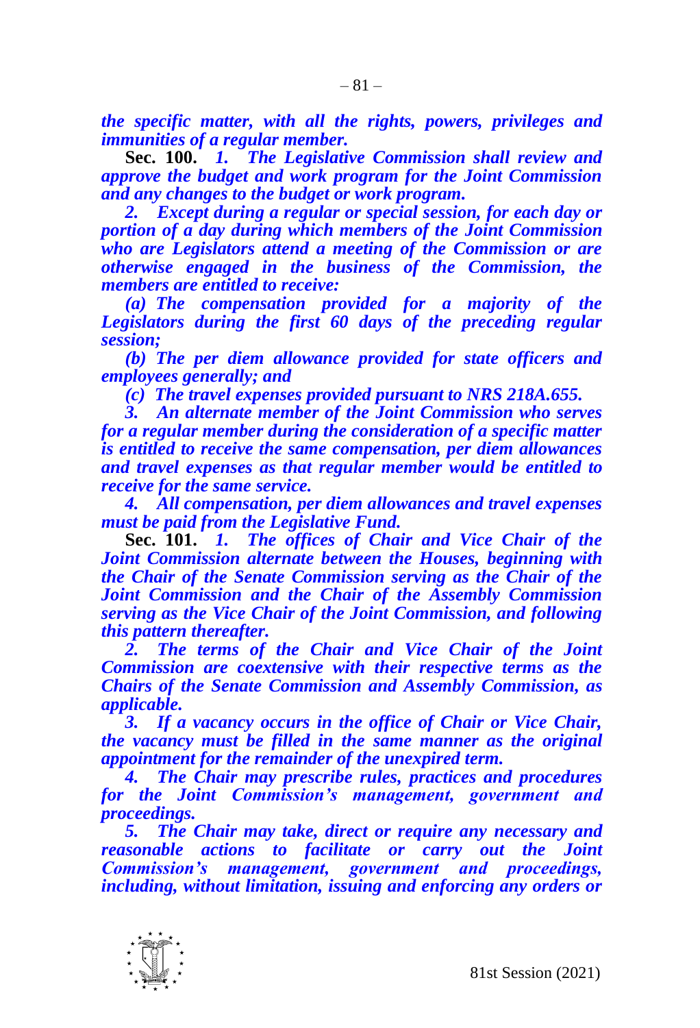***the specific matter, with all the rights, powers, privileges and immunities of a regular member.***

**Sec. 100.** ***1. The Legislative Commission shall review and approve the budget and work program for the Joint Commission and any changes to the budget or work program.***

***2. Except during a regular or special session, for each day or portion of a day during which members of the Joint Commission who are Legislators attend a meeting of the Commission or are otherwise engaged in the business of the Commission, the members are entitled to receive:***

***(a) The compensation provided for a majority of the Legislators during the first 60 days of the preceding regular session;***

***(b) The per diem allowance provided for state officers and employees generally; and***

***(c) The travel expenses provided pursuant to NRS 218A.655.***

***3. An alternate member of the Joint Commission who serves for a regular member during the consideration of a specific matter is entitled to receive the same compensation, per diem allowances and travel expenses as that regular member would be entitled to receive for the same service.***

***4. All compensation, per diem allowances and travel expenses must be paid from the Legislative Fund.***

**Sec. 101.** ***1. The offices of Chair and Vice Chair of the Joint Commission alternate between the Houses, beginning with the Chair of the Senate Commission serving as the Chair of the Joint Commission and the Chair of the Assembly Commission serving as the Vice Chair of the Joint Commission, and following this pattern thereafter.***

***2. The terms of the Chair and Vice Chair of the Joint Commission are coextensive with their respective terms as the Chairs of the Senate Commission and Assembly Commission, as applicable.***

***3. If a vacancy occurs in the office of Chair or Vice Chair, the vacancy must be filled in the same manner as the original appointment for the remainder of the unexpired term.***

***4. The Chair may prescribe rules, practices and procedures for the Joint Commission's management, government and proceedings.***

***5. The Chair may take, direct or require any necessary and reasonable actions to facilitate or carry out the Joint Commission's management, government and proceedings, including, without limitation, issuing and enforcing any orders or***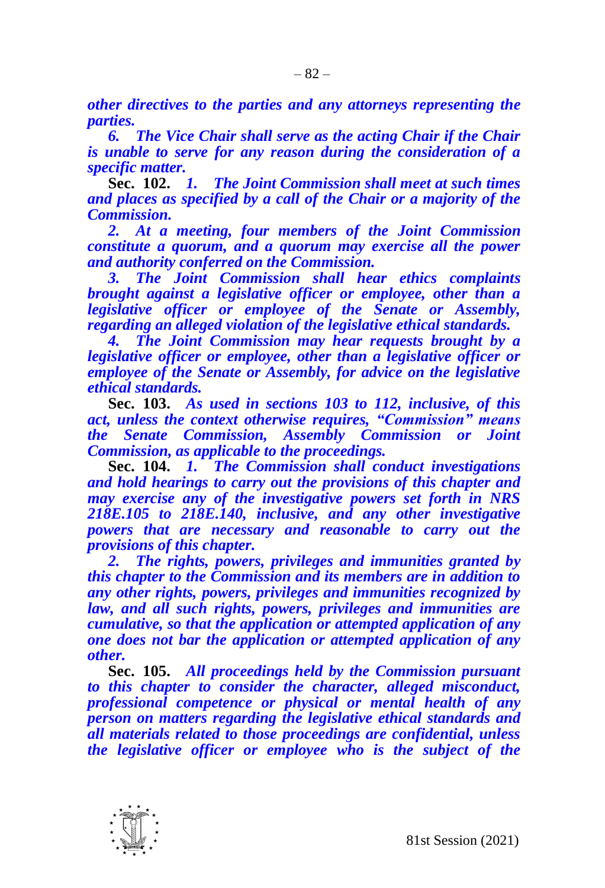***other directives to the parties and any attorneys representing the parties.***

***6. The Vice Chair shall serve as the acting Chair if the Chair is unable to serve for any reason during the consideration of a specific matter.***

**Sec. 102.** ***1. The Joint Commission shall meet at such times and places as specified by a call of the Chair or a majority of the Commission.***

***2. At a meeting, four members of the Joint Commission constitute a quorum, and a quorum may exercise all the power and authority conferred on the Commission.***

***3. The Joint Commission shall hear ethics complaints brought against a legislative officer or employee, other than a legislative officer or employee of the Senate or Assembly, regarding an alleged violation of the legislative ethical standards.***

***4. The Joint Commission may hear requests brought by a legislative officer or employee, other than a legislative officer or employee of the Senate or Assembly, for advice on the legislative ethical standards.***

**Sec. 103.** ***As used in sections 103 to 112, inclusive, of this act, unless the context otherwise requires, "Commission" means the Senate Commission, Assembly Commission or Joint Commission, as applicable to the proceedings.***

**Sec. 104.** ***1. The Commission shall conduct investigations and hold hearings to carry out the provisions of this chapter and may exercise any of the investigative powers set forth in NRS 218E.105 to 218E.140, inclusive, and any other investigative powers that are necessary and reasonable to carry out the provisions of this chapter.***

***2. The rights, powers, privileges and immunities granted by this chapter to the Commission and its members are in addition to any other rights, powers, privileges and immunities recognized by law, and all such rights, powers, privileges and immunities are cumulative, so that the application or attempted application of any one does not bar the application or attempted application of any other.***

**Sec. 105.** ***All proceedings held by the Commission pursuant to this chapter to consider the character, alleged misconduct, professional competence or physical or mental health of any person on matters regarding the legislative ethical standards and all materials related to those proceedings are confidential, unless the legislative officer or employee who is the subject of the***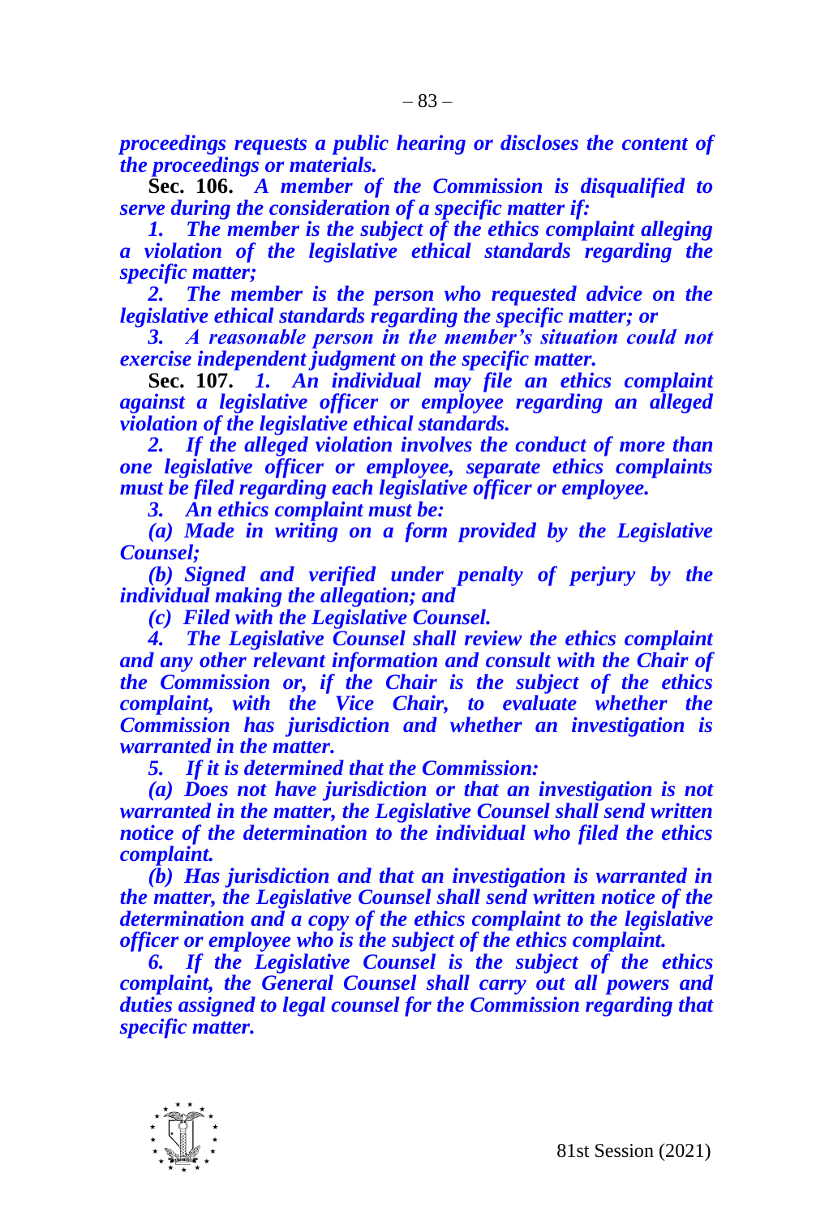***proceedings requests a public hearing or discloses the content of the proceedings or materials.***

**Sec. 106.** ***A member of the Commission is disqualified to serve during the consideration of a specific matter if:***

***1. The member is the subject of the ethics complaint alleging a violation of the legislative ethical standards regarding the specific matter;***

***2. The member is the person who requested advice on the legislative ethical standards regarding the specific matter; or***

***3. A reasonable person in the member's situation could not exercise independent judgment on the specific matter.***

**Sec. 107.** ***1. An individual may file an ethics complaint against a legislative officer or employee regarding an alleged violation of the legislative ethical standards.***

***2. If the alleged violation involves the conduct of more than one legislative officer or employee, separate ethics complaints must be filed regarding each legislative officer or employee.***

***3. An ethics complaint must be:***

***(a) Made in writing on a form provided by the Legislative Counsel;***

***(b) Signed and verified under penalty of perjury by the individual making the allegation; and***

***(c) Filed with the Legislative Counsel.***

***4. The Legislative Counsel shall review the ethics complaint and any other relevant information and consult with the Chair of the Commission or, if the Chair is the subject of the ethics complaint, with the Vice Chair, to evaluate whether the Commission has jurisdiction and whether an investigation is warranted in the matter.***

***5. If it is determined that the Commission:***

***(a) Does not have jurisdiction or that an investigation is not warranted in the matter, the Legislative Counsel shall send written notice of the determination to the individual who filed the ethics complaint.***

***(b) Has jurisdiction and that an investigation is warranted in the matter, the Legislative Counsel shall send written notice of the determination and a copy of the ethics complaint to the legislative officer or employee who is the subject of the ethics complaint.***

***6. If the Legislative Counsel is the subject of the ethics complaint, the General Counsel shall carry out all powers and duties assigned to legal counsel for the Commission regarding that specific matter.***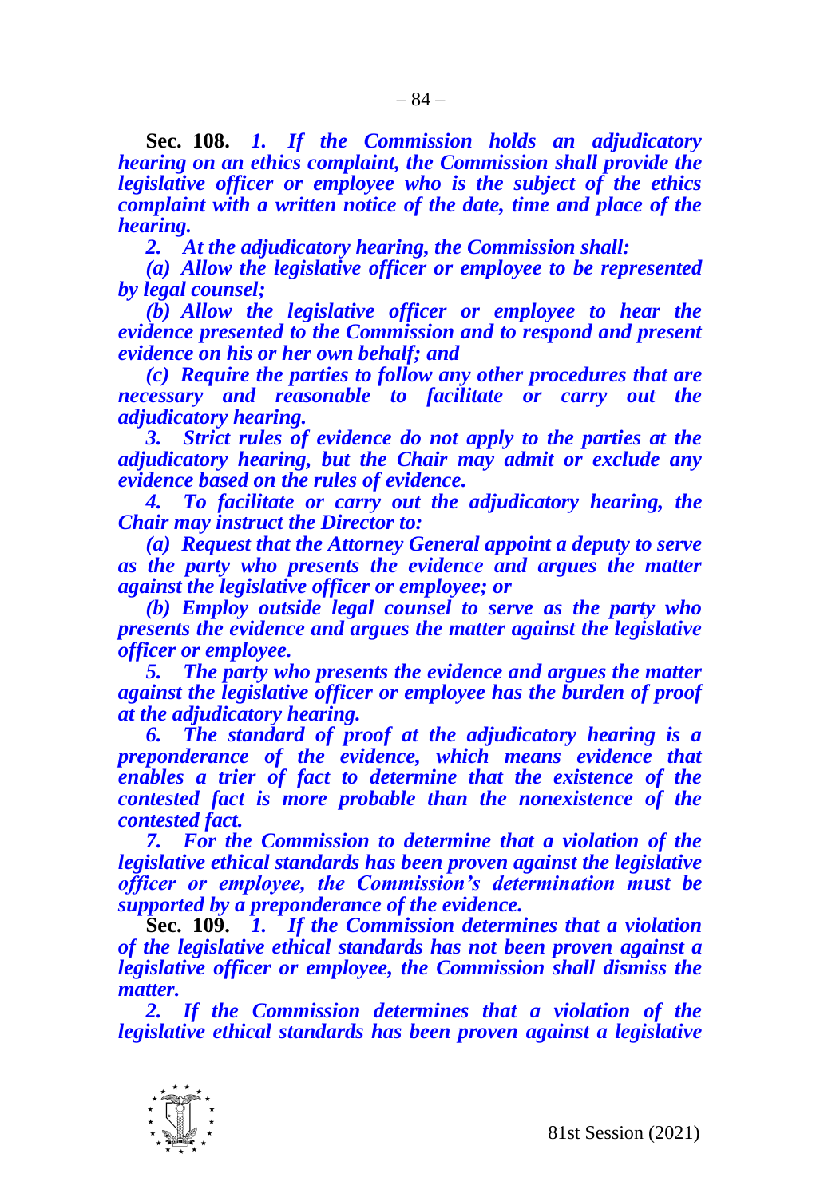**Sec. 108.** *1. If the Commission holds an adjudicatory hearing on an ethics complaint, the Commission shall provide the legislative officer or employee who is the subject of the ethics complaint with a written notice of the date, time and place of the hearing.*

*2. At the adjudicatory hearing, the Commission shall:*

*(a) Allow the legislative officer or employee to be represented by legal counsel;*

*(b) Allow the legislative officer or employee to hear the evidence presented to the Commission and to respond and present evidence on his or her own behalf; and*

*(c) Require the parties to follow any other procedures that are necessary and reasonable to facilitate or carry out the adjudicatory hearing.*

*3. Strict rules of evidence do not apply to the parties at the adjudicatory hearing, but the Chair may admit or exclude any evidence based on the rules of evidence.*

*4. To facilitate or carry out the adjudicatory hearing, the Chair may instruct the Director to:*

*(a) Request that the Attorney General appoint a deputy to serve as the party who presents the evidence and argues the matter against the legislative officer or employee; or*

*(b) Employ outside legal counsel to serve as the party who presents the evidence and argues the matter against the legislative officer or employee.*

*5. The party who presents the evidence and argues the matter against the legislative officer or employee has the burden of proof at the adjudicatory hearing.*

*6. The standard of proof at the adjudicatory hearing is a preponderance of the evidence, which means evidence that enables a trier of fact to determine that the existence of the contested fact is more probable than the nonexistence of the contested fact.*

*7. For the Commission to determine that a violation of the legislative ethical standards has been proven against the legislative officer or employee, the Commission's determination must be supported by a preponderance of the evidence.*

**Sec. 109.** *1. If the Commission determines that a violation of the legislative ethical standards has not been proven against a legislative officer or employee, the Commission shall dismiss the matter.*

*2. If the Commission determines that a violation of the legislative ethical standards has been proven against a legislative*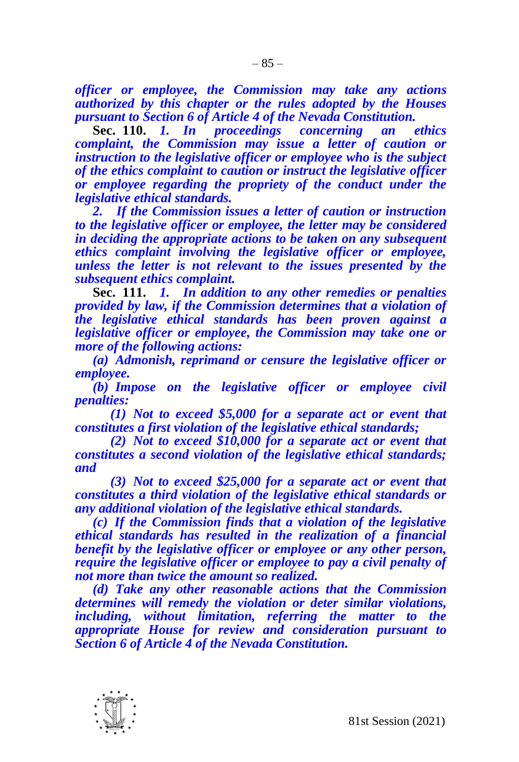*officer or employee, the Commission may take any actions authorized by this chapter or the rules adopted by the Houses pursuant to Section 6 of Article 4 of the Nevada Constitution.*

**Sec. 110.** *1. In proceedings concerning an ethics complaint, the Commission may issue a letter of caution or instruction to the legislative officer or employee who is the subject of the ethics complaint to caution or instruct the legislative officer or employee regarding the propriety of the conduct under the legislative ethical standards.*

*2. If the Commission issues a letter of caution or instruction to the legislative officer or employee, the letter may be considered in deciding the appropriate actions to be taken on any subsequent ethics complaint involving the legislative officer or employee, unless the letter is not relevant to the issues presented by the subsequent ethics complaint.*

**Sec. 111.** *1. In addition to any other remedies or penalties provided by law, if the Commission determines that a violation of the legislative ethical standards has been proven against a legislative officer or employee, the Commission may take one or more of the following actions:*

*(a) Admonish, reprimand or censure the legislative officer or employee.*

*(b) Impose on the legislative officer or employee civil penalties:*

*(1) Not to exceed $5,000 for a separate act or event that constitutes a first violation of the legislative ethical standards;*

*(2) Not to exceed $10,000 for a separate act or event that constitutes a second violation of the legislative ethical standards; and*

*(3) Not to exceed $25,000 for a separate act or event that constitutes a third violation of the legislative ethical standards or any additional violation of the legislative ethical standards.*

*(c) If the Commission finds that a violation of the legislative ethical standards has resulted in the realization of a financial benefit by the legislative officer or employee or any other person, require the legislative officer or employee to pay a civil penalty of not more than twice the amount so realized.*

*(d) Take any other reasonable actions that the Commission determines will remedy the violation or deter similar violations, including, without limitation, referring the matter to the appropriate House for review and consideration pursuant to Section 6 of Article 4 of the Nevada Constitution.*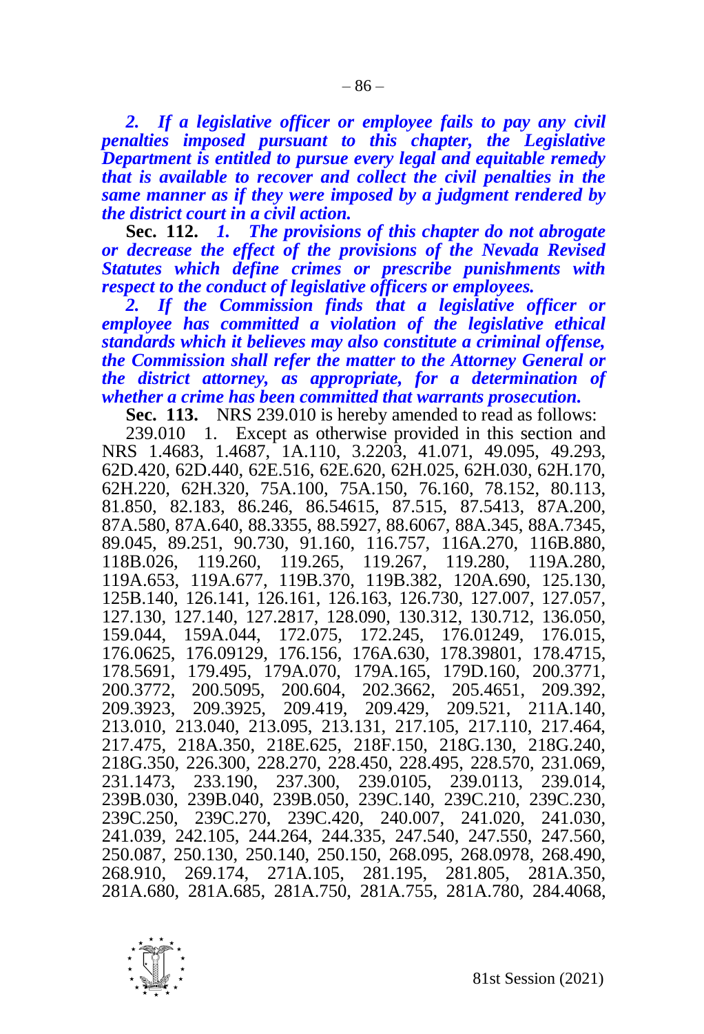*2. If a legislative officer or employee fails to pay any civil penalties imposed pursuant to this chapter, the Legislative Department is entitled to pursue every legal and equitable remedy that is available to recover and collect the civil penalties in the same manner as if they were imposed by a judgment rendered by the district court in a civil action.*

**Sec. 112.** *1. The provisions of this chapter do not abrogate or decrease the effect of the provisions of the Nevada Revised Statutes which define crimes or prescribe punishments with respect to the conduct of legislative officers or employees.*

*2. If the Commission finds that a legislative officer or employee has committed a violation of the legislative ethical standards which it believes may also constitute a criminal offense, the Commission shall refer the matter to the Attorney General or the district attorney, as appropriate, for a determination of whether a crime has been committed that warrants prosecution.*

**Sec. 113.** NRS 239.010 is hereby amended to read as follows:

239.010 1. Except as otherwise provided in this section and NRS 1.4683, 1.4687, 1A.110, 3.2203, 41.071, 49.095, 49.293, 62D.420, 62D.440, 62E.516, 62E.620, 62H.025, 62H.030, 62H.170, 62H.220, 62H.320, 75A.100, 75A.150, 76.160, 78.152, 80.113, 81.850, 82.183, 86.246, 86.54615, 87.515, 87.5413, 87A.200, 87A.580, 87A.640, 88.3355, 88.5927, 88.6067, 88A.345, 88A.7345, 89.045, 89.251, 90.730, 91.160, 116.757, 116A.270, 116B.880, 118B.026, 119.260, 119.265, 119.267, 119.280, 119A.280, 119A.653, 119A.677, 119B.370, 119B.382, 120A.690, 125.130, 125B.140, 126.141, 126.161, 126.163, 126.730, 127.007, 127.057, 127.130, 127.140, 127.2817, 128.090, 130.312, 130.712, 136.050, 159.044, 159A.044, 172.075, 172.245, 176.01249, 176.015, 176.0625, 176.09129, 176.156, 176A.630, 178.39801, 178.4715, 178.5691, 179.495, 179A.070, 179A.165, 179D.160, 200.3771, 200.3772, 200.5095, 200.604, 202.3662, 205.4651, 209.392, 209.3923, 209.3925, 209.419, 209.429, 209.521, 211A.140, 213.010, 213.040, 213.095, 213.131, 217.105, 217.110, 217.464, 217.475, 218A.350, 218E.625, 218F.150, 218G.130, 218G.240, 218G.350, 226.300, 228.270, 228.450, 228.495, 228.570, 231.069, 231.1473, 233.190, 237.300, 239.0105, 239.0113, 239.014, 239B.030, 239B.040, 239B.050, 239C.140, 239C.210, 239C.230, 239C.250, 239C.270, 239C.420, 240.007, 241.020, 241.030, 241.039, 242.105, 244.264, 244.335, 247.540, 247.550, 247.560, 250.087, 250.130, 250.140, 250.150, 268.095, 268.0978, 268.490, 268.910, 269.174, 271A.105, 281.195, 281.805, 281A.350, 281A.680, 281A.685, 281A.750, 281A.755, 281A.780, 284.4068,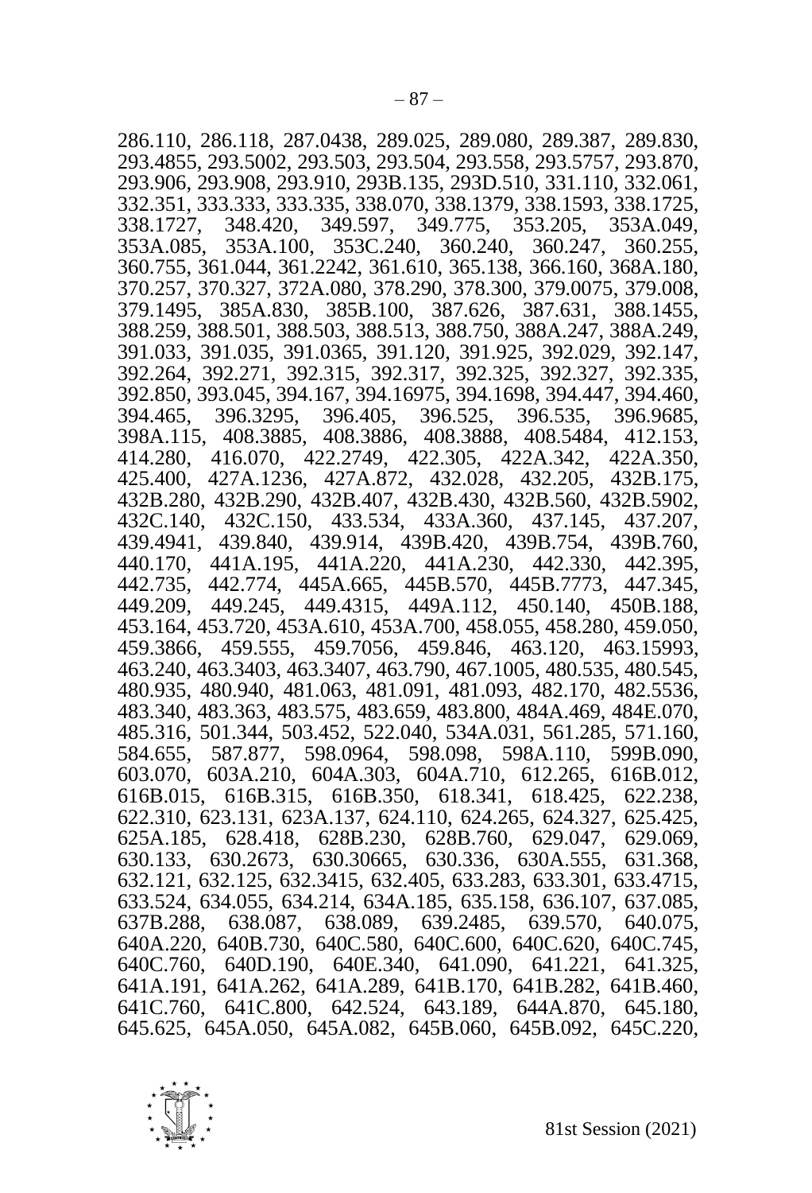286.110, 286.118, 287.0438, 289.025, 289.080, 289.387, 289.830, 293.4855, 293.5002, 293.503, 293.504, 293.558, 293.5757, 293.870, 293.906, 293.908, 293.910, 293B.135, 293D.510, 331.110, 332.061, 332.351, 333.333, 333.335, 338.070, 338.1379, 338.1593, 338.1725, 338.1727, 348.420, 349.597, 349.775, 353.205, 353A.049, 353A.085, 353A.100, 353C.240, 360.240, 360.247, 360.255, 360.755, 361.044, 361.2242, 361.610, 365.138, 366.160, 368A.180, 370.257, 370.327, 372A.080, 378.290, 378.300, 379.0075, 379.008, 379.1495, 385A.830, 385B.100, 387.626, 387.631, 388.1455, 388.259, 388.501, 388.503, 388.513, 388.750, 388A.247, 388A.249, 391.033, 391.035, 391.0365, 391.120, 391.925, 392.029, 392.147, 392.264, 392.271, 392.315, 392.317, 392.325, 392.327, 392.335, 392.850, 393.045, 394.167, 394.16975, 394.1698, 394.447, 394.460, 394.465, 396.3295, 396.405, 396.525, 396.535, 396.9685, 398A.115, 408.3885, 408.3886, 408.3888, 408.5484, 412.153, 414.280, 416.070, 422.2749, 422.305, 422A.342, 422A.350, 425.400, 427A.1236, 427A.872, 432.028, 432.205, 432B.175, 432B.280, 432B.290, 432B.407, 432B.430, 432B.560, 432B.5902, 432C.140, 432C.150, 433.534, 433A.360, 437.145, 437.207, 439.4941, 439.840, 439.914, 439B.420, 439B.754, 439B.760, 440.170, 441A.195, 441A.220, 441A.230, 442.330, 442.395, 442.735, 442.774, 445A.665, 445B.570, 445B.7773, 447.345, 449.209, 449.245, 449.4315, 449A.112, 450.140, 450B.188, 453.164, 453.720, 453A.610, 453A.700, 458.055, 458.280, 459.050, 459.3866, 459.555, 459.7056, 459.846, 463.120, 463.15993, 463.240, 463.3403, 463.3407, 463.790, 467.1005, 480.535, 480.545, 480.935, 480.940, 481.063, 481.091, 481.093, 482.170, 482.5536, 483.340, 483.363, 483.575, 483.659, 483.800, 484A.469, 484E.070, 485.316, 501.344, 503.452, 522.040, 534A.031, 561.285, 571.160, 584.655, 587.877, 598.0964, 598.098, 598A.110, 599B.090, 603.070, 603A.210, 604A.303, 604A.710, 612.265, 616B.012, 616B.015, 616B.315, 616B.350, 618.341, 618.425, 622.238, 622.310, 623.131, 623A.137, 624.110, 624.265, 624.327, 625.425, 625A.185, 628.418, 628B.230, 628B.760, 629.047, 629.069, 630.133, 630.2673, 630.30665, 630.336, 630A.555, 631.368, 632.121, 632.125, 632.3415, 632.405, 633.283, 633.301, 633.4715, 633.524, 634.055, 634.214, 634A.185, 635.158, 636.107, 637.085, 637B.288, 638.087, 638.089, 639.2485, 639.570, 640.075, 640A.220, 640B.730, 640C.580, 640C.600, 640C.620, 640C.745, 640C.760, 640D.190, 640E.340, 641.090, 641.221, 641.325, 641A.191, 641A.262, 641A.289, 641B.170, 641B.282, 641B.460, 641C.760, 641C.800, 642.524, 643.189, 644A.870, 645.180, 645.625, 645A.050, 645A.082, 645B.060, 645B.092, 645C.220,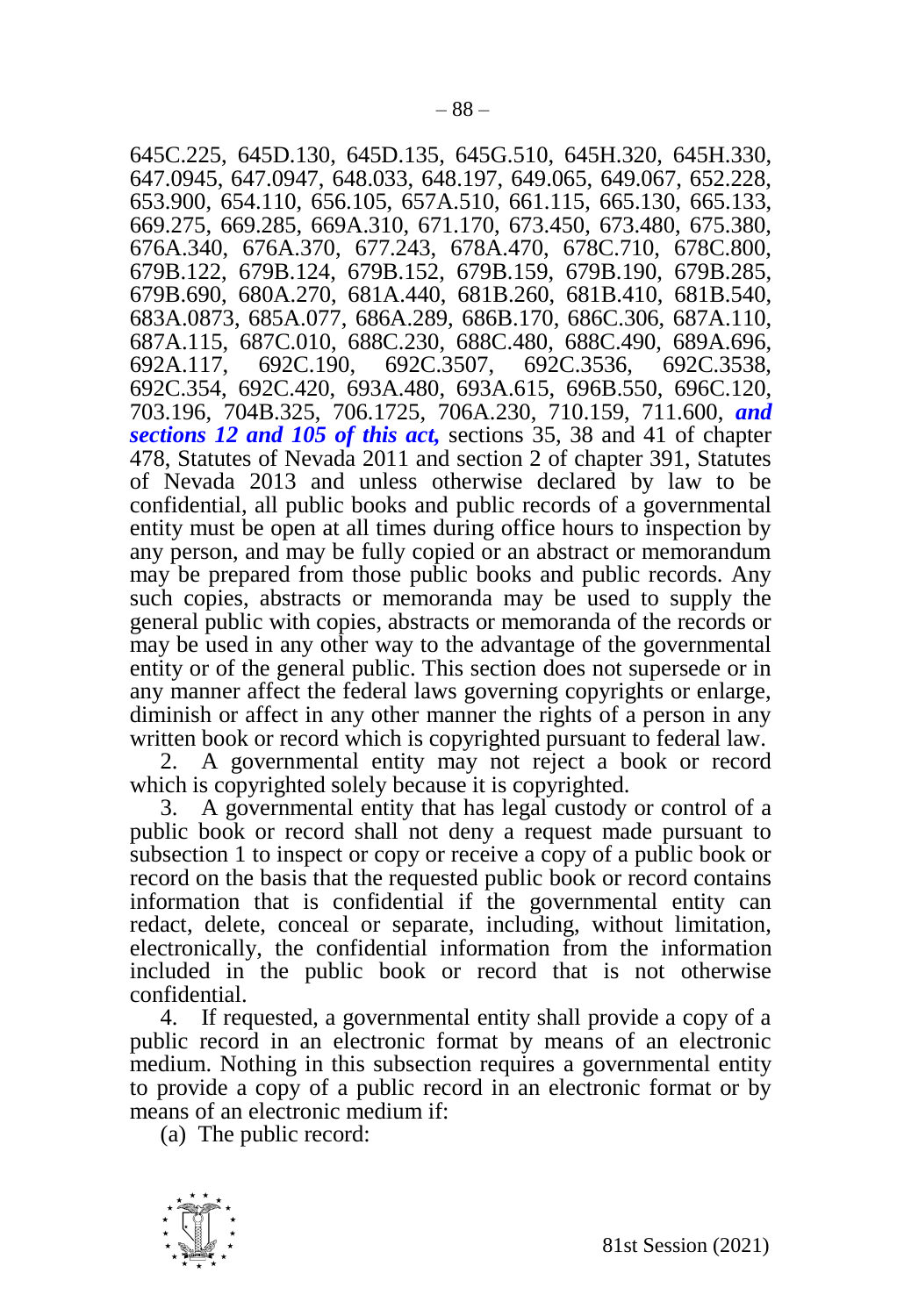645C.225, 645D.130, 645D.135, 645G.510, 645H.320, 645H.330, 647.0945, 647.0947, 648.033, 648.197, 649.065, 649.067, 652.228, 653.900, 654.110, 656.105, 657A.510, 661.115, 665.130, 665.133, 669.275, 669.285, 669A.310, 671.170, 673.450, 673.480, 675.380, 676A.340, 676A.370, 677.243, 678A.470, 678C.710, 678C.800, 679B.122, 679B.124, 679B.152, 679B.159, 679B.190, 679B.285, 679B.690, 680A.270, 681A.440, 681B.260, 681B.410, 681B.540, 683A.0873, 685A.077, 686A.289, 686B.170, 686C.306, 687A.110, 687A.115, 687C.010, 688C.230, 688C.480, 688C.490, 689A.696, 692A.117, 692C.190, 692C.3507, 692C.3536, 692C.3538, 692C.354, 692C.420, 693A.480, 693A.615, 696B.550, 696C.120, 703.196, 704B.325, 706.1725, 706A.230, 710.159, 711.600, ***and sections 12 and 105 of this act,*** sections 35, 38 and 41 of chapter 478, Statutes of Nevada 2011 and section 2 of chapter 391, Statutes of Nevada 2013 and unless otherwise declared by law to be confidential, all public books and public records of a governmental entity must be open at all times during office hours to inspection by any person, and may be fully copied or an abstract or memorandum may be prepared from those public books and public records. Any such copies, abstracts or memoranda may be used to supply the general public with copies, abstracts or memoranda of the records or may be used in any other way to the advantage of the governmental entity or of the general public. This section does not supersede or in any manner affect the federal laws governing copyrights or enlarge, diminish or affect in any other manner the rights of a person in any written book or record which is copyrighted pursuant to federal law.

2. A governmental entity may not reject a book or record which is copyrighted solely because it is copyrighted.

3. A governmental entity that has legal custody or control of a public book or record shall not deny a request made pursuant to subsection 1 to inspect or copy or receive a copy of a public book or record on the basis that the requested public book or record contains information that is confidential if the governmental entity can redact, delete, conceal or separate, including, without limitation, electronically, the confidential information from the information included in the public book or record that is not otherwise confidential.

4. If requested, a governmental entity shall provide a copy of a public record in an electronic format by means of an electronic medium. Nothing in this subsection requires a governmental entity to provide a copy of a public record in an electronic format or by means of an electronic medium if:

(a) The public record: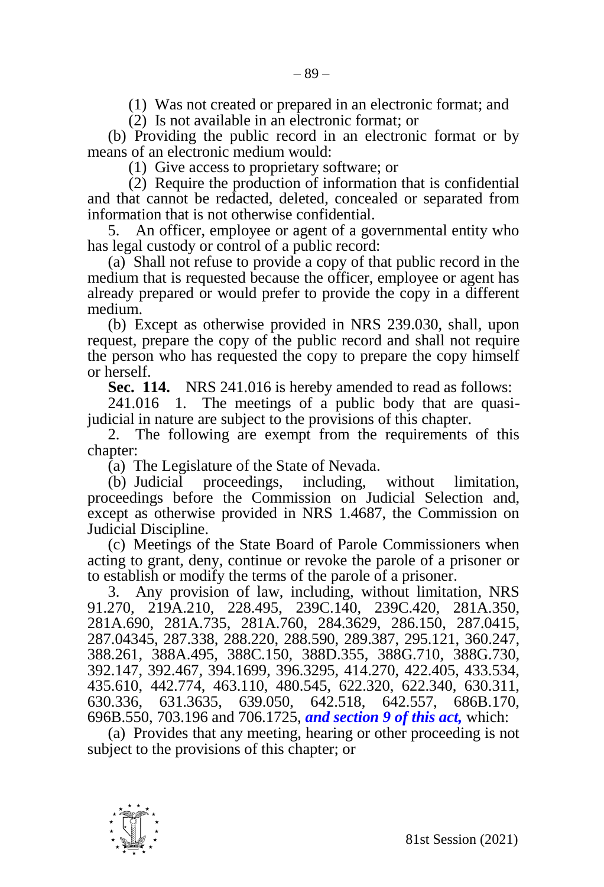(1) Was not created or prepared in an electronic format; and

(2) Is not available in an electronic format; or

(b) Providing the public record in an electronic format or by means of an electronic medium would:

(1) Give access to proprietary software; or

(2) Require the production of information that is confidential and that cannot be redacted, deleted, concealed or separated from information that is not otherwise confidential.

5. An officer, employee or agent of a governmental entity who has legal custody or control of a public record:

(a) Shall not refuse to provide a copy of that public record in the medium that is requested because the officer, employee or agent has already prepared or would prefer to provide the copy in a different medium.

(b) Except as otherwise provided in NRS 239.030, shall, upon request, prepare the copy of the public record and shall not require the person who has requested the copy to prepare the copy himself or herself.

**Sec. 114.** NRS 241.016 is hereby amended to read as follows:

241.016 1. The meetings of a public body that are quasi-judicial in nature are subject to the provisions of this chapter.

2. The following are exempt from the requirements of this chapter:

(a) The Legislature of the State of Nevada.

(b) Judicial proceedings, including, without limitation, proceedings before the Commission on Judicial Selection and, except as otherwise provided in NRS 1.4687, the Commission on Judicial Discipline.

(c) Meetings of the State Board of Parole Commissioners when acting to grant, deny, continue or revoke the parole of a prisoner or to establish or modify the terms of the parole of a prisoner.

3. Any provision of law, including, without limitation, NRS 91.270, 219A.210, 228.495, 239C.140, 239C.420, 281A.350, 281A.690, 281A.735, 281A.760, 284.3629, 286.150, 287.0415, 287.04345, 287.338, 288.220, 288.590, 289.387, 295.121, 360.247, 388.261, 388A.495, 388C.150, 388D.355, 388G.710, 388G.730, 392.147, 392.467, 394.1699, 396.3295, 414.270, 422.405, 433.534, 435.610, 442.774, 463.110, 480.545, 622.320, 622.340, 630.311, 630.336, 631.3635, 639.050, 642.518, 642.557, 686B.170, 696B.550, 703.196 and 706.1725, ***and section 9 of this act,*** which:

(a) Provides that any meeting, hearing or other proceeding is not subject to the provisions of this chapter; or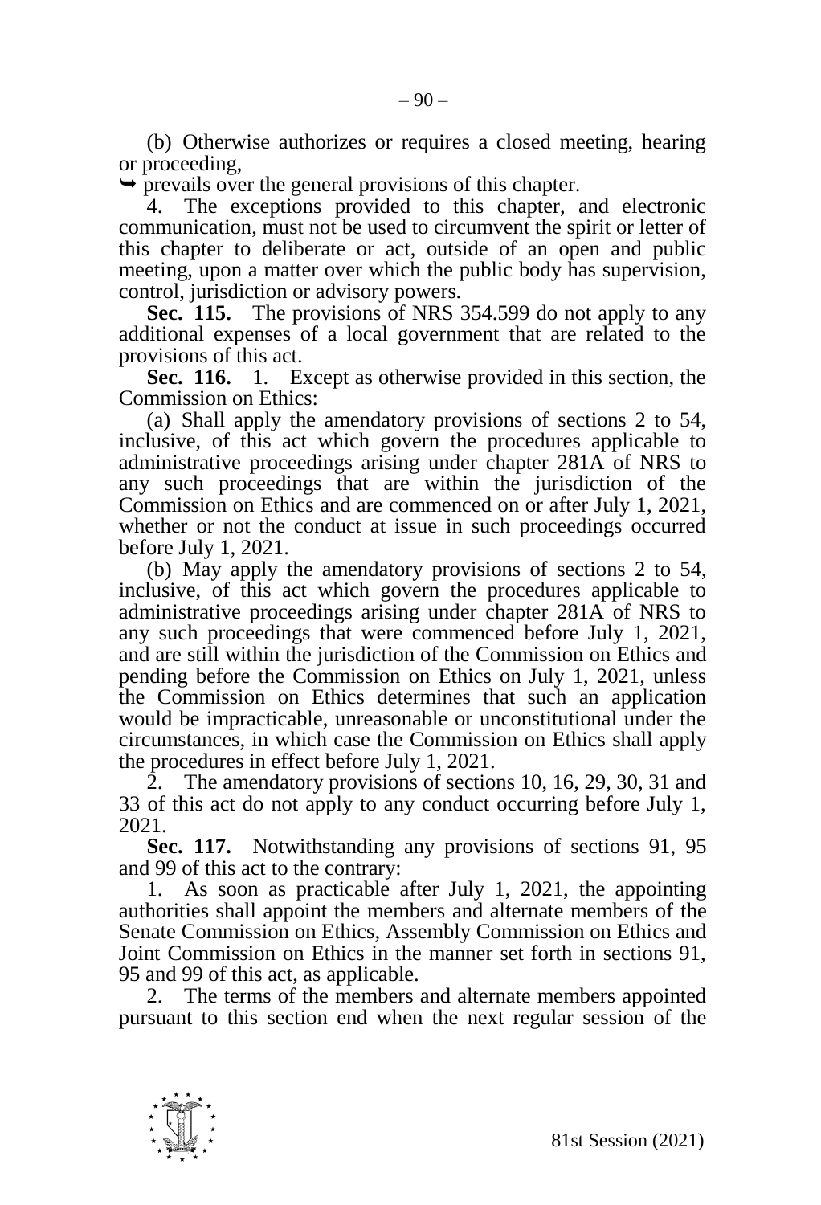(b) Otherwise authorizes or requires a closed meeting, hearing or proceeding,

➥ prevails over the general provisions of this chapter.

4. The exceptions provided to this chapter, and electronic communication, must not be used to circumvent the spirit or letter of this chapter to deliberate or act, outside of an open and public meeting, upon a matter over which the public body has supervision, control, jurisdiction or advisory powers.

**Sec. 115.** The provisions of NRS 354.599 do not apply to any additional expenses of a local government that are related to the provisions of this act.

**Sec. 116.** 1. Except as otherwise provided in this section, the Commission on Ethics:

(a) Shall apply the amendatory provisions of sections 2 to 54, inclusive, of this act which govern the procedures applicable to administrative proceedings arising under chapter 281A of NRS to any such proceedings that are within the jurisdiction of the Commission on Ethics and are commenced on or after July 1, 2021, whether or not the conduct at issue in such proceedings occurred before July 1, 2021.

(b) May apply the amendatory provisions of sections 2 to 54, inclusive, of this act which govern the procedures applicable to administrative proceedings arising under chapter 281A of NRS to any such proceedings that were commenced before July 1, 2021, and are still within the jurisdiction of the Commission on Ethics and pending before the Commission on Ethics on July 1, 2021, unless the Commission on Ethics determines that such an application would be impracticable, unreasonable or unconstitutional under the circumstances, in which case the Commission on Ethics shall apply the procedures in effect before July 1, 2021.

2. The amendatory provisions of sections 10, 16, 29, 30, 31 and 33 of this act do not apply to any conduct occurring before July 1, 2021.

**Sec. 117.** Notwithstanding any provisions of sections 91, 95 and 99 of this act to the contrary:

1. As soon as practicable after July 1, 2021, the appointing authorities shall appoint the members and alternate members of the Senate Commission on Ethics, Assembly Commission on Ethics and Joint Commission on Ethics in the manner set forth in sections 91, 95 and 99 of this act, as applicable.

2. The terms of the members and alternate members appointed pursuant to this section end when the next regular session of the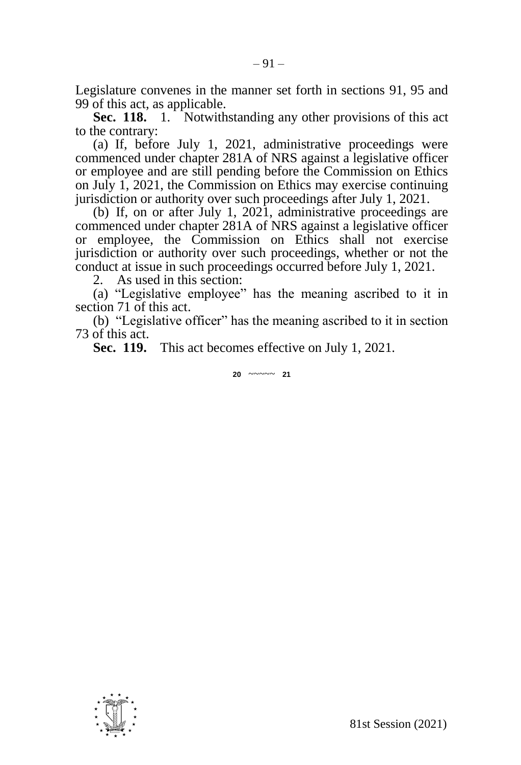Legislature convenes in the manner set forth in sections 91, 95 and 99 of this act, as applicable.

**Sec. 118.** 1. Notwithstanding any other provisions of this act to the contrary:

(a) If, before July 1, 2021, administrative proceedings were commenced under chapter 281A of NRS against a legislative officer or employee and are still pending before the Commission on Ethics on July 1, 2021, the Commission on Ethics may exercise continuing jurisdiction or authority over such proceedings after July 1, 2021.

(b) If, on or after July 1, 2021, administrative proceedings are commenced under chapter 281A of NRS against a legislative officer or employee, the Commission on Ethics shall not exercise jurisdiction or authority over such proceedings, whether or not the conduct at issue in such proceedings occurred before July 1, 2021.

2. As used in this section:

(a) "Legislative employee" has the meaning ascribed to it in section 71 of this act.

(b) "Legislative officer" has the meaning ascribed to it in section 73 of this act.

**Sec. 119.** This act becomes effective on July 1, 2021.

20 ~~~~~ 21